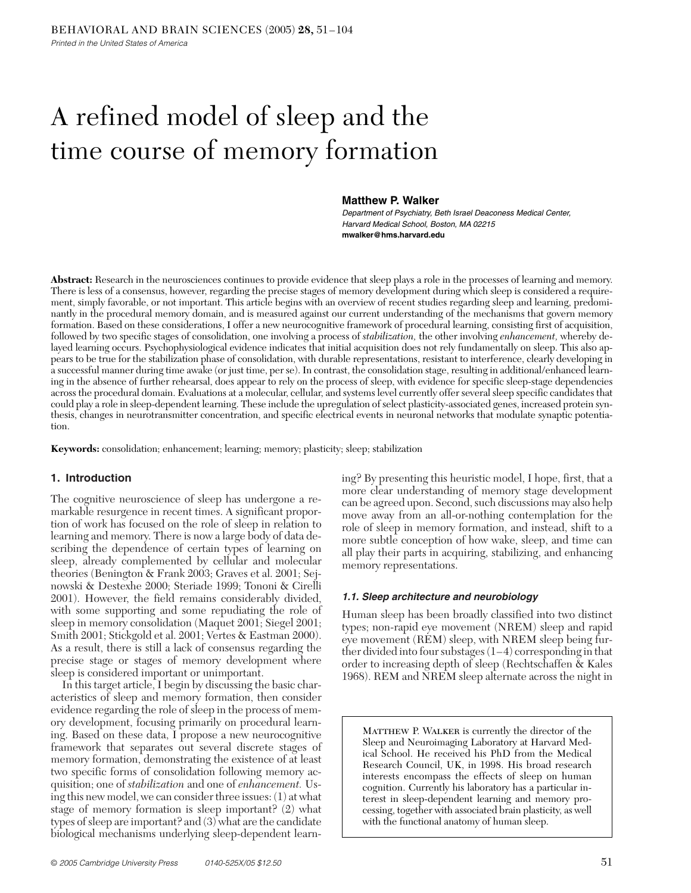# A refined model of sleep and the time course of memory formation

**Matthew P. Walker**
*Department of Psychiatry, Beth Israel Deaconess Medical Center, Harvard Medical School, Boston, MA 02215*
**mwalker@hms.harvard.edu**

**Abstract:** Research in the neurosciences continues to provide evidence that sleep plays a role in the processes of learning and memory. There is less of a consensus, however, regarding the precise stages of memory development during which sleep is considered a requirement, simply favorable, or not important. This article begins with an overview of recent studies regarding sleep and learning, predominantly in the procedural memory domain, and is measured against our current understanding of the mechanisms that govern memory formation. Based on these considerations, I offer a new neurocognitive framework of procedural learning, consisting first of acquisition, followed by two specific stages of consolidation, one involving a process of *stabilization,* the other involving *enhancement,* whereby delayed learning occurs. Psychophysiological evidence indicates that initial acquisition does not rely fundamentally on sleep. This also appears to be true for the stabilization phase of consolidation, with durable representations, resistant to interference, clearly developing in a successful manner during time awake (or just time, per se). In contrast, the consolidation stage, resulting in additional/enhanced learning in the absence of further rehearsal, does appear to rely on the process of sleep, with evidence for specific sleep-stage dependencies across the procedural domain. Evaluations at a molecular, cellular, and systems level currently offer several sleep specific candidates that could play a role in sleep-dependent learning. These include the upregulation of select plasticity-associated genes, increased protein synthesis, changes in neurotransmitter concentration, and specific electrical events in neuronal networks that modulate synaptic potentiation.

**Keywords:** consolidation; enhancement; learning; memory; plasticity; sleep; stabilization

## 1. Introduction

The cognitive neuroscience of sleep has undergone a remarkable resurgence in recent times. A significant proportion of work has focused on the role of sleep in relation to learning and memory. There is now a large body of data describing the dependence of certain types of learning on sleep, already complemented by cellular and molecular theories (Benington & Frank 2003; Graves et al. 2001; Sejnowski & Destexhe 2000; Steriade 1999; Tononi & Cirelli 2001). However, the field remains considerably divided, with some supporting and some repudiating the role of sleep in memory consolidation (Maquet 2001; Siegel 2001; Smith 2001; Stickgold et al. 2001; Vertes & Eastman 2000). As a result, there is still a lack of consensus regarding the precise stage or stages of memory development where sleep is considered important or unimportant.

In this target article, I begin by discussing the basic characteristics of sleep and memory formation, then consider evidence regarding the role of sleep in the process of memory development, focusing primarily on procedural learning. Based on these data, I propose a new neurocognitive framework that separates out several discrete stages of memory formation, demonstrating the existence of at least two specific forms of consolidation following memory acquisition; one of *stabilization* and one of *enhancement.* Using this new model, we can consider three issues: (1) at what stage of memory formation is sleep important? (2) what types of sleep are important? and (3) what are the candidate biological mechanisms underlying sleep-dependent learning? By presenting this heuristic model, I hope, first, that a more clear understanding of memory stage development can be agreed upon. Second, such discussions may also help move away from an all-or-nothing contemplation for the role of sleep in memory formation, and instead, shift to a more subtle conception of how wake, sleep, and time can all play their parts in acquiring, stabilizing, and enhancing memory representations.

### 1.1. Sleep architecture and neurobiology

Human sleep has been broadly classified into two distinct types; non-rapid eye movement (NREM) sleep and rapid eye movement (REM) sleep, with NREM sleep being further divided into four substages (1–4) corresponding in that order to increasing depth of sleep (Rechtschaffen & Kales 1968). REM and NREM sleep alternate across the night in

Matthew P. Walker is currently the director of the Sleep and Neuroimaging Laboratory at Harvard Medical School. He received his PhD from the Medical Research Council, UK, in 1998. His broad research interests encompass the effects of sleep on human cognition. Currently his laboratory has a particular interest in sleep-dependent learning and memory processing, together with associated brain plasticity, as well with the functional anatomy of human sleep.

© 2005 Cambridge University Press 0140-525X/05 $12.50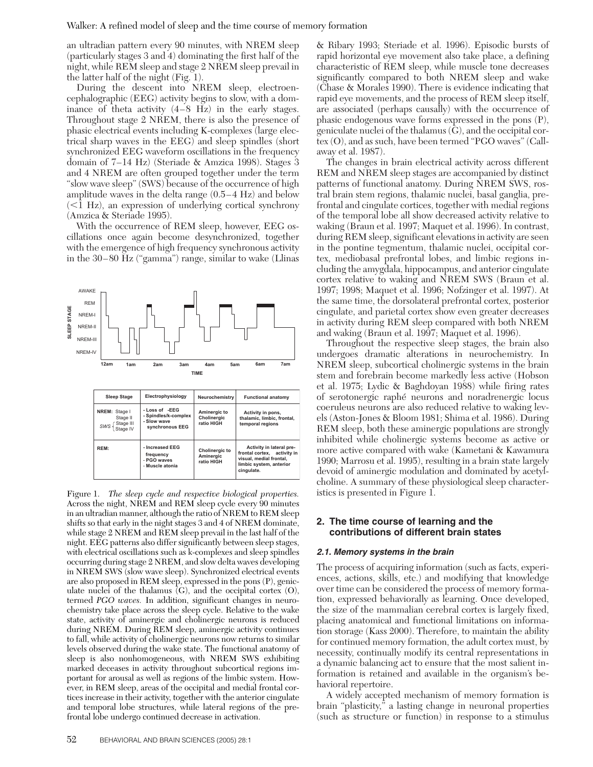an ultradian pattern every 90 minutes, with NREM sleep (particularly stages 3 and 4) dominating the first half of the night, while REM sleep and stage 2 NREM sleep prevail in the latter half of the night (Fig. 1).

During the descent into NREM sleep, electroencephalographic (EEG) activity begins to slow, with a dominance of theta activity (4–8 Hz) in the early stages. Throughout stage 2 NREM, there is also the presence of phasic electrical events including K-complexes (large electrical sharp waves in the EEG) and sleep spindles (short synchronized EEG waveform oscillations in the frequency domain of 7–14 Hz) (Steriade & Amzica 1998). Stages 3 and 4 NREM are often grouped together under the term "slow wave sleep" (SWS) because of the occurrence of high amplitude waves in the delta range (0.5–4 Hz) and below (<1 Hz), an expression of underlying cortical synchrony (Amzica & Steriade 1995).

With the occurrence of REM sleep, however, EEG oscillations once again become desynchronized, together with the emergence of high frequency synchronous activity in the 30–80 Hz ("gamma") range, similar to wake (Llinas & Ribary 1993; Steriade et al. 1996). Episodic bursts of rapid horizontal eye movement also take place, a defining characteristic of REM sleep, while muscle tone decreases significantly compared to both NREM sleep and wake (Chase & Morales 1990). There is evidence indicating that rapid eye movements, and the process of REM sleep itself, are associated (perhaps causally) with the occurrence of phasic endogenous wave forms expressed in the pons (P), geniculate nuclei of the thalamus (G), and the occipital cortex (O), and as such, have been termed "PGO waves" (Callaway et al. 1987).

The changes in brain electrical activity across different REM and NREM sleep stages are accompanied by distinct patterns of functional anatomy. During NREM SWS, rostral brain stem regions, thalamic nuclei, basal ganglia, prefrontal and cingulate cortices, together with medial regions of the temporal lobe all show decreased activity relative to waking (Braun et al. 1997; Maquet et al. 1996). In contrast, during REM sleep, significant elevations in activity are seen in the pontine tegmentum, thalamic nuclei, occipital cortex, mediobasal prefrontal lobes, and limbic regions including the amygdala, hippocampus, and anterior cingulate cortex relative to waking and NREM SWS (Braun et al. 1997; 1998; Maquet et al. 1996; Nofzinger et al. 1997). At the same time, the dorsolateral prefrontal cortex, posterior cingulate, and parietal cortex show even greater decreases in activity during REM sleep compared with both NREM and waking (Braun et al. 1997; Maquet et al. 1996).

Throughout the respective sleep stages, the brain also undergoes dramatic alterations in neurochemistry. In NREM sleep, subcortical cholinergic systems in the brain stem and forebrain become markedly less active (Hobson et al. 1975; Lydic & Baghdoyan 1988) while firing rates of serotonergic raphé neurons and noradrenergic locus coeruleus neurons are also reduced relative to waking levels (Aston-Jones & Bloom 1981; Shima et al. 1986). During REM sleep, both these aminergic populations are strongly inhibited while cholinergic systems become as active or more active compared with wake (Kametani & Kawamura 1990; Marrosu et al. 1995), resulting in a brain state largely devoid of aminergic modulation and dominated by acetylcholine. A summary of these physiological sleep characteristics is presented in Figure 1.

| Sleep Stage | Electrophysiology | Neurochemistry | Functional anatomy |
| --- | --- | --- | --- |
| NREM: Stage I, Stage II, SWS { Stage III, Stage IV } | - Loss of -EEG<br>- Spindles/k-complex<br>- Slow wave synchronous EEG | Aminergic to Cholinergic ratio HIGH | Activity in pons, thalamic, limbic, frontal, temporal regions |
| REM: | - Increased EEG frequency<br>- PGO waves<br>- Muscle atonia | Cholinergic to Aminergic ratio HIGH | Activity in lateral pre-frontal cortex, activity in visual, medial frontal, limbic system, anterior cingulate. |

Figure 1. *The sleep cycle and respective biological properties.* Across the night, NREM and REM sleep cycle every 90 minutes in an ultradian manner, although the ratio of NREM to REM sleep shifts so that early in the night stages 3 and 4 of NREM dominate, while stage 2 NREM and REM sleep prevail in the last half of the night. EEG patterns also differ significantly between sleep stages, with electrical oscillations such as k-complexes and sleep spindles occurring during stage 2 NREM, and slow delta waves developing in NREM SWS (slow wave sleep). Synchronized electrical events are also proposed in REM sleep, expressed in the pons (P), geniculate nuclei of the thalamus (G), and the occipital cortex (O), termed *PGO waves.* In addition, significant changes in neurochemistry take place across the sleep cycle. Relative to the wake state, activity of aminergic and cholinergic neurons is reduced during NREM. During REM sleep, aminergic activity continues to fall, while activity of cholinergic neurons now returns to similar levels observed during the wake state. The functional anatomy of sleep is also nonhomogeneous, with NREM SWS exhibiting marked deceases in activity throughout subcortical regions important for arousal as well as regions of the limbic system. However, in REM sleep, areas of the occipital and medial frontal cortices increase in their activity, together with the anterior cingulate and temporal lobe structures, while lateral regions of the prefrontal lobe undergo continued decrease in activation.

## 2. The time course of learning and the contributions of different brain states

### 2.1. Memory systems in the brain

The process of acquiring information (such as facts, experiences, actions, skills, etc.) and modifying that knowledge over time can be considered the process of memory formation, expressed behaviorally as learning. Once developed, the size of the mammalian cerebral cortex is largely fixed, placing anatomical and functional limitations on information storage (Kass 2000). Therefore, to maintain the ability for continued memory formation, the adult cortex must, by necessity, continually modify its central representations in a dynamic balancing act to ensure that the most salient information is retained and available in the organism's behavioral repertoire.

A widely accepted mechanism of memory formation is brain "plasticity," a lasting change in neuronal properties (such as structure or function) in response to a stimulus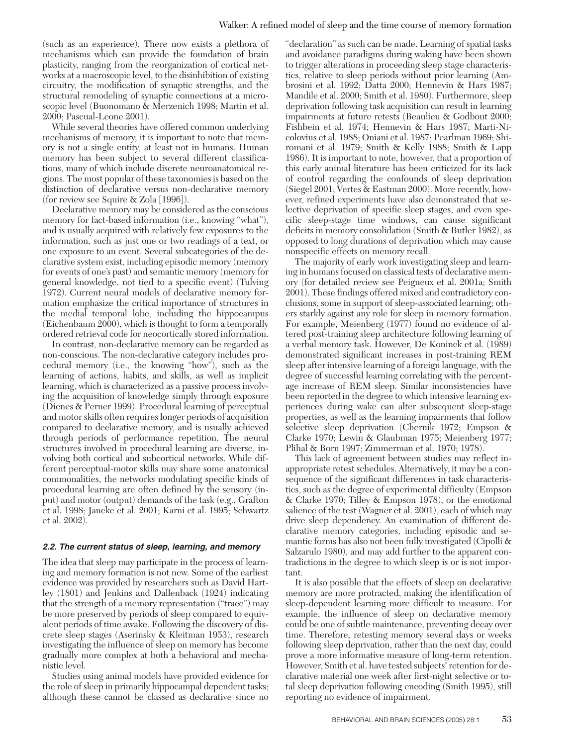(such as an experience). There now exists a plethora of mechanisms which can provide the foundation of brain plasticity, ranging from the reorganization of cortical networks at a macroscopic level, to the disinhibition of existing circuitry, the modification of synaptic strengths, and the structural remodeling of synaptic connections at a microscopic level (Buonomano & Merzenich 1998; Martin et al. 2000; Pascual-Leone 2001).

While several theories have offered common underlying mechanisms of memory, it is important to note that memory is not a single entity, at least not in humans. Human memory has been subject to several different classifications, many of which include discrete neuroanatomical regions. The most popular of these taxonomies is based on the distinction of declarative versus non-declarative memory (for review see Squire & Zola [1996]).

Declarative memory may be considered as the conscious memory for fact-based information (i.e., knowing "what"), and is usually acquired with relatively few exposures to the information, such as just one or two readings of a text, or one exposure to an event. Several subcategories of the declarative system exist, including episodic memory (memory for events of one's past) and semantic memory (memory for general knowledge, not tied to a specific event) (Tulving 1972). Current neural models of declarative memory formation emphasize the critical importance of structures in the medial temporal lobe, including the hippocampus (Eichenbaum 2000), which is thought to form a temporally ordered retrieval code for neocortically stored information.

In contrast, non-declarative memory can be regarded as non-conscious. The non-declarative category includes procedural memory (i.e., the knowing "how"), such as the learning of actions, habits, and skills, as well as implicit learning, which is characterized as a passive process involving the acquisition of knowledge simply through exposure (Dienes & Perner 1999). Procedural learning of perceptual and motor skills often requires longer periods of acquisition compared to declarative memory, and is usually achieved through periods of performance repetition. The neural structures involved in procedural learning are diverse, involving both cortical and subcortical networks. While different perceptual-motor skills may share some anatomical commonalities, the networks modulating specific kinds of procedural learning are often defined by the sensory (input) and motor (output) demands of the task (e.g., Grafton et al. 1998; Jancke et al. 2001; Karni et al. 1995; Schwartz et al. 2002).

### *2.2. The current status of sleep, learning, and memory*

The idea that sleep may participate in the process of learning and memory formation is not new. Some of the earliest evidence was provided by researchers such as David Hartley (1801) and Jenkins and Dallenback (1924) indicating that the strength of a memory representation ("trace") may be more preserved by periods of sleep compared to equivalent periods of time awake. Following the discovery of discrete sleep stages (Aserinsky & Kleitman 1953), research investigating the influence of sleep on memory has become gradually more complex at both a behavioral and mechanistic level.

Studies using animal models have provided evidence for the role of sleep in primarily hippocampal dependent tasks; although these cannot be classed as declarative since no "declaration" as such can be made. Learning of spatial tasks and avoidance paradigms during waking have been shown to trigger alterations in proceeding sleep stage characteristics, relative to sleep periods without prior learning (Ambrosini et al. 1992; Datta 2000; Hennevin & Hars 1987; Mandile et al. 2000; Smith et al. 1980). Furthermore, sleep deprivation following task acquisition can result in learning impairments at future retests (Beaulieu & Godbout 2000; Fishbein et al. 1974; Hennevin & Hars 1987; Marti-Nicolovius et al. 1988; Oniani et al. 1987; Pearlman 1969; Shiromani et al. 1979; Smith & Kelly 1988; Smith & Lapp 1986). It is important to note, however, that a proportion of this early animal literature has been criticized for its lack of control regarding the confounds of sleep deprivation (Siegel 2001; Vertes & Eastman 2000). More recently, however, refined experiments have also demonstrated that selective deprivation of specific sleep stages, and even specific sleep-stage time windows, can cause significant deficits in memory consolidation (Smith & Butler 1982), as opposed to long durations of deprivation which may cause nonspecific effects on memory recall.

The majority of early work investigating sleep and learning in humans focused on classical tests of declarative memory (for detailed review see Peigneux et al. 2001a; Smith 2001). These findings offered mixed and contradictory conclusions, some in support of sleep-associated learning; others starkly against any role for sleep in memory formation. For example, Meienberg (1977) found no evidence of altered post-training sleep architecture following learning of a verbal memory task. However, De Koninck et al. (1989) demonstrated significant increases in post-training REM sleep after intensive learning of a foreign language, with the degree of successful learning correlating with the percentage increase of REM sleep. Similar inconsistencies have been reported in the degree to which intensive learning experiences during wake can alter subsequent sleep-stage properties, as well as the learning impairments that follow selective sleep deprivation (Chernik 1972; Empson & Clarke 1970; Lewin & Glaubman 1975; Meienberg 1977; Plihal & Born 1997; Zimmerman et al. 1970; 1978).

This lack of agreement between studies may reflect inappropriate retest schedules. Alternatively, it may be a consequence of the significant differences in task characteristics, such as the degree of experimental difficulty (Empson & Clarke 1970; Tilley & Empson 1978), or the emotional salience of the test (Wagner et al. 2001), each of which may drive sleep dependency. An examination of different declarative memory categories, including episodic and semantic forms has also not been fully investigated (Cipolli & Salzarulo 1980), and may add further to the apparent contradictions in the degree to which sleep is or is not important.

It is also possible that the effects of sleep on declarative memory are more protracted, making the identification of sleep-dependent learning more difficult to measure. For example, the influence of sleep on declarative memory could be one of subtle maintenance, preventing decay over time. Therefore, retesting memory several days or weeks following sleep deprivation, rather than the next day, could prove a more informative measure of long-term retention. However, Smith et al. have tested subjects' retention for declarative material one week after first-night selective or total sleep deprivation following encoding (Smith 1995), still reporting no evidence of impairment.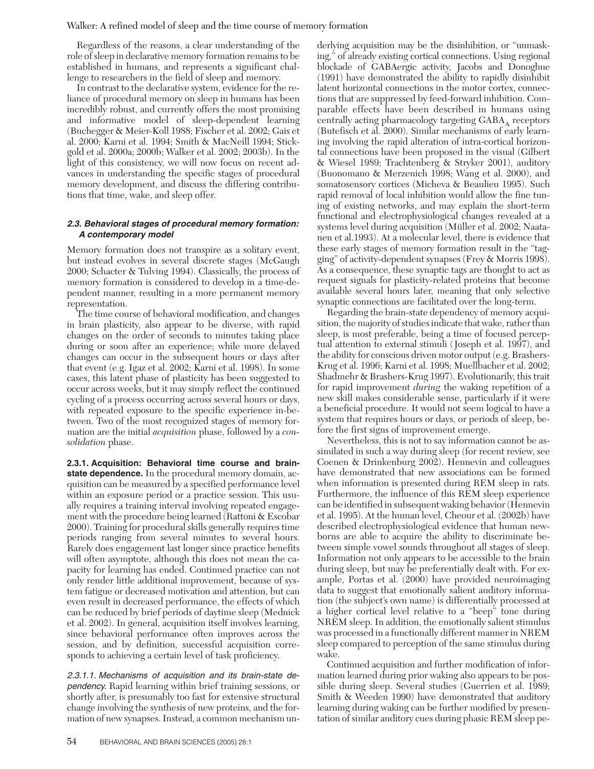Regardless of the reasons, a clear understanding of the role of sleep in declarative memory formation remains to be established in humans, and represents a significant challenge to researchers in the field of sleep and memory.

In contrast to the declarative system, evidence for the reliance of procedural memory on sleep in humans has been incredibly robust, and currently offers the most promising and informative model of sleep-dependent learning (Buchegger & Meier-Koll 1988; Fischer et al. 2002; Gais et al. 2000; Karni et al. 1994; Smith & MacNeill 1994; Stickgold et al. 2000a; 2000b; Walker et al. 2002; 2003b). In the light of this consistency, we will now focus on recent advances in understanding the specific stages of procedural memory development, and discuss the differing contributions that time, wake, and sleep offer.

### *2.3. Behavioral stages of procedural memory formation: A contemporary model*

Memory formation does not transpire as a solitary event, but instead evolves in several discrete stages (McGaugh 2000; Schacter & Tulving 1994). Classically, the process of memory formation is considered to develop in a time-dependent manner, resulting in a more permanent memory representation.

The time course of behavioral modification, and changes in brain plasticity, also appear to be diverse, with rapid changes on the order of seconds to minutes taking place during or soon after an experience; while more delayed changes can occur in the subsequent hours or days after that event (e.g. Igaz et al. 2002; Karni et al. 1998). In some cases, this latent phase of plasticity has been suggested to occur across weeks, but it may simply reflect the continued cycling of a process occurring across several hours or days, with repeated exposure to the specific experience in-between. Two of the most recognized stages of memory formation are the initial *acquisition* phase, followed by a *consolidation* phase.

**2.3.1. Acquisition: Behavioral time course and brain-state dependence.** In the procedural memory domain, acquisition can be measured by a specified performance level within an exposure period or a practice session. This usually requires a training interval involving repeated engagement with the procedure being learned (Rattoni & Escobar 2000). Training for procedural skills generally requires time periods ranging from several minutes to several hours. Rarely does engagement last longer since practice benefits will often asymptote, although this does not mean the capacity for learning has ended. Continued practice can not only render little additional improvement, because of system fatigue or decreased motivation and attention, but can even result in decreased performance, the effects of which can be reduced by brief periods of daytime sleep (Mednick et al. 2002). In general, acquisition itself involves learning, since behavioral performance often improves across the session, and by definition, successful acquisition corresponds to achieving a certain level of task proficiency.

*2.3.1.1. Mechanisms of acquisition and its brain-state dependency.* Rapid learning within brief training sessions, or shortly after, is presumably too fast for extensive structural change involving the synthesis of new proteins, and the formation of new synapses. Instead, a common mechanism underlying acquisition may be the disinhibition, or "unmasking," of already existing cortical connections. Using regional blockade of GABAergic activity, Jacobs and Donoghue (1991) have demonstrated the ability to rapidly disinhibit latent horizontal connections in the motor cortex, connections that are suppressed by feed-forward inhibition. Comparable effects have been described in humans using centrally acting pharmacology targeting $GABA_A$ receptors (Butefisch et al. 2000). Similar mechanisms of early learning involving the rapid alteration of intra-cortical horizontal connections have been proposed in the visual (Gilbert & Wiesel 1989; Trachtenberg & Stryker 2001), auditory (Buonomano & Merzenich 1998; Wang et al. 2000), and somatosensory cortices (Micheva & Beaulieu 1995). Such rapid removal of local inhibition would allow the fine tuning of existing networks, and may explain the short-term functional and electrophysiological changes revealed at a systems level during acquisition (Müller et al. 2002; Naatanen et al.1993). At a molecular level, there is evidence that these early stages of memory formation result in the "tagging" of activity-dependent synapses (Frey & Morris 1998). As a consequence, these synaptic tags are thought to act as request signals for plasticity-related proteins that become available several hours later, meaning that only selective synaptic connections are facilitated over the long-term.

Regarding the brain-state dependency of memory acquisition, the majority of studies indicate that wake, rather than sleep, is most preferable, being a time of focused perceptual attention to external stimuli (Joseph et al. 1997), and the ability for conscious driven motor output (e.g. Brashers-Krug et al. 1996; Karni et al. 1998; Muellbacher et al. 2002; Shadmehr & Brashers-Krug 1997). Evolutionarily, this trait for rapid improvement *during* the waking repetition of a new skill makes considerable sense, particularly if it were a beneficial procedure. It would not seem logical to have a system that requires hours or days, or periods of sleep, before the first signs of improvement emerge.

Nevertheless, this is not to say information cannot be assimilated in such a way during sleep (for recent review, see Coenen & Drinkenburg 2002). Hennevin and colleagues have demonstrated that new associations can be formed when information is presented during REM sleep in rats. Furthermore, the influence of this REM sleep experience can be identified in subsequent waking behavior (Hennevin et al. 1995). At the human level, Cheour et al. (2002b) have described electrophysiological evidence that human newborns are able to acquire the ability to discriminate between simple vowel sounds throughout all stages of sleep. Information not only appears to be accessible to the brain during sleep, but may be preferentially dealt with. For example, Portas et al. (2000) have provided neuroimaging data to suggest that emotionally salient auditory information (the subject's own name) is differentially processed at a higher cortical level relative to a "beep" tone during NREM sleep. In addition, the emotionally salient stimulus was processed in a functionally different manner in NREM sleep compared to perception of the same stimulus during wake.

Continued acquisition and further modification of information learned during prior waking also appears to be possible during sleep. Several studies (Guerrien et al. 1989; Smith & Weeden 1990) have demonstrated that auditory learning during waking can be further modified by presentation of similar auditory cues during phasic REM sleep pe-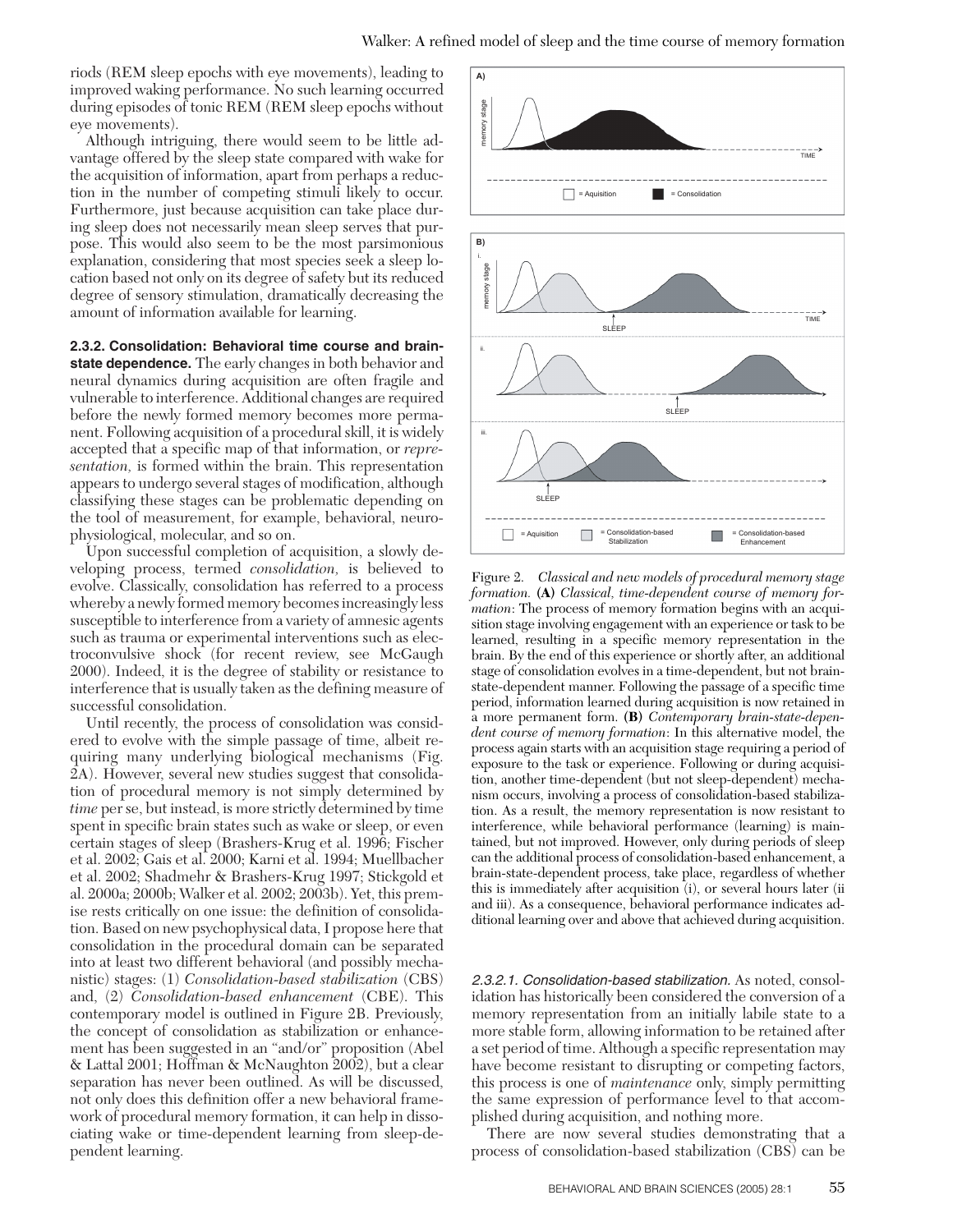riods (REM sleep epochs with eye movements), leading to improved waking performance. No such learning occurred during episodes of tonic REM (REM sleep epochs without eye movements).

Although intriguing, there would seem to be little advantage offered by the sleep state compared with wake for the acquisition of information, apart from perhaps a reduction in the number of competing stimuli likely to occur. Furthermore, just because acquisition can take place during sleep does not necessarily mean sleep serves that purpose. This would also seem to be the most parsimonious explanation, considering that most species seek a sleep location based not only on its degree of safety but its reduced degree of sensory stimulation, dramatically decreasing the amount of information available for learning.

**2.3.2. Consolidation: Behavioral time course and brain-state dependence.** The early changes in both behavior and neural dynamics during acquisition are often fragile and vulnerable to interference. Additional changes are required before the newly formed memory becomes more permanent. Following acquisition of a procedural skill, it is widely accepted that a specific map of that information, or *representation,* is formed within the brain. This representation appears to undergo several stages of modification, although classifying these stages can be problematic depending on the tool of measurement, for example, behavioral, neurophysiological, molecular, and so on.

Upon successful completion of acquisition, a slowly developing process, termed *consolidation,* is believed to evolve. Classically, consolidation has referred to a process whereby a newly formed memory becomes increasingly less susceptible to interference from a variety of amnesic agents such as trauma or experimental interventions such as electroconvulsive shock (for recent review, see McGaugh 2000). Indeed, it is the degree of stability or resistance to interference that is usually taken as the defining measure of successful consolidation.

Until recently, the process of consolidation was considered to evolve with the simple passage of time, albeit requiring many underlying biological mechanisms (Fig. 2A). However, several new studies suggest that consolidation of procedural memory is not simply determined by *time* per se, but instead, is more strictly determined by time spent in specific brain states such as wake or sleep, or even certain stages of sleep (Brashers-Krug et al. 1996; Fischer et al. 2002; Gais et al. 2000; Karni et al. 1994; Muellbacher et al. 2002; Shadmehr & Brashers-Krug 1997; Stickgold et al. 2000a; 2000b; Walker et al. 2002; 2003b). Yet, this premise rests critically on one issue: the definition of consolidation. Based on new psychophysical data, I propose here that consolidation in the procedural domain can be separated into at least two different behavioral (and possibly mechanistic) stages: (1) *Consolidation-based stabilization* (CBS) and, (2) *Consolidation-based enhancement* (CBE). This contemporary model is outlined in Figure 2B. Previously, the concept of consolidation as stabilization or enhancement has been suggested in an "and/or" proposition (Abel & Lattal 2001; Hoffman & McNaughton 2002), but a clear separation has never been outlined. As will be discussed, not only does this definition offer a new behavioral framework of procedural memory formation, it can help in dissociating wake or time-dependent learning from sleep-dependent learning.

Figure 2. *Classical and new models of procedural memory stage formation.* **(A)** *Classical, time-dependent course of memory formation*: The process of memory formation begins with an acquisition stage involving engagement with an experience or task to be learned, resulting in a specific memory representation in the brain. By the end of this experience or shortly after, an additional stage of consolidation evolves in a time-dependent, but not brain-state-dependent manner. Following the passage of a specific time period, information learned during acquisition is now retained in a more permanent form. **(B)** *Contemporary brain-state-dependent course of memory formation*: In this alternative model, the process again starts with an acquisition stage requiring a period of exposure to the task or experience. Following or during acquisition, another time-dependent (but not sleep-dependent) mechanism occurs, involving a process of consolidation-based stabilization. As a result, the memory representation is now resistant to interference, while behavioral performance (learning) is maintained, but not improved. However, only during periods of sleep can the additional process of consolidation-based enhancement, a brain-state-dependent process, take place, regardless of whether this is immediately after acquisition (i), or several hours later (ii and iii). As a consequence, behavioral performance indicates additional learning over and above that achieved during acquisition.

*2.3.2.1. Consolidation-based stabilization.* As noted, consolidation has historically been considered the conversion of a memory representation from an initially labile state to a more stable form, allowing information to be retained after a set period of time. Although a specific representation may have become resistant to disrupting or competing factors, this process is one of *maintenance* only, simply permitting the same expression of performance level to that accomplished during acquisition, and nothing more.

There are now several studies demonstrating that a process of consolidation-based stabilization (CBS) can be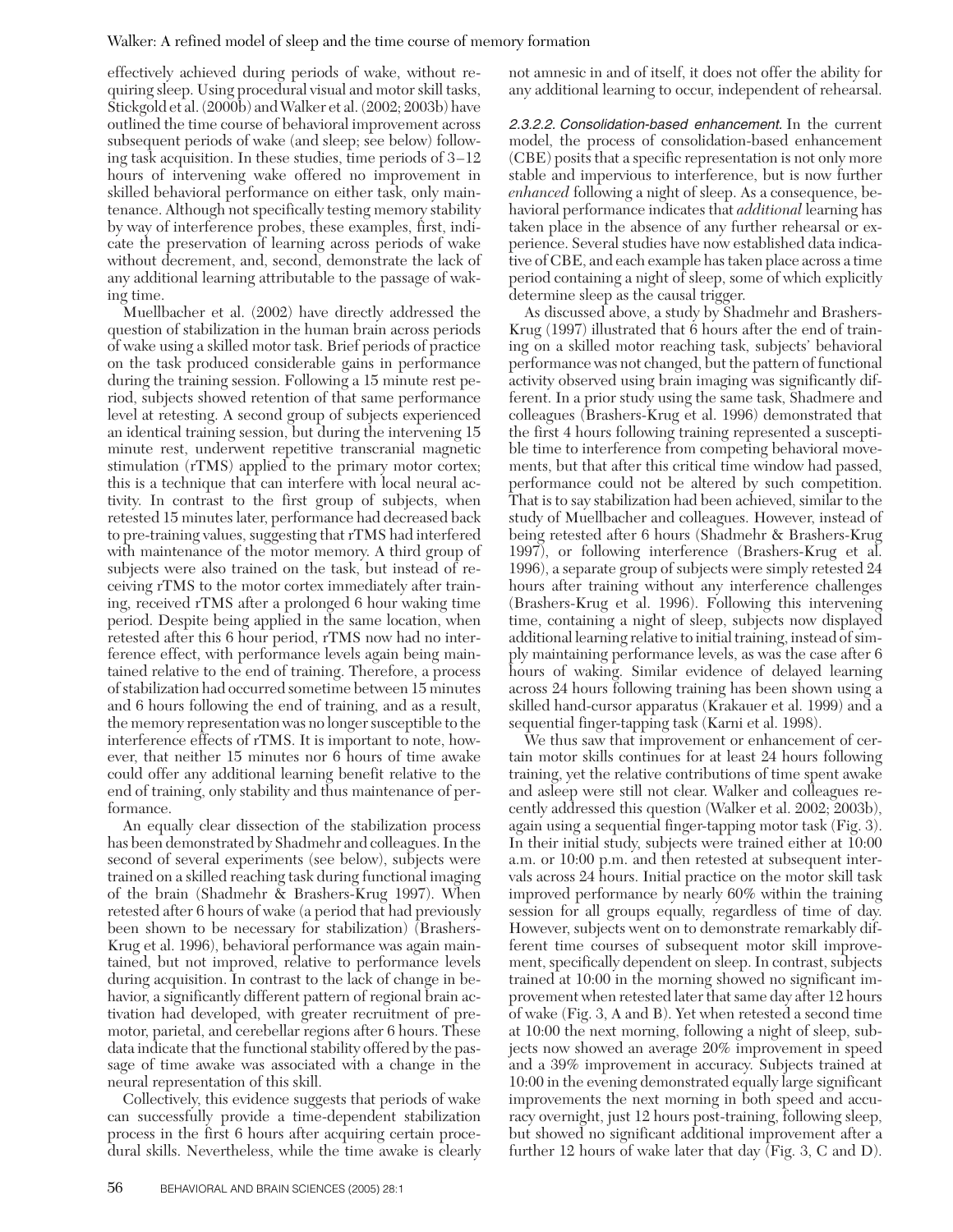effectively achieved during periods of wake, without requiring sleep. Using procedural visual and motor skill tasks, Stickgold et al. (2000b) and Walker et al. (2002; 2003b) have outlined the time course of behavioral improvement across subsequent periods of wake (and sleep; see below) following task acquisition. In these studies, time periods of 3–12 hours of intervening wake offered no improvement in skilled behavioral performance on either task, only maintenance. Although not specifically testing memory stability by way of interference probes, these examples, first, indicate the preservation of learning across periods of wake without decrement, and, second, demonstrate the lack of any additional learning attributable to the passage of waking time.

Muellbacher et al. (2002) have directly addressed the question of stabilization in the human brain across periods of wake using a skilled motor task. Brief periods of practice on the task produced considerable gains in performance during the training session. Following a 15 minute rest period, subjects showed retention of that same performance level at retesting. A second group of subjects experienced an identical training session, but during the intervening 15 minute rest, underwent repetitive transcranial magnetic stimulation (rTMS) applied to the primary motor cortex; this is a technique that can interfere with local neural activity. In contrast to the first group of subjects, when retested 15 minutes later, performance had decreased back to pre-training values, suggesting that rTMS had interfered with maintenance of the motor memory. A third group of subjects were also trained on the task, but instead of receiving rTMS to the motor cortex immediately after training, received rTMS after a prolonged 6 hour waking time period. Despite being applied in the same location, when retested after this 6 hour period, rTMS now had no interference effect, with performance levels again being maintained relative to the end of training. Therefore, a process of stabilization had occurred sometime between 15 minutes and 6 hours following the end of training, and as a result, the memory representation was no longer susceptible to the interference effects of rTMS. It is important to note, however, that neither 15 minutes nor 6 hours of time awake could offer any additional learning benefit relative to the end of training, only stability and thus maintenance of performance.

An equally clear dissection of the stabilization process has been demonstrated by Shadmehr and colleagues. In the second of several experiments (see below), subjects were trained on a skilled reaching task during functional imaging of the brain (Shadmehr & Brashers-Krug 1997). When retested after 6 hours of wake (a period that had previously been shown to be necessary for stabilization) (Brashers-Krug et al. 1996), behavioral performance was again maintained, but not improved, relative to performance levels during acquisition. In contrast to the lack of change in behavior, a significantly different pattern of regional brain activation had developed, with greater recruitment of premotor, parietal, and cerebellar regions after 6 hours. These data indicate that the functional stability offered by the passage of time awake was associated with a change in the neural representation of this skill.

Collectively, this evidence suggests that periods of wake can successfully provide a time-dependent stabilization process in the first 6 hours after acquiring certain procedural skills. Nevertheless, while the time awake is clearly not amnesic in and of itself, it does not offer the ability for any additional learning to occur, independent of rehearsal.

*2.3.2.2. Consolidation-based enhancement.* In the current model, the process of consolidation-based enhancement (CBE) posits that a specific representation is not only more stable and impervious to interference, but is now further *enhanced* following a night of sleep. As a consequence, behavioral performance indicates that *additional* learning has taken place in the absence of any further rehearsal or experience. Several studies have now established data indicative of CBE, and each example has taken place across a time period containing a night of sleep, some of which explicitly determine sleep as the causal trigger.

As discussed above, a study by Shadmehr and Brashers-Krug (1997) illustrated that 6 hours after the end of training on a skilled motor reaching task, subjects' behavioral performance was not changed, but the pattern of functional activity observed using brain imaging was significantly different. In a prior study using the same task, Shadmere and colleagues (Brashers-Krug et al. 1996) demonstrated that the first 4 hours following training represented a susceptible time to interference from competing behavioral movements, but that after this critical time window had passed, performance could not be altered by such competition. That is to say stabilization had been achieved, similar to the study of Muellbacher and colleagues. However, instead of being retested after 6 hours (Shadmehr & Brashers-Krug 1997), or following interference (Brashers-Krug et al. 1996), a separate group of subjects were simply retested 24 hours after training without any interference challenges (Brashers-Krug et al. 1996). Following this intervening time, containing a night of sleep, subjects now displayed additional learning relative to initial training, instead of simply maintaining performance levels, as was the case after 6 hours of waking. Similar evidence of delayed learning across 24 hours following training has been shown using a skilled hand-cursor apparatus (Krakauer et al. 1999) and a sequential finger-tapping task (Karni et al. 1998).

We thus saw that improvement or enhancement of certain motor skills continues for at least 24 hours following training, yet the relative contributions of time spent awake and asleep were still not clear. Walker and colleagues recently addressed this question (Walker et al. 2002; 2003b), again using a sequential finger-tapping motor task (Fig. 3). In their initial study, subjects were trained either at 10:00 a.m. or 10:00 p.m. and then retested at subsequent intervals across 24 hours. Initial practice on the motor skill task improved performance by nearly 60% within the training session for all groups equally, regardless of time of day. However, subjects went on to demonstrate remarkably different time courses of subsequent motor skill improvement, specifically dependent on sleep. In contrast, subjects trained at 10:00 in the morning showed no significant improvement when retested later that same day after 12 hours of wake (Fig. 3, A and B). Yet when retested a second time at 10:00 the next morning, following a night of sleep, subjects now showed an average 20% improvement in speed and a 39% improvement in accuracy. Subjects trained at 10:00 in the evening demonstrated equally large significant improvements the next morning in both speed and accuracy overnight, just 12 hours post-training, following sleep, but showed no significant additional improvement after a further 12 hours of wake later that day (Fig. 3, C and D).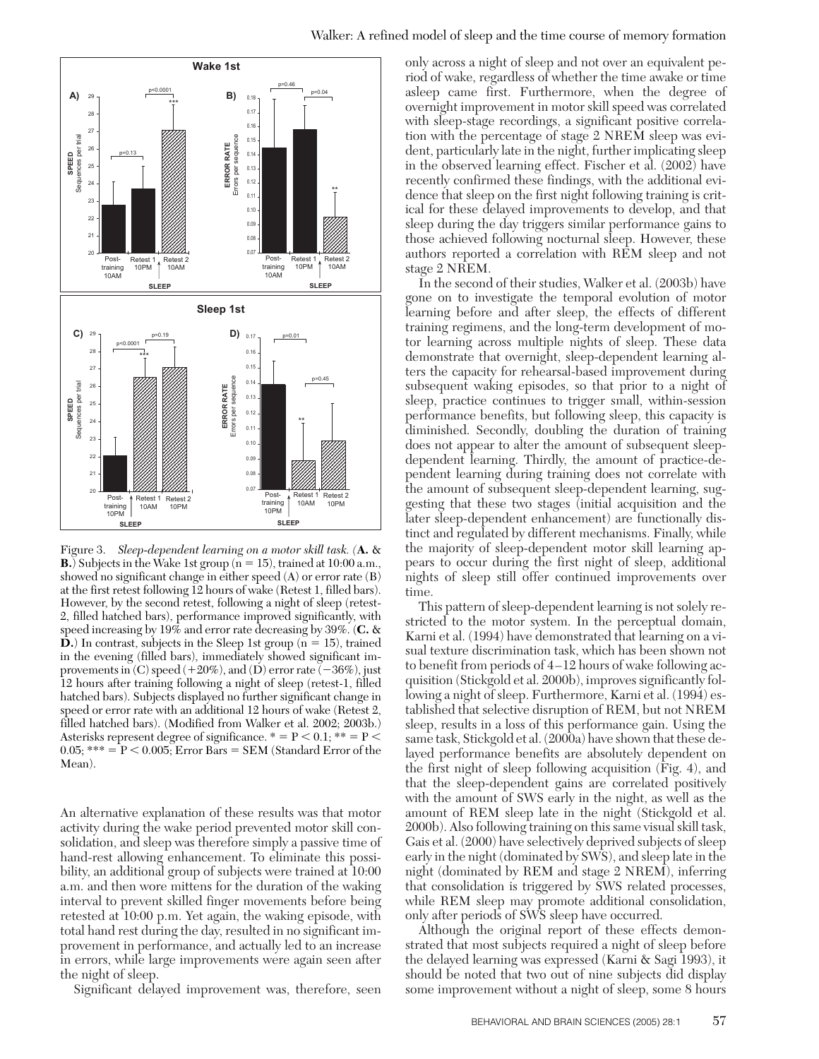Figure 3. *Sleep-dependent learning on a motor skill task.* (**A.** & **B.**) Subjects in the Wake 1st group ($n = 15$), trained at 10:00 a.m., showed no significant change in either speed (A) or error rate (B) at the first retest following 12 hours of wake (Retest 1, filled bars). However, by the second retest, following a night of sleep (retest-2, filled hatched bars), performance improved significantly, with speed increasing by 19% and error rate decreasing by 39%. (**C.** & **D.**) In contrast, subjects in the Sleep 1st group ($n = 15$), trained in the evening (filled bars), immediately showed significant improvements in (C) speed (+20%), and (D) error rate (−36%), just 12 hours after training following a night of sleep (retest-1, filled hatched bars). Subjects displayed no further significant change in speed or error rate with an additional 12 hours of wake (Retest 2, filled hatched bars). (Modified from Walker et al. 2002; 2003b.) Asterisks represent degree of significance. $* = P < 0.1$; $** = P < 0.05$; $*** = P < 0.005$; Error Bars = SEM (Standard Error of the Mean).

An alternative explanation of these results was that motor activity during the wake period prevented motor skill consolidation, and sleep was therefore simply a passive time of hand-rest allowing enhancement. To eliminate this possibility, an additional group of subjects were trained at 10:00 a.m. and then wore mittens for the duration of the waking interval to prevent skilled finger movements before being retested at 10:00 p.m. Yet again, the waking episode, with total hand rest during the day, resulted in no significant improvement in performance, and actually led to an increase in errors, while large improvements were again seen after the night of sleep.

Significant delayed improvement was, therefore, seen only across a night of sleep and not over an equivalent period of wake, regardless of whether the time awake or time asleep came first. Furthermore, when the degree of overnight improvement in motor skill speed was correlated with sleep-stage recordings, a significant positive correlation with the percentage of stage 2 NREM sleep was evident, particularly late in the night, further implicating sleep in the observed learning effect. Fischer et al. (2002) have recently confirmed these findings, with the additional evidence that sleep on the first night following training is critical for these delayed improvements to develop, and that sleep during the day triggers similar performance gains to those achieved following nocturnal sleep. However, these authors reported a correlation with REM sleep and not stage 2 NREM.

In the second of their studies, Walker et al. (2003b) have gone on to investigate the temporal evolution of motor learning before and after sleep, the effects of different training regimens, and the long-term development of motor learning across multiple nights of sleep. These data demonstrate that overnight, sleep-dependent learning alters the capacity for rehearsal-based improvement during subsequent waking episodes, so that prior to a night of sleep, practice continues to trigger small, within-session performance benefits, but following sleep, this capacity is diminished. Secondly, doubling the duration of training does not appear to alter the amount of subsequent sleep-dependent learning. Thirdly, the amount of practice-dependent learning during training does not correlate with the amount of subsequent sleep-dependent learning, suggesting that these two stages (initial acquisition and the later sleep-dependent enhancement) are functionally distinct and regulated by different mechanisms. Finally, while the majority of sleep-dependent motor skill learning appears to occur during the first night of sleep, additional nights of sleep still offer continued improvements over time.

This pattern of sleep-dependent learning is not solely restricted to the motor system. In the perceptual domain, Karni et al. (1994) have demonstrated that learning on a visual texture discrimination task, which has been shown not to benefit from periods of 4–12 hours of wake following acquisition (Stickgold et al. 2000b), improves significantly following a night of sleep. Furthermore, Karni et al. (1994) established that selective disruption of REM, but not NREM sleep, results in a loss of this performance gain. Using the same task, Stickgold et al. (2000a) have shown that these delayed performance benefits are absolutely dependent on the first night of sleep following acquisition (Fig. 4), and that the sleep-dependent gains are correlated positively with the amount of SWS early in the night, as well as the amount of REM sleep late in the night (Stickgold et al. 2000b). Also following training on this same visual skill task, Gais et al. (2000) have selectively deprived subjects of sleep early in the night (dominated by SWS), and sleep late in the night (dominated by REM and stage 2 NREM), inferring that consolidation is triggered by SWS related processes, while REM sleep may promote additional consolidation, only after periods of SWS sleep have occurred.

Although the original report of these effects demonstrated that most subjects required a night of sleep before the delayed learning was expressed (Karni & Sagi 1993), it should be noted that two out of nine subjects did display some improvement without a night of sleep, some 8 hours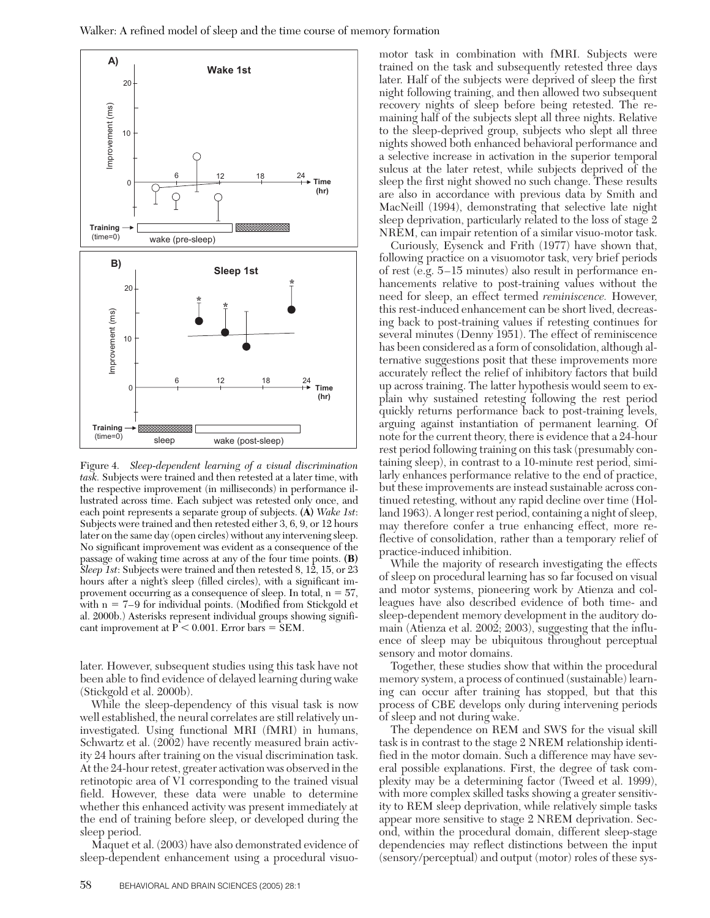Figure 4. *Sleep-dependent learning of a visual discrimination task.* Subjects were trained and then retested at a later time, with the respective improvement (in milliseconds) in performance illustrated across time. Each subject was retested only once, and each point represents a separate group of subjects. **(A)** *Wake 1st*: Subjects were trained and then retested either 3, 6, 9, or 12 hours later on the same day (open circles) without any intervening sleep. No significant improvement was evident as a consequence of the passage of waking time across at any of the four time points. **(B)** *Sleep 1st*: Subjects were trained and then retested 8, 12, 15, or 23 hours after a night's sleep (filled circles), with a significant improvement occurring as a consequence of sleep. In total, n = 57, with n = 7–9 for individual points. (Modified from Stickgold et al. 2000b.) Asterisks represent individual groups showing significant improvement at $P < 0.001$. Error bars = SEM.

later. However, subsequent studies using this task have not been able to find evidence of delayed learning during wake (Stickgold et al. 2000b).

While the sleep-dependency of this visual task is now well established, the neural correlates are still relatively uninvestigated. Using functional MRI (fMRI) in humans, Schwartz et al. (2002) have recently measured brain activity 24 hours after training on the visual discrimination task. At the 24-hour retest, greater activation was observed in the retinotopic area of V1 corresponding to the trained visual field. However, these data were unable to determine whether this enhanced activity was present immediately at the end of training before sleep, or developed during the sleep period.

Maquet et al. (2003) have also demonstrated evidence of sleep-dependent enhancement using a procedural visuomotor task in combination with fMRI. Subjects were trained on the task and subsequently retested three days later. Half of the subjects were deprived of sleep the first night following training, and then allowed two subsequent recovery nights of sleep before being retested. The remaining half of the subjects slept all three nights. Relative to the sleep-deprived group, subjects who slept all three nights showed both enhanced behavioral performance and a selective increase in activation in the superior temporal sulcus at the later retest, while subjects deprived of the sleep the first night showed no such change. These results are also in accordance with previous data by Smith and MacNeill (1994), demonstrating that selective late night sleep deprivation, particularly related to the loss of stage 2 NREM, can impair retention of a similar visuo-motor task.

Curiously, Eysenck and Frith (1977) have shown that, following practice on a visuomotor task, very brief periods of rest (e.g. 5–15 minutes) also result in performance enhancements relative to post-training values without the need for sleep, an effect termed *reminiscence.* However, this rest-induced enhancement can be short lived, decreasing back to post-training values if retesting continues for several minutes (Denny 1951). The effect of reminiscence has been considered as a form of consolidation, although alternative suggestions posit that these improvements more accurately reflect the relief of inhibitory factors that build up across training. The latter hypothesis would seem to explain why sustained retesting following the rest period quickly returns performance back to post-training levels, arguing against instantiation of permanent learning. Of note for the current theory, there is evidence that a 24-hour rest period following training on this task (presumably containing sleep), in contrast to a 10-minute rest period, similarly enhances performance relative to the end of practice, but these improvements are instead sustainable across continued retesting, without any rapid decline over time (Holland 1963). A longer rest period, containing a night of sleep, may therefore confer a true enhancing effect, more reflective of consolidation, rather than a temporary relief of practice-induced inhibition.

While the majority of research investigating the effects of sleep on procedural learning has so far focused on visual and motor systems, pioneering work by Atienza and colleagues have also described evidence of both time- and sleep-dependent memory development in the auditory domain (Atienza et al. 2002; 2003), suggesting that the influence of sleep may be ubiquitous throughout perceptual sensory and motor domains.

Together, these studies show that within the procedural memory system, a process of continued (sustainable) learning can occur after training has stopped, but that this process of CBE develops only during intervening periods of sleep and not during wake.

The dependence on REM and SWS for the visual skill task is in contrast to the stage 2 NREM relationship identified in the motor domain. Such a difference may have several possible explanations. First, the degree of task complexity may be a determining factor (Tweed et al. 1999), with more complex skilled tasks showing a greater sensitivity to REM sleep deprivation, while relatively simple tasks appear more sensitive to stage 2 NREM deprivation. Second, within the procedural domain, different sleep-stage dependencies may reflect distinctions between the input (sensory/perceptual) and output (motor) roles of these sys-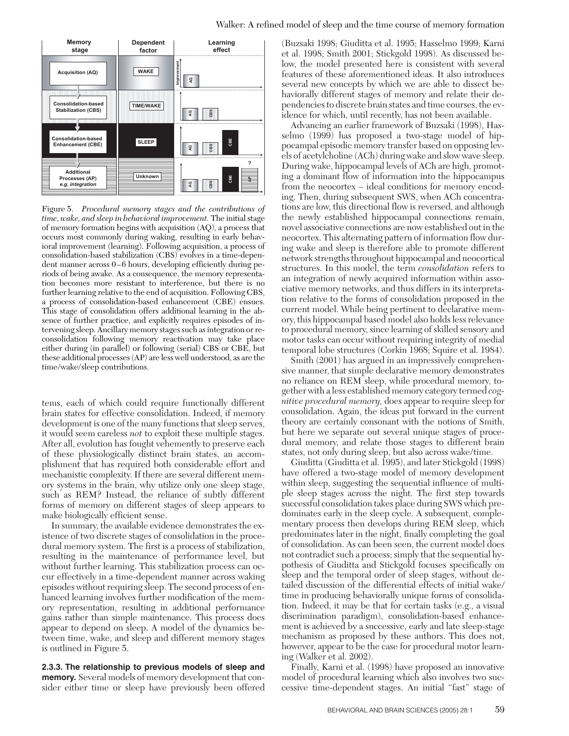Memory stage

Dependent factor

Learning effect

Acquisition (AQ)

WAKE

Improvement

AQ

Consolidation-based Stabilization (CBS)

TIME/WAKE

AQ

CBS

Consolidation-based Enhancement (CBE)

SLEEP

AQ

CBS

CBE

Additional Processes (AP) *e.g. integration*

Unknown

?

AQ

CBS

CBE

AP

Figure 5. *Procedural memory stages and the contributions of time, wake, and sleep in behavioral improvement.* The initial stage of memory formation begins with acquisition (AQ), a process that occurs most commonly during waking, resulting in early behavioral improvement (learning). Following acquisition, a process of consolidation-based stabilization (CBS) evolves in a time-dependent manner across 0–6 hours, developing efficiently during periods of being awake. As a consequence, the memory representation becomes more resistant to interference, but there is no further learning relative to the end of acquisition. Following CBS, a process of consolidation-based enhancement (CBE) ensues. This stage of consolidation offers additional learning in the absence of further practice, and explicitly requires episodes of intervening sleep. Ancillary memory stages such as integration or reconsolidation following memory reactivation may take place either during (in parallel) or following (serial) CBS or CBE, but these additional processes (AP) are less well understood, as are the time/wake/sleep contributions.

tems, each of which could require functionally different brain states for effective consolidation. Indeed, if memory development is one of the many functions that sleep serves, it would seem careless *not* to exploit these multiple stages. After all, evolution has fought vehemently to preserve each of these physiologically distinct brain states, an accomplishment that has required both considerable effort and mechanistic complexity. If there are several different memory systems in the brain, why utilize only one sleep stage, such as REM? Instead, the reliance of subtly different forms of memory on different stages of sleep appears to make biologically efficient sense.

In summary, the available evidence demonstrates the existence of two discrete stages of consolidation in the procedural memory system. The first is a process of stabilization, resulting in the maintenance of performance level, but without further learning. This stabilization process can occur effectively in a time-dependent manner across waking episodes without requiring sleep. The second process of enhanced learning involves further modification of the memory representation, resulting in additional performance gains rather than simple maintenance. This process does appear to depend on sleep. A model of the dynamics between time, wake, and sleep and different memory stages is outlined in Figure 5.

**2.3.3. The relationship to previous models of sleep and memory.** Several models of memory development that consider either time or sleep have previously been offered (Buzsaki 1998; Giuditta et al. 1995; Hasselmo 1999; Karni et al. 1998; Smith 2001; Stickgold 1998). As discussed below, the model presented here is consistent with several features of these aforementioned ideas. It also introduces several new concepts by which we are able to dissect behaviorally different stages of memory and relate their dependencies to discrete brain states and time courses, the evidence for which, until recently, has not been available.

Advancing an earlier framework of Buzsaki (1998), Hasselmo (1999) has proposed a two-stage model of hippocampal episodic memory transfer based on opposing levels of acetylcholine (ACh) during wake and slow wave sleep. During wake, hippocampal levels of ACh are high, promoting a dominant flow of information into the hippocampus from the neocortex – ideal conditions for memory encoding. Then, during subsequent SWS, when ACh concentrations are low, this directional flow is reversed, and although the newly established hippocampal connections remain, novel associative connections are now established out in the neocortex. This alternating pattern of information flow during wake and sleep is therefore able to promote different network strengths throughout hippocampal and neocortical structures. In this model, the term *consolidation* refers to an integration of newly acquired information within associative memory networks, and thus differs in its interpretation relative to the forms of consolidation proposed in the current model. While being pertinent to declarative memory, this hippocampal based model also holds less relevance to procedural memory, since learning of skilled sensory and motor tasks can occur without requiring integrity of medial temporal lobe structures (Corkin 1968; Squire et al. 1984).

Smith (2001) has argued in an impressively comprehensive manner, that simple declarative memory demonstrates no reliance on REM sleep, while procedural memory, together with a less established memory category termed *cognitive procedural memory,* does appear to require sleep for consolidation. Again, the ideas put forward in the current theory are certainly consonant with the notions of Smith, but here we separate out several unique stages of procedural memory, and relate those stages to different brain states, not only during sleep, but also across wake/time.

Giuditta (Giuditta et al. 1995), and later Stickgold (1998) have offered a two-stage model of memory development within sleep, suggesting the sequential influence of multiple sleep stages across the night. The first step towards successful consolidation takes place during SWS which predominates early in the sleep cycle. A subsequent, complementary process then develops during REM sleep, which predominates later in the night, finally completing the goal of consolidation. As can been seen, the current model does not contradict such a process; simply that the sequential hypothesis of Giuditta and Stickgold focuses specifically on sleep and the temporal order of sleep stages, without detailed discussion of the differential effects of initial wake/time in producing behaviorally unique forms of consolidation. Indeed, it may be that for certain tasks (e.g., a visual discrimination paradigm), consolidation-based enhancement is achieved by a successive, early and late sleep-stage mechanism as proposed by these authors. This does not, however, appear to be the case for procedural motor learning (Walker et al. 2002).

Finally, Karni et al. (1998) have proposed an innovative model of procedural learning which also involves two successive time-dependent stages. An initial "fast" stage of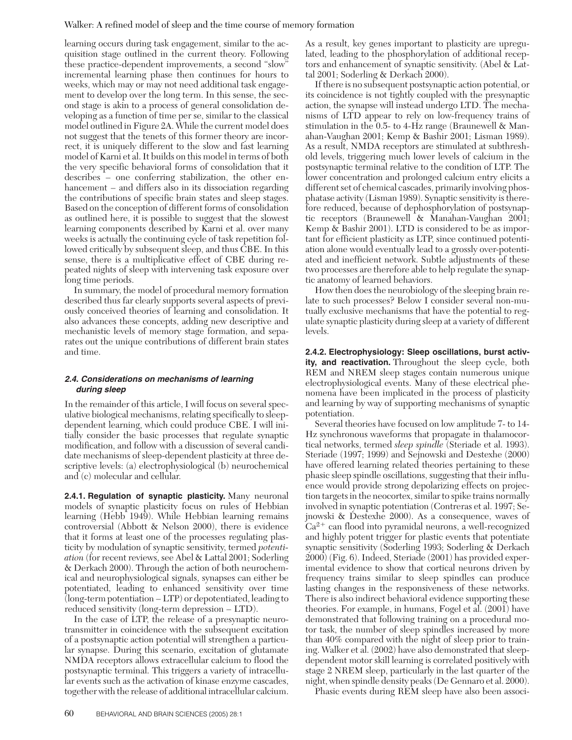learning occurs during task engagement, similar to the acquisition stage outlined in the current theory. Following these practice-dependent improvements, a second "slow" incremental learning phase then continues for hours to weeks, which may or may not need additional task engagement to develop over the long term. In this sense, the second stage is akin to a process of general consolidation developing as a function of time per se, similar to the classical model outlined in Figure 2A. While the current model does not suggest that the tenets of this former theory are incorrect, it is uniquely different to the slow and fast learning model of Karni et al. It builds on this model in terms of both the very specific behavioral forms of consolidation that it describes – one conferring stabilization, the other enhancement – and differs also in its dissociation regarding the contributions of specific brain states and sleep stages. Based on the conception of different forms of consolidation as outlined here, it is possible to suggest that the slowest learning components described by Karni et al. over many weeks is actually the continuing cycle of task repetition followed critically by subsequent sleep, and thus CBE. In this sense, there is a multiplicative effect of CBE during repeated nights of sleep with intervening task exposure over long time periods.

In summary, the model of procedural memory formation described thus far clearly supports several aspects of previously conceived theories of learning and consolidation. It also advances these concepts, adding new descriptive and mechanistic levels of memory stage formation, and separates out the unique contributions of different brain states and time.

### *2.4. Considerations on mechanisms of learning during sleep*

In the remainder of this article, I will focus on several speculative biological mechanisms, relating specifically to sleep-dependent learning, which could produce CBE. I will initially consider the basic processes that regulate synaptic modification, and follow with a discussion of several candidate mechanisms of sleep-dependent plasticity at three descriptive levels: (a) electrophysiological (b) neurochemical and (c) molecular and cellular.

**2.4.1. Regulation of synaptic plasticity.** Many neuronal models of synaptic plasticity focus on rules of Hebbian learning (Hebb 1949). While Hebbian learning remains controversial (Abbott & Nelson 2000), there is evidence that it forms at least one of the processes regulating plasticity by modulation of synaptic sensitivity, termed *potentiation* (for recent reviews, see Abel & Lattal 2001; Soderling & Derkach 2000). Through the action of both neurochemical and neurophysiological signals, synapses can either be potentiated, leading to enhanced sensitivity over time (long-term potentiation – LTP) or depotentiated, leading to reduced sensitivity (long-term depression – LTD).

In the case of LTP, the release of a presynaptic neurotransmitter in coincidence with the subsequent excitation of a postsynaptic action potential will strengthen a particular synapse. During this scenario, excitation of glutamate NMDA receptors allows extracellular calcium to flood the postsynaptic terminal. This triggers a variety of intracellular events such as the activation of kinase enzyme cascades, together with the release of additional intracellular calcium. As a result, key genes important to plasticity are upregulated, leading to the phosphorylation of additional receptors and enhancement of synaptic sensitivity. (Abel & Lattal 2001; Soderling & Derkach 2000).

If there is no subsequent postsynaptic action potential, or its coincidence is not tightly coupled with the presynaptic action, the synapse will instead undergo LTD. The mechanisms of LTD appear to rely on low-frequency trains of stimulation in the 0.5- to 4-Hz range (Braunewell & Manahan-Vaughan 2001; Kemp & Bashir 2001; Lisman 1989). As a result, NMDA receptors are stimulated at subthreshold levels, triggering much lower levels of calcium in the postsynaptic terminal relative to the condition of LTP. The lower concentration and prolonged calcium entry elicits a different set of chemical cascades, primarily involving phosphatase activity (Lisman 1989). Synaptic sensitivity is therefore reduced, because of dephosphorylation of postsynaptic receptors (Braunewell & Manahan-Vaughan 2001; Kemp & Bashir 2001). LTD is considered to be as important for efficient plasticity as LTP, since continued potentiation alone would eventually lead to a grossly over-potentiated and inefficient network. Subtle adjustments of these two processes are therefore able to help regulate the synaptic anatomy of learned behaviors.

How then does the neurobiology of the sleeping brain relate to such processes? Below I consider several non-mutually exclusive mechanisms that have the potential to regulate synaptic plasticity during sleep at a variety of different levels.

**2.4.2. Electrophysiology: Sleep oscillations, burst activity, and reactivation.** Throughout the sleep cycle, both REM and NREM sleep stages contain numerous unique electrophysiological events. Many of these electrical phenomena have been implicated in the process of plasticity and learning by way of supporting mechanisms of synaptic potentiation.

Several theories have focused on low amplitude 7- to 14-Hz synchronous waveforms that propagate in thalamocortical networks, termed *sleep spindle* (Steriade et al. 1993). Steriade (1997; 1999) and Sejnowski and Destexhe (2000) have offered learning related theories pertaining to these phasic sleep spindle oscillations, suggesting that their influence would provide strong depolarizing effects on projection targets in the neocortex, similar to spike trains normally involved in synaptic potentiation (Contreras et al. 1997; Sejnowski & Destexhe 2000). As a consequence, waves of $Ca^{2+}$ can flood into pyramidal neurons, a well-recognized and highly potent trigger for plastic events that potentiate synaptic sensitivity (Soderling 1993; Soderling & Derkach 2000) (Fig. 6). Indeed, Steriade (2001) has provided experimental evidence to show that cortical neurons driven by frequency trains similar to sleep spindles can produce lasting changes in the responsiveness of these networks. There is also indirect behavioral evidence supporting these theories. For example, in humans, Fogel et al. (2001) have demonstrated that following training on a procedural motor task, the number of sleep spindles increased by more than 40% compared with the night of sleep prior to training. Walker et al. (2002) have also demonstrated that sleep-dependent motor skill learning is correlated positively with stage 2 NREM sleep, particularly in the last quarter of the night, when spindle density peaks (De Gennaro et al. 2000).

Phasic events during REM sleep have also been associ-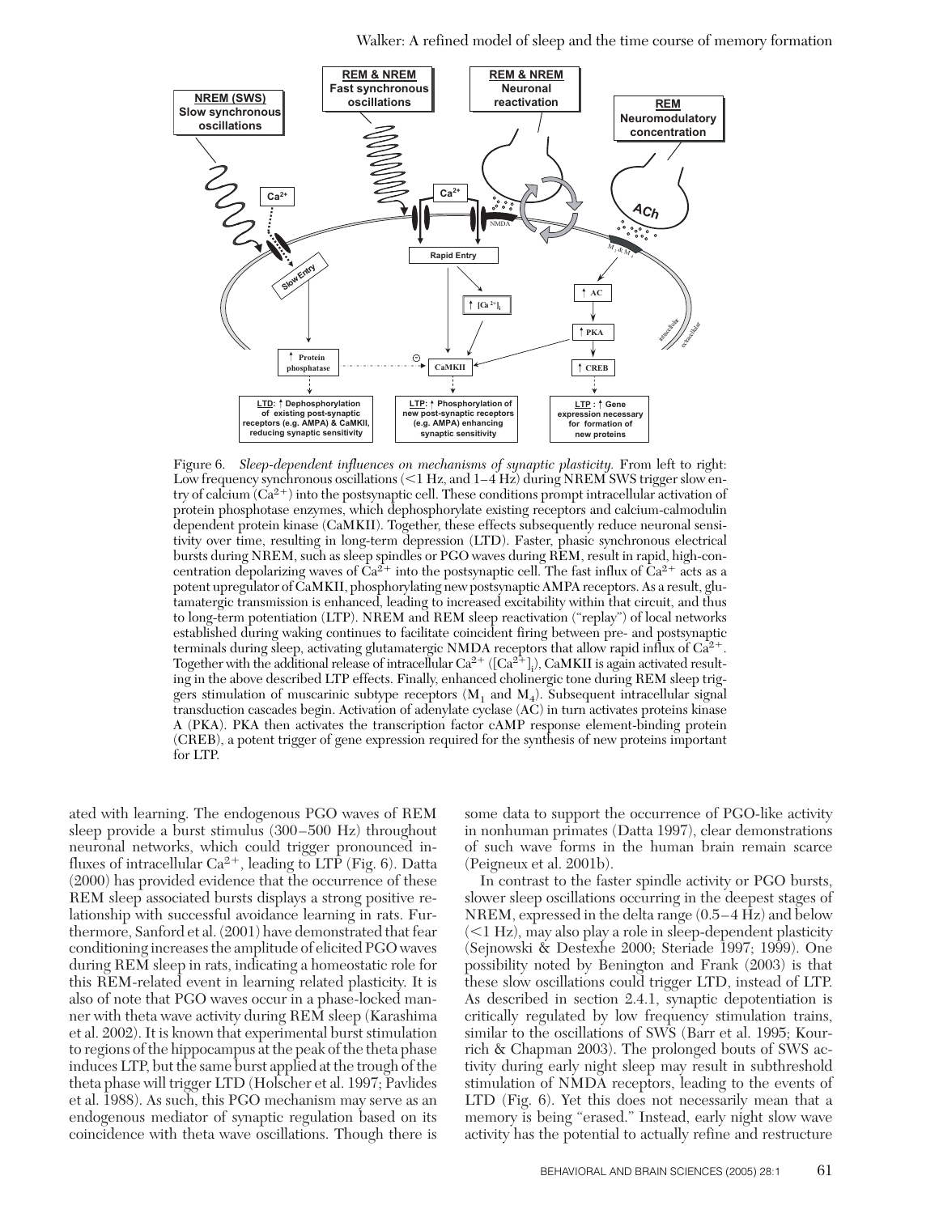Figure 6. *Sleep-dependent influences on mechanisms of synaptic plasticity.* From left to right: Low frequency synchronous oscillations (<1 Hz, and 1–4 Hz) during NREM SWS trigger slow entry of calcium ($Ca^{2+}$) into the postsynaptic cell. These conditions prompt intracellular activation of protein phosphotase enzymes, which dephosphorylate existing receptors and calcium-calmodulin dependent protein kinase (CaMKII). Together, these effects subsequently reduce neuronal sensitivity over time, resulting in long-term depression (LTD). Faster, phasic synchronous electrical bursts during NREM, such as sleep spindles or PGO waves during REM, result in rapid, high-concentration depolarizing waves of $Ca^{2+}$ into the postsynaptic cell. The fast influx of $Ca^{2+}$ acts as a potent upregulator of CaMKII, phosphorylating new postsynaptic AMPA receptors. As a result, glutamatergic transmission is enhanced, leading to increased excitability within that circuit, and thus to long-term potentiation (LTP). NREM and REM sleep reactivation ("replay") of local networks established during waking continues to facilitate coincident firing between pre- and postsynaptic terminals during sleep, activating glutamatergic NMDA receptors that allow rapid influx of $Ca^{2+}$. Together with the additional release of intracellular $Ca^{2+}$ ($[Ca^{2+}]_i$), CaMKII is again activated resulting in the above described LTP effects. Finally, enhanced cholinergic tone during REM sleep triggers stimulation of muscarinic subtype receptors ($M_1$ and $M_4$). Subsequent intracellular signal transduction cascades begin. Activation of adenylate cyclase (AC) in turn activates proteins kinase A (PKA). PKA then activates the transcription factor cAMP response element-binding protein (CREB), a potent trigger of gene expression required for the synthesis of new proteins important for LTP.

ated with learning. The endogenous PGO waves of REM sleep provide a burst stimulus (300–500 Hz) throughout neuronal networks, which could trigger pronounced influxes of intracellular $Ca^{2+}$, leading to LTP (Fig. 6). Datta (2000) has provided evidence that the occurrence of these REM sleep associated bursts displays a strong positive relationship with successful avoidance learning in rats. Furthermore, Sanford et al. (2001) have demonstrated that fear conditioning increases the amplitude of elicited PGO waves during REM sleep in rats, indicating a homeostatic role for this REM-related event in learning related plasticity. It is also of note that PGO waves occur in a phase-locked manner with theta wave activity during REM sleep (Karashima et al. 2002). It is known that experimental burst stimulation to regions of the hippocampus at the peak of the theta phase induces LTP, but the same burst applied at the trough of the theta phase will trigger LTD (Holscher et al. 1997; Pavlides et al. 1988). As such, this PGO mechanism may serve as an endogenous mediator of synaptic regulation based on its coincidence with theta wave oscillations. Though there is some data to support the occurrence of PGO-like activity in nonhuman primates (Datta 1997), clear demonstrations of such wave forms in the human brain remain scarce (Peigneux et al. 2001b).

In contrast to the faster spindle activity or PGO bursts, slower sleep oscillations occurring in the deepest stages of NREM, expressed in the delta range (0.5–4 Hz) and below (<1 Hz), may also play a role in sleep-dependent plasticity (Sejnowski & Destexhe 2000; Steriade 1997; 1999). One possibility noted by Benington and Frank (2003) is that these slow oscillations could trigger LTD, instead of LTP. As described in section 2.4.1, synaptic depotentiation is critically regulated by low frequency stimulation trains, similar to the oscillations of SWS (Barr et al. 1995; Kourrich & Chapman 2003). The prolonged bouts of SWS activity during early night sleep may result in subthreshold stimulation of NMDA receptors, leading to the events of LTD (Fig. 6). Yet this does not necessarily mean that a memory is being "erased." Instead, early night slow wave activity has the potential to actually refine and restructure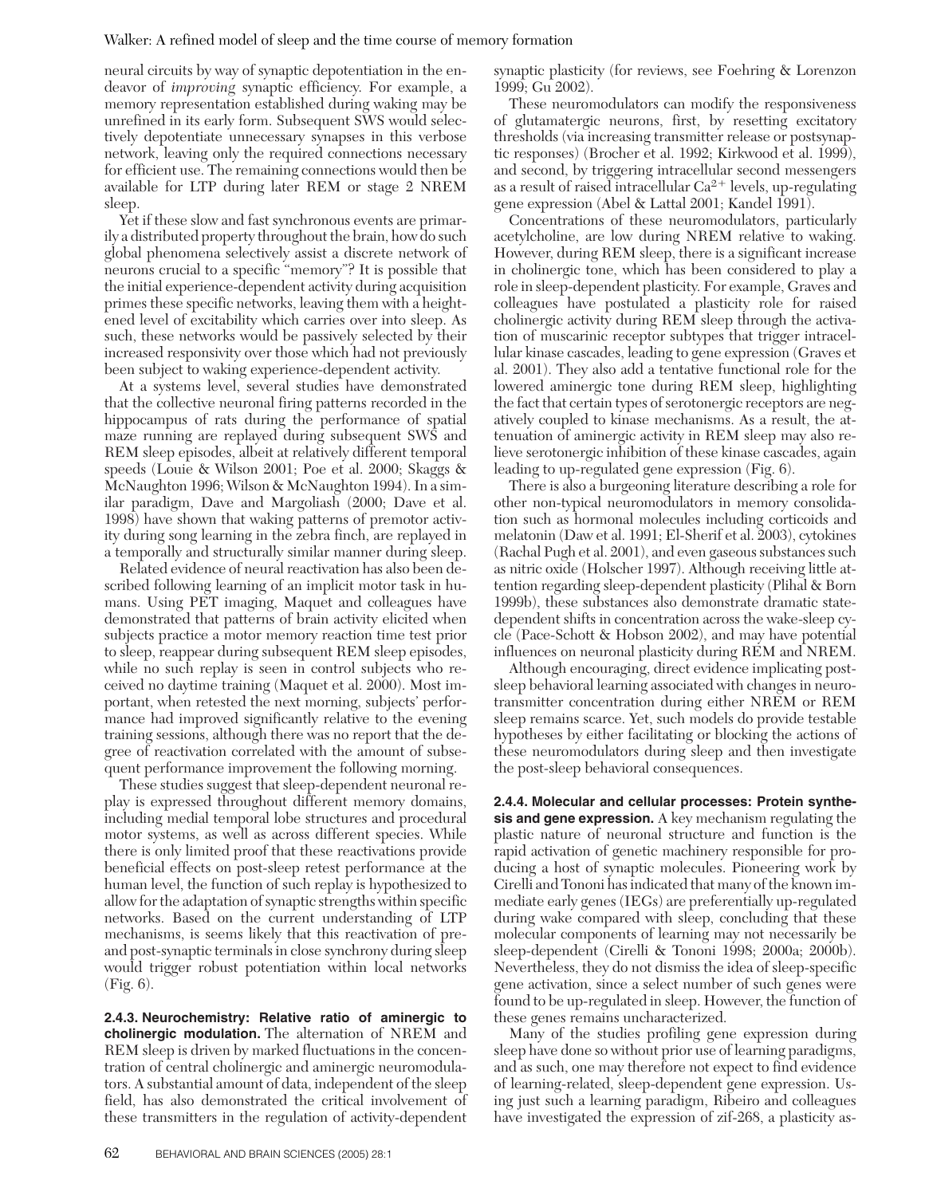neural circuits by way of synaptic depotentiation in the endeavor of *improving* synaptic efficiency. For example, a memory representation established during waking may be unrefined in its early form. Subsequent SWS would selectively depotentiate unnecessary synapses in this verbose network, leaving only the required connections necessary for efficient use. The remaining connections would then be available for LTP during later REM or stage 2 NREM sleep.

Yet if these slow and fast synchronous events are primarily a distributed property throughout the brain, how do such global phenomena selectively assist a discrete network of neurons crucial to a specific "memory"? It is possible that the initial experience-dependent activity during acquisition primes these specific networks, leaving them with a heightened level of excitability which carries over into sleep. As such, these networks would be passively selected by their increased responsivity over those which had not previously been subject to waking experience-dependent activity.

At a systems level, several studies have demonstrated that the collective neuronal firing patterns recorded in the hippocampus of rats during the performance of spatial maze running are replayed during subsequent SWS and REM sleep episodes, albeit at relatively different temporal speeds (Louie & Wilson 2001; Poe et al. 2000; Skaggs & McNaughton 1996; Wilson & McNaughton 1994). In a similar paradigm, Dave and Margoliash (2000; Dave et al. 1998) have shown that waking patterns of premotor activity during song learning in the zebra finch, are replayed in a temporally and structurally similar manner during sleep.

Related evidence of neural reactivation has also been described following learning of an implicit motor task in humans. Using PET imaging, Maquet and colleagues have demonstrated that patterns of brain activity elicited when subjects practice a motor memory reaction time test prior to sleep, reappear during subsequent REM sleep episodes, while no such replay is seen in control subjects who received no daytime training (Maquet et al. 2000). Most important, when retested the next morning, subjects' performance had improved significantly relative to the evening training sessions, although there was no report that the degree of reactivation correlated with the amount of subsequent performance improvement the following morning.

These studies suggest that sleep-dependent neuronal replay is expressed throughout different memory domains, including medial temporal lobe structures and procedural motor systems, as well as across different species. While there is only limited proof that these reactivations provide beneficial effects on post-sleep retest performance at the human level, the function of such replay is hypothesized to allow for the adaptation of synaptic strengths within specific networks. Based on the current understanding of LTP mechanisms, is seems likely that this reactivation of pre- and post-synaptic terminals in close synchrony during sleep would trigger robust potentiation within local networks (Fig. 6).

**2.4.3. Neurochemistry: Relative ratio of aminergic to cholinergic modulation.** The alternation of NREM and REM sleep is driven by marked fluctuations in the concentration of central cholinergic and aminergic neuromodulators. A substantial amount of data, independent of the sleep field, has also demonstrated the critical involvement of these transmitters in the regulation of activity-dependent synaptic plasticity (for reviews, see Foehring & Lorenzon 1999; Gu 2002).

These neuromodulators can modify the responsiveness of glutamatergic neurons, first, by resetting excitatory thresholds (via increasing transmitter release or postsynaptic responses) (Brocher et al. 1992; Kirkwood et al. 1999), and second, by triggering intracellular second messengers as a result of raised intracellular $Ca^{2+}$ levels, up-regulating gene expression (Abel & Lattal 2001; Kandel 1991).

Concentrations of these neuromodulators, particularly acetylcholine, are low during NREM relative to waking. However, during REM sleep, there is a significant increase in cholinergic tone, which has been considered to play a role in sleep-dependent plasticity. For example, Graves and colleagues have postulated a plasticity role for raised cholinergic activity during REM sleep through the activation of muscarinic receptor subtypes that trigger intracellular kinase cascades, leading to gene expression (Graves et al. 2001). They also add a tentative functional role for the lowered aminergic tone during REM sleep, highlighting the fact that certain types of serotonergic receptors are negatively coupled to kinase mechanisms. As a result, the attenuation of aminergic activity in REM sleep may also relieve serotonergic inhibition of these kinase cascades, again leading to up-regulated gene expression (Fig. 6).

There is also a burgeoning literature describing a role for other non-typical neuromodulators in memory consolidation such as hormonal molecules including corticoids and melatonin (Daw et al. 1991; El-Sherif et al. 2003), cytokines (Rachal Pugh et al. 2001), and even gaseous substances such as nitric oxide (Holscher 1997). Although receiving little attention regarding sleep-dependent plasticity (Plihal & Born 1999b), these substances also demonstrate dramatic state-dependent shifts in concentration across the wake-sleep cycle (Pace-Schott & Hobson 2002), and may have potential influences on neuronal plasticity during REM and NREM.

Although encouraging, direct evidence implicating post-sleep behavioral learning associated with changes in neurotransmitter concentration during either NREM or REM sleep remains scarce. Yet, such models do provide testable hypotheses by either facilitating or blocking the actions of these neuromodulators during sleep and then investigate the post-sleep behavioral consequences.

**2.4.4. Molecular and cellular processes: Protein synthesis and gene expression.** A key mechanism regulating the plastic nature of neuronal structure and function is the rapid activation of genetic machinery responsible for producing a host of synaptic molecules. Pioneering work by Cirelli and Tononi has indicated that many of the known immediate early genes (IEGs) are preferentially up-regulated during wake compared with sleep, concluding that these molecular components of learning may not necessarily be sleep-dependent (Cirelli & Tononi 1998; 2000a; 2000b). Nevertheless, they do not dismiss the idea of sleep-specific gene activation, since a select number of such genes were found to be up-regulated in sleep. However, the function of these genes remains uncharacterized.

Many of the studies profiling gene expression during sleep have done so without prior use of learning paradigms, and as such, one may therefore not expect to find evidence of learning-related, sleep-dependent gene expression. Using just such a learning paradigm, Ribeiro and colleagues have investigated the expression of zif-268, a plasticity as-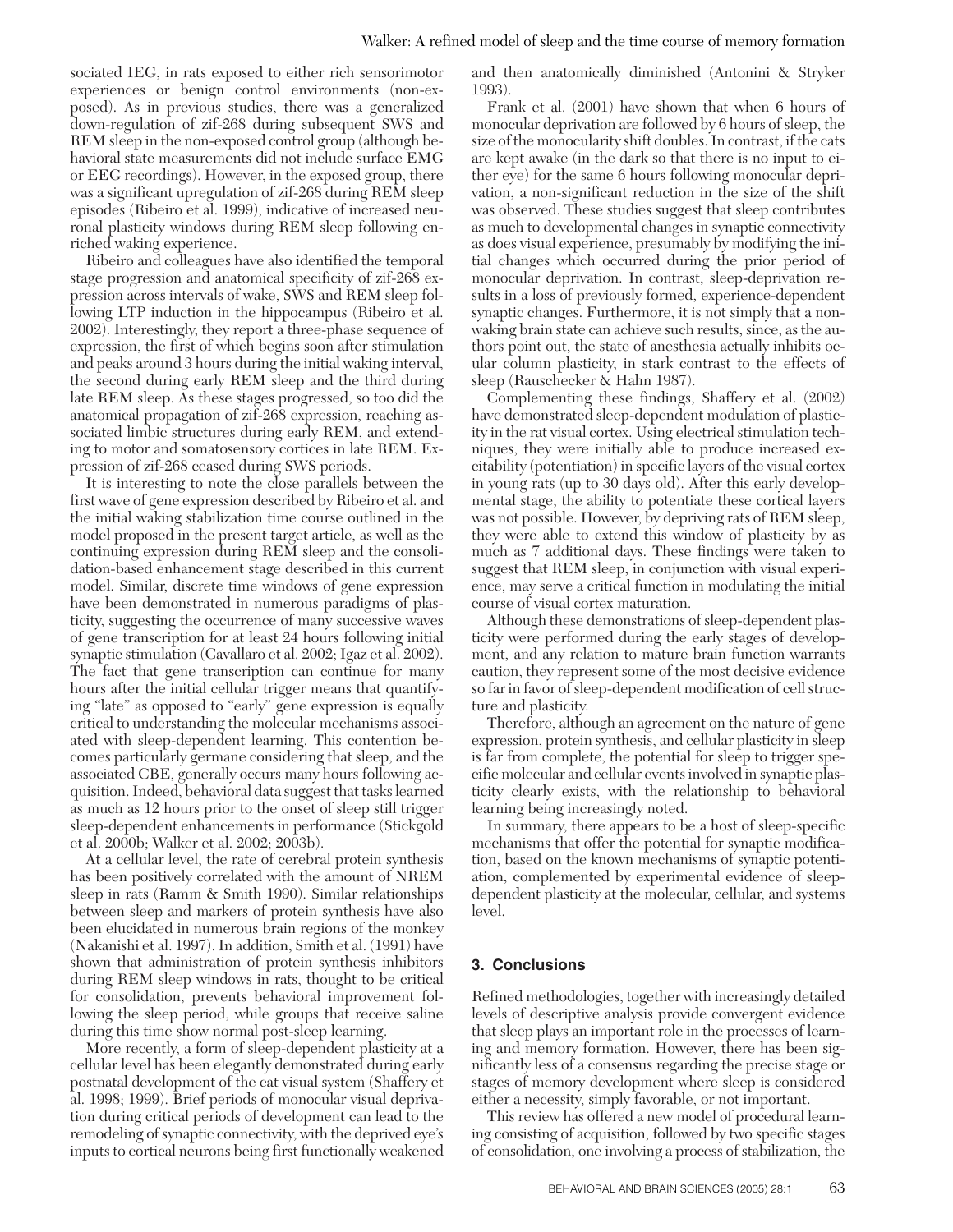sociated IEG, in rats exposed to either rich sensorimotor experiences or benign control environments (non-exposed). As in previous studies, there was a generalized down-regulation of zif-268 during subsequent SWS and REM sleep in the non-exposed control group (although behavioral state measurements did not include surface EMG or EEG recordings). However, in the exposed group, there was a significant upregulation of zif-268 during REM sleep episodes (Ribeiro et al. 1999), indicative of increased neuronal plasticity windows during REM sleep following enriched waking experience.

Ribeiro and colleagues have also identified the temporal stage progression and anatomical specificity of zif-268 expression across intervals of wake, SWS and REM sleep following LTP induction in the hippocampus (Ribeiro et al. 2002). Interestingly, they report a three-phase sequence of expression, the first of which begins soon after stimulation and peaks around 3 hours during the initial waking interval, the second during early REM sleep and the third during late REM sleep. As these stages progressed, so too did the anatomical propagation of zif-268 expression, reaching associated limbic structures during early REM, and extending to motor and somatosensory cortices in late REM. Expression of zif-268 ceased during SWS periods.

It is interesting to note the close parallels between the first wave of gene expression described by Ribeiro et al. and the initial waking stabilization time course outlined in the model proposed in the present target article, as well as the continuing expression during REM sleep and the consolidation-based enhancement stage described in this current model. Similar, discrete time windows of gene expression have been demonstrated in numerous paradigms of plasticity, suggesting the occurrence of many successive waves of gene transcription for at least 24 hours following initial synaptic stimulation (Cavallaro et al. 2002; Igaz et al. 2002). The fact that gene transcription can continue for many hours after the initial cellular trigger means that quantifying "late" as opposed to "early" gene expression is equally critical to understanding the molecular mechanisms associated with sleep-dependent learning. This contention becomes particularly germane considering that sleep, and the associated CBE, generally occurs many hours following acquisition. Indeed, behavioral data suggest that tasks learned as much as 12 hours prior to the onset of sleep still trigger sleep-dependent enhancements in performance (Stickgold et al. 2000b; Walker et al. 2002; 2003b).

At a cellular level, the rate of cerebral protein synthesis has been positively correlated with the amount of NREM sleep in rats (Ramm & Smith 1990). Similar relationships between sleep and markers of protein synthesis have also been elucidated in numerous brain regions of the monkey (Nakanishi et al. 1997). In addition, Smith et al. (1991) have shown that administration of protein synthesis inhibitors during REM sleep windows in rats, thought to be critical for consolidation, prevents behavioral improvement following the sleep period, while groups that receive saline during this time show normal post-sleep learning.

More recently, a form of sleep-dependent plasticity at a cellular level has been elegantly demonstrated during early postnatal development of the cat visual system (Shaffery et al. 1998; 1999). Brief periods of monocular visual deprivation during critical periods of development can lead to the remodeling of synaptic connectivity, with the deprived eye's inputs to cortical neurons being first functionally weakened and then anatomically diminished (Antonini & Stryker 1993).

Frank et al. (2001) have shown that when 6 hours of monocular deprivation are followed by 6 hours of sleep, the size of the monocularity shift doubles. In contrast, if the cats are kept awake (in the dark so that there is no input to either eye) for the same 6 hours following monocular deprivation, a non-significant reduction in the size of the shift was observed. These studies suggest that sleep contributes as much to developmental changes in synaptic connectivity as does visual experience, presumably by modifying the initial changes which occurred during the prior period of monocular deprivation. In contrast, sleep-deprivation results in a loss of previously formed, experience-dependent synaptic changes. Furthermore, it is not simply that a non-waking brain state can achieve such results, since, as the authors point out, the state of anesthesia actually inhibits ocular column plasticity, in stark contrast to the effects of sleep (Rauschecker & Hahn 1987).

Complementing these findings, Shaffery et al. (2002) have demonstrated sleep-dependent modulation of plasticity in the rat visual cortex. Using electrical stimulation techniques, they were initially able to produce increased excitability (potentiation) in specific layers of the visual cortex in young rats (up to 30 days old). After this early developmental stage, the ability to potentiate these cortical layers was not possible. However, by depriving rats of REM sleep, they were able to extend this window of plasticity by as much as 7 additional days. These findings were taken to suggest that REM sleep, in conjunction with visual experience, may serve a critical function in modulating the initial course of visual cortex maturation.

Although these demonstrations of sleep-dependent plasticity were performed during the early stages of development, and any relation to mature brain function warrants caution, they represent some of the most decisive evidence so far in favor of sleep-dependent modification of cell structure and plasticity.

Therefore, although an agreement on the nature of gene expression, protein synthesis, and cellular plasticity in sleep is far from complete, the potential for sleep to trigger specific molecular and cellular events involved in synaptic plasticity clearly exists, with the relationship to behavioral learning being increasingly noted.

In summary, there appears to be a host of sleep-specific mechanisms that offer the potential for synaptic modification, based on the known mechanisms of synaptic potentiation, complemented by experimental evidence of sleep-dependent plasticity at the molecular, cellular, and systems level.

## 3. Conclusions

Refined methodologies, together with increasingly detailed levels of descriptive analysis provide convergent evidence that sleep plays an important role in the processes of learning and memory formation. However, there has been significantly less of a consensus regarding the precise stage or stages of memory development where sleep is considered either a necessity, simply favorable, or not important.

This review has offered a new model of procedural learning consisting of acquisition, followed by two specific stages of consolidation, one involving a process of stabilization, the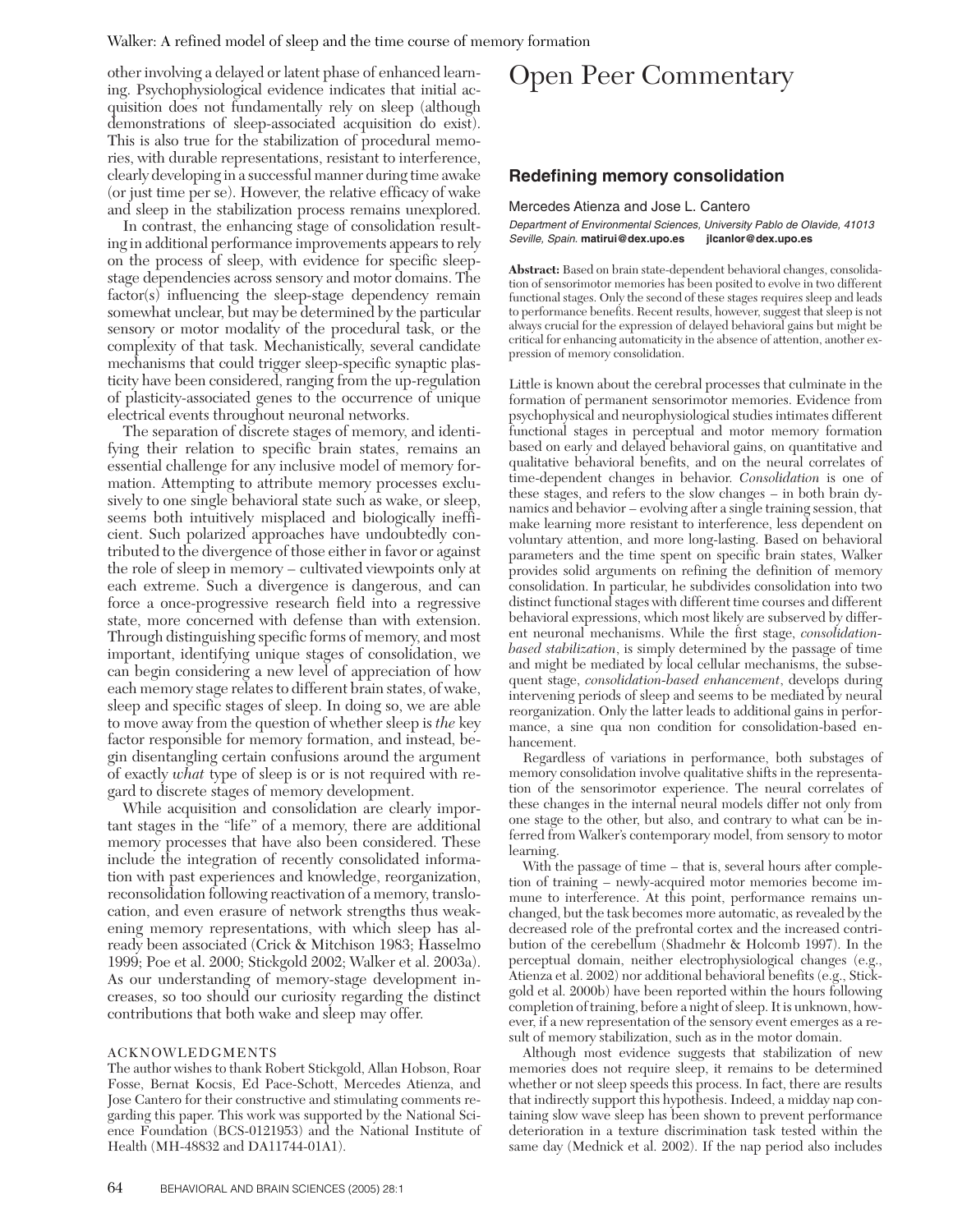other involving a delayed or latent phase of enhanced learning. Psychophysiological evidence indicates that initial acquisition does not fundamentally rely on sleep (although demonstrations of sleep-associated acquisition do exist). This is also true for the stabilization of procedural memories, with durable representations, resistant to interference, clearly developing in a successful manner during time awake (or just time per se). However, the relative efficacy of wake and sleep in the stabilization process remains unexplored.

In contrast, the enhancing stage of consolidation resulting in additional performance improvements appears to rely on the process of sleep, with evidence for specific sleep-stage dependencies across sensory and motor domains. The factor(s) influencing the sleep-stage dependency remain somewhat unclear, but may be determined by the particular sensory or motor modality of the procedural task, or the complexity of that task. Mechanistically, several candidate mechanisms that could trigger sleep-specific synaptic plasticity have been considered, ranging from the up-regulation of plasticity-associated genes to the occurrence of unique electrical events throughout neuronal networks.

The separation of discrete stages of memory, and identifying their relation to specific brain states, remains an essential challenge for any inclusive model of memory formation. Attempting to attribute memory processes exclusively to one single behavioral state such as wake, or sleep, seems both intuitively misplaced and biologically inefficient. Such polarized approaches have undoubtedly contributed to the divergence of those either in favor or against the role of sleep in memory – cultivated viewpoints only at each extreme. Such a divergence is dangerous, and can force a once-progressive research field into a regressive state, more concerned with defense than with extension. Through distinguishing specific forms of memory, and most important, identifying unique stages of consolidation, we can begin considering a new level of appreciation of how each memory stage relates to different brain states, of wake, sleep and specific stages of sleep. In doing so, we are able to move away from the question of whether sleep is *the* key factor responsible for memory formation, and instead, begin disentangling certain confusions around the argument of exactly *what* type of sleep is or is not required with regard to discrete stages of memory development.

While acquisition and consolidation are clearly important stages in the "life" of a memory, there are additional memory processes that have also been considered. These include the integration of recently consolidated information with past experiences and knowledge, reorganization, reconsolidation following reactivation of a memory, translocation, and even erasure of network strengths thus weakening memory representations, with which sleep has already been associated (Crick & Mitchison 1983; Hasselmo 1999; Poe et al. 2000; Stickgold 2002; Walker et al. 2003a). As our understanding of memory-stage development increases, so too should our curiosity regarding the distinct contributions that both wake and sleep may offer.

#### ACKNOWLEDGMENTS

The author wishes to thank Robert Stickgold, Allan Hobson, Roar Fosse, Bernat Kocsis, Ed Pace-Schott, Mercedes Atienza, and Jose Cantero for their constructive and stimulating comments regarding this paper. This work was supported by the National Science Foundation (BCS-0121953) and the National Institute of Health (MH-48832 and DA11744-01A1).

# Open Peer Commentary

## Redefining memory consolidation

Mercedes Atienza and Jose L. Cantero

*Department of Environmental Sciences, University Pablo de Olavide, 41013 Seville, Spain.* **matirui@dex.upo.es** **jlcanlor@dex.upo.es**

**Abstract:** Based on brain state-dependent behavioral changes, consolidation of sensorimotor memories has been posited to evolve in two different functional stages. Only the second of these stages requires sleep and leads to performance benefits. Recent results, however, suggest that sleep is not always crucial for the expression of delayed behavioral gains but might be critical for enhancing automaticity in the absence of attention, another expression of memory consolidation.

Little is known about the cerebral processes that culminate in the formation of permanent sensorimotor memories. Evidence from psychophysical and neurophysiological studies intimates different functional stages in perceptual and motor memory formation based on early and delayed behavioral gains, on quantitative and qualitative behavioral benefits, and on the neural correlates of time-dependent changes in behavior. *Consolidation* is one of these stages, and refers to the slow changes – in both brain dynamics and behavior – evolving after a single training session, that make learning more resistant to interference, less dependent on voluntary attention, and more long-lasting. Based on behavioral parameters and the time spent on specific brain states, Walker provides solid arguments on refining the definition of memory consolidation. In particular, he subdivides consolidation into two distinct functional stages with different time courses and different behavioral expressions, which most likely are subserved by different neuronal mechanisms. While the first stage, *consolidation-based stabilization*, is simply determined by the passage of time and might be mediated by local cellular mechanisms, the subsequent stage, *consolidation-based enhancement*, develops during intervening periods of sleep and seems to be mediated by neural reorganization. Only the latter leads to additional gains in performance, a sine qua non condition for consolidation-based enhancement.

Regardless of variations in performance, both substages of memory consolidation involve qualitative shifts in the representation of the sensorimotor experience. The neural correlates of these changes in the internal neural models differ not only from one stage to the other, but also, and contrary to what can be inferred from Walker's contemporary model, from sensory to motor learning.

With the passage of time – that is, several hours after completion of training – newly-acquired motor memories become immune to interference. At this point, performance remains unchanged, but the task becomes more automatic, as revealed by the decreased role of the prefrontal cortex and the increased contribution of the cerebellum (Shadmehr & Holcomb 1997). In the perceptual domain, neither electrophysiological changes (e.g., Atienza et al. 2002) nor additional behavioral benefits (e.g., Stickgold et al. 2000b) have been reported within the hours following completion of training, before a night of sleep. It is unknown, however, if a new representation of the sensory event emerges as a result of memory stabilization, such as in the motor domain.

Although most evidence suggests that stabilization of new memories does not require sleep, it remains to be determined whether or not sleep speeds this process. In fact, there are results that indirectly support this hypothesis. Indeed, a midday nap containing slow wave sleep has been shown to prevent performance deterioration in a texture discrimination task tested within the same day (Mednick et al. 2002). If the nap period also includes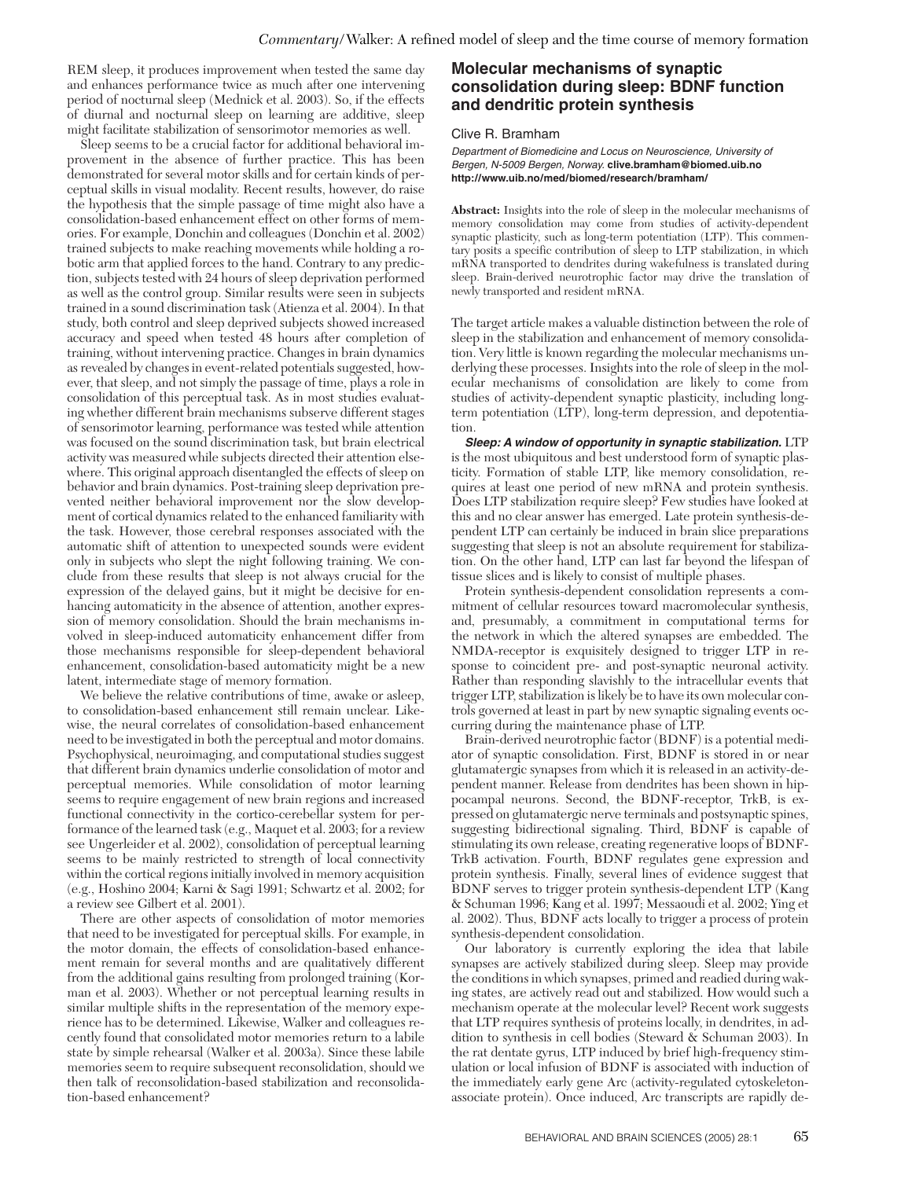REM sleep, it produces improvement when tested the same day and enhances performance twice as much after one intervening period of nocturnal sleep (Mednick et al. 2003). So, if the effects of diurnal and nocturnal sleep on learning are additive, sleep might facilitate stabilization of sensorimotor memories as well.

Sleep seems to be a crucial factor for additional behavioral improvement in the absence of further practice. This has been demonstrated for several motor skills and for certain kinds of perceptual skills in visual modality. Recent results, however, do raise the hypothesis that the simple passage of time might also have a consolidation-based enhancement effect on other forms of memories. For example, Donchin and colleagues (Donchin et al. 2002) trained subjects to make reaching movements while holding a robotic arm that applied forces to the hand. Contrary to any prediction, subjects tested with 24 hours of sleep deprivation performed as well as the control group. Similar results were seen in subjects trained in a sound discrimination task (Atienza et al. 2004). In that study, both control and sleep deprived subjects showed increased accuracy and speed when tested 48 hours after completion of training, without intervening practice. Changes in brain dynamics as revealed by changes in event-related potentials suggested, however, that sleep, and not simply the passage of time, plays a role in consolidation of this perceptual task. As in most studies evaluating whether different brain mechanisms subserve different stages of sensorimotor learning, performance was tested while attention was focused on the sound discrimination task, but brain electrical activity was measured while subjects directed their attention elsewhere. This original approach disentangled the effects of sleep on behavior and brain dynamics. Post-training sleep deprivation prevented neither behavioral improvement nor the slow development of cortical dynamics related to the enhanced familiarity with the task. However, those cerebral responses associated with the automatic shift of attention to unexpected sounds were evident only in subjects who slept the night following training. We conclude from these results that sleep is not always crucial for the expression of the delayed gains, but it might be decisive for enhancing automaticity in the absence of attention, another expression of memory consolidation. Should the brain mechanisms involved in sleep-induced automaticity enhancement differ from those mechanisms responsible for sleep-dependent behavioral enhancement, consolidation-based automaticity might be a new latent, intermediate stage of memory formation.

We believe the relative contributions of time, awake or asleep, to consolidation-based enhancement still remain unclear. Likewise, the neural correlates of consolidation-based enhancement need to be investigated in both the perceptual and motor domains. Psychophysical, neuroimaging, and computational studies suggest that different brain dynamics underlie consolidation of motor and perceptual memories. While consolidation of motor learning seems to require engagement of new brain regions and increased functional connectivity in the cortico-cerebellar system for performance of the learned task (e.g., Maquet et al. 2003; for a review see Ungerleider et al. 2002), consolidation of perceptual learning seems to be mainly restricted to strength of local connectivity within the cortical regions initially involved in memory acquisition (e.g., Hoshino 2004; Karni & Sagi 1991; Schwartz et al. 2002; for a review see Gilbert et al. 2001).

There are other aspects of consolidation of motor memories that need to be investigated for perceptual skills. For example, in the motor domain, the effects of consolidation-based enhancement remain for several months and are qualitatively different from the additional gains resulting from prolonged training (Korman et al. 2003). Whether or not perceptual learning results in similar multiple shifts in the representation of the memory experience has to be determined. Likewise, Walker and colleagues recently found that consolidated motor memories return to a labile state by simple rehearsal (Walker et al. 2003a). Since these labile memories seem to require subsequent reconsolidation, should we then talk of reconsolidation-based stabilization and reconsolidation-based enhancement?

## Molecular mechanisms of synaptic consolidation during sleep: BDNF function and dendritic protein synthesis

Clive R. Bramham

*Department of Biomedicine and Locus on Neuroscience, University of Bergen, N-5009 Bergen, Norway.* **clive.bramham@biomed.uib.no**
**http://www.uib.no/med/biomed/research/bramham/**

**Abstract:** Insights into the role of sleep in the molecular mechanisms of memory consolidation may come from studies of activity-dependent synaptic plasticity, such as long-term potentiation (LTP). This commentary posits a specific contribution of sleep to LTP stabilization, in which mRNA transported to dendrites during wakefulness is translated during sleep. Brain-derived neurotrophic factor may drive the translation of newly transported and resident mRNA.

The target article makes a valuable distinction between the role of sleep in the stabilization and enhancement of memory consolidation. Very little is known regarding the molecular mechanisms underlying these processes. Insights into the role of sleep in the molecular mechanisms of consolidation are likely to come from studies of activity-dependent synaptic plasticity, including long-term potentiation (LTP), long-term depression, and depotentiation.

***Sleep: A window of opportunity in synaptic stabilization.*** LTP is the most ubiquitous and best understood form of synaptic plasticity. Formation of stable LTP, like memory consolidation, requires at least one period of new mRNA and protein synthesis. Does LTP stabilization require sleep? Few studies have looked at this and no clear answer has emerged. Late protein synthesis-dependent LTP can certainly be induced in brain slice preparations suggesting that sleep is not an absolute requirement for stabilization. On the other hand, LTP can last far beyond the lifespan of tissue slices and is likely to consist of multiple phases.

Protein synthesis-dependent consolidation represents a commitment of cellular resources toward macromolecular synthesis, and, presumably, a commitment in computational terms for the network in which the altered synapses are embedded. The NMDA-receptor is exquisitely designed to trigger LTP in response to coincident pre- and post-synaptic neuronal activity. Rather than responding slavishly to the intracellular events that trigger LTP, stabilization is likely be to have its own molecular controls governed at least in part by new synaptic signaling events occurring during the maintenance phase of LTP.

Brain-derived neurotrophic factor (BDNF) is a potential mediator of synaptic consolidation. First, BDNF is stored in or near glutamatergic synapses from which it is released in an activity-dependent manner. Release from dendrites has been shown in hippocampal neurons. Second, the BDNF-receptor, TrkB, is expressed on glutamatergic nerve terminals and postsynaptic spines, suggesting bidirectional signaling. Third, BDNF is capable of stimulating its own release, creating regenerative loops of BDNF-TrkB activation. Fourth, BDNF regulates gene expression and protein synthesis. Finally, several lines of evidence suggest that BDNF serves to trigger protein synthesis-dependent LTP (Kang & Schuman 1996; Kang et al. 1997; Messaoudi et al. 2002; Ying et al. 2002). Thus, BDNF acts locally to trigger a process of protein synthesis-dependent consolidation.

Our laboratory is currently exploring the idea that labile synapses are actively stabilized during sleep. Sleep may provide the conditions in which synapses, primed and readied during waking states, are actively read out and stabilized. How would such a mechanism operate at the molecular level? Recent work suggests that LTP requires synthesis of proteins locally, in dendrites, in addition to synthesis in cell bodies (Steward & Schuman 2003). In the rat dentate gyrus, LTP induced by brief high-frequency stimulation or local infusion of BDNF is associated with induction of the immediately early gene Arc (activity-regulated cytoskeleton-associate protein). Once induced, Arc transcripts are rapidly de-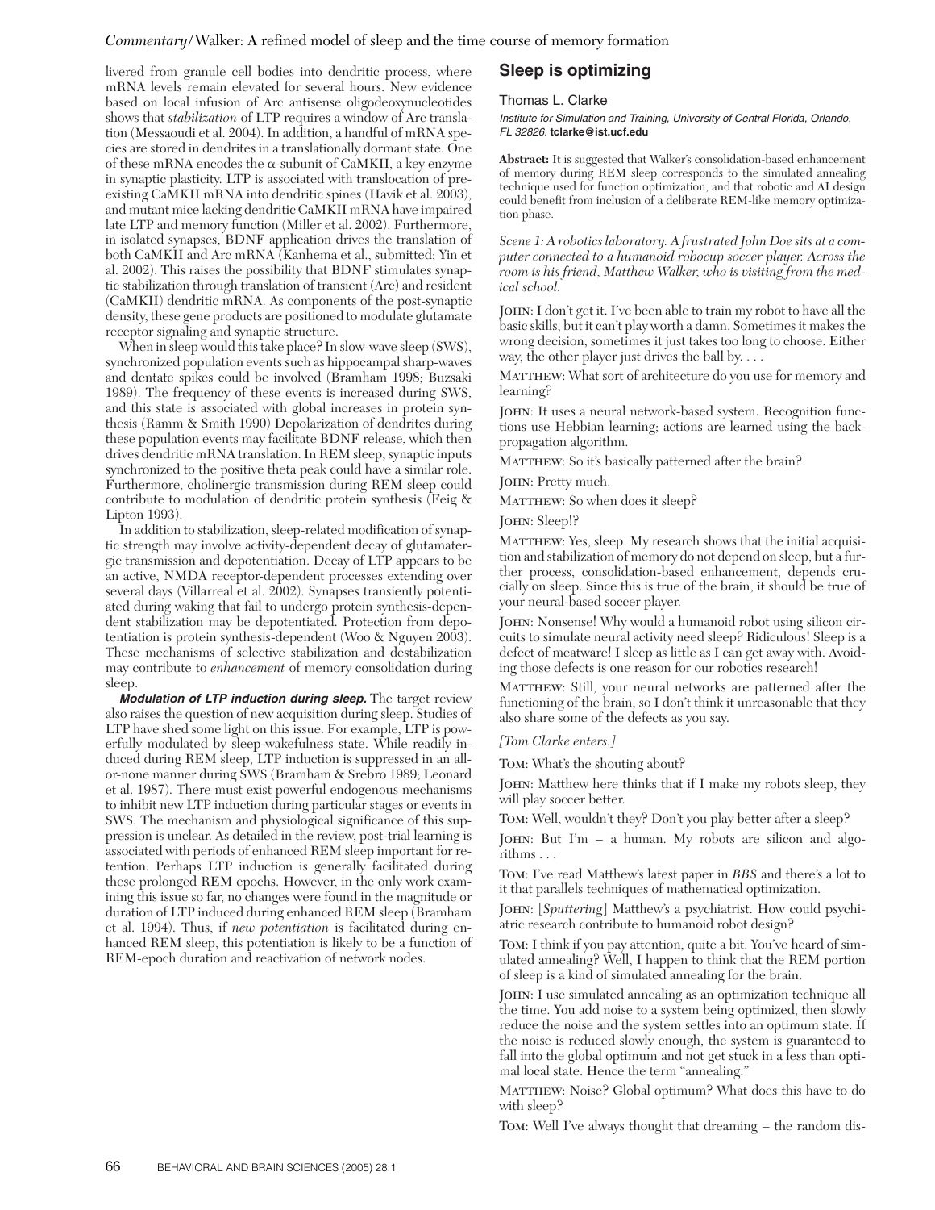livered from granule cell bodies into dendritic process, where mRNA levels remain elevated for several hours. New evidence based on local infusion of Arc antisense oligodeoxynucleotides shows that *stabilization* of LTP requires a window of Arc translation (Messaoudi et al. 2004). In addition, a handful of mRNA species are stored in dendrites in a translationally dormant state. One of these mRNA encodes the α-subunit of CaMKII, a key enzyme in synaptic plasticity. LTP is associated with translocation of preexisting CaMKII mRNA into dendritic spines (Havik et al. 2003), and mutant mice lacking dendritic CaMKII mRNA have impaired late LTP and memory function (Miller et al. 2002). Furthermore, in isolated synapses, BDNF application drives the translation of both CaMKII and Arc mRNA (Kanhema et al., submitted; Yin et al. 2002). This raises the possibility that BDNF stimulates synaptic stabilization through translation of transient (Arc) and resident (CaMKII) dendritic mRNA. As components of the post-synaptic density, these gene products are positioned to modulate glutamate receptor signaling and synaptic structure.

When in sleep would this take place? In slow-wave sleep (SWS), synchronized population events such as hippocampal sharp-waves and dentate spikes could be involved (Bramham 1998; Buzsaki 1989). The frequency of these events is increased during SWS, and this state is associated with global increases in protein synthesis (Ramm & Smith 1990) Depolarization of dendrites during these population events may facilitate BDNF release, which then drives dendritic mRNA translation. In REM sleep, synaptic inputs synchronized to the positive theta peak could have a similar role. Furthermore, cholinergic transmission during REM sleep could contribute to modulation of dendritic protein synthesis (Feig & Lipton 1993).

In addition to stabilization, sleep-related modification of synaptic strength may involve activity-dependent decay of glutamatergic transmission and depotentiation. Decay of LTP appears to be an active, NMDA receptor-dependent processes extending over several days (Villarreal et al. 2002). Synapses transiently potentiated during waking that fail to undergo protein synthesis-dependent stabilization may be depotentiated. Protection from depotentiation is protein synthesis-dependent (Woo & Nguyen 2003). These mechanisms of selective stabilization and destabilization may contribute to *enhancement* of memory consolidation during sleep.

***Modulation of LTP induction during sleep.*** The target review also raises the question of new acquisition during sleep. Studies of LTP have shed some light on this issue. For example, LTP is powerfully modulated by sleep-wakefulness state. While readily induced during REM sleep, LTP induction is suppressed in an all-or-none manner during SWS (Bramham & Srebro 1989; Leonard et al. 1987). There must exist powerful endogenous mechanisms to inhibit new LTP induction during particular stages or events in SWS. The mechanism and physiological significance of this suppression is unclear. As detailed in the review, post-trial learning is associated with periods of enhanced REM sleep important for retention. Perhaps LTP induction is generally facilitated during these prolonged REM epochs. However, in the only work examining this issue so far, no changes were found in the magnitude or duration of LTP induced during enhanced REM sleep (Bramham et al. 1994). Thus, if *new potentiation* is facilitated during enhanced REM sleep, this potentiation is likely to be a function of REM-epoch duration and reactivation of network nodes.

## Sleep is optimizing

Thomas L. Clarke

*Institute for Simulation and Training, University of Central Florida, Orlando, FL 32826.* **tclarke@ist.ucf.edu**

**Abstract:** It is suggested that Walker's consolidation-based enhancement of memory during REM sleep corresponds to the simulated annealing technique used for function optimization, and that robotic and AI design could benefit from inclusion of a deliberate REM-like memory optimization phase.

*Scene 1: A robotics laboratory. A frustrated John Doe sits at a computer connected to a humanoid robocup soccer player. Across the room is his friend, Matthew Walker, who is visiting from the medical school.*

JOHN: I don't get it. I've been able to train my robot to have all the basic skills, but it can't play worth a damn. Sometimes it makes the wrong decision, sometimes it just takes too long to choose. Either way, the other player just drives the ball by. . . .

MATTHEW: What sort of architecture do you use for memory and learning?

JOHN: It uses a neural network-based system. Recognition functions use Hebbian learning; actions are learned using the backpropagation algorithm.

MATTHEW: So it's basically patterned after the brain?

JOHN: Pretty much.

MATTHEW: So when does it sleep?

JOHN: Sleep!?

MATTHEW: Yes, sleep. My research shows that the initial acquisition and stabilization of memory do not depend on sleep, but a further process, consolidation-based enhancement, depends crucially on sleep. Since this is true of the brain, it should be true of your neural-based soccer player.

JOHN: Nonsense! Why would a humanoid robot using silicon circuits to simulate neural activity need sleep? Ridiculous! Sleep is a defect of meatware! I sleep as little as I can get away with. Avoiding those defects is one reason for our robotics research!

MATTHEW: Still, your neural networks are patterned after the functioning of the brain, so I don't think it unreasonable that they also share some of the defects as you say.

*[Tom Clarke enters.]*

TOM: What's the shouting about?

JOHN: Matthew here thinks that if I make my robots sleep, they will play soccer better.

TOM: Well, wouldn't they? Don't you play better after a sleep?

JOHN: But I'm – a human. My robots are silicon and algorithms . . .

TOM: I've read Matthew's latest paper in *BBS* and there's a lot to it that parallels techniques of mathematical optimization.

JOHN: [*Sputtering*] Matthew's a psychiatrist. How could psychiatric research contribute to humanoid robot design?

TOM: I think if you pay attention, quite a bit. You've heard of simulated annealing? Well, I happen to think that the REM portion of sleep is a kind of simulated annealing for the brain.

JOHN: I use simulated annealing as an optimization technique all the time. You add noise to a system being optimized, then slowly reduce the noise and the system settles into an optimum state. If the noise is reduced slowly enough, the system is guaranteed to fall into the global optimum and not get stuck in a less than optimal local state. Hence the term "annealing."

MATTHEW: Noise? Global optimum? What does this have to do with sleep?

TOM: Well I've always thought that dreaming – the random dis-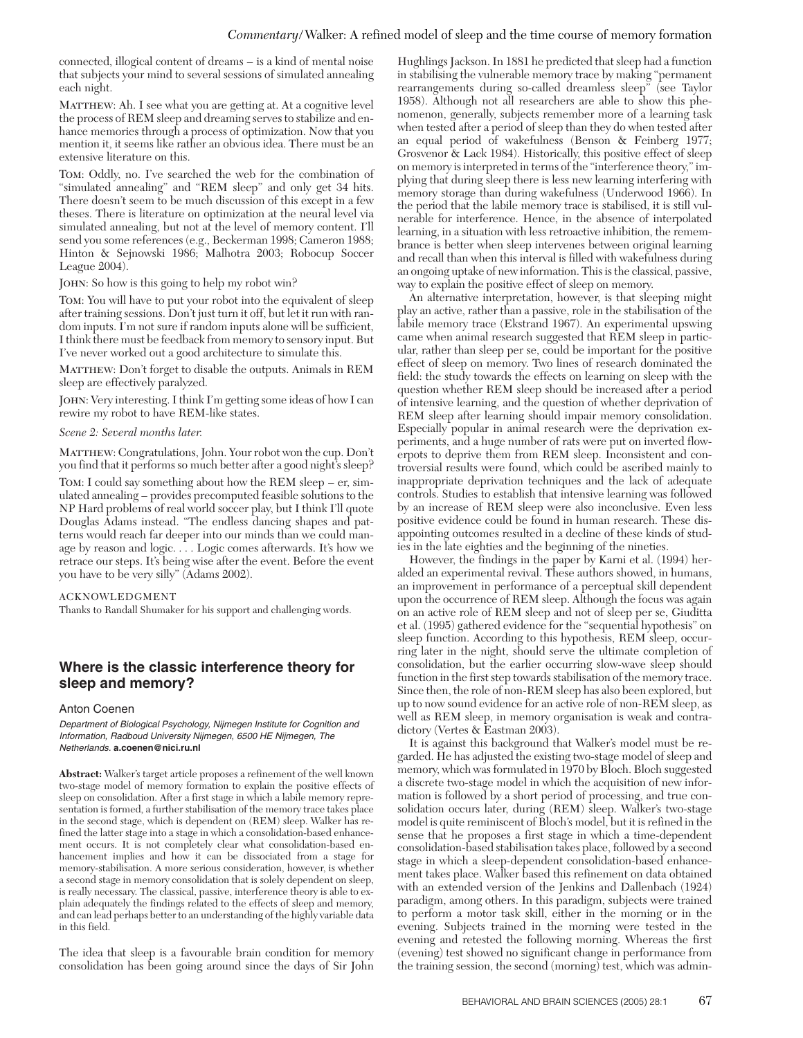connected, illogical content of dreams – is a kind of mental noise that subjects your mind to several sessions of simulated annealing each night.

MATTHEW: Ah. I see what you are getting at. At a cognitive level the process of REM sleep and dreaming serves to stabilize and enhance memories through a process of optimization. Now that you mention it, it seems like rather an obvious idea. There must be an extensive literature on this.

TOM: Oddly, no. I've searched the web for the combination of "simulated annealing" and "REM sleep" and only get 34 hits. There doesn't seem to be much discussion of this except in a few theses. There is literature on optimization at the neural level via simulated annealing, but not at the level of memory content. I'll send you some references (e.g., Beckerman 1998; Cameron 1988; Hinton & Sejnowski 1986; Malhotra 2003; Robocup Soccer League 2004).

JOHN: So how is this going to help my robot win?

TOM: You will have to put your robot into the equivalent of sleep after training sessions. Don't just turn it off, but let it run with random inputs. I'm not sure if random inputs alone will be sufficient, I think there must be feedback from memory to sensory input. But I've never worked out a good architecture to simulate this.

MATTHEW: Don't forget to disable the outputs. Animals in REM sleep are effectively paralyzed.

JOHN: Very interesting. I think I'm getting some ideas of how I can rewire my robot to have REM-like states.

*Scene 2: Several months later.*

MATTHEW: Congratulations, John. Your robot won the cup. Don't you find that it performs so much better after a good night's sleep?

TOM: I could say something about how the REM sleep – er, simulated annealing – provides precomputed feasible solutions to the NP Hard problems of real world soccer play, but I think I'll quote Douglas Adams instead. "The endless dancing shapes and patterns would reach far deeper into our minds than we could manage by reason and logic. . . . Logic comes afterwards. It's how we retrace our steps. It's being wise after the event. Before the event you have to be very silly" (Adams 2002).

ACKNOWLEDGMENT

Thanks to Randall Shumaker for his support and challenging words.

## Where is the classic interference theory for sleep and memory?

Anton Coenen

*Department of Biological Psychology, Nijmegen Institute for Cognition and Information, Radboud University Nijmegen, 6500 HE Nijmegen, The Netherlands.* **a.coenen@nici.ru.nl**

**Abstract:** Walker's target article proposes a refinement of the well known two-stage model of memory formation to explain the positive effects of sleep on consolidation. After a first stage in which a labile memory representation is formed, a further stabilisation of the memory trace takes place in the second stage, which is dependent on (REM) sleep. Walker has refined the latter stage into a stage in which a consolidation-based enhancement occurs. It is not completely clear what consolidation-based enhancement implies and how it can be dissociated from a stage for memory-stabilisation. A more serious consideration, however, is whether a second stage in memory consolidation that is solely dependent on sleep, is really necessary. The classical, passive, interference theory is able to explain adequately the findings related to the effects of sleep and memory, and can lead perhaps better to an understanding of the highly variable data in this field.

The idea that sleep is a favourable brain condition for memory consolidation has been going around since the days of Sir John Hughlings Jackson. In 1881 he predicted that sleep had a function in stabilising the vulnerable memory trace by making "permanent rearrangements during so-called dreamless sleep" (see Taylor 1958). Although not all researchers are able to show this phenomenon, generally, subjects remember more of a learning task when tested after a period of sleep than they do when tested after an equal period of wakefulness (Benson & Feinberg 1977; Grosvenor & Lack 1984). Historically, this positive effect of sleep on memory is interpreted in terms of the "interference theory," implying that during sleep there is less new learning interfering with memory storage than during wakefulness (Underwood 1966). In the period that the labile memory trace is stabilised, it is still vulnerable for interference. Hence, in the absence of interpolated learning, in a situation with less retroactive inhibition, the remembrance is better when sleep intervenes between original learning and recall than when this interval is filled with wakefulness during an ongoing uptake of new information. This is the classical, passive, way to explain the positive effect of sleep on memory.

An alternative interpretation, however, is that sleeping might play an active, rather than a passive, role in the stabilisation of the labile memory trace (Ekstrand 1967). An experimental upswing came when animal research suggested that REM sleep in particular, rather than sleep per se, could be important for the positive effect of sleep on memory. Two lines of research dominated the field: the study towards the effects on learning on sleep with the question whether REM sleep should be increased after a period of intensive learning, and the question of whether deprivation of REM sleep after learning should impair memory consolidation. Especially popular in animal research were the deprivation experiments, and a huge number of rats were put on inverted flowerpots to deprive them from REM sleep. Inconsistent and controversial results were found, which could be ascribed mainly to inappropriate deprivation techniques and the lack of adequate controls. Studies to establish that intensive learning was followed by an increase of REM sleep were also inconclusive. Even less positive evidence could be found in human research. These disappointing outcomes resulted in a decline of these kinds of studies in the late eighties and the beginning of the nineties.

However, the findings in the paper by Karni et al. (1994) heralded an experimental revival. These authors showed, in humans, an improvement in performance of a perceptual skill dependent upon the occurrence of REM sleep. Although the focus was again on an active role of REM sleep and not of sleep per se, Giuditta et al. (1995) gathered evidence for the "sequential hypothesis" on sleep function. According to this hypothesis, REM sleep, occurring later in the night, should serve the ultimate completion of consolidation, but the earlier occurring slow-wave sleep should function in the first step towards stabilisation of the memory trace. Since then, the role of non-REM sleep has also been explored, but up to now sound evidence for an active role of non-REM sleep, as well as REM sleep, in memory organisation is weak and contradictory (Vertes & Eastman 2003).

It is against this background that Walker's model must be regarded. He has adjusted the existing two-stage model of sleep and memory, which was formulated in 1970 by Bloch. Bloch suggested a discrete two-stage model in which the acquisition of new information is followed by a short period of processing, and true consolidation occurs later, during (REM) sleep. Walker's two-stage model is quite reminiscent of Bloch's model, but it is refined in the sense that he proposes a first stage in which a time-dependent consolidation-based stabilisation takes place, followed by a second stage in which a sleep-dependent consolidation-based enhancement takes place. Walker based this refinement on data obtained with an extended version of the Jenkins and Dallenbach (1924) paradigm, among others. In this paradigm, subjects were trained to perform a motor task skill, either in the morning or in the evening. Subjects trained in the morning were tested in the evening and retested the following morning. Whereas the first (evening) test showed no significant change in performance from the training session, the second (morning) test, which was admin-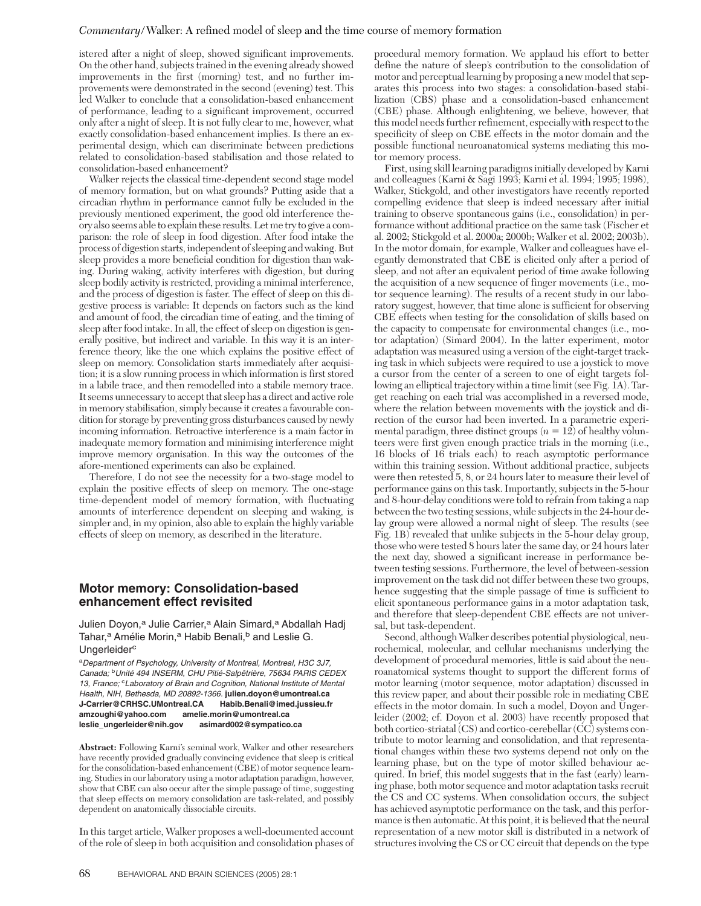istered after a night of sleep, showed significant improvements. On the other hand, subjects trained in the evening already showed improvements in the first (morning) test, and no further improvements were demonstrated in the second (evening) test. This led Walker to conclude that a consolidation-based enhancement of performance, leading to a significant improvement, occurred only after a night of sleep. It is not fully clear to me, however, what exactly consolidation-based enhancement implies. Is there an experimental design, which can discriminate between predictions related to consolidation-based stabilisation and those related to consolidation-based enhancement?

Walker rejects the classical time-dependent second stage model of memory formation, but on what grounds? Putting aside that a circadian rhythm in performance cannot fully be excluded in the previously mentioned experiment, the good old interference theory also seems able to explain these results. Let me try to give a comparison: the role of sleep in food digestion. After food intake the process of digestion starts, independent of sleeping and waking. But sleep provides a more beneficial condition for digestion than waking. During waking, activity interferes with digestion, but during sleep bodily activity is restricted, providing a minimal interference, and the process of digestion is faster. The effect of sleep on this digestive process is variable: It depends on factors such as the kind and amount of food, the circadian time of eating, and the timing of sleep after food intake. In all, the effect of sleep on digestion is generally positive, but indirect and variable. In this way it is an interference theory, like the one which explains the positive effect of sleep on memory. Consolidation starts immediately after acquisition; it is a slow running process in which information is first stored in a labile trace, and then remodelled into a stabile memory trace. It seems unnecessary to accept that sleep has a direct and active role in memory stabilisation, simply because it creates a favourable condition for storage by preventing gross disturbances caused by newly incoming information. Retroactive interference is a main factor in inadequate memory formation and minimising interference might improve memory organisation. In this way the outcomes of the afore-mentioned experiments can also be explained.

Therefore, I do not see the necessity for a two-stage model to explain the positive effects of sleep on memory. The one-stage time-dependent model of memory formation, with fluctuating amounts of interference dependent on sleeping and waking, is simpler and, in my opinion, also able to explain the highly variable effects of sleep on memory, as described in the literature.

## Motor memory: Consolidation-based enhancement effect revisited

Julien Doyon,[a] Julie Carrier,[a] Alain Simard,[a] Abdallah Hadj Tahar,[a] Amélie Morin,[a] Habib Benali,[b] and Leslie G. Ungerleider[c]

[a]*Department of Psychology, University of Montreal, Montreal, H3C 3J7, Canada;* [b]*Unité 494 INSERM, CHU Pitié-Salpêtrière, 75634 PARIS CEDEX 13, France;* [c]*Laboratory of Brain and Cognition, National Institute of Mental Health, NIH, Bethesda, MD 20892-1366.* **julien.doyon@umontreal.ca J-Carrier@CRHSC.UMontreal.CA Habib.Benali@imed.jussieu.fr amzoughi@yahoo.com amelie.morin@umontreal.ca leslie_ungerleider@nih.gov asimard002@sympatico.ca**

**Abstract:** Following Karni's seminal work, Walker and other researchers have recently provided gradually convincing evidence that sleep is critical for the consolidation-based enhancement (CBE) of motor sequence learning. Studies in our laboratory using a motor adaptation paradigm, however, show that CBE can also occur after the simple passage of time, suggesting that sleep effects on memory consolidation are task-related, and possibly dependent on anatomically dissociable circuits.

In this target article, Walker proposes a well-documented account of the role of sleep in both acquisition and consolidation phases of procedural memory formation. We applaud his effort to better define the nature of sleep's contribution to the consolidation of motor and perceptual learning by proposing a new model that separates this process into two stages: a consolidation-based stabilization (CBS) phase and a consolidation-based enhancement (CBE) phase. Although enlightening, we believe, however, that this model needs further refinement, especially with respect to the specificity of sleep on CBE effects in the motor domain and the possible functional neuroanatomical systems mediating this motor memory process.

First, using skill learning paradigms initially developed by Karni and colleagues (Karni & Sagi 1993; Karni et al. 1994; 1995; 1998), Walker, Stickgold, and other investigators have recently reported compelling evidence that sleep is indeed necessary after initial training to observe spontaneous gains (i.e., consolidation) in performance without additional practice on the same task (Fischer et al. 2002; Stickgold et al. 2000a; 2000b; Walker et al. 2002; 2003b). In the motor domain, for example, Walker and colleagues have elegantly demonstrated that CBE is elicited only after a period of sleep, and not after an equivalent period of time awake following the acquisition of a new sequence of finger movements (i.e., motor sequence learning). The results of a recent study in our laboratory suggest, however, that time alone is sufficient for observing CBE effects when testing for the consolidation of skills based on the capacity to compensate for environmental changes (i.e., motor adaptation) (Simard 2004). In the latter experiment, motor adaptation was measured using a version of the eight-target tracking task in which subjects were required to use a joystick to move a cursor from the center of a screen to one of eight targets following an elliptical trajectory within a time limit (see Fig. 1A). Target reaching on each trial was accomplished in a reversed mode, where the relation between movements with the joystick and direction of the cursor had been inverted. In a parametric experimental paradigm, three distinct groups ($n = 12$) of healthy volunteers were first given enough practice trials in the morning (i.e., 16 blocks of 16 trials each) to reach asymptotic performance within this training session. Without additional practice, subjects were then retested 5, 8, or 24 hours later to measure their level of performance gains on this task. Importantly, subjects in the 5-hour and 8-hour-delay conditions were told to refrain from taking a nap between the two testing sessions, while subjects in the 24-hour delay group were allowed a normal night of sleep. The results (see Fig. 1B) revealed that unlike subjects in the 5-hour delay group, those who were tested 8 hours later the same day, or 24 hours later the next day, showed a significant increase in performance between testing sessions. Furthermore, the level of between-session improvement on the task did not differ between these two groups, hence suggesting that the simple passage of time is sufficient to elicit spontaneous performance gains in a motor adaptation task, and therefore that sleep-dependent CBE effects are not universal, but task-dependent.

Second, although Walker describes potential physiological, neurochemical, molecular, and cellular mechanisms underlying the development of procedural memories, little is said about the neuroanatomical systems thought to support the different forms of motor learning (motor sequence, motor adaptation) discussed in this review paper, and about their possible role in mediating CBE effects in the motor domain. In such a model, Doyon and Ungerleider (2002; cf. Doyon et al. 2003) have recently proposed that both cortico-striatal (CS) and cortico-cerebellar (CC) systems contribute to motor learning and consolidation, and that representational changes within these two systems depend not only on the learning phase, but on the type of motor skilled behaviour acquired. In brief, this model suggests that in the fast (early) learning phase, both motor sequence and motor adaptation tasks recruit the CS and CC systems. When consolidation occurs, the subject has achieved asymptotic performance on the task, and this performance is then automatic. At this point, it is believed that the neural representation of a new motor skill is distributed in a network of structures involving the CS or CC circuit that depends on the type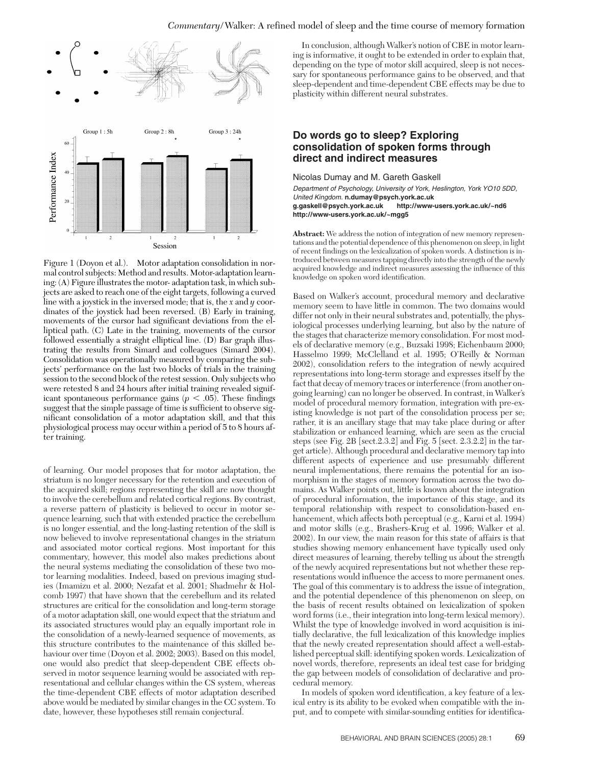Figure 1 (Doyon et al.). Motor adaptation consolidation in normal control subjects: Method and results. Motor-adaptation learning: (A) Figure illustrates the motor- adaptation task, in which subjects are asked to reach one of the eight targets, following a curved line with a joystick in the inversed mode; that is, the $x$ and $y$ coordinates of the joystick had been reversed. (B) Early in training, movements of the cursor had significant deviations from the elliptical path. (C) Late in the training, movements of the cursor followed essentially a straight elliptical line. (D) Bar graph illustrating the results from Simard and colleagues (Simard 2004). Consolidation was operationally measured by comparing the subjects' performance on the last two blocks of trials in the training session to the second block of the retest session. Only subjects who were retested 8 and 24 hours after initial training revealed significant spontaneous performance gains ($p < .05$). These findings suggest that the simple passage of time is sufficient to observe significant consolidation of a motor adaptation skill, and that this physiological process may occur within a period of 5 to 8 hours after training.

of learning. Our model proposes that for motor adaptation, the striatum is no longer necessary for the retention and execution of the acquired skill; regions representing the skill are now thought to involve the cerebellum and related cortical regions. By contrast, a reverse pattern of plasticity is believed to occur in motor sequence learning, such that with extended practice the cerebellum is no longer essential, and the long-lasting retention of the skill is now believed to involve representational changes in the striatum and associated motor cortical regions. Most important for this commentary, however, this model also makes predictions about the neural systems mediating the consolidation of these two motor learning modalities. Indeed, based on previous imaging studies (Imamizu et al. 2000; Nezafat et al. 2001; Shadmehr & Holcomb 1997) that have shown that the cerebellum and its related structures are critical for the consolidation and long-term storage of a motor adaptation skill, one would expect that the striatum and its associated structures would play an equally important role in the consolidation of a newly-learned sequence of movements, as this structure contributes to the maintenance of this skilled behaviour over time (Doyon et al. 2002; 2003). Based on this model, one would also predict that sleep-dependent CBE effects observed in motor sequence learning would be associated with representational and cellular changes within the CS system, whereas the time-dependent CBE effects of motor adaptation described above would be mediated by similar changes in the CC system. To date, however, these hypotheses still remain conjectural.

In conclusion, although Walker's notion of CBE in motor learning is informative, it ought to be extended in order to explain that, depending on the type of motor skill acquired, sleep is not necessary for spontaneous performance gains to be observed, and that sleep-dependent and time-dependent CBE effects may be due to plasticity within different neural substrates.

## Do words go to sleep? Exploring consolidation of spoken forms through direct and indirect measures

Nicolas Dumay and M. Gareth Gaskell

*Department of Psychology, University of York, Heslington, York YO10 5DD, United Kingdom.* **n.dumay@psych.york.ac.uk g.gaskell@psych.york.ac.uk http://www-users.york.ac.uk/~nd6 http://www-users.york.ac.uk/~mgg5**

**Abstract:** We address the notion of integration of new memory representations and the potential dependence of this phenomenon on sleep, in light of recent findings on the lexicalization of spoken words. A distinction is introduced between measures tapping directly into the strength of the newly acquired knowledge and indirect measures assessing the influence of this knowledge on spoken word identification.

Based on Walker's account, procedural memory and declarative memory seem to have little in common. The two domains would differ not only in their neural substrates and, potentially, the physiological processes underlying learning, but also by the nature of the stages that characterize memory consolidation. For most models of declarative memory (e.g., Buzsaki 1998; Eichenbaum 2000; Hasselmo 1999; McClelland et al. 1995; O'Reilly & Norman 2002), consolidation refers to the integration of newly acquired representations into long-term storage and expresses itself by the fact that decay of memory traces or interference (from another ongoing learning) can no longer be observed. In contrast, in Walker's model of procedural memory formation, integration with pre-existing knowledge is not part of the consolidation process per se; rather, it is an ancillary stage that may take place during or after stabilization or enhanced learning, which are seen as the crucial steps (see Fig. 2B [sect.2.3.2] and Fig. 5 [sect. 2.3.2.2] in the target article). Although procedural and declarative memory tap into different aspects of experience and use presumably different neural implementations, there remains the potential for an isomorphism in the stages of memory formation across the two domains. As Walker points out, little is known about the integration of procedural information, the importance of this stage, and its temporal relationship with respect to consolidation-based enhancement, which affects both perceptual (e.g., Karni et al. 1994) and motor skills (e.g., Brashers-Krug et al. 1996; Walker et al. 2002). In our view, the main reason for this state of affairs is that studies showing memory enhancement have typically used only direct measures of learning, thereby telling us about the strength of the newly acquired representations but not whether these representations would influence the access to more permanent ones. The goal of this commentary is to address the issue of integration, and the potential dependence of this phenomenon on sleep, on the basis of recent results obtained on lexicalization of spoken word forms (i.e., their integration into long-term lexical memory). Whilst the type of knowledge involved in word acquisition is initially declarative, the full lexicalization of this knowledge implies that the newly created representation should affect a well-established perceptual skill: identifying spoken words. Lexicalization of novel words, therefore, represents an ideal test case for bridging the gap between models of consolidation of declarative and procedural memory.

In models of spoken word identification, a key feature of a lexical entry is its ability to be evoked when compatible with the input, and to compete with similar-sounding entities for identifica-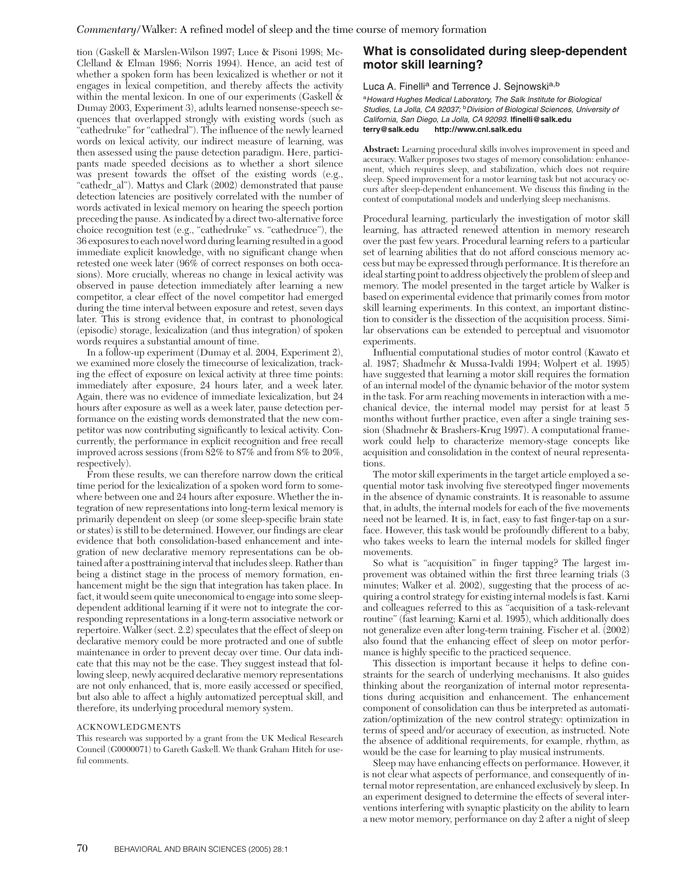tion (Gaskell & Marslen-Wilson 1997; Luce & Pisoni 1998; McClelland & Elman 1986; Norris 1994). Hence, an acid test of whether a spoken form has been lexicalized is whether or not it engages in lexical competition, and thereby affects the activity within the mental lexicon. In one of our experiments (Gaskell & Dumay 2003, Experiment 3), adults learned nonsense-speech sequences that overlapped strongly with existing words (such as "cathedruke" for "cathedral"). The influence of the newly learned words on lexical activity, our indirect measure of learning, was then assessed using the pause detection paradigm. Here, participants made speeded decisions as to whether a short silence was present towards the offset of the existing words (e.g., "cathedr_al"). Mattys and Clark (2002) demonstrated that pause detection latencies are positively correlated with the number of words activated in lexical memory on hearing the speech portion preceding the pause. As indicated by a direct two-alternative force choice recognition test (e.g., "cathedruke" vs. "cathedruce"), the 36 exposures to each novel word during learning resulted in a good immediate explicit knowledge, with no significant change when retested one week later (96% of correct responses on both occasions). More crucially, whereas no change in lexical activity was observed in pause detection immediately after learning a new competitor, a clear effect of the novel competitor had emerged during the time interval between exposure and retest, seven days later. This is strong evidence that, in contrast to phonological (episodic) storage, lexicalization (and thus integration) of spoken words requires a substantial amount of time.

In a follow-up experiment (Dumay et al. 2004, Experiment 2), we examined more closely the timecourse of lexicalization, tracking the effect of exposure on lexical activity at three time points: immediately after exposure, 24 hours later, and a week later. Again, there was no evidence of immediate lexicalization, but 24 hours after exposure as well as a week later, pause detection performance on the existing words demonstrated that the new competitor was now contributing significantly to lexical activity. Concurrently, the performance in explicit recognition and free recall improved across sessions (from 82% to 87% and from 8% to 20%, respectively).

From these results, we can therefore narrow down the critical time period for the lexicalization of a spoken word form to somewhere between one and 24 hours after exposure. Whether the integration of new representations into long-term lexical memory is primarily dependent on sleep (or some sleep-specific brain state or states) is still to be determined. However, our findings are clear evidence that both consolidation-based enhancement and integration of new declarative memory representations can be obtained after a posttraining interval that includes sleep. Rather than being a distinct stage in the process of memory formation, enhancement might be the sign that integration has taken place. In fact, it would seem quite uneconomical to engage into some sleep-dependent additional learning if it were not to integrate the corresponding representations in a long-term associative network or repertoire. Walker (sect. 2.2) speculates that the effect of sleep on declarative memory could be more protracted and one of subtle maintenance in order to prevent decay over time. Our data indicate that this may not be the case. They suggest instead that following sleep, newly acquired declarative memory representations are not only enhanced, that is, more easily accessed or specified, but also able to affect a highly automatized perceptual skill, and therefore, its underlying procedural memory system.

ACKNOWLEDGMENTS

This research was supported by a grant from the UK Medical Research Council (G0000071) to Gareth Gaskell. We thank Graham Hitch for useful comments.

## What is consolidated during sleep-dependent motor skill learning?

Luca A. Finelli[a] and Terrence J. Sejnowski[a,b]

[a]*Howard Hughes Medical Laboratory, The Salk Institute for Biological Studies, La Jolla, CA 92037;* [b]*Division of Biological Sciences, University of California, San Diego, La Jolla, CA 92093.* **lfinelli@salk.edu terry@salk.edu http://www.cnl.salk.edu**

**Abstract:** Learning procedural skills involves improvement in speed and accuracy. Walker proposes two stages of memory consolidation: enhancement, which requires sleep, and stabilization, which does not require sleep. Speed improvement for a motor learning task but not accuracy occurs after sleep-dependent enhancement. We discuss this finding in the context of computational models and underlying sleep mechanisms.

Procedural learning, particularly the investigation of motor skill learning, has attracted renewed attention in memory research over the past few years. Procedural learning refers to a particular set of learning abilities that do not afford conscious memory access but may be expressed through performance. It is therefore an ideal starting point to address objectively the problem of sleep and memory. The model presented in the target article by Walker is based on experimental evidence that primarily comes from motor skill learning experiments. In this context, an important distinction to consider is the dissection of the acquisition process. Similar observations can be extended to perceptual and visuomotor experiments.

Influential computational studies of motor control (Kawato et al. 1987; Shadmehr & Mussa-Ivaldi 1994; Wolpert et al. 1995) have suggested that learning a motor skill requires the formation of an internal model of the dynamic behavior of the motor system in the task. For arm reaching movements in interaction with a mechanical device, the internal model may persist for at least 5 months without further practice, even after a single training session (Shadmehr & Brashers-Krug 1997). A computational framework could help to characterize memory-stage concepts like acquisition and consolidation in the context of neural representations.

The motor skill experiments in the target article employed a sequential motor task involving five stereotyped finger movements in the absence of dynamic constraints. It is reasonable to assume that, in adults, the internal models for each of the five movements need not be learned. It is, in fact, easy to fast finger-tap on a surface. However, this task would be profoundly different to a baby, who takes weeks to learn the internal models for skilled finger movements.

So what is "acquisition" in finger tapping? The largest improvement was obtained within the first three learning trials (3 minutes; Walker et al. 2002), suggesting that the process of acquiring a control strategy for existing internal models is fast. Karni and colleagues referred to this as "acquisition of a task-relevant routine" (fast learning; Karni et al. 1995), which additionally does not generalize even after long-term training. Fischer et al. (2002) also found that the enhancing effect of sleep on motor performance is highly specific to the practiced sequence.

This dissection is important because it helps to define constraints for the search of underlying mechanisms. It also guides thinking about the reorganization of internal motor representations during acquisition and enhancement. The enhancement component of consolidation can thus be interpreted as automatization/optimization of the new control strategy: optimization in terms of speed and/or accuracy of execution, as instructed. Note the absence of additional requirements, for example, rhythm, as would be the case for learning to play musical instruments.

Sleep may have enhancing effects on performance. However, it is not clear what aspects of performance, and consequently of internal motor representation, are enhanced exclusively by sleep. In an experiment designed to determine the effects of several interventions interfering with synaptic plasticity on the ability to learn a new motor memory, performance on day 2 after a night of sleep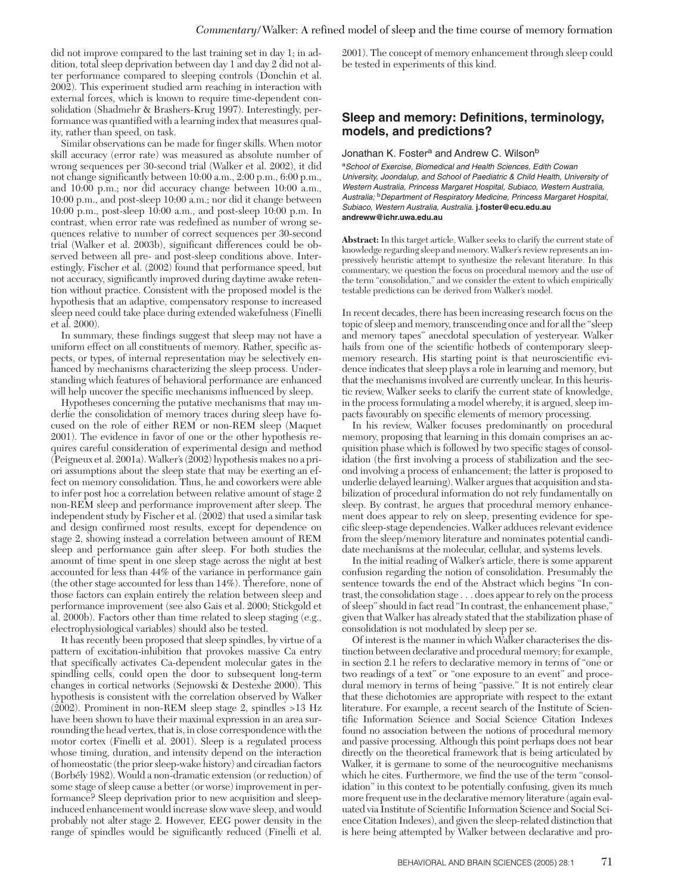did not improve compared to the last training set in day 1; in addition, total sleep deprivation between day 1 and day 2 did not alter performance compared to sleeping controls (Donchin et al. 2002). This experiment studied arm reaching in interaction with external forces, which is known to require time-dependent consolidation (Shadmehr & Brashers-Krug 1997). Interestingly, performance was quantified with a learning index that measures quality, rather than speed, on task.

Similar observations can be made for finger skills. When motor skill accuracy (error rate) was measured as absolute number of wrong sequences per 30-second trial (Walker et al. 2002), it did not change significantly between 10:00 a.m., 2:00 p.m., 6:00 p.m., and 10:00 p.m.; nor did accuracy change between 10:00 a.m., 10:00 p.m., and post-sleep 10:00 a.m.; nor did it change between 10:00 p.m., post-sleep 10:00 a.m., and post-sleep 10:00 p.m. In contrast, when error rate was redefined as number of wrong sequences relative to number of correct sequences per 30-second trial (Walker et al. 2003b), significant differences could be observed between all pre- and post-sleep conditions above. Interestingly, Fischer et al. (2002) found that performance speed, but not accuracy, significantly improved during daytime awake retention without practice. Consistent with the proposed model is the hypothesis that an adaptive, compensatory response to increased sleep need could take place during extended wakefulness (Finelli et al. 2000).

In summary, these findings suggest that sleep may not have a uniform effect on all constituents of memory. Rather, specific aspects, or types, of internal representation may be selectively enhanced by mechanisms characterizing the sleep process. Understanding which features of behavioral performance are enhanced will help uncover the specific mechanisms influenced by sleep.

Hypotheses concerning the putative mechanisms that may underlie the consolidation of memory traces during sleep have focused on the role of either REM or non-REM sleep (Maquet 2001). The evidence in favor of one or the other hypothesis requires careful consideration of experimental design and method (Peigneux et al. 2001a). Walker's (2002) hypothesis makes no a priori assumptions about the sleep state that may be exerting an effect on memory consolidation. Thus, he and coworkers were able to infer post hoc a correlation between relative amount of stage 2 non-REM sleep and performance improvement after sleep. The independent study by Fischer et al. (2002) that used a similar task and design confirmed most results, except for dependence on stage 2, showing instead a correlation between amount of REM sleep and performance gain after sleep. For both studies the amount of time spent in one sleep stage across the night at best accounted for less than 44% of the variance in performance gain (the other stage accounted for less than 14%). Therefore, none of those factors can explain entirely the relation between sleep and performance improvement (see also Gais et al. 2000; Stickgold et al. 2000b). Factors other than time related to sleep staging (e.g., electrophysiological variables) should also be tested.

It has recently been proposed that sleep spindles, by virtue of a pattern of excitation-inhibition that provokes massive Ca entry that specifically activates Ca-dependent molecular gates in the spindling cells, could open the door to subsequent long-term changes in cortical networks (Sejnowski & Destexhe 2000). This hypothesis is consistent with the correlation observed by Walker (2002). Prominent in non-REM sleep stage 2, spindles >13 Hz have been shown to have their maximal expression in an area surrounding the head vertex, that is, in close correspondence with the motor cortex (Finelli et al. 2001). Sleep is a regulated process whose timing, duration, and intensity depend on the interaction of homeostatic (the prior sleep-wake history) and circadian factors (Borbély 1982). Would a non-dramatic extension (or reduction) of some stage of sleep cause a better (or worse) improvement in performance? Sleep deprivation prior to new acquisition and sleep-induced enhancement would increase slow wave sleep, and would probably not alter stage 2. However, EEG power density in the range of spindles would be significantly reduced (Finelli et al. 2001). The concept of memory enhancement through sleep could be tested in experiments of this kind.

## Sleep and memory: Definitions, terminology, models, and predictions?

Jonathan K. Foster[a] and Andrew C. Wilson[b]

[a]*School of Exercise, Biomedical and Health Sciences, Edith Cowan University, Joondalup, and School of Paediatric & Child Health, University of Western Australia, Princess Margaret Hospital, Subiaco, Western Australia, Australia;* [b]*Department of Respiratory Medicine, Princess Margaret Hospital, Subiaco, Western Australia, Australia.* **j.foster@ecu.edu.au andreww@ichr.uwa.edu.au**

**Abstract:** In this target article, Walker seeks to clarify the current state of knowledge regarding sleep and memory. Walker's review represents an impressively heuristic attempt to synthesize the relevant literature. In this commentary, we question the focus on procedural memory and the use of the term "consolidation," and we consider the extent to which empirically testable predictions can be derived from Walker's model.

In recent decades, there has been increasing research focus on the topic of sleep and memory, transcending once and for all the "sleep and memory tapes" anecdotal speculation of yesteryear. Walker hails from one of the scientific hotbeds of contemporary sleep-memory research. His starting point is that neuroscientific evidence indicates that sleep plays a role in learning and memory, but that the mechanisms involved are currently unclear. In this heuristic review, Walker seeks to clarify the current state of knowledge, in the process formulating a model whereby, it is argued, sleep impacts favourably on specific elements of memory processing.

In his review, Walker focuses predominantly on procedural memory, proposing that learning in this domain comprises an acquisition phase which is followed by two specific stages of consolidation (the first involving a process of stabilization and the second involving a process of enhancement; the latter is proposed to underlie delayed learning). Walker argues that acquisition and stabilization of procedural information do not rely fundamentally on sleep. By contrast, he argues that procedural memory enhancement does appear to rely on sleep, presenting evidence for specific sleep-stage dependencies. Walker adduces relevant evidence from the sleep/memory literature and nominates potential candidate mechanisms at the molecular, cellular, and systems levels.

In the initial reading of Walker's article, there is some apparent confusion regarding the notion of consolidation. Presumably the sentence towards the end of the Abstract which begins "In contrast, the consolidation stage . . . does appear to rely on the process of sleep" should in fact read "In contrast, the enhancement phase," given that Walker has already stated that the stabilization phase of consolidation is not modulated by sleep per se.

Of interest is the manner in which Walker characterises the distinction between declarative and procedural memory; for example, in section 2.1 he refers to declarative memory in terms of "one or two readings of a text" or "one exposure to an event" and procedural memory in terms of being "passive." It is not entirely clear that these dichotomies are appropriate with respect to the extant literature. For example, a recent search of the Institute of Scientific Information Science and Social Science Citation Indexes found no association between the notions of procedural memory and passive processing. Although this point perhaps does not bear directly on the theoretical framework that is being articulated by Walker, it is germane to some of the neurocognitive mechanisms which he cites. Furthermore, we find the use of the term "consolidation" in this context to be potentially confusing, given its much more frequent use in the declarative memory literature (again evaluated via Institute of Scientific Information Science and Social Science Citation Indexes), and given the sleep-related distinction that is here being attempted by Walker between declarative and pro-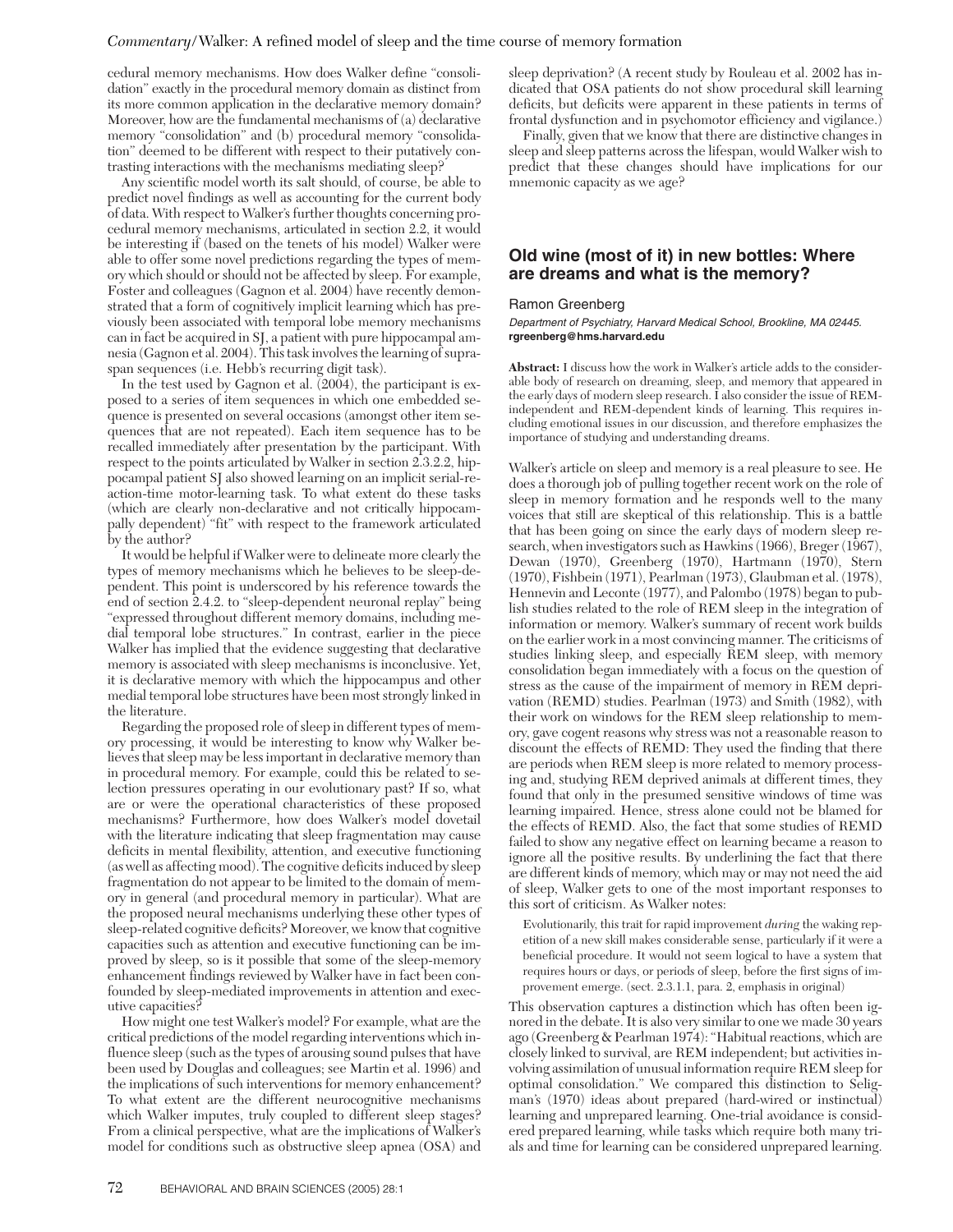cedural memory mechanisms. How does Walker define "consolidation" exactly in the procedural memory domain as distinct from its more common application in the declarative memory domain? Moreover, how are the fundamental mechanisms of (a) declarative memory "consolidation" and (b) procedural memory "consolidation" deemed to be different with respect to their putatively contrasting interactions with the mechanisms mediating sleep?

Any scientific model worth its salt should, of course, be able to predict novel findings as well as accounting for the current body of data. With respect to Walker's further thoughts concerning procedural memory mechanisms, articulated in section 2.2, it would be interesting if (based on the tenets of his model) Walker were able to offer some novel predictions regarding the types of memory which should or should not be affected by sleep. For example, Foster and colleagues (Gagnon et al. 2004) have recently demonstrated that a form of cognitively implicit learning which has previously been associated with temporal lobe memory mechanisms can in fact be acquired in SJ, a patient with pure hippocampal amnesia (Gagnon et al. 2004). This task involves the learning of supraspan sequences (i.e. Hebb's recurring digit task).

In the test used by Gagnon et al. (2004), the participant is exposed to a series of item sequences in which one embedded sequence is presented on several occasions (amongst other item sequences that are not repeated). Each item sequence has to be recalled immediately after presentation by the participant. With respect to the points articulated by Walker in section 2.3.2.2, hippocampal patient SJ also showed learning on an implicit serial-reaction-time motor-learning task. To what extent do these tasks (which are clearly non-declarative and not critically hippocampally dependent) "fit" with respect to the framework articulated by the author?

It would be helpful if Walker were to delineate more clearly the types of memory mechanisms which he believes to be sleep-dependent. This point is underscored by his reference towards the end of section 2.4.2. to "sleep-dependent neuronal replay" being "expressed throughout different memory domains, including medial temporal lobe structures." In contrast, earlier in the piece Walker has implied that the evidence suggesting that declarative memory is associated with sleep mechanisms is inconclusive. Yet, it is declarative memory with which the hippocampus and other medial temporal lobe structures have been most strongly linked in the literature.

Regarding the proposed role of sleep in different types of memory processing, it would be interesting to know why Walker believes that sleep may be less important in declarative memory than in procedural memory. For example, could this be related to selection pressures operating in our evolutionary past? If so, what are or were the operational characteristics of these proposed mechanisms? Furthermore, how does Walker's model dovetail with the literature indicating that sleep fragmentation may cause deficits in mental flexibility, attention, and executive functioning (as well as affecting mood). The cognitive deficits induced by sleep fragmentation do not appear to be limited to the domain of memory in general (and procedural memory in particular). What are the proposed neural mechanisms underlying these other types of sleep-related cognitive deficits? Moreover, we know that cognitive capacities such as attention and executive functioning can be improved by sleep, so is it possible that some of the sleep-memory enhancement findings reviewed by Walker have in fact been confounded by sleep-mediated improvements in attention and executive capacities?

How might one test Walker's model? For example, what are the critical predictions of the model regarding interventions which influence sleep (such as the types of arousing sound pulses that have been used by Douglas and colleagues; see Martin et al. 1996) and the implications of such interventions for memory enhancement? To what extent are the different neurocognitive mechanisms which Walker imputes, truly coupled to different sleep stages? From a clinical perspective, what are the implications of Walker's model for conditions such as obstructive sleep apnea (OSA) and sleep deprivation? (A recent study by Rouleau et al. 2002 has indicated that OSA patients do not show procedural skill learning deficits, but deficits were apparent in these patients in terms of frontal dysfunction and in psychomotor efficiency and vigilance.)

Finally, given that we know that there are distinctive changes in sleep and sleep patterns across the lifespan, would Walker wish to predict that these changes should have implications for our mnemonic capacity as we age?

## Old wine (most of it) in new bottles: Where are dreams and what is the memory?

Ramon Greenberg

*Department of Psychiatry, Harvard Medical School, Brookline, MA 02445.*
**rgreenberg@hms.harvard.edu**

**Abstract:** I discuss how the work in Walker's article adds to the considerable body of research on dreaming, sleep, and memory that appeared in the early days of modern sleep research. I also consider the issue of REM-independent and REM-dependent kinds of learning. This requires including emotional issues in our discussion, and therefore emphasizes the importance of studying and understanding dreams.

Walker's article on sleep and memory is a real pleasure to see. He does a thorough job of pulling together recent work on the role of sleep in memory formation and he responds well to the many voices that still are skeptical of this relationship. This is a battle that has been going on since the early days of modern sleep research, when investigators such as Hawkins (1966), Breger (1967), Dewan (1970), Greenberg (1970), Hartmann (1970), Stern (1970), Fishbein (1971), Pearlman (1973), Glaubman et al. (1978), Hennevin and Leconte (1977), and Palombo (1978) began to publish studies related to the role of REM sleep in the integration of information or memory. Walker's summary of recent work builds on the earlier work in a most convincing manner. The criticisms of studies linking sleep, and especially REM sleep, with memory consolidation began immediately with a focus on the question of stress as the cause of the impairment of memory in REM deprivation (REMD) studies. Pearlman (1973) and Smith (1982), with their work on windows for the REM sleep relationship to memory, gave cogent reasons why stress was not a reasonable reason to discount the effects of REMD: They used the finding that there are periods when REM sleep is more related to memory processing and, studying REM deprived animals at different times, they found that only in the presumed sensitive windows of time was learning impaired. Hence, stress alone could not be blamed for the effects of REMD. Also, the fact that some studies of REMD failed to show any negative effect on learning became a reason to ignore all the positive results. By underlining the fact that there are different kinds of memory, which may or may not need the aid of sleep, Walker gets to one of the most important responses to this sort of criticism. As Walker notes:

> Evolutionarily, this trait for rapid improvement *during* the waking repetition of a new skill makes considerable sense, particularly if it were a beneficial procedure. It would not seem logical to have a system that requires hours or days, or periods of sleep, before the first signs of improvement emerge. (sect. 2.3.1.1, para. 2, emphasis in original)

This observation captures a distinction which has often been ignored in the debate. It is also very similar to one we made 30 years ago (Greenberg & Pearlman 1974): "Habitual reactions, which are closely linked to survival, are REM independent; but activities involving assimilation of unusual information require REM sleep for optimal consolidation." We compared this distinction to Seligman's (1970) ideas about prepared (hard-wired or instinctual) learning and unprepared learning. One-trial avoidance is considered prepared learning, while tasks which require both many trials and time for learning can be considered unprepared learning.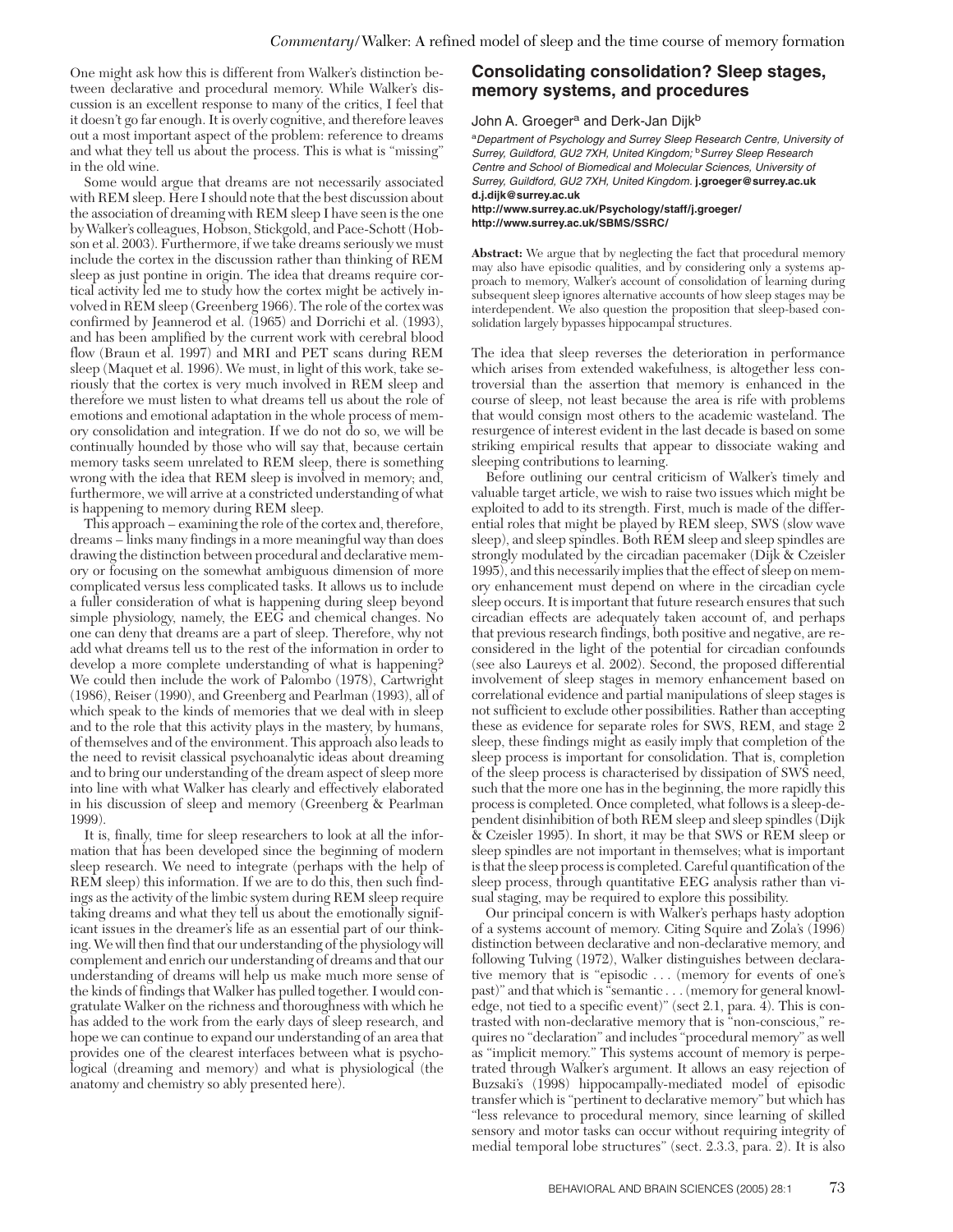One might ask how this is different from Walker's distinction between declarative and procedural memory. While Walker's discussion is an excellent response to many of the critics, I feel that it doesn't go far enough. It is overly cognitive, and therefore leaves out a most important aspect of the problem: reference to dreams and what they tell us about the process. This is what is "missing" in the old wine.

Some would argue that dreams are not necessarily associated with REM sleep. Here I should note that the best discussion about the association of dreaming with REM sleep I have seen is the one by Walker's colleagues, Hobson, Stickgold, and Pace-Schott (Hobson et al. 2003). Furthermore, if we take dreams seriously we must include the cortex in the discussion rather than thinking of REM sleep as just pontine in origin. The idea that dreams require cortical activity led me to study how the cortex might be actively involved in REM sleep (Greenberg 1966). The role of the cortex was confirmed by Jeannerod et al. (1965) and Dorrichi et al. (1993), and has been amplified by the current work with cerebral blood flow (Braun et al. 1997) and MRI and PET scans during REM sleep (Maquet et al. 1996). We must, in light of this work, take seriously that the cortex is very much involved in REM sleep and therefore we must listen to what dreams tell us about the role of emotions and emotional adaptation in the whole process of memory consolidation and integration. If we do not do so, we will be continually hounded by those who will say that, because certain memory tasks seem unrelated to REM sleep, there is something wrong with the idea that REM sleep is involved in memory; and, furthermore, we will arrive at a constricted understanding of what is happening to memory during REM sleep.

This approach – examining the role of the cortex and, therefore, dreams – links many findings in a more meaningful way than does drawing the distinction between procedural and declarative memory or focusing on the somewhat ambiguous dimension of more complicated versus less complicated tasks. It allows us to include a fuller consideration of what is happening during sleep beyond simple physiology, namely, the EEG and chemical changes. No one can deny that dreams are a part of sleep. Therefore, why not add what dreams tell us to the rest of the information in order to develop a more complete understanding of what is happening? We could then include the work of Palombo (1978), Cartwright (1986), Reiser (1990), and Greenberg and Pearlman (1993), all of which speak to the kinds of memories that we deal with in sleep and to the role that this activity plays in the mastery, by humans, of themselves and of the environment. This approach also leads to the need to revisit classical psychoanalytic ideas about dreaming and to bring our understanding of the dream aspect of sleep more into line with what Walker has clearly and effectively elaborated in his discussion of sleep and memory (Greenberg & Pearlman 1999).

It is, finally, time for sleep researchers to look at all the information that has been developed since the beginning of modern sleep research. We need to integrate (perhaps with the help of REM sleep) this information. If we are to do this, then such findings as the activity of the limbic system during REM sleep require taking dreams and what they tell us about the emotionally significant issues in the dreamer's life as an essential part of our thinking. We will then find that our understanding of the physiology will complement and enrich our understanding of dreams and that our understanding of dreams will help us make much more sense of the kinds of findings that Walker has pulled together. I would congratulate Walker on the richness and thoroughness with which he has added to the work from the early days of sleep research, and hope we can continue to expand our understanding of an area that provides one of the clearest interfaces between what is psychological (dreaming and memory) and what is physiological (the anatomy and chemistry so ably presented here).

## Consolidating consolidation? Sleep stages, memory systems, and procedures

John A. Groeger[a] and Derk-Jan Dijk[b]

[a]*Department of Psychology and Surrey Sleep Research Centre, University of Surrey, Guildford, GU2 7XH, United Kingdom;* [b]*Surrey Sleep Research Centre and School of Biomedical and Molecular Sciences, University of Surrey, Guildford, GU2 7XH, United Kingdom.* **j.groeger@surrey.ac.uk d.j.dijk@surrey.ac.uk**
**http://www.surrey.ac.uk/Psychology/staff/j.groeger/**
**http://www.surrey.ac.uk/SBMS/SSRC/**

**Abstract:** We argue that by neglecting the fact that procedural memory may also have episodic qualities, and by considering only a systems approach to memory, Walker's account of consolidation of learning during subsequent sleep ignores alternative accounts of how sleep stages may be interdependent. We also question the proposition that sleep-based consolidation largely bypasses hippocampal structures.

The idea that sleep reverses the deterioration in performance which arises from extended wakefulness, is altogether less controversial than the assertion that memory is enhanced in the course of sleep, not least because the area is rife with problems that would consign most others to the academic wasteland. The resurgence of interest evident in the last decade is based on some striking empirical results that appear to dissociate waking and sleeping contributions to learning.

Before outlining our central criticism of Walker's timely and valuable target article, we wish to raise two issues which might be exploited to add to its strength. First, much is made of the differential roles that might be played by REM sleep, SWS (slow wave sleep), and sleep spindles. Both REM sleep and sleep spindles are strongly modulated by the circadian pacemaker (Dijk & Czeisler 1995), and this necessarily implies that the effect of sleep on memory enhancement must depend on where in the circadian cycle sleep occurs. It is important that future research ensures that such circadian effects are adequately taken account of, and perhaps that previous research findings, both positive and negative, are reconsidered in the light of the potential for circadian confounds (see also Laureys et al. 2002). Second, the proposed differential involvement of sleep stages in memory enhancement based on correlational evidence and partial manipulations of sleep stages is not sufficient to exclude other possibilities. Rather than accepting these as evidence for separate roles for SWS, REM, and stage 2 sleep, these findings might as easily imply that completion of the sleep process is important for consolidation. That is, completion of the sleep process is characterised by dissipation of SWS need, such that the more one has in the beginning, the more rapidly this process is completed. Once completed, what follows is a sleep-dependent disinhibition of both REM sleep and sleep spindles (Dijk & Czeisler 1995). In short, it may be that SWS or REM sleep or sleep spindles are not important in themselves; what is important is that the sleep process is completed. Careful quantification of the sleep process, through quantitative EEG analysis rather than visual staging, may be required to explore this possibility.

Our principal concern is with Walker's perhaps hasty adoption of a systems account of memory. Citing Squire and Zola's (1996) distinction between declarative and non-declarative memory, and following Tulving (1972), Walker distinguishes between declarative memory that is "episodic . . . (memory for events of one's past)" and that which is "semantic . . . (memory for general knowledge, not tied to a specific event)" (sect 2.1, para. 4). This is contrasted with non-declarative memory that is "non-conscious," requires no "declaration" and includes "procedural memory" as well as "implicit memory." This systems account of memory is perpetrated through Walker's argument. It allows an easy rejection of Buzsaki's (1998) hippocampally-mediated model of episodic transfer which is "pertinent to declarative memory" but which has "less relevance to procedural memory, since learning of skilled sensory and motor tasks can occur without requiring integrity of medial temporal lobe structures" (sect. 2.3.3, para. 2). It is also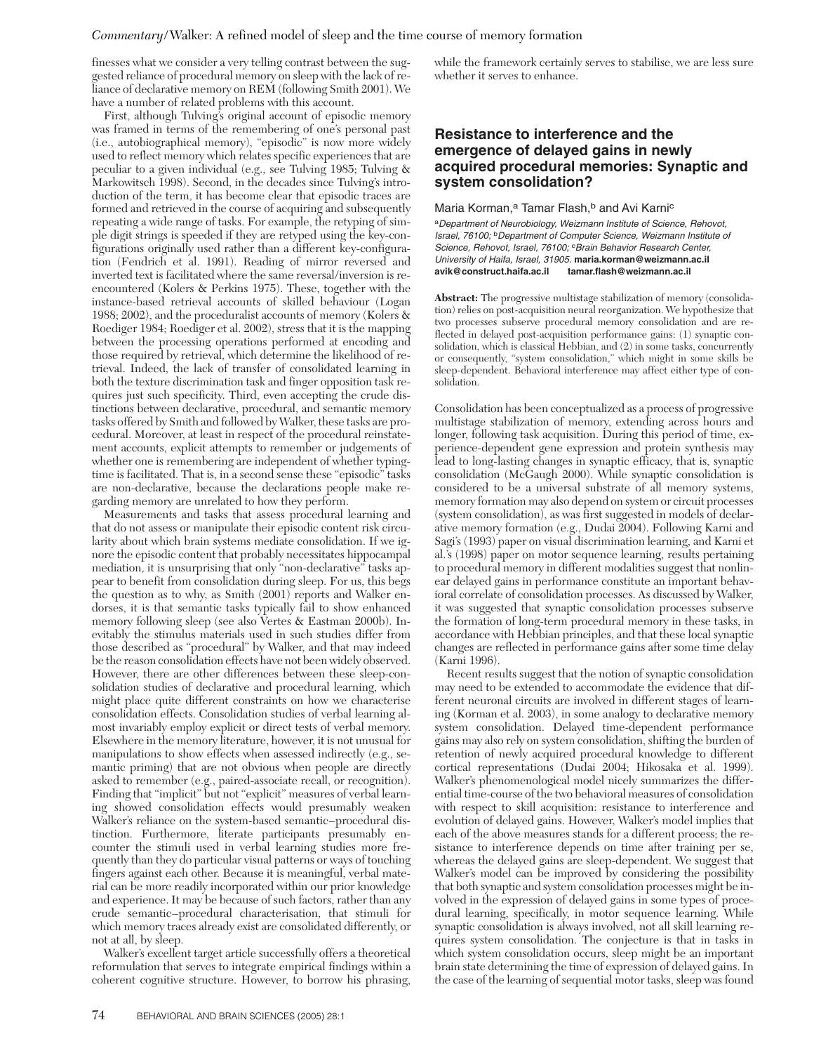finesses what we consider a very telling contrast between the suggested reliance of procedural memory on sleep with the lack of reliance of declarative memory on REM (following Smith 2001). We have a number of related problems with this account.

First, although Tulving's original account of episodic memory was framed in terms of the remembering of one's personal past (i.e., autobiographical memory), "episodic" is now more widely used to reflect memory which relates specific experiences that are peculiar to a given individual (e.g., see Tulving 1985; Tulving & Markowitsch 1998). Second, in the decades since Tulving's introduction of the term, it has become clear that episodic traces are formed and retrieved in the course of acquiring and subsequently repeating a wide range of tasks. For example, the retyping of simple digit strings is speeded if they are retyped using the key-configurations originally used rather than a different key-configuration (Fendrich et al. 1991). Reading of mirror reversed and inverted text is facilitated where the same reversal/inversion is reencountered (Kolers & Perkins 1975). These, together with the instance-based retrieval accounts of skilled behaviour (Logan 1988; 2002), and the proceduralist accounts of memory (Kolers & Roediger 1984; Roediger et al. 2002), stress that it is the mapping between the processing operations performed at encoding and those required by retrieval, which determine the likelihood of retrieval. Indeed, the lack of transfer of consolidated learning in both the texture discrimination task and finger opposition task requires just such specificity. Third, even accepting the crude distinctions between declarative, procedural, and semantic memory tasks offered by Smith and followed by Walker, these tasks are procedural. Moreover, at least in respect of the procedural reinstatement accounts, explicit attempts to remember or judgements of whether one is remembering are independent of whether typing-time is facilitated. That is, in a second sense these "episodic" tasks are non-declarative, because the declarations people make regarding memory are unrelated to how they perform.

Measurements and tasks that assess procedural learning and that do not assess or manipulate their episodic content risk circularity about which brain systems mediate consolidation. If we ignore the episodic content that probably necessitates hippocampal mediation, it is unsurprising that only "non-declarative" tasks appear to benefit from consolidation during sleep. For us, this begs the question as to why, as Smith (2001) reports and Walker endorses, it is that semantic tasks typically fail to show enhanced memory following sleep (see also Vertes & Eastman 2000b). Inevitably the stimulus materials used in such studies differ from those described as "procedural" by Walker, and that may indeed be the reason consolidation effects have not been widely observed. However, there are other differences between these sleep-consolidation studies of declarative and procedural learning, which might place quite different constraints on how we characterise consolidation effects. Consolidation studies of verbal learning almost invariably employ explicit or direct tests of verbal memory. Elsewhere in the memory literature, however, it is not unusual for manipulations to show effects when assessed indirectly (e.g., semantic priming) that are not obvious when people are directly asked to remember (e.g., paired-associate recall, or recognition). Finding that "implicit" but not "explicit" measures of verbal learning showed consolidation effects would presumably weaken Walker's reliance on the system-based semantic–procedural distinction. Furthermore, literate participants presumably encounter the stimuli used in verbal learning studies more frequently than they do particular visual patterns or ways of touching fingers against each other. Because it is meaningful, verbal material can be more readily incorporated within our prior knowledge and experience. It may be because of such factors, rather than any crude semantic–procedural characterisation, that stimuli for which memory traces already exist are consolidated differently, or not at all, by sleep.

Walker's excellent target article successfully offers a theoretical reformulation that serves to integrate empirical findings within a coherent cognitive structure. However, to borrow his phrasing, while the framework certainly serves to stabilise, we are less sure whether it serves to enhance.

## Resistance to interference and the emergence of delayed gains in newly acquired procedural memories: Synaptic and system consolidation?

Maria Korman,[a] Tamar Flash,[b] and Avi Karni[c]

[a]*Department of Neurobiology, Weizmann Institute of Science, Rehovot, Israel, 76100;* [b]*Department of Computer Science, Weizmann Institute of Science, Rehovot, Israel, 76100;* [c]*Brain Behavior Research Center, University of Haifa, Haifa, Israel, 31905.* **maria.korman@weizmann.ac.il avik@construct.haifa.ac.il tamar.flash@weizmann.ac.il**

**Abstract:** The progressive multistage stabilization of memory (consolidation) relies on post-acquisition neural reorganization. We hypothesize that two processes subserve procedural memory consolidation and are reflected in delayed post-acquisition performance gains: (1) synaptic consolidation, which is classical Hebbian, and (2) in some tasks, concurrently or consequently, "system consolidation," which might in some skills be sleep-dependent. Behavioral interference may affect either type of consolidation.

Consolidation has been conceptualized as a process of progressive multistage stabilization of memory, extending across hours and longer, following task acquisition. During this period of time, experience-dependent gene expression and protein synthesis may lead to long-lasting changes in synaptic efficacy, that is, synaptic consolidation (McGaugh 2000). While synaptic consolidation is considered to be a universal substrate of all memory systems, memory formation may also depend on system or circuit processes (system consolidation), as was first suggested in models of declarative memory formation (e.g., Dudai 2004). Following Karni and Sagi's (1993) paper on visual discrimination learning, and Karni et al.'s (1998) paper on motor sequence learning, results pertaining to procedural memory in different modalities suggest that nonlinear delayed gains in performance constitute an important behavioral correlate of consolidation processes. As discussed by Walker, it was suggested that synaptic consolidation processes subserve the formation of long-term procedural memory in these tasks, in accordance with Hebbian principles, and that these local synaptic changes are reflected in performance gains after some time delay (Karni 1996).

Recent results suggest that the notion of synaptic consolidation may need to be extended to accommodate the evidence that different neuronal circuits are involved in different stages of learning (Korman et al. 2003), in some analogy to declarative memory system consolidation. Delayed time-dependent performance gains may also rely on system consolidation, shifting the burden of retention of newly acquired procedural knowledge to different cortical representations (Dudai 2004; Hikosaka et al. 1999). Walker's phenomenological model nicely summarizes the differential time-course of the two behavioral measures of consolidation with respect to skill acquisition: resistance to interference and evolution of delayed gains. However, Walker's model implies that each of the above measures stands for a different process; the resistance to interference depends on time after training per se, whereas the delayed gains are sleep-dependent. We suggest that Walker's model can be improved by considering the possibility that both synaptic and system consolidation processes might be involved in the expression of delayed gains in some types of procedural learning, specifically, in motor sequence learning. While synaptic consolidation is always involved, not all skill learning requires system consolidation. The conjecture is that in tasks in which system consolidation occurs, sleep might be an important brain state determining the time of expression of delayed gains. In the case of the learning of sequential motor tasks, sleep was found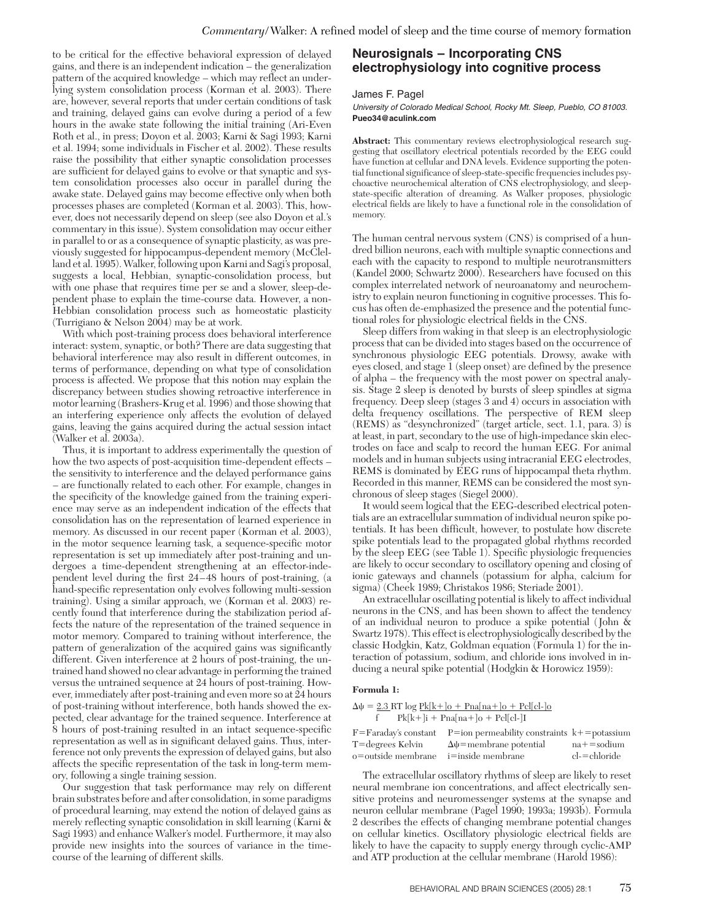to be critical for the effective behavioral expression of delayed gains, and there is an independent indication – the generalization pattern of the acquired knowledge – which may reflect an underlying system consolidation process (Korman et al. 2003). There are, however, several reports that under certain conditions of task and training, delayed gains can evolve during a period of a few hours in the awake state following the initial training (Ari-Even Roth et al., in press; Doyon et al. 2003; Karni & Sagi 1993; Karni et al. 1994; some individuals in Fischer et al. 2002). These results raise the possibility that either synaptic consolidation processes are sufficient for delayed gains to evolve or that synaptic and system consolidation processes also occur in parallel during the awake state. Delayed gains may become effective only when both processes phases are completed (Korman et al. 2003). This, however, does not necessarily depend on sleep (see also Doyon et al.'s commentary in this issue). System consolidation may occur either in parallel to or as a consequence of synaptic plasticity, as was previously suggested for hippocampus-dependent memory (McClelland et al. 1995). Walker, following upon Karni and Sagi's proposal, suggests a local, Hebbian, synaptic-consolidation process, but with one phase that requires time per se and a slower, sleep-dependent phase to explain the time-course data. However, a non-Hebbian consolidation process such as homeostatic plasticity (Turrigiano & Nelson 2004) may be at work.

With which post-training process does behavioral interference interact: system, synaptic, or both? There are data suggesting that behavioral interference may also result in different outcomes, in terms of performance, depending on what type of consolidation process is affected. We propose that this notion may explain the discrepancy between studies showing retroactive interference in motor learning (Brashers-Krug et al. 1996) and those showing that an interfering experience only affects the evolution of delayed gains, leaving the gains acquired during the actual session intact (Walker et al. 2003a).

Thus, it is important to address experimentally the question of how the two aspects of post-acquisition time-dependent effects – the sensitivity to interference and the delayed performance gains – are functionally related to each other. For example, changes in the specificity of the knowledge gained from the training experience may serve as an independent indication of the effects that consolidation has on the representation of learned experience in memory. As discussed in our recent paper (Korman et al. 2003), in the motor sequence learning task, a sequence-specific motor representation is set up immediately after post-training and undergoes a time-dependent strengthening at an effector-independent level during the first 24–48 hours of post-training, (a hand-specific representation only evolves following multi-session training). Using a similar approach, we (Korman et al. 2003) recently found that interference during the stabilization period affects the nature of the representation of the trained sequence in motor memory. Compared to training without interference, the pattern of generalization of the acquired gains was significantly different. Given interference at 2 hours of post-training, the untrained hand showed no clear advantage in performing the trained versus the untrained sequence at 24 hours of post-training. However, immediately after post-training and even more so at 24 hours of post-training without interference, both hands showed the expected, clear advantage for the trained sequence. Interference at 8 hours of post-training resulted in an intact sequence-specific representation as well as in significant delayed gains. Thus, interference not only prevents the expression of delayed gains, but also affects the specific representation of the task in long-term memory, following a single training session.

Our suggestion that task performance may rely on different brain substrates before and after consolidation, in some paradigms of procedural learning, may extend the notion of delayed gains as merely reflecting synaptic consolidation in skill learning (Karni & Sagi 1993) and enhance Walker's model. Furthermore, it may also provide new insights into the sources of variance in the time-course of the learning of different skills.

## Neurosignals – Incorporating CNS electrophysiology into cognitive process

James F. Pagel

*University of Colorado Medical School, Rocky Mt. Sleep, Pueblo, CO 81003.*
**Pueo34@aculink.com**

**Abstract:** This commentary reviews electrophysiological research suggesting that oscillatory electrical potentials recorded by the EEG could have function at cellular and DNA levels. Evidence supporting the potential functional significance of sleep-state-specific frequencies includes psychoactive neurochemical alteration of CNS electrophysiology, and sleep-state-specific alteration of dreaming. As Walker proposes, physiologic electrical fields are likely to have a functional role in the consolidation of memory.

The human central nervous system (CNS) is comprised of a hundred billion neurons, each with multiple synaptic connections and each with the capacity to respond to multiple neurotransmitters (Kandel 2000; Schwartz 2000). Researchers have focused on this complex interrelated network of neuroanatomy and neurochemistry to explain neuron functioning in cognitive processes. This focus has often de-emphasized the presence and the potential functional roles for physiologic electrical fields in the CNS.

Sleep differs from waking in that sleep is an electrophysiologic process that can be divided into stages based on the occurrence of synchronous physiologic EEG potentials. Drowsy, awake with eyes closed, and stage 1 (sleep onset) are defined by the presence of alpha – the frequency with the most power on spectral analysis. Stage 2 sleep is denoted by bursts of sleep spindles at sigma frequency. Deep sleep (stages 3 and 4) occurs in association with delta frequency oscillations. The perspective of REM sleep (REMS) as "desynchronized" (target article, sect. 1.1, para. 3) is at least, in part, secondary to the use of high-impedance skin electrodes on face and scalp to record the human EEG. For animal models and in human subjects using intracranial EEG electrodes, REMS is dominated by EEG runs of hippocampal theta rhythm. Recorded in this manner, REMS can be considered the most synchronous of sleep stages (Siegel 2000).

It would seem logical that the EEG-described electrical potentials are an extracellular summation of individual neuron spike potentials. It has been difficult, however, to postulate how discrete spike potentials lead to the propagated global rhythms recorded by the sleep EEG (see Table 1). Specific physiologic frequencies are likely to occur secondary to oscillatory opening and closing of ionic gateways and channels (potassium for alpha, calcium for sigma) (Cheek 1989; Christakos 1986; Steriade 2001).

An extracellular oscillating potential is likely to affect individual neurons in the CNS, and has been shown to affect the tendency of an individual neuron to produce a spike potential (John & Swartz 1978). This effect is electrophysiologically described by the classic Hodgkin, Katz, Goldman equation (Formula 1) for the interaction of potassium, sodium, and chloride ions involved in inducing a neural spike potential (Hodgkin & Horowicz 1959):

**Formula 1:**

$$\Delta\psi = \frac{2.3\ RT}{f} \log \frac{Pk[k+]o + Pna[na+]o + Pcl[cl-]o}{Pk[k+]i + Pna[na+]o + Pcl[cl-]I}$$

| | | |
|---|---|---|
| F=Faraday's constant | P=ion permeability constraints | k+=potassium |
| T=degrees Kelvin | $\Delta\psi$=membrane potential | na+=sodium |
| o=outside membrane | i=inside membrane | cl-=chloride |

The extracellular oscillatory rhythms of sleep are likely to reset neural membrane ion concentrations, and affect electrically sensitive proteins and neuromessenger systems at the synapse and neuron cellular membrane (Pagel 1990; 1993a; 1993b). Formula 2 describes the effects of changing membrane potential changes on cellular kinetics. Oscillatory physiologic electrical fields are likely to have the capacity to supply energy through cyclic-AMP and ATP production at the cellular membrane (Harold 1986):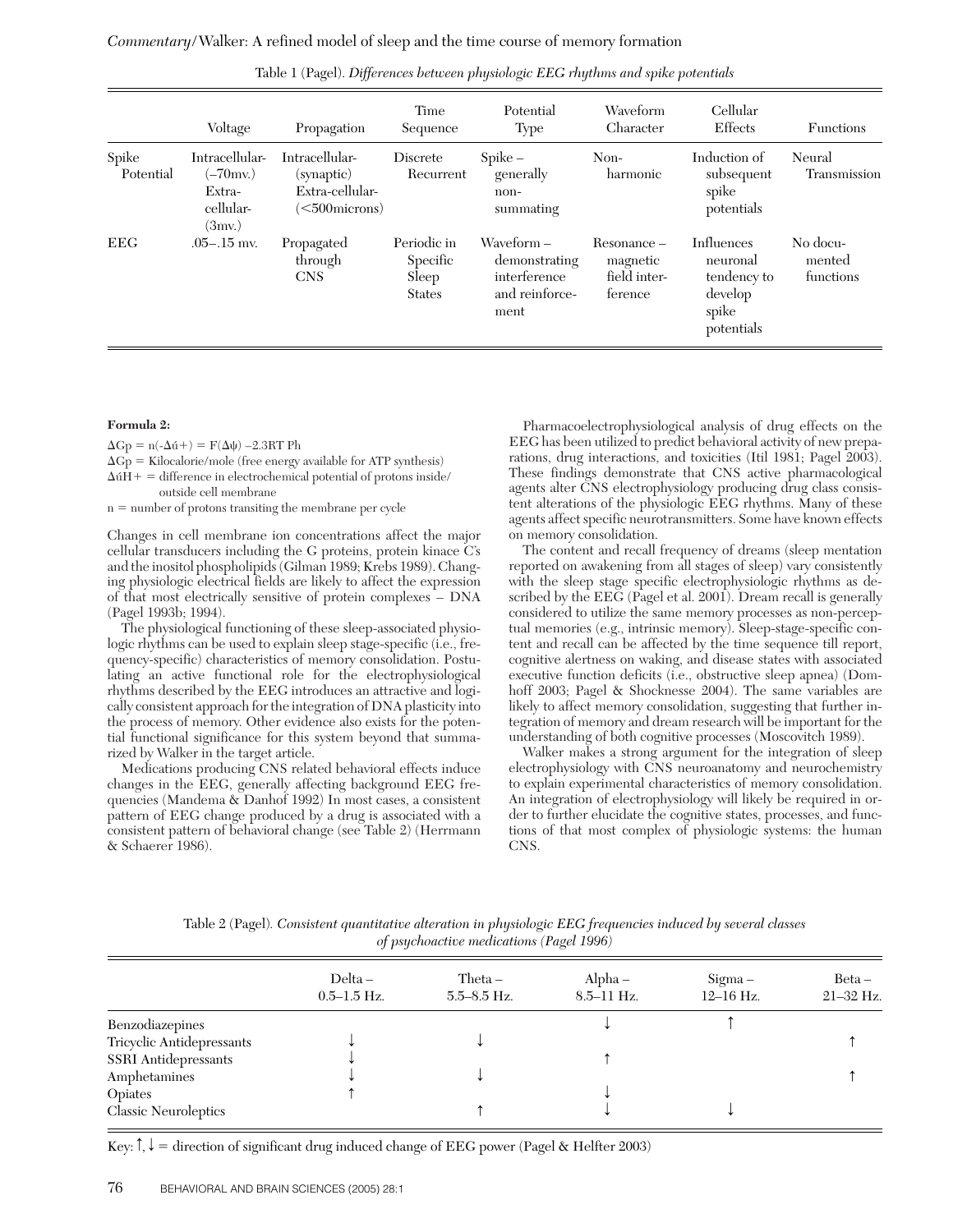Table 1 (Pagel). *Differences between physiologic EEG rhythms and spike potentials*

| | Voltage | Propagation | Time Sequence | Potential Type | Waveform Character | Cellular Effects | Functions |
|---|---|---|---|---|---|---|---|
| Spike Potential | Intracellular- (–70mv.) Extra-cellular- (3mv.) | Intracellular- (synaptic) Extra-cellular- (<500microns) | Discrete Recurrent | Spike – generally non-summating | Non-harmonic | Induction of subsequent spike potentials | Neural Transmission |
| EEG | .05–.15 mv. | Propagated through CNS | Periodic in Specific Sleep States | Waveform – demonstrating interference and reinforcement | Resonance – magnetic field interference | Influences neuronal tendency to develop spike potentials | No documented functions |

**Formula 2:**

$\Delta Gp = n(-\Delta \acute{u}+) = F(\Delta\psi) - 2.3RT\ Ph$

$\Delta Gp$ = Kilocalorie/mole (free energy available for ATP synthesis)

$\Delta \acute{u}H+$ = difference in electrochemical potential of protons inside/outside cell membrane

n = number of protons transiting the membrane per cycle

Changes in cell membrane ion concentrations affect the major cellular transducers including the G proteins, protein kinace C's and the inositol phospholipids (Gilman 1989; Krebs 1989). Changing physiologic electrical fields are likely to affect the expression of that most electrically sensitive of protein complexes – DNA (Pagel 1993b; 1994).

The physiological functioning of these sleep-associated physiologic rhythms can be used to explain sleep stage-specific (i.e., frequency-specific) characteristics of memory consolidation. Postulating an active functional role for the electrophysiological rhythms described by the EEG introduces an attractive and logically consistent approach for the integration of DNA plasticity into the process of memory. Other evidence also exists for the potential functional significance for this system beyond that summarized by Walker in the target article.

Medications producing CNS related behavioral effects induce changes in the EEG, generally affecting background EEG frequencies (Mandema & Danhof 1992) In most cases, a consistent pattern of EEG change produced by a drug is associated with a consistent pattern of behavioral change (see Table 2) (Herrmann & Schaerer 1986).

Pharmacoelectrophysiological analysis of drug effects on the EEG has been utilized to predict behavioral activity of new preparations, drug interactions, and toxicities (Itil 1981; Pagel 2003). These findings demonstrate that CNS active pharmacological agents alter CNS electrophysiology producing drug class consistent alterations of the physiologic EEG rhythms. Many of these agents affect specific neurotransmitters. Some have known effects on memory consolidation.

The content and recall frequency of dreams (sleep mentation reported on awakening from all stages of sleep) vary consistently with the sleep stage specific electrophysiologic rhythms as described by the EEG (Pagel et al. 2001). Dream recall is generally considered to utilize the same memory processes as non-perceptual memories (e.g., intrinsic memory). Sleep-stage-specific content and recall can be affected by the time sequence till report, cognitive alertness on waking, and disease states with associated executive function deficits (i.e., obstructive sleep apnea) (Domhoff 2003; Pagel & Shocknesse 2004). The same variables are likely to affect memory consolidation, suggesting that further integration of memory and dream research will be important for the understanding of both cognitive processes (Moscovitch 1989).

Walker makes a strong argument for the integration of sleep electrophysiology with CNS neuroanatomy and neurochemistry to explain experimental characteristics of memory consolidation. An integration of electrophysiology will likely be required in order to further elucidate the cognitive states, processes, and functions of that most complex of physiologic systems: the human CNS.

Table 2 (Pagel). *Consistent quantitative alteration in physiologic EEG frequencies induced by several classes of psychoactive medications (Pagel 1996)*

| | Delta – 0.5–1.5 Hz. | Theta – 5.5–8.5 Hz. | Alpha – 8.5–11 Hz. | Sigma – 12–16 Hz. | Beta – 21–32 Hz. |
|---|---|---|---|---|---|
| Benzodiazepines | | | ↓ | ↑ | |
| Tricyclic Antidepressants | ↓ | ↓ | | | ↑ |
| SSRI Antidepressants | ↓ | | ↑ | | |
| Amphetamines | ↓ | ↓ | | | ↑ |
| Opiates | ↑ | | ↓ | | |
| Classic Neuroleptics | | ↑ | ↓ | ↓ | |

Key: ↑, ↓ = direction of significant drug induced change of EEG power (Pagel & Helfter 2003)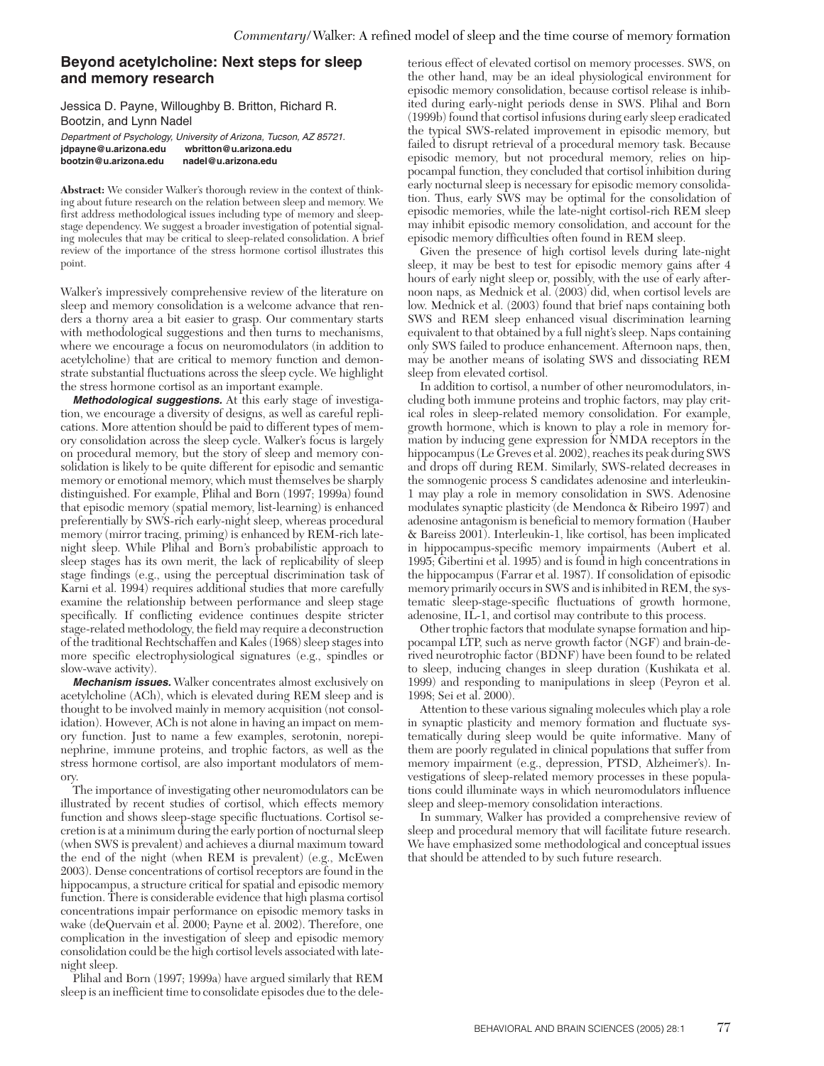## Beyond acetylcholine: Next steps for sleep and memory research

Jessica D. Payne, Willoughby B. Britton, Richard R. Bootzin, and Lynn Nadel

*Department of Psychology, University of Arizona, Tucson, AZ 85721.*
**jdpayne@u.arizona.edu wbritton@u.arizona.edu bootzin@u.arizona.edu nadel@u.arizona.edu**

**Abstract:** We consider Walker's thorough review in the context of thinking about future research on the relation between sleep and memory. We first address methodological issues including type of memory and sleep-stage dependency. We suggest a broader investigation of potential signaling molecules that may be critical to sleep-related consolidation. A brief review of the importance of the stress hormone cortisol illustrates this point.

Walker's impressively comprehensive review of the literature on sleep and memory consolidation is a welcome advance that renders a thorny area a bit easier to grasp. Our commentary starts with methodological suggestions and then turns to mechanisms, where we encourage a focus on neuromodulators (in addition to acetylcholine) that are critical to memory function and demonstrate substantial fluctuations across the sleep cycle. We highlight the stress hormone cortisol as an important example.

***Methodological suggestions.*** At this early stage of investigation, we encourage a diversity of designs, as well as careful replications. More attention should be paid to different types of memory consolidation across the sleep cycle. Walker's focus is largely on procedural memory, but the story of sleep and memory consolidation is likely to be quite different for episodic and semantic memory or emotional memory, which must themselves be sharply distinguished. For example, Plihal and Born (1997; 1999a) found that episodic memory (spatial memory, list-learning) is enhanced preferentially by SWS-rich early-night sleep, whereas procedural memory (mirror tracing, priming) is enhanced by REM-rich late-night sleep. While Plihal and Born's probabilistic approach to sleep stages has its own merit, the lack of replicability of sleep stage findings (e.g., using the perceptual discrimination task of Karni et al. 1994) requires additional studies that more carefully examine the relationship between performance and sleep stage specifically. If conflicting evidence continues despite stricter stage-related methodology, the field may require a deconstruction of the traditional Rechtschaffen and Kales (1968) sleep stages into more specific electrophysiological signatures (e.g., spindles or slow-wave activity).

***Mechanism issues.*** Walker concentrates almost exclusively on acetylcholine (ACh), which is elevated during REM sleep and is thought to be involved mainly in memory acquisition (not consolidation). However, ACh is not alone in having an impact on memory function. Just to name a few examples, serotonin, norepinephrine, immune proteins, and trophic factors, as well as the stress hormone cortisol, are also important modulators of memory.

The importance of investigating other neuromodulators can be illustrated by recent studies of cortisol, which effects memory function and shows sleep-stage specific fluctuations. Cortisol secretion is at a minimum during the early portion of nocturnal sleep (when SWS is prevalent) and achieves a diurnal maximum toward the end of the night (when REM is prevalent) (e.g., McEwen 2003). Dense concentrations of cortisol receptors are found in the hippocampus, a structure critical for spatial and episodic memory function. There is considerable evidence that high plasma cortisol concentrations impair performance on episodic memory tasks in wake (deQuervain et al. 2000; Payne et al. 2002). Therefore, one complication in the investigation of sleep and episodic memory consolidation could be the high cortisol levels associated with late-night sleep.

Plihal and Born (1997; 1999a) have argued similarly that REM sleep is an inefficient time to consolidate episodes due to the deleterious effect of elevated cortisol on memory processes. SWS, on the other hand, may be an ideal physiological environment for episodic memory consolidation, because cortisol release is inhibited during early-night periods dense in SWS. Plihal and Born (1999b) found that cortisol infusions during early sleep eradicated the typical SWS-related improvement in episodic memory, but failed to disrupt retrieval of a procedural memory task. Because episodic memory, but not procedural memory, relies on hippocampal function, they concluded that cortisol inhibition during early nocturnal sleep is necessary for episodic memory consolidation. Thus, early SWS may be optimal for the consolidation of episodic memories, while the late-night cortisol-rich REM sleep may inhibit episodic memory consolidation, and account for the episodic memory difficulties often found in REM sleep.

Given the presence of high cortisol levels during late-night sleep, it may be best to test for episodic memory gains after 4 hours of early night sleep or, possibly, with the use of early afternoon naps, as Mednick et al. (2003) did, when cortisol levels are low. Mednick et al. (2003) found that brief naps containing both SWS and REM sleep enhanced visual discrimination learning equivalent to that obtained by a full night's sleep. Naps containing only SWS failed to produce enhancement. Afternoon naps, then, may be another means of isolating SWS and dissociating REM sleep from elevated cortisol.

In addition to cortisol, a number of other neuromodulators, including both immune proteins and trophic factors, may play critical roles in sleep-related memory consolidation. For example, growth hormone, which is known to play a role in memory formation by inducing gene expression for NMDA receptors in the hippocampus (Le Greves et al. 2002), reaches its peak during SWS and drops off during REM. Similarly, SWS-related decreases in the somnogenic process S candidates adenosine and interleukin-1 may play a role in memory consolidation in SWS. Adenosine modulates synaptic plasticity (de Mendonca & Ribeiro 1997) and adenosine antagonism is beneficial to memory formation (Hauber & Bareiss 2001). Interleukin-1, like cortisol, has been implicated in hippocampus-specific memory impairments (Aubert et al. 1995; Gibertini et al. 1995) and is found in high concentrations in the hippocampus (Farrar et al. 1987). If consolidation of episodic memory primarily occurs in SWS and is inhibited in REM, the systematic sleep-stage-specific fluctuations of growth hormone, adenosine, IL-1, and cortisol may contribute to this process.

Other trophic factors that modulate synapse formation and hippocampal LTP, such as nerve growth factor (NGF) and brain-derived neurotrophic factor (BDNF) have been found to be related to sleep, inducing changes in sleep duration (Kushikata et al. 1999) and responding to manipulations in sleep (Peyron et al. 1998; Sei et al. 2000).

Attention to these various signaling molecules which play a role in synaptic plasticity and memory formation and fluctuate systematically during sleep would be quite informative. Many of them are poorly regulated in clinical populations that suffer from memory impairment (e.g., depression, PTSD, Alzheimer's). Investigations of sleep-related memory processes in these populations could illuminate ways in which neuromodulators influence sleep and sleep-memory consolidation interactions.

In summary, Walker has provided a comprehensive review of sleep and procedural memory that will facilitate future research. We have emphasized some methodological and conceptual issues that should be attended to by such future research.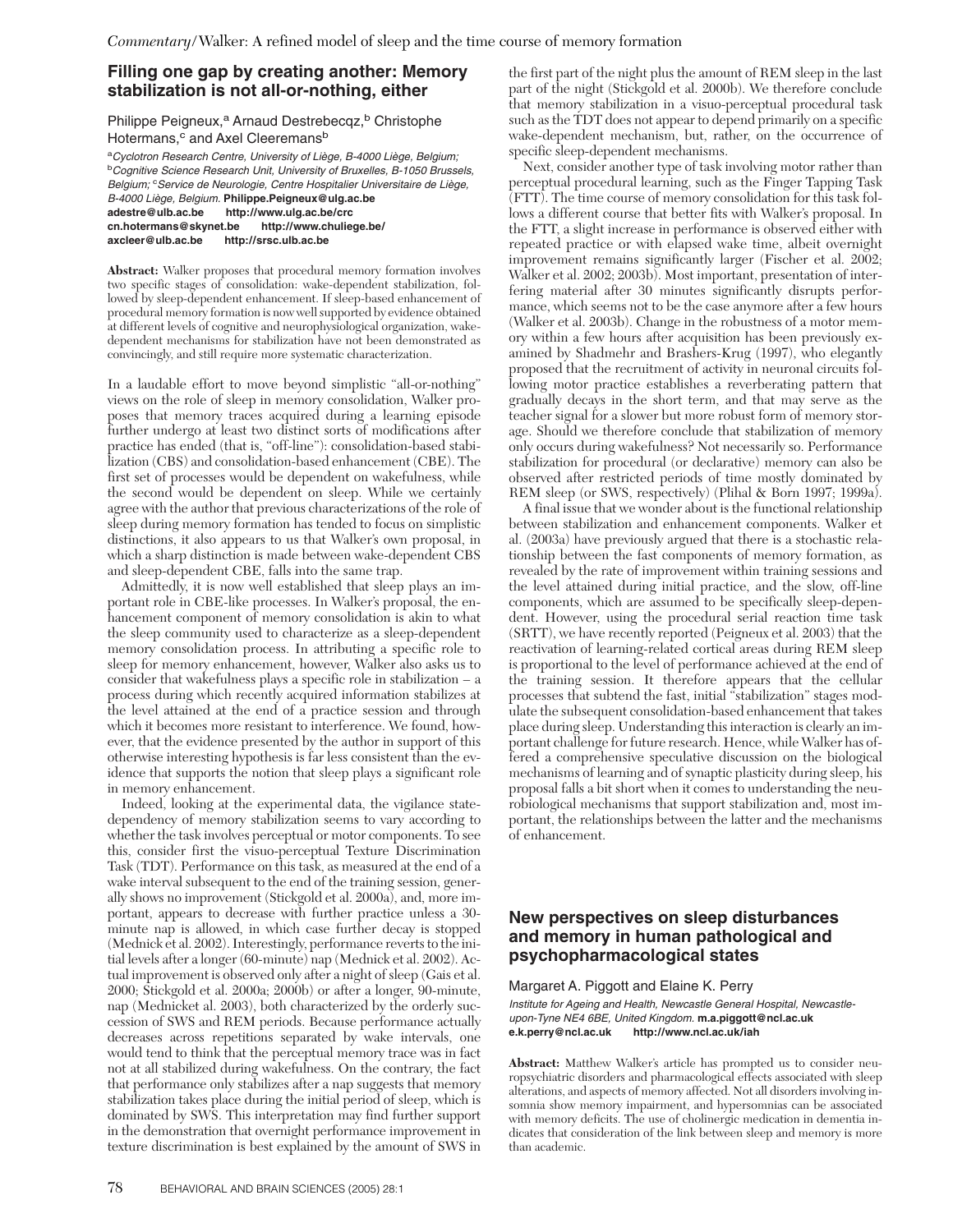## Filling one gap by creating another: Memory stabilization is not all-or-nothing, either

Philippe Peigneux,[a] Arnaud Destrebecqz,[b] Christophe Hotermans,[c] and Axel Cleeremans[b]

[a]*Cyclotron Research Centre, University of Liège, B-4000 Liège, Belgium;* [b]*Cognitive Science Research Unit, University of Bruxelles, B-1050 Brussels, Belgium;* [c]*Service de Neurologie, Centre Hospitalier Universitaire de Liège, B-4000 Liège, Belgium.* **Philippe.Peigneux@ulg.ac.be adestre@ulb.ac.be http://www.ulg.ac.be/crc cn.hotermans@skynet.be http://www.chuliege.be/ axcleer@ulb.ac.be http://srsc.ulb.ac.be**

**Abstract:** Walker proposes that procedural memory formation involves two specific stages of consolidation: wake-dependent stabilization, followed by sleep-dependent enhancement. If sleep-based enhancement of procedural memory formation is now well supported by evidence obtained at different levels of cognitive and neurophysiological organization, wake-dependent mechanisms for stabilization have not been demonstrated as convincingly, and still require more systematic characterization.

In a laudable effort to move beyond simplistic "all-or-nothing" views on the role of sleep in memory consolidation, Walker proposes that memory traces acquired during a learning episode further undergo at least two distinct sorts of modifications after practice has ended (that is, "off-line"): consolidation-based stabilization (CBS) and consolidation-based enhancement (CBE). The first set of processes would be dependent on wakefulness, while the second would be dependent on sleep. While we certainly agree with the author that previous characterizations of the role of sleep during memory formation has tended to focus on simplistic distinctions, it also appears to us that Walker's own proposal, in which a sharp distinction is made between wake-dependent CBS and sleep-dependent CBE, falls into the same trap.

Admittedly, it is now well established that sleep plays an important role in CBE-like processes. In Walker's proposal, the enhancement component of memory consolidation is akin to what the sleep community used to characterize as a sleep-dependent memory consolidation process. In attributing a specific role to sleep for memory enhancement, however, Walker also asks us to consider that wakefulness plays a specific role in stabilization – a process during which recently acquired information stabilizes at the level attained at the end of a practice session and through which it becomes more resistant to interference. We found, however, that the evidence presented by the author in support of this otherwise interesting hypothesis is far less consistent than the evidence that supports the notion that sleep plays a significant role in memory enhancement.

Indeed, looking at the experimental data, the vigilance state-dependency of memory stabilization seems to vary according to whether the task involves perceptual or motor components. To see this, consider first the visuo-perceptual Texture Discrimination Task (TDT). Performance on this task, as measured at the end of a wake interval subsequent to the end of the training session, generally shows no improvement (Stickgold et al. 2000a), and, more important, appears to decrease with further practice unless a 30-minute nap is allowed, in which case further decay is stopped (Mednick et al. 2002). Interestingly, performance reverts to the initial levels after a longer (60-minute) nap (Mednick et al. 2002). Actual improvement is observed only after a night of sleep (Gais et al. 2000; Stickgold et al. 2000a; 2000b) or after a longer, 90-minute, nap (Mednicket al. 2003), both characterized by the orderly succession of SWS and REM periods. Because performance actually decreases across repetitions separated by wake intervals, one would tend to think that the perceptual memory trace was in fact not at all stabilized during wakefulness. On the contrary, the fact that performance only stabilizes after a nap suggests that memory stabilization takes place during the initial period of sleep, which is dominated by SWS. This interpretation may find further support in the demonstration that overnight performance improvement in texture discrimination is best explained by the amount of SWS in the first part of the night plus the amount of REM sleep in the last part of the night (Stickgold et al. 2000b). We therefore conclude that memory stabilization in a visuo-perceptual procedural task such as the TDT does not appear to depend primarily on a specific wake-dependent mechanism, but, rather, on the occurrence of specific sleep-dependent mechanisms.

Next, consider another type of task involving motor rather than perceptual procedural learning, such as the Finger Tapping Task (FTT). The time course of memory consolidation for this task follows a different course that better fits with Walker's proposal. In the FTT, a slight increase in performance is observed either with repeated practice or with elapsed wake time, albeit overnight improvement remains significantly larger (Fischer et al. 2002; Walker et al. 2002; 2003b). Most important, presentation of interfering material after 30 minutes significantly disrupts performance, which seems not to be the case anymore after a few hours (Walker et al. 2003b). Change in the robustness of a motor memory within a few hours after acquisition has been previously examined by Shadmehr and Brashers-Krug (1997), who elegantly proposed that the recruitment of activity in neuronal circuits following motor practice establishes a reverberating pattern that gradually decays in the short term, and that may serve as the teacher signal for a slower but more robust form of memory storage. Should we therefore conclude that stabilization of memory only occurs during wakefulness? Not necessarily so. Performance stabilization for procedural (or declarative) memory can also be observed after restricted periods of time mostly dominated by REM sleep (or SWS, respectively) (Plihal & Born 1997; 1999a).

A final issue that we wonder about is the functional relationship between stabilization and enhancement components. Walker et al. (2003a) have previously argued that there is a stochastic relationship between the fast components of memory formation, as revealed by the rate of improvement within training sessions and the level attained during initial practice, and the slow, off-line components, which are assumed to be specifically sleep-dependent. However, using the procedural serial reaction time task (SRTT), we have recently reported (Peigneux et al. 2003) that the reactivation of learning-related cortical areas during REM sleep is proportional to the level of performance achieved at the end of the training session. It therefore appears that the cellular processes that subtend the fast, initial "stabilization" stages modulate the subsequent consolidation-based enhancement that takes place during sleep. Understanding this interaction is clearly an important challenge for future research. Hence, while Walker has offered a comprehensive speculative discussion on the biological mechanisms of learning and of synaptic plasticity during sleep, his proposal falls a bit short when it comes to understanding the neurobiological mechanisms that support stabilization and, most important, the relationships between the latter and the mechanisms of enhancement.

## New perspectives on sleep disturbances and memory in human pathological and psychopharmacological states

Margaret A. Piggott and Elaine K. Perry

*Institute for Ageing and Health, Newcastle General Hospital, Newcastle-upon-Tyne NE4 6BE, United Kingdom.* **m.a.piggott@ncl.ac.uk e.k.perry@ncl.ac.uk http://www.ncl.ac.uk/iah**

**Abstract:** Matthew Walker's article has prompted us to consider neuropsychiatric disorders and pharmacological effects associated with sleep alterations, and aspects of memory affected. Not all disorders involving insomnia show memory impairment, and hypersomnias can be associated with memory deficits. The use of cholinergic medication in dementia indicates that consideration of the link between sleep and memory is more than academic.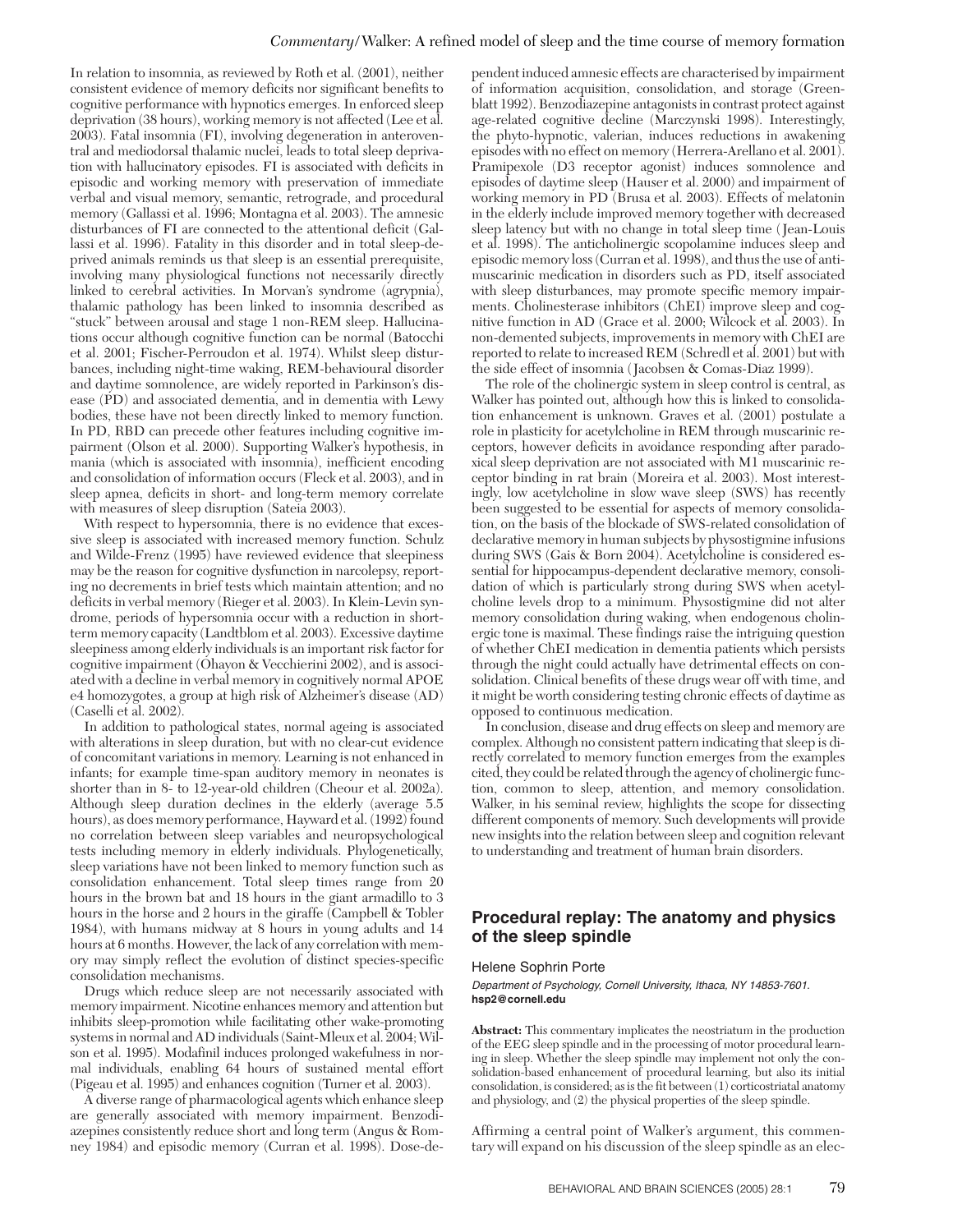In relation to insomnia, as reviewed by Roth et al. (2001), neither consistent evidence of memory deficits nor significant benefits to cognitive performance with hypnotics emerges. In enforced sleep deprivation (38 hours), working memory is not affected (Lee et al. 2003). Fatal insomnia (FI), involving degeneration in anteroventral and mediodorsal thalamic nuclei, leads to total sleep deprivation with hallucinatory episodes. FI is associated with deficits in episodic and working memory with preservation of immediate verbal and visual memory, semantic, retrograde, and procedural memory (Gallassi et al. 1996; Montagna et al. 2003). The amnesic disturbances of FI are connected to the attentional deficit (Gallassi et al. 1996). Fatality in this disorder and in total sleep-deprived animals reminds us that sleep is an essential prerequisite, involving many physiological functions not necessarily directly linked to cerebral activities. In Morvan's syndrome (agrypnia), thalamic pathology has been linked to insomnia described as "stuck" between arousal and stage 1 non-REM sleep. Hallucinations occur although cognitive function can be normal (Batocchi et al. 2001; Fischer-Perroudon et al. 1974). Whilst sleep disturbances, including night-time waking, REM-behavioural disorder and daytime somnolence, are widely reported in Parkinson's disease (PD) and associated dementia, and in dementia with Lewy bodies, these have not been directly linked to memory function. In PD, RBD can precede other features including cognitive impairment (Olson et al. 2000). Supporting Walker's hypothesis, in mania (which is associated with insomnia), inefficient encoding and consolidation of information occurs (Fleck et al. 2003), and in sleep apnea, deficits in short- and long-term memory correlate with measures of sleep disruption (Sateia 2003).

With respect to hypersomnia, there is no evidence that excessive sleep is associated with increased memory function. Schulz and Wilde-Frenz (1995) have reviewed evidence that sleepiness may be the reason for cognitive dysfunction in narcolepsy, reporting no decrements in brief tests which maintain attention; and no deficits in verbal memory (Rieger et al. 2003). In Klein-Levin syndrome, periods of hypersomnia occur with a reduction in short-term memory capacity (Landtblom et al. 2003). Excessive daytime sleepiness among elderly individuals is an important risk factor for cognitive impairment (Ohayon & Vecchierini 2002), and is associated with a decline in verbal memory in cognitively normal APOE e4 homozygotes, a group at high risk of Alzheimer's disease (AD) (Caselli et al. 2002).

In addition to pathological states, normal ageing is associated with alterations in sleep duration, but with no clear-cut evidence of concomitant variations in memory. Learning is not enhanced in infants; for example time-span auditory memory in neonates is shorter than in 8- to 12-year-old children (Cheour et al. 2002a). Although sleep duration declines in the elderly (average 5.5 hours), as does memory performance, Hayward et al. (1992) found no correlation between sleep variables and neuropsychological tests including memory in elderly individuals. Phylogenetically, sleep variations have not been linked to memory function such as consolidation enhancement. Total sleep times range from 20 hours in the brown bat and 18 hours in the giant armadillo to 3 hours in the horse and 2 hours in the giraffe (Campbell & Tobler 1984), with humans midway at 8 hours in young adults and 14 hours at 6 months. However, the lack of any correlation with memory may simply reflect the evolution of distinct species-specific consolidation mechanisms.

Drugs which reduce sleep are not necessarily associated with memory impairment. Nicotine enhances memory and attention but inhibits sleep-promotion while facilitating other wake-promoting systems in normal and AD individuals (Saint-Mleux et al. 2004; Wilson et al. 1995). Modafinil induces prolonged wakefulness in normal individuals, enabling 64 hours of sustained mental effort (Pigeau et al. 1995) and enhances cognition (Turner et al. 2003).

A diverse range of pharmacological agents which enhance sleep are generally associated with memory impairment. Benzodiazepines consistently reduce short and long term (Angus & Romney 1984) and episodic memory (Curran et al. 1998). Dose-dependent induced amnesic effects are characterised by impairment of information acquisition, consolidation, and storage (Greenblatt 1992). Benzodiazepine antagonists in contrast protect against age-related cognitive decline (Marczynski 1998). Interestingly, the phyto-hypnotic, valerian, induces reductions in awakening episodes with no effect on memory (Herrera-Arellano et al. 2001). Pramipexole (D3 receptor agonist) induces somnolence and episodes of daytime sleep (Hauser et al. 2000) and impairment of working memory in PD (Brusa et al. 2003). Effects of melatonin in the elderly include improved memory together with decreased sleep latency but with no change in total sleep time (Jean-Louis et al. 1998). The anticholinergic scopolamine induces sleep and episodic memory loss (Curran et al. 1998), and thus the use of antimuscarinic medication in disorders such as PD, itself associated with sleep disturbances, may promote specific memory impairments. Cholinesterase inhibitors (ChEI) improve sleep and cognitive function in AD (Grace et al. 2000; Wilcock et al. 2003). In non-demented subjects, improvements in memory with ChEI are reported to relate to increased REM (Schredl et al. 2001) but with the side effect of insomnia (Jacobsen & Comas-Diaz 1999).

The role of the cholinergic system in sleep control is central, as Walker has pointed out, although how this is linked to consolidation enhancement is unknown. Graves et al. (2001) postulate a role in plasticity for acetylcholine in REM through muscarinic receptors, however deficits in avoidance responding after paradoxical sleep deprivation are not associated with M1 muscarinic receptor binding in rat brain (Moreira et al. 2003). Most interestingly, low acetylcholine in slow wave sleep (SWS) has recently been suggested to be essential for aspects of memory consolidation, on the basis of the blockade of SWS-related consolidation of declarative memory in human subjects by physostigmine infusions during SWS (Gais & Born 2004). Acetylcholine is considered essential for hippocampus-dependent declarative memory, consolidation of which is particularly strong during SWS when acetylcholine levels drop to a minimum. Physostigmine did not alter memory consolidation during waking, when endogenous cholinergic tone is maximal. These findings raise the intriguing question of whether ChEI medication in dementia patients which persists through the night could actually have detrimental effects on consolidation. Clinical benefits of these drugs wear off with time, and it might be worth considering testing chronic effects of daytime as opposed to continuous medication.

In conclusion, disease and drug effects on sleep and memory are complex. Although no consistent pattern indicating that sleep is directly correlated to memory function emerges from the examples cited, they could be related through the agency of cholinergic function, common to sleep, attention, and memory consolidation. Walker, in his seminal review, highlights the scope for dissecting different components of memory. Such developments will provide new insights into the relation between sleep and cognition relevant to understanding and treatment of human brain disorders.

## Procedural replay: The anatomy and physics of the sleep spindle

Helene Sophrin Porte

*Department of Psychology, Cornell University, Ithaca, NY 14853-7601.*
**hsp2@cornell.edu**

**Abstract:** This commentary implicates the neostriatum in the production of the EEG sleep spindle and in the processing of motor procedural learning in sleep. Whether the sleep spindle may implement not only the consolidation-based enhancement of procedural learning, but also its initial consolidation, is considered; as is the fit between (1) corticostriatal anatomy and physiology, and (2) the physical properties of the sleep spindle.

Affirming a central point of Walker's argument, this commentary will expand on his discussion of the sleep spindle as an elec-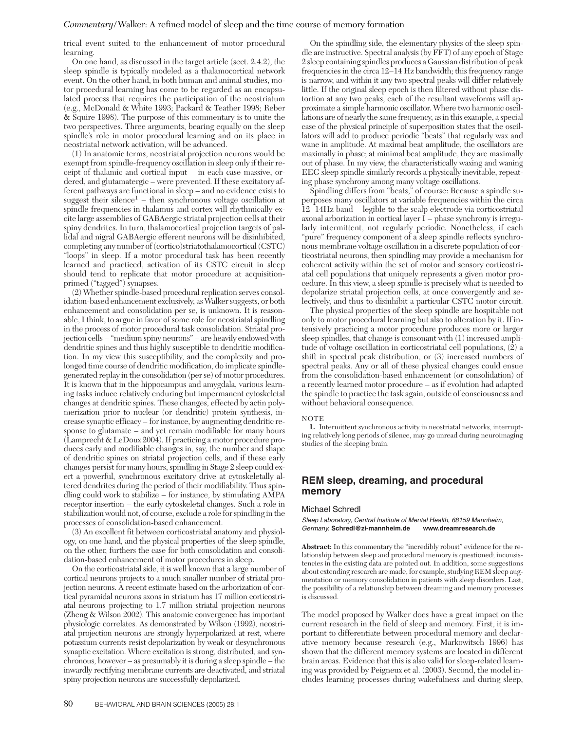trical event suited to the enhancement of motor procedural learning.

On one hand, as discussed in the target article (sect. 2.4.2), the sleep spindle is typically modeled as a thalamocortical network event. On the other hand, in both human and animal studies, motor procedural learning has come to be regarded as an encapsulated process that requires the participation of the neostriatum (e.g., McDonald & White 1993; Packard & Teather 1998; Reber & Squire 1998). The purpose of this commentary is to unite the two perspectives. Three arguments, bearing equally on the sleep spindle's role in motor procedural learning and on its place in neostriatal network activation, will be advanced.

(1) In anatomic terms, neostriatal projection neurons would be exempt from spindle-frequency oscillation in sleep only if their receipt of thalamic and cortical input – in each case massive, ordered, and glutamatergic – were prevented. If these excitatory afferent pathways are functional in sleep – and no evidence exists to suggest their silence[1] – then synchronous voltage oscillation at spindle frequencies in thalamus and cortex will rhythmically excite large assemblies of GABAergic striatal projection cells at their spiny dendrites. In turn, thalamocortical projection targets of pallidal and nigral GABAergic efferent neurons will be disinhibited, completing any number of (cortico)striatothalamocortical (CSTC) "loops" in sleep. If a motor procedural task has been recently learned and practiced, activation of its CSTC circuit in sleep should tend to replicate that motor procedure at acquisition-primed ("tagged") synapses.

(2) Whether spindle-based procedural replication serves consolidation-based enhancement exclusively, as Walker suggests, or both enhancement and consolidation per se, is unknown. It is reasonable, I think, to argue in favor of some role for neostriatal spindling in the process of motor procedural task consolidation. Striatal projection cells – "medium spiny neurons" – are heavily endowed with dendritic spines and thus highly susceptible to dendritic modification. In my view this susceptibility, and the complexity and prolonged time course of dendritic modification, do implicate spindle-generated replay in the consolidation (per se) of motor procedures. It is known that in the hippocampus and amygdala, various learning tasks induce relatively enduring but impermanent cytoskeletal changes at dendritic spines. These changes, effected by actin polymerization prior to nuclear (or dendritic) protein synthesis, increase synaptic efficacy – for instance, by augmenting dendritic response to glutamate – and yet remain modifiable for many hours (Lamprecht & LeDoux 2004). If practicing a motor procedure produces early and modifiable changes in, say, the number and shape of dendritic spines on striatal projection cells, and if these early changes persist for many hours, spindling in Stage 2 sleep could exert a powerful, synchronous excitatory drive at cytoskeletally altered dendrites during the period of their modifiability. Thus spindling could work to stabilize – for instance, by stimulating AMPA receptor insertion – the early cytoskeletal changes. Such a role in stabilization would not, of course, exclude a role for spindling in the processes of consolidation-based enhancement.

(3) An excellent fit between corticostriatal anatomy and physiology, on one hand, and the physical properties of the sleep spindle, on the other, furthers the case for both consolidation and consolidation-based enhancement of motor procedures in sleep.

On the corticostriatal side, it is well known that a large number of cortical neurons projects to a much smaller number of striatal projection neurons. A recent estimate based on the arborization of cortical pyramidal neurons axons in striatum has 17 million corticostriatal neurons projecting to 1.7 million striatal projection neurons (Zheng & Wilson 2002). This anatomic convergence has important physiologic correlates. As demonstrated by Wilson (1992), neostriatal projection neurons are strongly hyperpolarized at rest, where potassium currents resist depolarization by weak or desynchronous synaptic excitation. Where excitation is strong, distributed, and synchronous, however – as presumably it is during a sleep spindle – the inwardly rectifying membrane currents are deactivated, and striatal spiny projection neurons are successfully depolarized.

On the spindling side, the elementary physics of the sleep spindle are instructive. Spectral analysis (by FFT) of any epoch of Stage 2 sleep containing spindles produces a Gaussian distribution of peak frequencies in the circa 12–14 Hz bandwidth; this frequency range is narrow, and within it any two spectral peaks will differ relatively little. If the original sleep epoch is then filtered without phase distortion at any two peaks, each of the resultant waveforms will approximate a simple harmonic oscillator. Where two harmonic oscillations are of nearly the same frequency, as in this example, a special case of the physical principle of superposition states that the oscillators will add to produce periodic "beats" that regularly wax and wane in amplitude. At maximal beat amplitude, the oscillators are maximally in phase; at minimal beat amplitude, they are maximally out of phase. In my view, the characteristically waxing and waning EEG sleep spindle similarly records a physically inevitable, repeating phase synchrony among many voltage oscillations.

Spindling differs from "beats," of course: Because a spindle superposes many oscillators at variable frequencies within the circa 12–14Hz band – legible to the scalp electrode via corticostriatal axonal arborization in cortical layer I – phase synchrony is irregularly intermittent, not regularly periodic. Nonetheless, if each "pure" frequency component of a sleep spindle reflects synchronous membrane voltage oscillation in a discrete population of corticostriatal neurons, then spindling may provide a mechanism for coherent activity within the set of motor and sensory corticostriatal cell populations that uniquely represents a given motor procedure. In this view, a sleep spindle is precisely what is needed to depolarize striatal projection cells, at once convergently and selectively, and thus to disinhibit a particular CSTC motor circuit.

The physical properties of the sleep spindle are hospitable not only to motor procedural learning but also to alteration by it. If intensively practicing a motor procedure produces more or larger sleep spindles, that change is consonant with (1) increased amplitude of voltage oscillation in corticostriatal cell populations, (2) a shift in spectral peak distribution, or (3) increased numbers of spectral peaks. Any or all of these physical changes could ensue from the consolidation-based enhancement (or consolidation) of a recently learned motor procedure – as if evolution had adapted the spindle to practice the task again, outside of consciousness and without behavioral consequence.

NOTE

1. Intermittent synchronous activity in neostriatal networks, interrupting relatively long periods of silence, may go unread during neuroimaging studies of the sleeping brain.

## REM sleep, dreaming, and procedural memory

Michael Schredl

*Sleep Laboratory, Central Institute of Mental Health, 68159 Mannheim, Germany.* **Schredl@zi-mannheim.de** **www.dreamresearch.de**

**Abstract:** In this commentary the "incredibly robust" evidence for the relationship between sleep and procedural memory is questioned; inconsistencies in the existing data are pointed out. In addition, some suggestions about extending research are made, for example, studying REM sleep augmentation or memory consolidation in patients with sleep disorders. Last, the possibility of a relationship between dreaming and memory processes is discussed.

The model proposed by Walker does have a great impact on the current research in the field of sleep and memory. First, it is important to differentiate between procedural memory and declarative memory because research (e.g., Markowitsch 1996) has shown that the different memory systems are located in different brain areas. Evidence that this is also valid for sleep-related learning was provided by Peigneux et al. (2003). Second, the model includes learning processes during wakefulness and during sleep,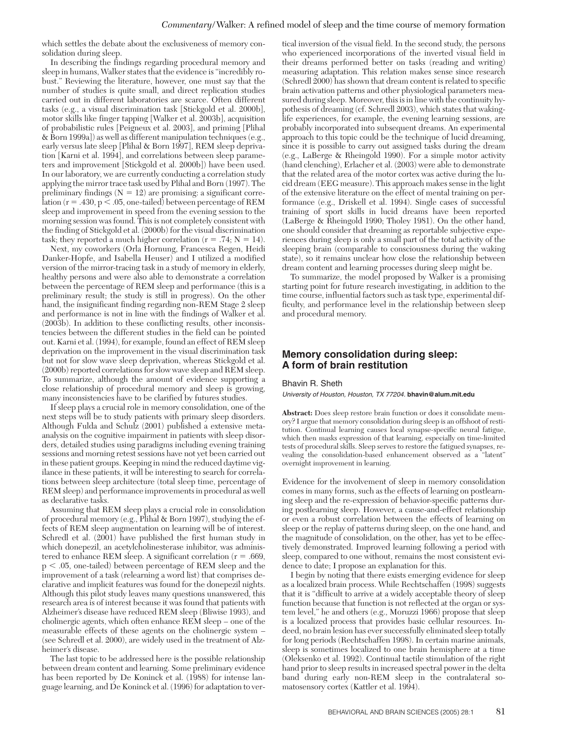which settles the debate about the exclusiveness of memory consolidation during sleep.

In describing the findings regarding procedural memory and sleep in humans, Walker states that the evidence is "incredibly robust." Reviewing the literature, however, one must say that the number of studies is quite small, and direct replication studies carried out in different laboratories are scarce. Often different tasks (e.g., a visual discrimination task [Stickgold et al. 2000b], motor skills like finger tapping [Walker et al. 2003b], acquisition of probabilistic rules [Peigneux et al. 2003], and priming [Plihal & Born 1999a]) as well as different manipulation techniques (e.g., early versus late sleep [Plihal & Born 1997], REM sleep deprivation [Karni et al. 1994], and correlations between sleep parameters and improvement [Stickgold et al. 2000b]) have been used. In our laboratory, we are currently conducting a correlation study applying the mirror trace task used by Plihal and Born (1997). The preliminary findings ($N = 12$) are promising: a significant correlation ($r = .430$, $p < .05$, one-tailed) between percentage of REM sleep and improvement in speed from the evening session to the morning session was found. This is not completely consistent with the finding of Stickgold et al. (2000b) for the visual discrimination task; they reported a much higher correlation ($r = .74$; $N = 14$).

Next, my coworkers (Orla Hornung, Francesca Regen, Heidi Danker-Hopfe, and Isabella Heuser) and I utilized a modified version of the mirror-tracing task in a study of memory in elderly, healthy persons and were also able to demonstrate a correlation between the percentage of REM sleep and performance (this is a preliminary result; the study is still in progress). On the other hand, the insignificant finding regarding non-REM Stage 2 sleep and performance is not in line with the findings of Walker et al. (2003b). In addition to these conflicting results, other inconsistencies between the different studies in the field can be pointed out. Karni et al. (1994), for example, found an effect of REM sleep deprivation on the improvement in the visual discrimination task but not for slow wave sleep deprivation, whereas Stickgold et al. (2000b) reported correlations for slow wave sleep and REM sleep. To summarize, although the amount of evidence supporting a close relationship of procedural memory and sleep is growing, many inconsistencies have to be clarified by futures studies.

If sleep plays a crucial role in memory consolidation, one of the next steps will be to study patients with primary sleep disorders. Although Fulda and Schulz (2001) published a extensive meta-analysis on the cognitive impairment in patients with sleep disorders, detailed studies using paradigms including evening training sessions and morning retest sessions have not yet been carried out in these patient groups. Keeping in mind the reduced daytime vigilance in these patients, it will be interesting to search for correlations between sleep architecture (total sleep time, percentage of REM sleep) and performance improvements in procedural as well as declarative tasks.

Assuming that REM sleep plays a crucial role in consolidation of procedural memory (e.g., Plihal & Born 1997), studying the effects of REM sleep augmentation on learning will be of interest. Schredl et al. (2001) have published the first human study in which donepezil, an acetylcholinesterase inhibitor, was administered to enhance REM sleep. A significant correlation ($r = .669$, $p < .05$, one-tailed) between percentage of REM sleep and the improvement of a task (relearning a word list) that comprises declarative and implicit features was found for the donepezil nights. Although this pilot study leaves many questions unanswered, this research area is of interest because it was found that patients with Alzheimer's disease have reduced REM sleep (Bliwise 1993), and cholinergic agents, which often enhance REM sleep – one of the measurable effects of these agents on the cholinergic system – (see Schredl et al. 2000), are widely used in the treatment of Alzheimer's disease.

The last topic to be addressed here is the possible relationship between dream content and learning. Some preliminary evidence has been reported by De Koninck et al. (1988) for intense language learning, and De Koninck et al. (1996) for adaptation to vertical inversion of the visual field. In the second study, the persons who experienced incorporations of the inverted visual field in their dreams performed better on tasks (reading and writing) measuring adaptation. This relation makes sense since research (Schredl 2000) has shown that dream content is related to specific brain activation patterns and other physiological parameters measured during sleep. Moreover, this is in line with the continuity hypothesis of dreaming (cf. Schredl 2003), which states that waking-life experiences, for example, the evening learning sessions, are probably incorporated into subsequent dreams. An experimental approach to this topic could be the technique of lucid dreaming, since it is possible to carry out assigned tasks during the dream (e.g., LaBerge & Rheingold 1990). For a simple motor activity (hand clenching), Erlacher et al. (2003) were able to demonstrate that the related area of the motor cortex was active during the lucid dream (EEG measure). This approach makes sense in the light of the extensive literature on the effect of mental training on performance (e.g., Driskell et al. 1994). Single cases of successful training of sport skills in lucid dreams have been reported (LaBerge & Rheingold 1990; Tholey 1981). On the other hand, one should consider that dreaming as reportable subjective experiences during sleep is only a small part of the total activity of the sleeping brain (comparable to consciousness during the waking state), so it remains unclear how close the relationship between dream content and learning processes during sleep might be.

To summarize, the model proposed by Walker is a promising starting point for future research investigating, in addition to the time course, influential factors such as task type, experimental difficulty, and performance level in the relationship between sleep and procedural memory.

## Memory consolidation during sleep: A form of brain restitution

Bhavin R. Sheth

*University of Houston, Houston, TX 77204.* **bhavin@alum.mit.edu**

**Abstract:** Does sleep restore brain function or does it consolidate memory? I argue that memory consolidation during sleep is an offshoot of restitution. Continual learning causes local synapse-specific neural fatigue, which then masks expression of that learning, especially on time-limited tests of procedural skills. Sleep serves to restore the fatigued synapses, revealing the consolidation-based enhancement observed as a "latent" overnight improvement in learning.

Evidence for the involvement of sleep in memory consolidation comes in many forms, such as the effects of learning on postlearning sleep and the re-expression of behavior-specific patterns during postlearning sleep. However, a cause-and-effect relationship or even a robust correlation between the effects of learning on sleep or the replay of patterns during sleep, on the one hand, and the magnitude of consolidation, on the other, has yet to be effectively demonstrated. Improved learning following a period with sleep, compared to one without, remains the most consistent evidence to date; I propose an explanation for this.

I begin by noting that there exists emerging evidence for sleep as a localized brain process. While Rechtschaffen (1998) suggests that it is "difficult to arrive at a widely acceptable theory of sleep function because that function is not reflected at the organ or system level," he and others (e.g., Moruzzi 1966) propose that sleep is a localized process that provides basic cellular resources. Indeed, no brain lesion has ever successfully eliminated sleep totally for long periods (Rechtschaffen 1998). In certain marine animals, sleep is sometimes localized to one brain hemisphere at a time (Oleksenko et al. 1992). Continual tactile stimulation of the right hand prior to sleep results in increased spectral power in the delta band during early non-REM sleep in the contralateral somatosensory cortex (Kattler et al. 1994).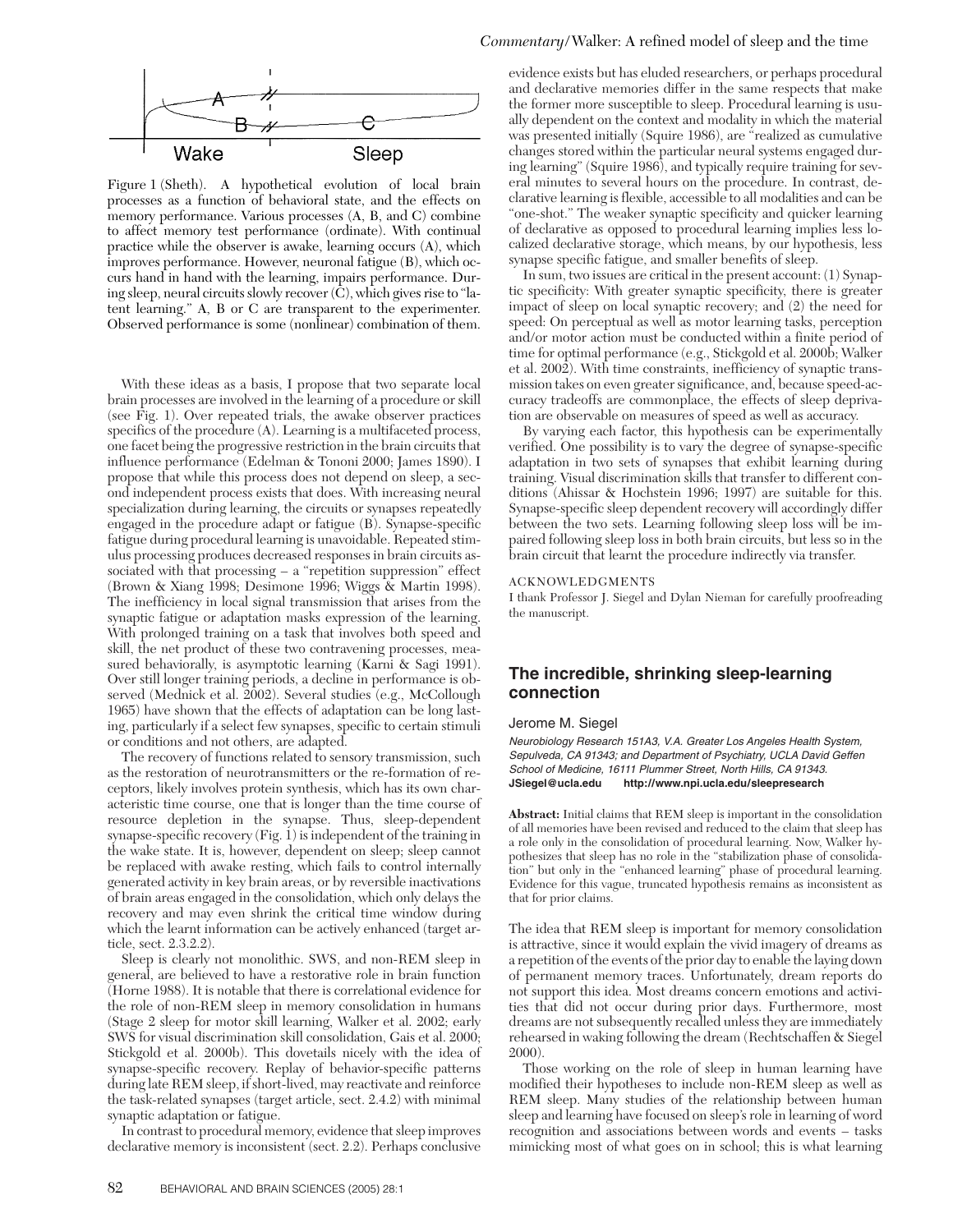Figure 1 (Sheth). A hypothetical evolution of local brain processes as a function of behavioral state, and the effects on memory performance. Various processes (A, B, and C) combine to affect memory test performance (ordinate). With continual practice while the observer is awake, learning occurs (A), which improves performance. However, neuronal fatigue (B), which occurs hand in hand with the learning, impairs performance. During sleep, neural circuits slowly recover (C), which gives rise to "latent learning." A, B or C are transparent to the experimenter. Observed performance is some (nonlinear) combination of them.

With these ideas as a basis, I propose that two separate local brain processes are involved in the learning of a procedure or skill (see Fig. 1). Over repeated trials, the awake observer practices specifics of the procedure (A). Learning is a multifaceted process, one facet being the progressive restriction in the brain circuits that influence performance (Edelman & Tononi 2000; James 1890). I propose that while this process does not depend on sleep, a second independent process exists that does. With increasing neural specialization during learning, the circuits or synapses repeatedly engaged in the procedure adapt or fatigue (B). Synapse-specific fatigue during procedural learning is unavoidable. Repeated stimulus processing produces decreased responses in brain circuits associated with that processing – a "repetition suppression" effect (Brown & Xiang 1998; Desimone 1996; Wiggs & Martin 1998). The inefficiency in local signal transmission that arises from the synaptic fatigue or adaptation masks expression of the learning. With prolonged training on a task that involves both speed and skill, the net product of these two contravening processes, measured behaviorally, is asymptotic learning (Karni & Sagi 1991). Over still longer training periods, a decline in performance is observed (Mednick et al. 2002). Several studies (e.g., McCollough 1965) have shown that the effects of adaptation can be long lasting, particularly if a select few synapses, specific to certain stimuli or conditions and not others, are adapted.

The recovery of functions related to sensory transmission, such as the restoration of neurotransmitters or the re-formation of receptors, likely involves protein synthesis, which has its own characteristic time course, one that is longer than the time course of resource depletion in the synapse. Thus, sleep-dependent synapse-specific recovery (Fig. 1) is independent of the training in the wake state. It is, however, dependent on sleep; sleep cannot be replaced with awake resting, which fails to control internally generated activity in key brain areas, or by reversible inactivations of brain areas engaged in the consolidation, which only delays the recovery and may even shrink the critical time window during which the learnt information can be actively enhanced (target article, sect. 2.3.2.2).

Sleep is clearly not monolithic. SWS, and non-REM sleep in general, are believed to have a restorative role in brain function (Horne 1988). It is notable that there is correlational evidence for the role of non-REM sleep in memory consolidation in humans (Stage 2 sleep for motor skill learning, Walker et al. 2002; early SWS for visual discrimination skill consolidation, Gais et al. 2000; Stickgold et al. 2000b). This dovetails nicely with the idea of synapse-specific recovery. Replay of behavior-specific patterns during late REM sleep, if short-lived, may reactivate and reinforce the task-related synapses (target article, sect. 2.4.2) with minimal synaptic adaptation or fatigue.

In contrast to procedural memory, evidence that sleep improves declarative memory is inconsistent (sect. 2.2). Perhaps conclusive evidence exists but has eluded researchers, or perhaps procedural and declarative memories differ in the same respects that make the former more susceptible to sleep. Procedural learning is usually dependent on the context and modality in which the material was presented initially (Squire 1986), are "realized as cumulative changes stored within the particular neural systems engaged during learning" (Squire 1986), and typically require training for several minutes to several hours on the procedure. In contrast, declarative learning is flexible, accessible to all modalities and can be "one-shot." The weaker synaptic specificity and quicker learning of declarative as opposed to procedural learning implies less localized declarative storage, which means, by our hypothesis, less synapse specific fatigue, and smaller benefits of sleep.

In sum, two issues are critical in the present account: (1) Synaptic specificity: With greater synaptic specificity, there is greater impact of sleep on local synaptic recovery; and (2) the need for speed: On perceptual as well as motor learning tasks, perception and/or motor action must be conducted within a finite period of time for optimal performance (e.g., Stickgold et al. 2000b; Walker et al. 2002). With time constraints, inefficiency of synaptic transmission takes on even greater significance, and, because speed-accuracy tradeoffs are commonplace, the effects of sleep deprivation are observable on measures of speed as well as accuracy.

By varying each factor, this hypothesis can be experimentally verified. One possibility is to vary the degree of synapse-specific adaptation in two sets of synapses that exhibit learning during training. Visual discrimination skills that transfer to different conditions (Ahissar & Hochstein 1996; 1997) are suitable for this. Synapse-specific sleep dependent recovery will accordingly differ between the two sets. Learning following sleep loss will be impaired following sleep loss in both brain circuits, but less so in the brain circuit that learnt the procedure indirectly via transfer.

ACKNOWLEDGMENTS

I thank Professor J. Siegel and Dylan Nieman for carefully proofreading the manuscript.

## The incredible, shrinking sleep-learning connection

Jerome M. Siegel

*Neurobiology Research 151A3, V.A. Greater Los Angeles Health System, Sepulveda, CA 91343; and Department of Psychiatry, UCLA David Geffen School of Medicine, 16111 Plummer Street, North Hills, CA 91343.*
**JSiegel@ucla.edu http://www.npi.ucla.edu/sleepresearch**

**Abstract:** Initial claims that REM sleep is important in the consolidation of all memories have been revised and reduced to the claim that sleep has a role only in the consolidation of procedural learning. Now, Walker hypothesizes that sleep has no role in the "stabilization phase of consolidation" but only in the "enhanced learning" phase of procedural learning. Evidence for this vague, truncated hypothesis remains as inconsistent as that for prior claims.

The idea that REM sleep is important for memory consolidation is attractive, since it would explain the vivid imagery of dreams as a repetition of the events of the prior day to enable the laying down of permanent memory traces. Unfortunately, dream reports do not support this idea. Most dreams concern emotions and activities that did not occur during prior days. Furthermore, most dreams are not subsequently recalled unless they are immediately rehearsed in waking following the dream (Rechtschaffen & Siegel 2000).

Those working on the role of sleep in human learning have modified their hypotheses to include non-REM sleep as well as REM sleep. Many studies of the relationship between human sleep and learning have focused on sleep's role in learning of word recognition and associations between words and events – tasks mimicking most of what goes on in school; this is what learning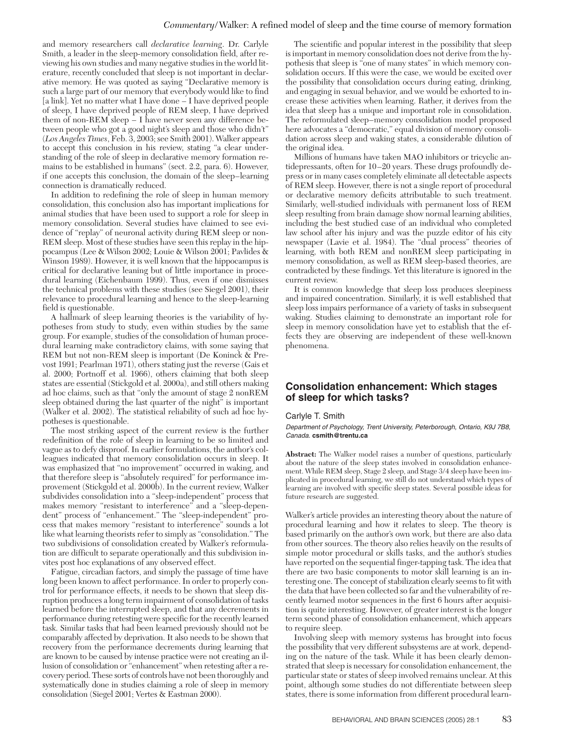and memory researchers call *declarative learning*. Dr. Carlyle Smith, a leader in the sleep-memory consolidation field, after reviewing his own studies and many negative studies in the world literature, recently concluded that sleep is not important in declarative memory. He was quoted as saying "Declarative memory is such a large part of our memory that everybody would like to find [a link]. Yet no matter what I have done – I have deprived people of sleep, I have deprived people of REM sleep, I have deprived them of non-REM sleep – I have never seen any difference between people who got a good night's sleep and those who didn't" (*Los Angeles Times*, Feb. 3, 2003; see Smith 2001). Walker appears to accept this conclusion in his review, stating "a clear understanding of the role of sleep in declarative memory formation remains to be established in humans" (sect. 2.2, para. 6). However, if one accepts this conclusion, the domain of the sleep–learning connection is dramatically reduced.

In addition to redefining the role of sleep in human memory consolidation, this conclusion also has important implications for animal studies that have been used to support a role for sleep in memory consolidation. Several studies have claimed to see evidence of "replay" of neuronal activity during REM sleep or non-REM sleep. Most of these studies have seen this replay in the hippocampus (Lee & Wilson 2002; Louie & Wilson 2001; Pavlides & Winson 1989). However, it is well known that the hippocampus is critical for declarative leaning but of little importance in procedural learning (Eichenbaum 1999). Thus, even if one dismisses the technical problems with these studies (see Siegel 2001), their relevance to procedural learning and hence to the sleep-learning field is questionable.

A hallmark of sleep learning theories is the variability of hypotheses from study to study, even within studies by the same group. For example, studies of the consolidation of human procedural learning make contradictory claims, with some saying that REM but not non-REM sleep is important (De Koninck & Prevost 1991; Pearlman 1971), others stating just the reverse (Gais et al. 2000; Portnoff et al. 1966), others claiming that both sleep states are essential (Stickgold et al. 2000a), and still others making ad hoc claims, such as that "only the amount of stage 2 nonREM sleep obtained during the last quarter of the night" is important (Walker et al. 2002). The statistical reliability of such ad hoc hypotheses is questionable.

The most striking aspect of the current review is the further redefinition of the role of sleep in learning to be so limited and vague as to defy disproof. In earlier formulations, the author's colleagues indicated that memory consolidation occurs in sleep. It was emphasized that "no improvement" occurred in waking, and that therefore sleep is "absolutely required" for performance improvement (Stickgold et al. 2000b). In the current review, Walker subdivides consolidation into a "sleep-independent" process that makes memory "resistant to interference" and a "sleep-dependent" process of "enhancement." The "sleep-independent" process that makes memory "resistant to interference" sounds a lot like what learning theorists refer to simply as "consolidation." The two subdivisions of consolidation created by Walker's reformulation are difficult to separate operationally and this subdivision invites post hoc explanations of any observed effect.

Fatigue, circadian factors, and simply the passage of time have long been known to affect performance. In order to properly control for performance effects, it needs to be shown that sleep disruption produces a long term impairment of consolidation of tasks learned before the interrupted sleep, and that any decrements in performance during retesting were specific for the recently learned task. Similar tasks that had been learned previously should not be comparably affected by deprivation. It also needs to be shown that recovery from the performance decrements during learning that are known to be caused by intense practice were not creating an illusion of consolidation or "enhancement" when retesting after a recovery period. These sorts of controls have not been thoroughly and systematically done in studies claiming a role of sleep in memory consolidation (Siegel 2001; Vertes & Eastman 2000).

The scientific and popular interest in the possibility that sleep is important in memory consolidation does not derive from the hypothesis that sleep is "one of many states" in which memory consolidation occurs. If this were the case, we would be excited over the possibility that consolidation occurs during eating, drinking, and engaging in sexual behavior, and we would be exhorted to increase these activities when learning. Rather, it derives from the idea that sleep has a unique and important role in consolidation. The reformulated sleep–memory consolidation model proposed here advocates a "democratic," equal division of memory consolidation across sleep and waking states, a considerable dilution of the original idea.

Millions of humans have taken MAO inhibitors or tricyclic antidepressants, often for 10–20 years. These drugs profoundly depress or in many cases completely eliminate all detectable aspects of REM sleep. However, there is not a single report of procedural or declarative memory deficits attributable to such treatment. Similarly, well-studied individuals with permanent loss of REM sleep resulting from brain damage show normal learning abilities, including the best studied case of an individual who completed law school after his injury and was the puzzle editor of his city newspaper (Lavie et al. 1984). The "dual process" theories of learning, with both REM and nonREM sleep participating in memory consolidation, as well as REM sleep-based theories, are contradicted by these findings. Yet this literature is ignored in the current review.

It is common knowledge that sleep loss produces sleepiness and impaired concentration. Similarly, it is well established that sleep loss impairs performance of a variety of tasks in subsequent waking. Studies claiming to demonstrate an important role for sleep in memory consolidation have yet to establish that the effects they are observing are independent of these well-known phenomena.

## Consolidation enhancement: Which stages of sleep for which tasks?

Carlyle T. Smith

*Department of Psychology, Trent University, Peterborough, Ontario, K9J 7B8, Canada.* **csmith@trentu.ca**

**Abstract:** The Walker model raises a number of questions, particularly about the nature of the sleep states involved in consolidation enhancement. While REM sleep, Stage 2 sleep, and Stage 3/4 sleep have been implicated in procedural learning, we still do not understand which types of learning are involved with specific sleep states. Several possible ideas for future research are suggested.

Walker's article provides an interesting theory about the nature of procedural learning and how it relates to sleep. The theory is based primarily on the author's own work, but there are also data from other sources. The theory also relies heavily on the results of simple motor procedural or skills tasks, and the author's studies have reported on the sequential finger-tapping task. The idea that there are two basic components to motor skill learning is an interesting one. The concept of stabilization clearly seems to fit with the data that have been collected so far and the vulnerability of recently learned motor sequences in the first 6 hours after acquisition is quite interesting. However, of greater interest is the longer term second phase of consolidation enhancement, which appears to require sleep.

Involving sleep with memory systems has brought into focus the possibility that very different subsystems are at work, depending on the nature of the task. While it has been clearly demonstrated that sleep is necessary for consolidation enhancement, the particular state or states of sleep involved remains unclear. At this point, although some studies do not differentiate between sleep states, there is some information from different procedural learn-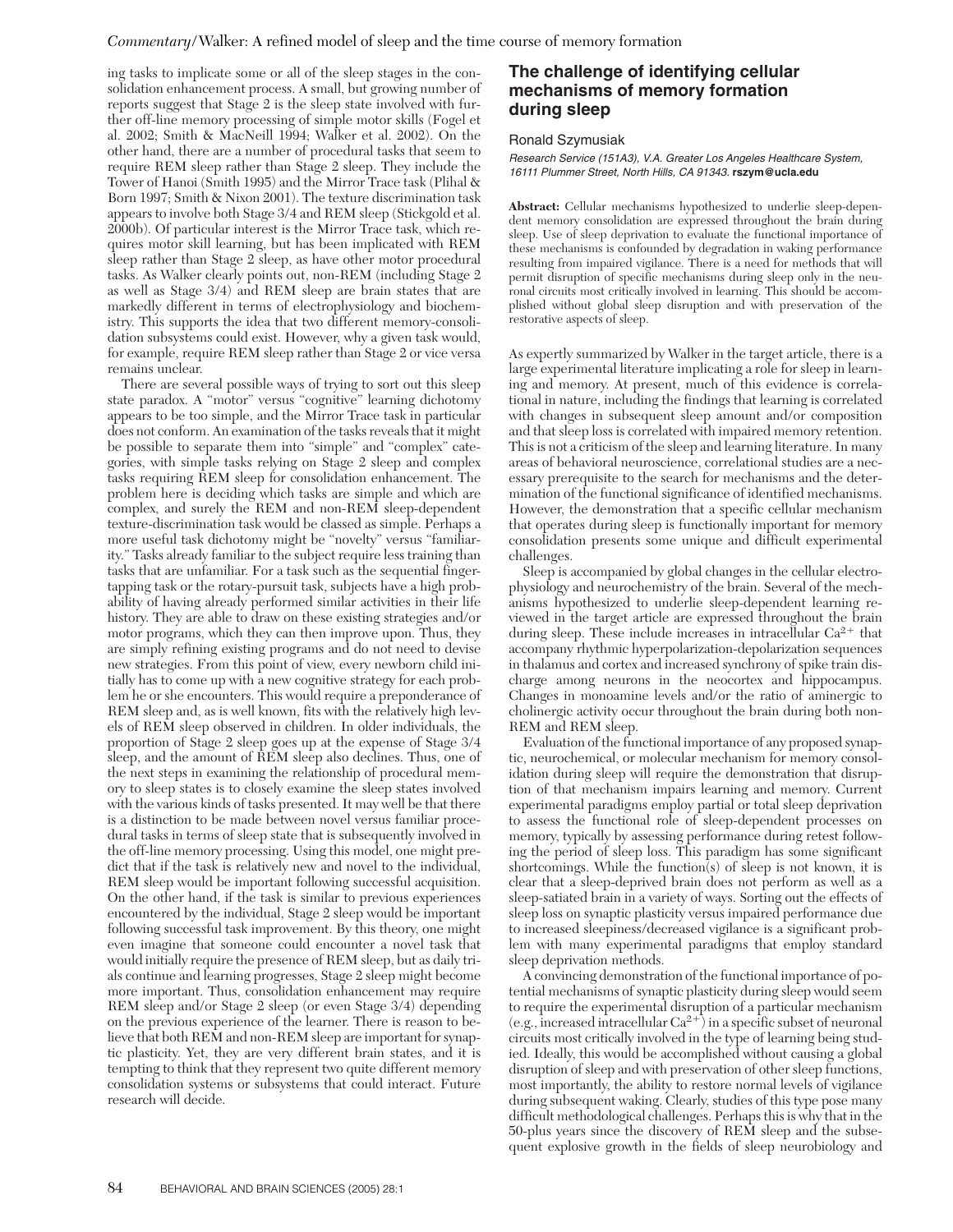ing tasks to implicate some or all of the sleep stages in the consolidation enhancement process. A small, but growing number of reports suggest that Stage 2 is the sleep state involved with further off-line memory processing of simple motor skills (Fogel et al. 2002; Smith & MacNeill 1994; Walker et al. 2002). On the other hand, there are a number of procedural tasks that seem to require REM sleep rather than Stage 2 sleep. They include the Tower of Hanoi (Smith 1995) and the Mirror Trace task (Plihal & Born 1997; Smith & Nixon 2001). The texture discrimination task appears to involve both Stage 3/4 and REM sleep (Stickgold et al. 2000b). Of particular interest is the Mirror Trace task, which requires motor skill learning, but has been implicated with REM sleep rather than Stage 2 sleep, as have other motor procedural tasks. As Walker clearly points out, non-REM (including Stage 2 as well as Stage 3/4) and REM sleep are brain states that are markedly different in terms of electrophysiology and biochemistry. This supports the idea that two different memory-consolidation subsystems could exist. However, why a given task would, for example, require REM sleep rather than Stage 2 or vice versa remains unclear.

There are several possible ways of trying to sort out this sleep state paradox. A "motor" versus "cognitive" learning dichotomy appears to be too simple, and the Mirror Trace task in particular does not conform. An examination of the tasks reveals that it might be possible to separate them into "simple" and "complex" categories, with simple tasks relying on Stage 2 sleep and complex tasks requiring REM sleep for consolidation enhancement. The problem here is deciding which tasks are simple and which are complex, and surely the REM and non-REM sleep-dependent texture-discrimination task would be classed as simple. Perhaps a more useful task dichotomy might be "novelty" versus "familiarity." Tasks already familiar to the subject require less training than tasks that are unfamiliar. For a task such as the sequential finger-tapping task or the rotary-pursuit task, subjects have a high probability of having already performed similar activities in their life history. They are able to draw on these existing strategies and/or motor programs, which they can then improve upon. Thus, they are simply refining existing programs and do not need to devise new strategies. From this point of view, every newborn child initially has to come up with a new cognitive strategy for each problem he or she encounters. This would require a preponderance of REM sleep and, as is well known, fits with the relatively high levels of REM sleep observed in children. In older individuals, the proportion of Stage 2 sleep goes up at the expense of Stage 3/4 sleep, and the amount of REM sleep also declines. Thus, one of the next steps in examining the relationship of procedural memory to sleep states is to closely examine the sleep states involved with the various kinds of tasks presented. It may well be that there is a distinction to be made between novel versus familiar procedural tasks in terms of sleep state that is subsequently involved in the off-line memory processing. Using this model, one might predict that if the task is relatively new and novel to the individual, REM sleep would be important following successful acquisition. On the other hand, if the task is similar to previous experiences encountered by the individual, Stage 2 sleep would be important following successful task improvement. By this theory, one might even imagine that someone could encounter a novel task that would initially require the presence of REM sleep, but as daily trials continue and learning progresses, Stage 2 sleep might become more important. Thus, consolidation enhancement may require REM sleep and/or Stage 2 sleep (or even Stage 3/4) depending on the previous experience of the learner. There is reason to believe that both REM and non-REM sleep are important for synaptic plasticity. Yet, they are very different brain states, and it is tempting to think that they represent two quite different memory consolidation systems or subsystems that could interact. Future research will decide.

## The challenge of identifying cellular mechanisms of memory formation during sleep

Ronald Szymusiak

*Research Service (151A3), V.A. Greater Los Angeles Healthcare System, 16111 Plummer Street, North Hills, CA 91343.* **rszym@ucla.edu**

**Abstract:** Cellular mechanisms hypothesized to underlie sleep-dependent memory consolidation are expressed throughout the brain during sleep. Use of sleep deprivation to evaluate the functional importance of these mechanisms is confounded by degradation in waking performance resulting from impaired vigilance. There is a need for methods that will permit disruption of specific mechanisms during sleep only in the neuronal circuits most critically involved in learning. This should be accomplished without global sleep disruption and with preservation of the restorative aspects of sleep.

As expertly summarized by Walker in the target article, there is a large experimental literature implicating a role for sleep in learning and memory. At present, much of this evidence is correlational in nature, including the findings that learning is correlated with changes in subsequent sleep amount and/or composition and that sleep loss is correlated with impaired memory retention. This is not a criticism of the sleep and learning literature. In many areas of behavioral neuroscience, correlational studies are a necessary prerequisite to the search for mechanisms and the determination of the functional significance of identified mechanisms. However, the demonstration that a specific cellular mechanism that operates during sleep is functionally important for memory consolidation presents some unique and difficult experimental challenges.

Sleep is accompanied by global changes in the cellular electrophysiology and neurochemistry of the brain. Several of the mechanisms hypothesized to underlie sleep-dependent learning reviewed in the target article are expressed throughout the brain during sleep. These include increases in intracellular $Ca^{2+}$ that accompany rhythmic hyperpolarization-depolarization sequences in thalamus and cortex and increased synchrony of spike train discharge among neurons in the neocortex and hippocampus. Changes in monoamine levels and/or the ratio of aminergic to cholinergic activity occur throughout the brain during both non-REM and REM sleep.

Evaluation of the functional importance of any proposed synaptic, neurochemical, or molecular mechanism for memory consolidation during sleep will require the demonstration that disruption of that mechanism impairs learning and memory. Current experimental paradigms employ partial or total sleep deprivation to assess the functional role of sleep-dependent processes on memory, typically by assessing performance during retest following the period of sleep loss. This paradigm has some significant shortcomings. While the function(s) of sleep is not known, it is clear that a sleep-deprived brain does not perform as well as a sleep-satiated brain in a variety of ways. Sorting out the effects of sleep loss on synaptic plasticity versus impaired performance due to increased sleepiness/decreased vigilance is a significant problem with many experimental paradigms that employ standard sleep deprivation methods.

A convincing demonstration of the functional importance of potential mechanisms of synaptic plasticity during sleep would seem to require the experimental disruption of a particular mechanism (e.g., increased intracellular $Ca^{2+}$) in a specific subset of neuronal circuits most critically involved in the type of learning being studied. Ideally, this would be accomplished without causing a global disruption of sleep and with preservation of other sleep functions, most importantly, the ability to restore normal levels of vigilance during subsequent waking. Clearly, studies of this type pose many difficult methodological challenges. Perhaps this is why that in the 50-plus years since the discovery of REM sleep and the subsequent explosive growth in the fields of sleep neurobiology and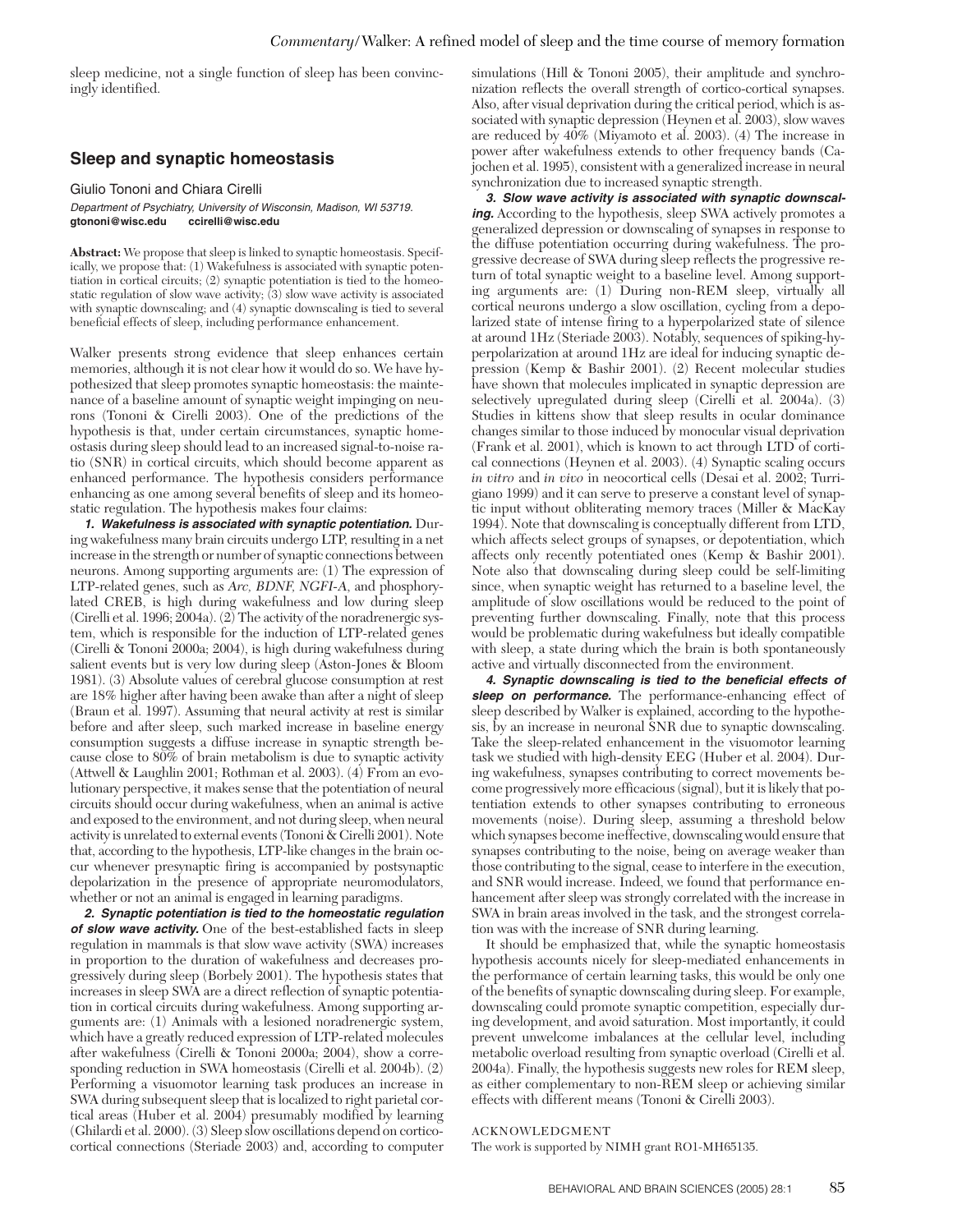sleep medicine, not a single function of sleep has been convincingly identified.

## Sleep and synaptic homeostasis

Giulio Tononi and Chiara Cirelli

*Department of Psychiatry, University of Wisconsin, Madison, WI 53719.*
**gtononi@wisc.edu ccirelli@wisc.edu**

**Abstract:** We propose that sleep is linked to synaptic homeostasis. Specifically, we propose that: (1) Wakefulness is associated with synaptic potentiation in cortical circuits; (2) synaptic potentiation is tied to the homeostatic regulation of slow wave activity; (3) slow wave activity is associated with synaptic downscaling; and (4) synaptic downscaling is tied to several beneficial effects of sleep, including performance enhancement.

Walker presents strong evidence that sleep enhances certain memories, although it is not clear how it would do so. We have hypothesized that sleep promotes synaptic homeostasis: the maintenance of a baseline amount of synaptic weight impinging on neurons (Tononi & Cirelli 2003). One of the predictions of the hypothesis is that, under certain circumstances, synaptic homeostasis during sleep should lead to an increased signal-to-noise ratio (SNR) in cortical circuits, which should become apparent as enhanced performance. The hypothesis considers performance enhancing as one among several benefits of sleep and its homeostatic regulation. The hypothesis makes four claims:

***1. Wakefulness is associated with synaptic potentiation.*** During wakefulness many brain circuits undergo LTP, resulting in a net increase in the strength or number of synaptic connections between neurons. Among supporting arguments are: (1) The expression of LTP-related genes, such as *Arc, BDNF, NGFI-A*, and phosphorylated CREB, is high during wakefulness and low during sleep (Cirelli et al. 1996; 2004a). (2) The activity of the noradrenergic system, which is responsible for the induction of LTP-related genes (Cirelli & Tononi 2000a; 2004), is high during wakefulness during salient events but is very low during sleep (Aston-Jones & Bloom 1981). (3) Absolute values of cerebral glucose consumption at rest are 18% higher after having been awake than after a night of sleep (Braun et al. 1997). Assuming that neural activity at rest is similar before and after sleep, such marked increase in baseline energy consumption suggests a diffuse increase in synaptic strength because close to 80% of brain metabolism is due to synaptic activity (Attwell & Laughlin 2001; Rothman et al. 2003). (4) From an evolutionary perspective, it makes sense that the potentiation of neural circuits should occur during wakefulness, when an animal is active and exposed to the environment, and not during sleep, when neural activity is unrelated to external events (Tononi & Cirelli 2001). Note that, according to the hypothesis, LTP-like changes in the brain occur whenever presynaptic firing is accompanied by postsynaptic depolarization in the presence of appropriate neuromodulators, whether or not an animal is engaged in learning paradigms.

***2. Synaptic potentiation is tied to the homeostatic regulation of slow wave activity.*** One of the best-established facts in sleep regulation in mammals is that slow wave activity (SWA) increases in proportion to the duration of wakefulness and decreases progressively during sleep (Borbely 2001). The hypothesis states that increases in sleep SWA are a direct reflection of synaptic potentiation in cortical circuits during wakefulness. Among supporting arguments are: (1) Animals with a lesioned noradrenergic system, which have a greatly reduced expression of LTP-related molecules after wakefulness (Cirelli & Tononi 2000a; 2004), show a corresponding reduction in SWA homeostasis (Cirelli et al. 2004b). (2) Performing a visuomotor learning task produces an increase in SWA during subsequent sleep that is localized to right parietal cortical areas (Huber et al. 2004) presumably modified by learning (Ghilardi et al. 2000). (3) Sleep slow oscillations depend on corticocortical connections (Steriade 2003) and, according to computer simulations (Hill & Tononi 2005), their amplitude and synchronization reflects the overall strength of cortico-cortical synapses. Also, after visual deprivation during the critical period, which is associated with synaptic depression (Heynen et al. 2003), slow waves are reduced by 40% (Miyamoto et al. 2003). (4) The increase in power after wakefulness extends to other frequency bands (Cajochen et al. 1995), consistent with a generalized increase in neural synchronization due to increased synaptic strength.

***3. Slow wave activity is associated with synaptic downscaling.*** According to the hypothesis, sleep SWA actively promotes a generalized depression or downscaling of synapses in response to the diffuse potentiation occurring during wakefulness. The progressive decrease of SWA during sleep reflects the progressive return of total synaptic weight to a baseline level. Among supporting arguments are: (1) During non-REM sleep, virtually all cortical neurons undergo a slow oscillation, cycling from a depolarized state of intense firing to a hyperpolarized state of silence at around 1Hz (Steriade 2003). Notably, sequences of spiking-hyperpolarization at around 1Hz are ideal for inducing synaptic depression (Kemp & Bashir 2001). (2) Recent molecular studies have shown that molecules implicated in synaptic depression are selectively upregulated during sleep (Cirelli et al. 2004a). (3) Studies in kittens show that sleep results in ocular dominance changes similar to those induced by monocular visual deprivation (Frank et al. 2001), which is known to act through LTD of cortical connections (Heynen et al. 2003). (4) Synaptic scaling occurs *in vitro* and *in vivo* in neocortical cells (Desai et al. 2002; Turrigiano 1999) and it can serve to preserve a constant level of synaptic input without obliterating memory traces (Miller & MacKay 1994). Note that downscaling is conceptually different from LTD, which affects select groups of synapses, or depotentiation, which affects only recently potentiated ones (Kemp & Bashir 2001). Note also that downscaling during sleep could be self-limiting since, when synaptic weight has returned to a baseline level, the amplitude of slow oscillations would be reduced to the point of preventing further downscaling. Finally, note that this process would be problematic during wakefulness but ideally compatible with sleep, a state during which the brain is both spontaneously active and virtually disconnected from the environment.

***4. Synaptic downscaling is tied to the beneficial effects of sleep on performance.*** The performance-enhancing effect of sleep described by Walker is explained, according to the hypothesis, by an increase in neuronal SNR due to synaptic downscaling. Take the sleep-related enhancement in the visuomotor learning task we studied with high-density EEG (Huber et al. 2004). During wakefulness, synapses contributing to correct movements become progressively more efficacious (signal), but it is likely that potentiation extends to other synapses contributing to erroneous movements (noise). During sleep, assuming a threshold below which synapses become ineffective, downscaling would ensure that synapses contributing to the noise, being on average weaker than those contributing to the signal, cease to interfere in the execution, and SNR would increase. Indeed, we found that performance enhancement after sleep was strongly correlated with the increase in SWA in brain areas involved in the task, and the strongest correlation was with the increase of SNR during learning.

It should be emphasized that, while the synaptic homeostasis hypothesis accounts nicely for sleep-mediated enhancements in the performance of certain learning tasks, this would be only one of the benefits of synaptic downscaling during sleep. For example, downscaling could promote synaptic competition, especially during development, and avoid saturation. Most importantly, it could prevent unwelcome imbalances at the cellular level, including metabolic overload resulting from synaptic overload (Cirelli et al. 2004a). Finally, the hypothesis suggests new roles for REM sleep, as either complementary to non-REM sleep or achieving similar effects with different means (Tononi & Cirelli 2003).

ACKNOWLEDGMENT

The work is supported by NIMH grant RO1-MH65135.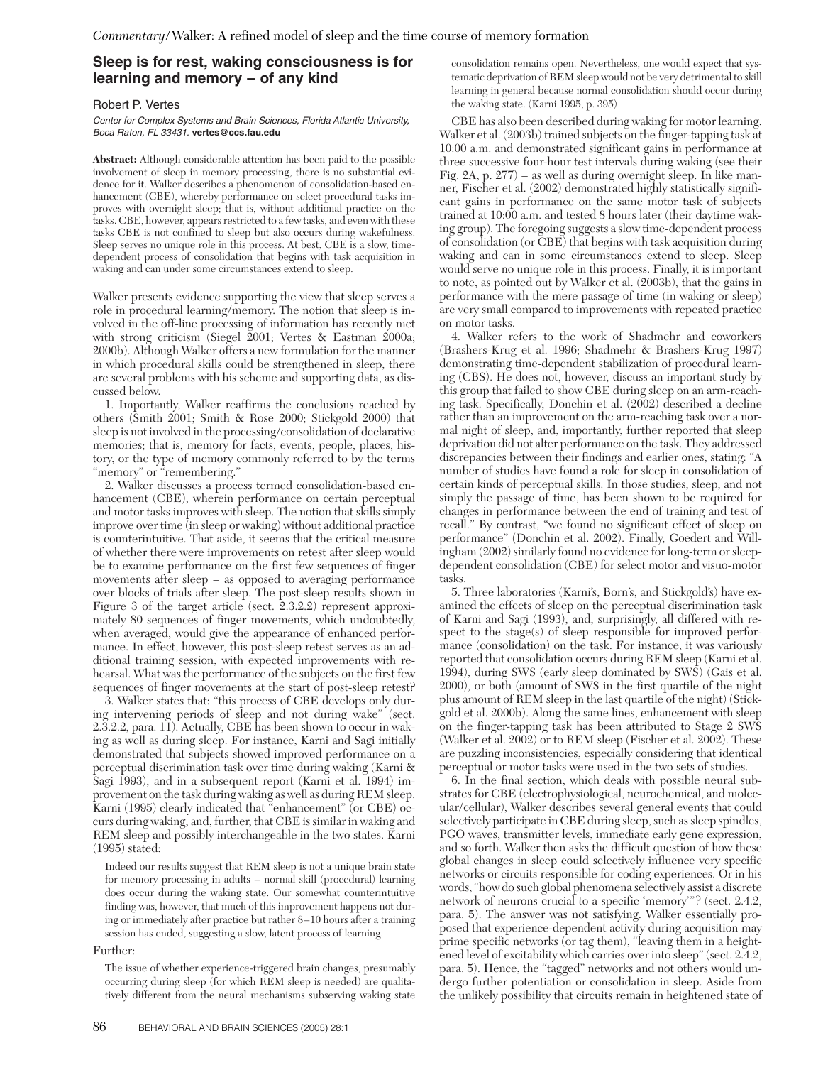## Sleep is for rest, waking consciousness is for learning and memory – of any kind

Robert P. Vertes

*Center for Complex Systems and Brain Sciences, Florida Atlantic University, Boca Raton, FL 33431.* **vertes@ccs.fau.edu**

**Abstract:** Although considerable attention has been paid to the possible involvement of sleep in memory processing, there is no substantial evidence for it. Walker describes a phenomenon of consolidation-based enhancement (CBE), whereby performance on select procedural tasks improves with overnight sleep; that is, without additional practice on the tasks. CBE, however, appears restricted to a few tasks, and even with these tasks CBE is not confined to sleep but also occurs during wakefulness. Sleep serves no unique role in this process. At best, CBE is a slow, time-dependent process of consolidation that begins with task acquisition in waking and can under some circumstances extend to sleep.

Walker presents evidence supporting the view that sleep serves a role in procedural learning/memory. The notion that sleep is involved in the off-line processing of information has recently met with strong criticism (Siegel 2001; Vertes & Eastman 2000a; 2000b). Although Walker offers a new formulation for the manner in which procedural skills could be strengthened in sleep, there are several problems with his scheme and supporting data, as discussed below.

1. Importantly, Walker reaffirms the conclusions reached by others (Smith 2001; Smith & Rose 2000; Stickgold 2000) that sleep is not involved in the processing/consolidation of declarative memories; that is, memory for facts, events, people, places, history, or the type of memory commonly referred to by the terms "memory" or "remembering."

2. Walker discusses a process termed consolidation-based enhancement (CBE), wherein performance on certain perceptual and motor tasks improves with sleep. The notion that skills simply improve over time (in sleep or waking) without additional practice is counterintuitive. That aside, it seems that the critical measure of whether there were improvements on retest after sleep would be to examine performance on the first few sequences of finger movements after sleep – as opposed to averaging performance over blocks of trials after sleep. The post-sleep results shown in Figure 3 of the target article (sect. 2.3.2.2) represent approximately 80 sequences of finger movements, which undoubtedly, when averaged, would give the appearance of enhanced performance. In effect, however, this post-sleep retest serves as an additional training session, with expected improvements with rehearsal. What was the performance of the subjects on the first few sequences of finger movements at the start of post-sleep retest?

3. Walker states that: "this process of CBE develops only during intervening periods of sleep and not during wake" (sect. 2.3.2.2, para. 11). Actually, CBE has been shown to occur in waking as well as during sleep. For instance, Karni and Sagi initially demonstrated that subjects showed improved performance on a perceptual discrimination task over time during waking (Karni & Sagi 1993), and in a subsequent report (Karni et al. 1994) improvement on the task during waking as well as during REM sleep. Karni (1995) clearly indicated that "enhancement" (or CBE) occurs during waking, and, further, that CBE is similar in waking and REM sleep and possibly interchangeable in the two states. Karni (1995) stated:

> Indeed our results suggest that REM sleep is not a unique brain state for memory processing in adults – normal skill (procedural) learning does occur during the waking state. Our somewhat counterintuitive finding was, however, that much of this improvement happens not during or immediately after practice but rather 8–10 hours after a training session has ended, suggesting a slow, latent process of learning.

Further:

> The issue of whether experience-triggered brain changes, presumably occurring during sleep (for which REM sleep is needed) are qualitatively different from the neural mechanisms subserving waking state consolidation remains open. Nevertheless, one would expect that systematic deprivation of REM sleep would not be very detrimental to skill learning in general because normal consolidation should occur during the waking state. (Karni 1995, p. 395)

CBE has also been described during waking for motor learning. Walker et al. (2003b) trained subjects on the finger-tapping task at 10:00 a.m. and demonstrated significant gains in performance at three successive four-hour test intervals during waking (see their Fig. 2A, p. 277) – as well as during overnight sleep. In like manner, Fischer et al. (2002) demonstrated highly statistically significant gains in performance on the same motor task of subjects trained at 10:00 a.m. and tested 8 hours later (their daytime waking group). The foregoing suggests a slow time-dependent process of consolidation (or CBE) that begins with task acquisition during waking and can in some circumstances extend to sleep. Sleep would serve no unique role in this process. Finally, it is important to note, as pointed out by Walker et al. (2003b), that the gains in performance with the mere passage of time (in waking or sleep) are very small compared to improvements with repeated practice on motor tasks.

4. Walker refers to the work of Shadmehr and coworkers (Brashers-Krug et al. 1996; Shadmehr & Brashers-Krug 1997) demonstrating time-dependent stabilization of procedural learning (CBS). He does not, however, discuss an important study by this group that failed to show CBE during sleep on an arm-reaching task. Specifically, Donchin et al. (2002) described a decline rather than an improvement on the arm-reaching task over a normal night of sleep, and, importantly, further reported that sleep deprivation did not alter performance on the task. They addressed discrepancies between their findings and earlier ones, stating: "A number of studies have found a role for sleep in consolidation of certain kinds of perceptual skills. In those studies, sleep, and not simply the passage of time, has been shown to be required for changes in performance between the end of training and test of recall." By contrast, "we found no significant effect of sleep on performance" (Donchin et al. 2002). Finally, Goedert and Willingham (2002) similarly found no evidence for long-term or sleep-dependent consolidation (CBE) for select motor and visuo-motor tasks.

5. Three laboratories (Karni's, Born's, and Stickgold's) have examined the effects of sleep on the perceptual discrimination task of Karni and Sagi (1993), and, surprisingly, all differed with respect to the stage(s) of sleep responsible for improved performance (consolidation) on the task. For instance, it was variously reported that consolidation occurs during REM sleep (Karni et al. 1994), during SWS (early sleep dominated by SWS) (Gais et al. 2000), or both (amount of SWS in the first quartile of the night plus amount of REM sleep in the last quartile of the night) (Stickgold et al. 2000b). Along the same lines, enhancement with sleep on the finger-tapping task has been attributed to Stage 2 SWS (Walker et al. 2002) or to REM sleep (Fischer et al. 2002). These are puzzling inconsistencies, especially considering that identical perceptual or motor tasks were used in the two sets of studies.

6. In the final section, which deals with possible neural substrates for CBE (electrophysiological, neurochemical, and molecular/cellular), Walker describes several general events that could selectively participate in CBE during sleep, such as sleep spindles, PGO waves, transmitter levels, immediate early gene expression, and so forth. Walker then asks the difficult question of how these global changes in sleep could selectively influence very specific networks or circuits responsible for coding experiences. Or in his words, "how do such global phenomena selectively assist a discrete network of neurons crucial to a specific 'memory'"? (sect. 2.4.2, para. 5). The answer was not satisfying. Walker essentially proposed that experience-dependent activity during acquisition may prime specific networks (or tag them), "leaving them in a heightened level of excitability which carries over into sleep" (sect. 2.4.2, para. 5). Hence, the "tagged" networks and not others would undergo further potentiation or consolidation in sleep. Aside from the unlikely possibility that circuits remain in heightened state of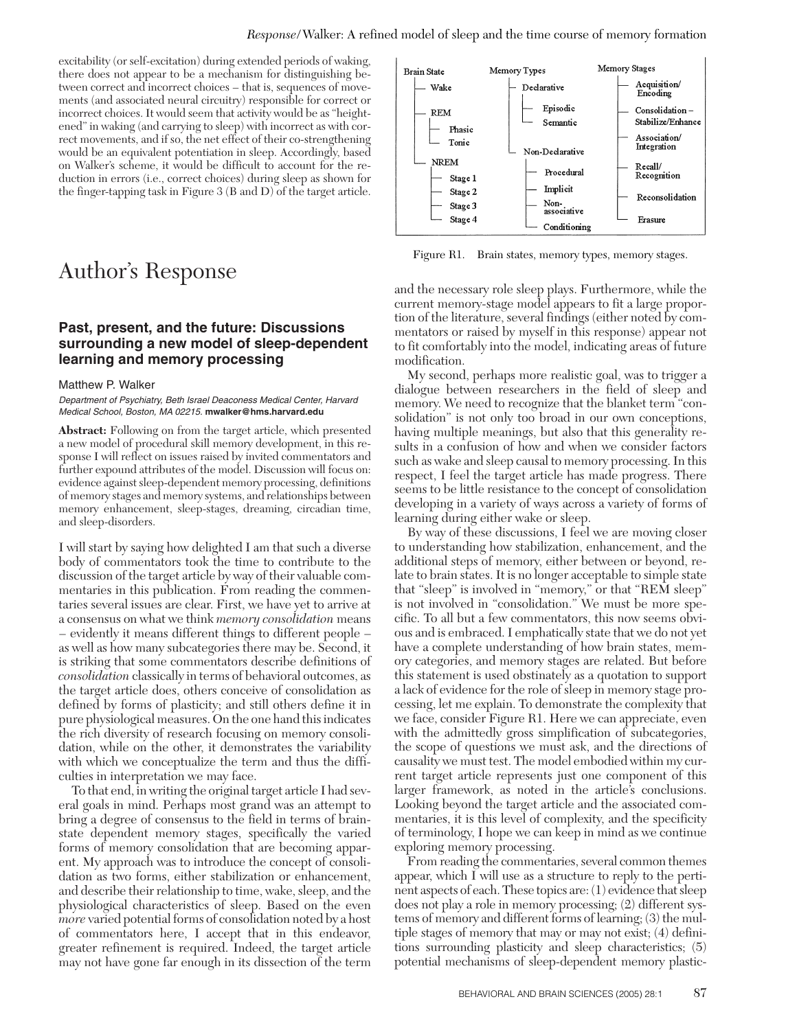excitability (or self-excitation) during extended periods of waking, there does not appear to be a mechanism for distinguishing between correct and incorrect choices – that is, sequences of movements (and associated neural circuitry) responsible for correct or incorrect choices. It would seem that activity would be as "heightened" in waking (and carrying to sleep) with incorrect as with correct movements, and if so, the net effect of their co-strengthening would be an equivalent potentiation in sleep. Accordingly, based on Walker's scheme, it would be difficult to account for the reduction in errors (i.e., correct choices) during sleep as shown for the finger-tapping task in Figure 3 (B and D) of the target article.

# Author's Response

## Past, present, and the future: Discussions surrounding a new model of sleep-dependent learning and memory processing

Matthew P. Walker

*Department of Psychiatry, Beth Israel Deaconess Medical Center, Harvard Medical School, Boston, MA 02215.* **mwalker@hms.harvard.edu**

**Abstract:** Following on from the target article, which presented a new model of procedural skill memory development, in this response I will reflect on issues raised by invited commentators and further expound attributes of the model. Discussion will focus on: evidence against sleep-dependent memory processing, definitions of memory stages and memory systems, and relationships between memory enhancement, sleep-stages, dreaming, circadian time, and sleep-disorders.

I will start by saying how delighted I am that such a diverse body of commentators took the time to contribute to the discussion of the target article by way of their valuable commentaries in this publication. From reading the commentaries several issues are clear. First, we have yet to arrive at a consensus on what we think *memory consolidation* means – evidently it means different things to different people – as well as how many subcategories there may be. Second, it is striking that some commentators describe definitions of *consolidation* classically in terms of behavioral outcomes, as the target article does, others conceive of consolidation as defined by forms of plasticity; and still others define it in pure physiological measures. On the one hand this indicates the rich diversity of research focusing on memory consolidation, while on the other, it demonstrates the variability with which we conceptualize the term and thus the difficulties in interpretation we may face.

To that end, in writing the original target article I had several goals in mind. Perhaps most grand was an attempt to bring a degree of consensus to the field in terms of brain-state dependent memory stages, specifically the varied forms of memory consolidation that are becoming apparent. My approach was to introduce the concept of consolidation as two forms, either stabilization or enhancement, and describe their relationship to time, wake, sleep, and the physiological characteristics of sleep. Based on the even *more* varied potential forms of consolidation noted by a host of commentators here, I accept that in this endeavor, greater refinement is required. Indeed, the target article may not have gone far enough in its dissection of the term and the necessary role sleep plays. Furthermore, while the current memory-stage model appears to fit a large proportion of the literature, several findings (either noted by commentators or raised by myself in this response) appear not to fit comfortably into the model, indicating areas of future modification.

Brain State
Wake
REM
Phasic
Tonic
NREM
Stage 1
Stage 2
Stage 3
Stage 4

Memory Types
Declarative
Episodic
Semantic
Non-Declarative
Procedural
Implicit
Non-associative
Conditioning

Memory Stages
Acquisition/Encoding
Consolidation – Stabilize/Enhance
Association/Integration
Recall/Recognition
Reconsolidation
Erasure

Figure R1. Brain states, memory types, memory stages.

My second, perhaps more realistic goal, was to trigger a dialogue between researchers in the field of sleep and memory. We need to recognize that the blanket term "consolidation" is not only too broad in our own conceptions, having multiple meanings, but also that this generality results in a confusion of how and when we consider factors such as wake and sleep causal to memory processing. In this respect, I feel the target article has made progress. There seems to be little resistance to the concept of consolidation developing in a variety of ways across a variety of forms of learning during either wake or sleep.

By way of these discussions, I feel we are moving closer to understanding how stabilization, enhancement, and the additional steps of memory, either between or beyond, relate to brain states. It is no longer acceptable to simple state that "sleep" is involved in "memory," or that "REM sleep" is not involved in "consolidation." We must be more specific. To all but a few commentators, this now seems obvious and is embraced. I emphatically state that we do not yet have a complete understanding of how brain states, memory categories, and memory stages are related. But before this statement is used obstinately as a quotation to support a lack of evidence for the role of sleep in memory stage processing, let me explain. To demonstrate the complexity that we face, consider Figure R1. Here we can appreciate, even with the admittedly gross simplification of subcategories, the scope of questions we must ask, and the directions of causality we must test. The model embodied within my current target article represents just one component of this larger framework, as noted in the article's conclusions. Looking beyond the target article and the associated commentaries, it is this level of complexity, and the specificity of terminology, I hope we can keep in mind as we continue exploring memory processing.

From reading the commentaries, several common themes appear, which I will use as a structure to reply to the pertinent aspects of each. These topics are: (1) evidence that sleep does not play a role in memory processing; (2) different systems of memory and different forms of learning; (3) the multiple stages of memory that may or may not exist; (4) definitions surrounding plasticity and sleep characteristics; (5) potential mechanisms of sleep-dependent memory plastic-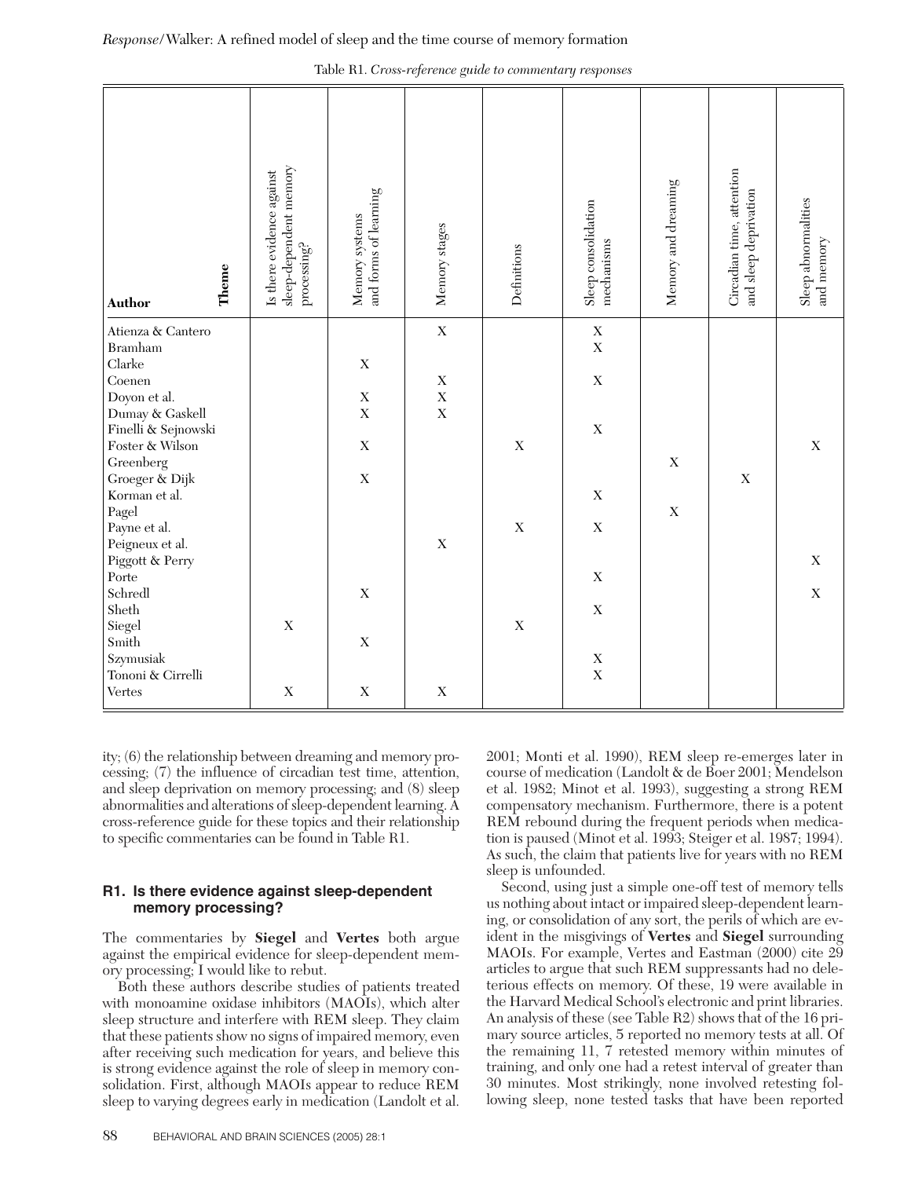Table R1. *Cross-reference guide to commentary responses*

| Author | Is there evidence against sleep-dependent memory processing? | Memory systems and forms of learning | Memory stages | Definitions | Sleep consolidation mechanisms | Memory and dreaming | Circadian time, attention and sleep deprivation | Sleep abnormalities and memory |
|---|---|---|---|---|---|---|---|---|
| Atienza & Cantero | | | X | | X | | | |
| Bramham | | | | | X | | | |
| Clarke | | X | | | | | | |
| Coenen | | | X | | X | | | |
| Doyon et al. | | X | X | | | | | |
| Dumay & Gaskell | | X | X | | | | | |
| Finelli & Sejnowski | | | | | X | | | |
| Foster & Wilson | | X | | X | | | | X |
| Greenberg | | | | | | X | | |
| Groeger & Dijk | | X | | | | | X | |
| Korman et al. | | | | | X | | | |
| Pagel | | | | | | X | | |
| Payne et al. | | | | X | X | | | |
| Peigneux et al. | | | X | | | | | |
| Piggott & Perry | | | | | | | | X |
| Porte | | | | | X | | | |
| Schredl | | X | | | | | | X |
| Sheth | | | | | X | | | |
| Siegel | X | | | X | | | | |
| Smith | | X | | | | | | |
| Szymusiak | | | | | X | | | |
| Tononi & Cirrelli | | | | | X | | | |
| Vertes | X | X | X | | | | | |

ity; (6) the relationship between dreaming and memory processing; (7) the influence of circadian test time, attention, and sleep deprivation on memory processing; and (8) sleep abnormalities and alterations of sleep-dependent learning. A cross-reference guide for these topics and their relationship to specific commentaries can be found in Table R1.

## R1. Is there evidence against sleep-dependent memory processing?

The commentaries by **Siegel** and **Vertes** both argue against the empirical evidence for sleep-dependent memory processing; I would like to rebut.

Both these authors describe studies of patients treated with monoamine oxidase inhibitors (MAOIs), which alter sleep structure and interfere with REM sleep. They claim that these patients show no signs of impaired memory, even after receiving such medication for years, and believe this is strong evidence against the role of sleep in memory consolidation. First, although MAOIs appear to reduce REM sleep to varying degrees early in medication (Landolt et al. 2001; Monti et al. 1990), REM sleep re-emerges later in course of medication (Landolt & de Boer 2001; Mendelson et al. 1982; Minot et al. 1993), suggesting a strong REM compensatory mechanism. Furthermore, there is a potent REM rebound during the frequent periods when medication is paused (Minot et al. 1993; Steiger et al. 1987; 1994). As such, the claim that patients live for years with no REM sleep is unfounded.

Second, using just a simple one-off test of memory tells us nothing about intact or impaired sleep-dependent learning, or consolidation of any sort, the perils of which are evident in the misgivings of **Vertes** and **Siegel** surrounding MAOIs. For example, Vertes and Eastman (2000) cite 29 articles to argue that such REM suppressants had no deleterious effects on memory. Of these, 19 were available in the Harvard Medical School's electronic and print libraries. An analysis of these (see Table R2) shows that of the 16 primary source articles, 5 reported no memory tests at all. Of the remaining 11, 7 retested memory within minutes of training, and only one had a retest interval of greater than 30 minutes. Most strikingly, none involved retesting following sleep, none tested tasks that have been reported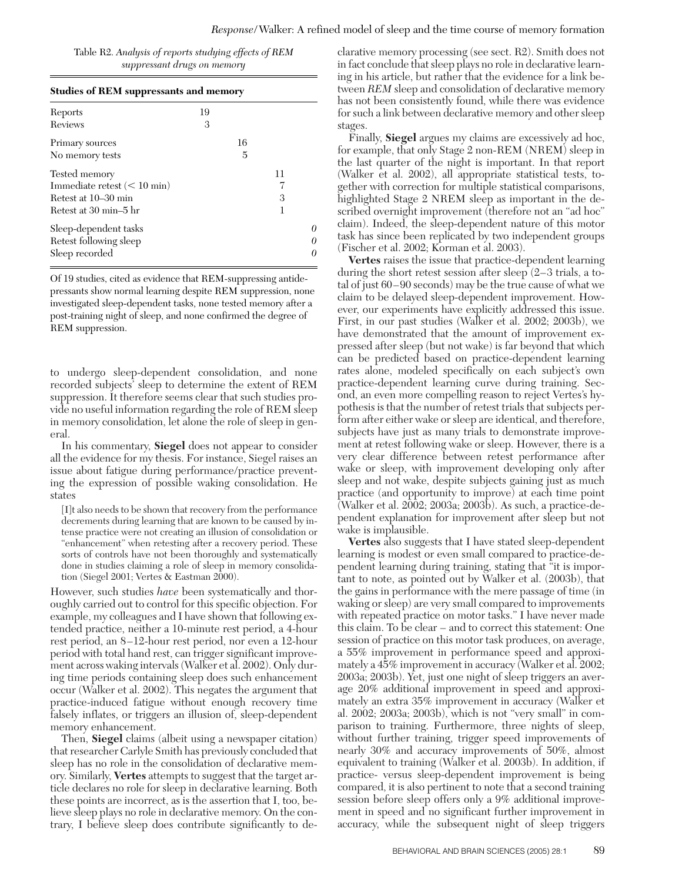Table R2. *Analysis of reports studying effects of REM suppressant drugs on memory*

| **Studies of REM suppressants and memory** | | | | |
|---|---|---|---|---|
| Reports | 19 | | | |
| Reviews | 3 | | | |
| Primary sources | | 16 | | |
| No memory tests | | 5 | | |
| Tested memory | | | 11 | |
| Immediate retest (< 10 min) | | | 7 | |
| Retest at 10–30 min | | | 3 | |
| Retest at 30 min–5 hr | | | 1 | |
| Sleep-dependent tasks | | | | *0* |
| Retest following sleep | | | | *0* |
| Sleep recorded | | | | *0* |

Of 19 studies, cited as evidence that REM-suppressing antidepressants show normal learning despite REM suppression, none investigated sleep-dependent tasks, none tested memory after a post-training night of sleep, and none confirmed the degree of REM suppression.

to undergo sleep-dependent consolidation, and none recorded subjects' sleep to determine the extent of REM suppression. It therefore seems clear that such studies provide no useful information regarding the role of REM sleep in memory consolidation, let alone the role of sleep in general.

In his commentary, **Siegel** does not appear to consider all the evidence for my thesis. For instance, Siegel raises an issue about fatigue during performance/practice preventing the expression of possible waking consolidation. He states

> [I]t also needs to be shown that recovery from the performance decrements during learning that are known to be caused by intense practice were not creating an illusion of consolidation or "enhancement" when retesting after a recovery period. These sorts of controls have not been thoroughly and systematically done in studies claiming a role of sleep in memory consolidation (Siegel 2001; Vertes & Eastman 2000).

However, such studies *have* been systematically and thoroughly carried out to control for this specific objection. For example, my colleagues and I have shown that following extended practice, neither a 10-minute rest period, a 4-hour rest period, an 8–12-hour rest period, nor even a 12-hour period with total hand rest, can trigger significant improvement across waking intervals (Walker et al. 2002). Only during time periods containing sleep does such enhancement occur (Walker et al. 2002). This negates the argument that practice-induced fatigue without enough recovery time falsely inflates, or triggers an illusion of, sleep-dependent memory enhancement.

Then, **Siegel** claims (albeit using a newspaper citation) that researcher Carlyle Smith has previously concluded that sleep has no role in the consolidation of declarative memory. Similarly, **Vertes** attempts to suggest that the target article declares no role for sleep in declarative learning. Both these points are incorrect, as is the assertion that I, too, believe sleep plays no role in declarative memory. On the contrary, I believe sleep does contribute significantly to declarative memory processing (see sect. R2). Smith does not in fact conclude that sleep plays no role in declarative learning in his article, but rather that the evidence for a link between *REM* sleep and consolidation of declarative memory has not been consistently found, while there was evidence for such a link between declarative memory and other sleep stages.

Finally, **Siegel** argues my claims are excessively ad hoc, for example, that only Stage 2 non-REM (NREM) sleep in the last quarter of the night is important. In that report (Walker et al. 2002), all appropriate statistical tests, together with correction for multiple statistical comparisons, highlighted Stage 2 NREM sleep as important in the described overnight improvement (therefore not an "ad hoc" claim). Indeed, the sleep-dependent nature of this motor task has since been replicated by two independent groups (Fischer et al. 2002; Korman et al. 2003).

**Vertes** raises the issue that practice-dependent learning during the short retest session after sleep (2–3 trials, a total of just 60–90 seconds) may be the true cause of what we claim to be delayed sleep-dependent improvement. However, our experiments have explicitly addressed this issue. First, in our past studies (Walker et al. 2002; 2003b), we have demonstrated that the amount of improvement expressed after sleep (but not wake) is far beyond that which can be predicted based on practice-dependent learning rates alone, modeled specifically on each subject's own practice-dependent learning curve during training. Second, an even more compelling reason to reject Vertes's hypothesis is that the number of retest trials that subjects perform after either wake or sleep are identical, and therefore, subjects have just as many trials to demonstrate improvement at retest following wake or sleep. However, there is a very clear difference between retest performance after wake or sleep, with improvement developing only after sleep and not wake, despite subjects gaining just as much practice (and opportunity to improve) at each time point (Walker et al. 2002; 2003a; 2003b). As such, a practice-dependent explanation for improvement after sleep but not wake is implausible.

**Vertes** also suggests that I have stated sleep-dependent learning is modest or even small compared to practice-dependent learning during training, stating that "it is important to note, as pointed out by Walker et al. (2003b), that the gains in performance with the mere passage of time (in waking or sleep) are very small compared to improvements with repeated practice on motor tasks." I have never made this claim. To be clear – and to correct this statement: One session of practice on this motor task produces, on average, a 55% improvement in performance speed and approximately a 45% improvement in accuracy (Walker et al. 2002; 2003a; 2003b). Yet, just one night of sleep triggers an average 20% additional improvement in speed and approximately an extra 35% improvement in accuracy (Walker et al. 2002; 2003a; 2003b), which is not "very small" in comparison to training. Furthermore, three nights of sleep, without further training, trigger speed improvements of nearly 30% and accuracy improvements of 50%, almost equivalent to training (Walker et al. 2003b). In addition, if practice- versus sleep-dependent improvement is being compared, it is also pertinent to note that a second training session before sleep offers only a 9% additional improvement in speed and no significant further improvement in accuracy, while the subsequent night of sleep triggers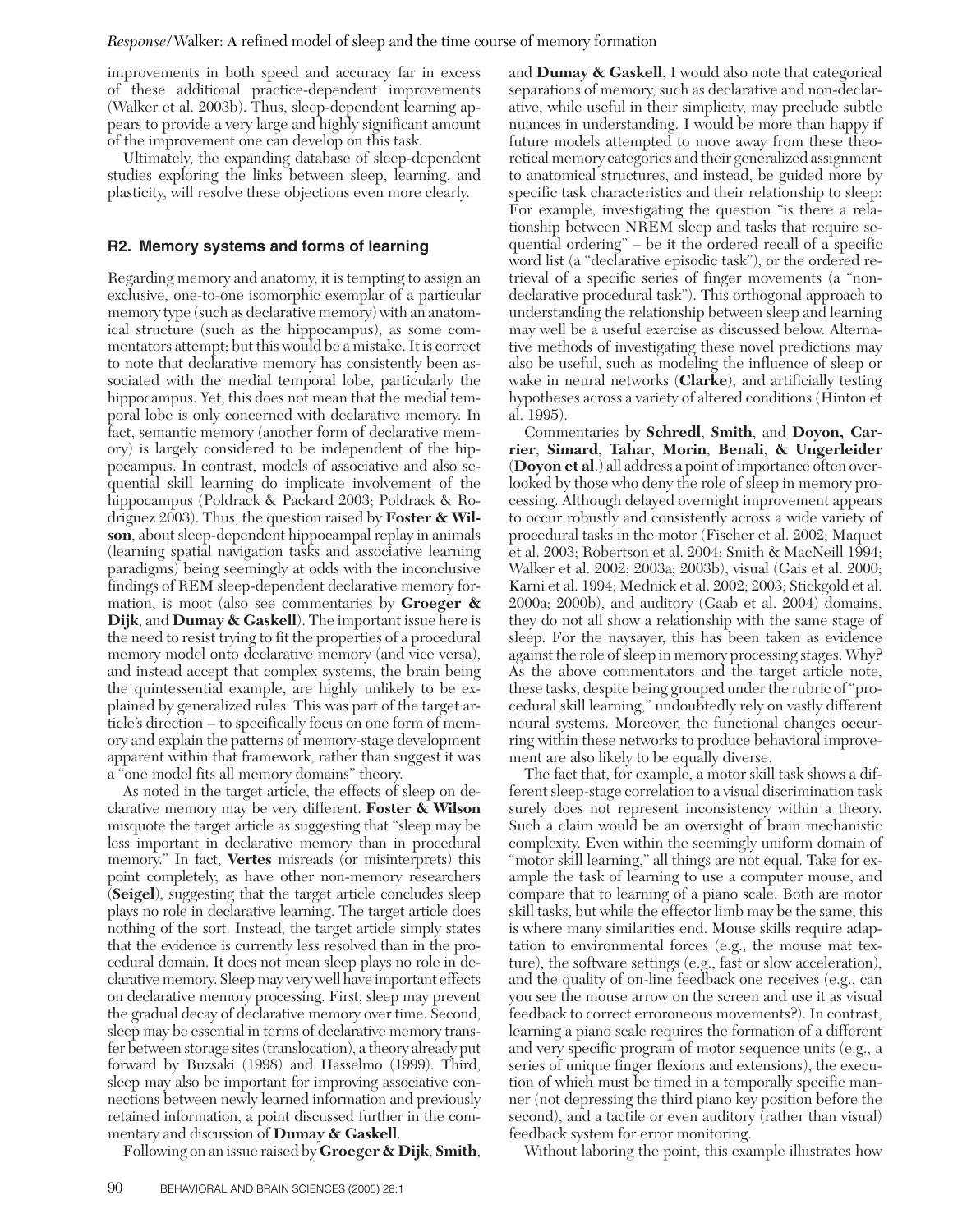improvements in both speed and accuracy far in excess of these additional practice-dependent improvements (Walker et al. 2003b). Thus, sleep-dependent learning appears to provide a very large and highly significant amount of the improvement one can develop on this task.

Ultimately, the expanding database of sleep-dependent studies exploring the links between sleep, learning, and plasticity, will resolve these objections even more clearly.

## R2. Memory systems and forms of learning

Regarding memory and anatomy, it is tempting to assign an exclusive, one-to-one isomorphic exemplar of a particular memory type (such as declarative memory) with an anatomical structure (such as the hippocampus), as some commentators attempt; but this would be a mistake. It is correct to note that declarative memory has consistently been associated with the medial temporal lobe, particularly the hippocampus. Yet, this does not mean that the medial temporal lobe is only concerned with declarative memory. In fact, semantic memory (another form of declarative memory) is largely considered to be independent of the hippocampus. In contrast, models of associative and also sequential skill learning do implicate involvement of the hippocampus (Poldrack & Packard 2003; Poldrack & Rodriguez 2003). Thus, the question raised by **Foster & Wilson**, about sleep-dependent hippocampal replay in animals (learning spatial navigation tasks and associative learning paradigms) being seemingly at odds with the inconclusive findings of REM sleep-dependent declarative memory formation, is moot (also see commentaries by **Groeger & Dijk**, and **Dumay & Gaskell**). The important issue here is the need to resist trying to fit the properties of a procedural memory model onto declarative memory (and vice versa), and instead accept that complex systems, the brain being the quintessential example, are highly unlikely to be explained by generalized rules. This was part of the target article's direction – to specifically focus on one form of memory and explain the patterns of memory-stage development apparent within that framework, rather than suggest it was a "one model fits all memory domains" theory.

As noted in the target article, the effects of sleep on declarative memory may be very different. **Foster & Wilson** misquote the target article as suggesting that "sleep may be less important in declarative memory than in procedural memory." In fact, **Vertes** misreads (or misinterprets) this point completely, as have other non-memory researchers (**Seigel**), suggesting that the target article concludes sleep plays no role in declarative learning. The target article does nothing of the sort. Instead, the target article simply states that the evidence is currently less resolved than in the procedural domain. It does not mean sleep plays no role in declarative memory. Sleep may very well have important effects on declarative memory processing. First, sleep may prevent the gradual decay of declarative memory over time. Second, sleep may be essential in terms of declarative memory transfer between storage sites (translocation), a theory already put forward by Buzsaki (1998) and Hasselmo (1999). Third, sleep may also be important for improving associative connections between newly learned information and previously retained information, a point discussed further in the commentary and discussion of **Dumay & Gaskell**.

Following on an issue raised by **Groeger & Dijk**, **Smith**, and **Dumay & Gaskell**, I would also note that categorical separations of memory, such as declarative and non-declarative, while useful in their simplicity, may preclude subtle nuances in understanding. I would be more than happy if future models attempted to move away from these theoretical memory categories and their generalized assignment to anatomical structures, and instead, be guided more by specific task characteristics and their relationship to sleep: For example, investigating the question "is there a relationship between NREM sleep and tasks that require sequential ordering" – be it the ordered recall of a specific word list (a "declarative episodic task"), or the ordered retrieval of a specific series of finger movements (a "non-declarative procedural task"). This orthogonal approach to understanding the relationship between sleep and learning may well be a useful exercise as discussed below. Alternative methods of investigating these novel predictions may also be useful, such as modeling the influence of sleep or wake in neural networks (**Clarke**), and artificially testing hypotheses across a variety of altered conditions (Hinton et al. 1995).

Commentaries by **Schredl**, **Smith**, and **Doyon, Carrier**, **Simard**, **Tahar**, **Morin**, **Benali**, **& Ungerleider** (**Doyon et al**.) all address a point of importance often overlooked by those who deny the role of sleep in memory processing. Although delayed overnight improvement appears to occur robustly and consistently across a wide variety of procedural tasks in the motor (Fischer et al. 2002; Maquet et al. 2003; Robertson et al. 2004; Smith & MacNeill 1994; Walker et al. 2002; 2003a; 2003b), visual (Gais et al. 2000; Karni et al. 1994; Mednick et al. 2002; 2003; Stickgold et al. 2000a; 2000b), and auditory (Gaab et al. 2004) domains, they do not all show a relationship with the same stage of sleep. For the naysayer, this has been taken as evidence against the role of sleep in memory processing stages. Why? As the above commentators and the target article note, these tasks, despite being grouped under the rubric of "procedural skill learning," undoubtedly rely on vastly different neural systems. Moreover, the functional changes occurring within these networks to produce behavioral improvement are also likely to be equally diverse.

The fact that, for example, a motor skill task shows a different sleep-stage correlation to a visual discrimination task surely does not represent inconsistency within a theory. Such a claim would be an oversight of brain mechanistic complexity. Even within the seemingly uniform domain of "motor skill learning," all things are not equal. Take for example the task of learning to use a computer mouse, and compare that to learning of a piano scale. Both are motor skill tasks, but while the effector limb may be the same, this is where many similarities end. Mouse skills require adaptation to environmental forces (e.g., the mouse mat texture), the software settings (e.g., fast or slow acceleration), and the quality of on-line feedback one receives (e.g., can you see the mouse arrow on the screen and use it as visual feedback to correct erroroneous movements?). In contrast, learning a piano scale requires the formation of a different and very specific program of motor sequence units (e.g., a series of unique finger flexions and extensions), the execution of which must be timed in a temporally specific manner (not depressing the third piano key position before the second), and a tactile or even auditory (rather than visual) feedback system for error monitoring.

Without laboring the point, this example illustrates how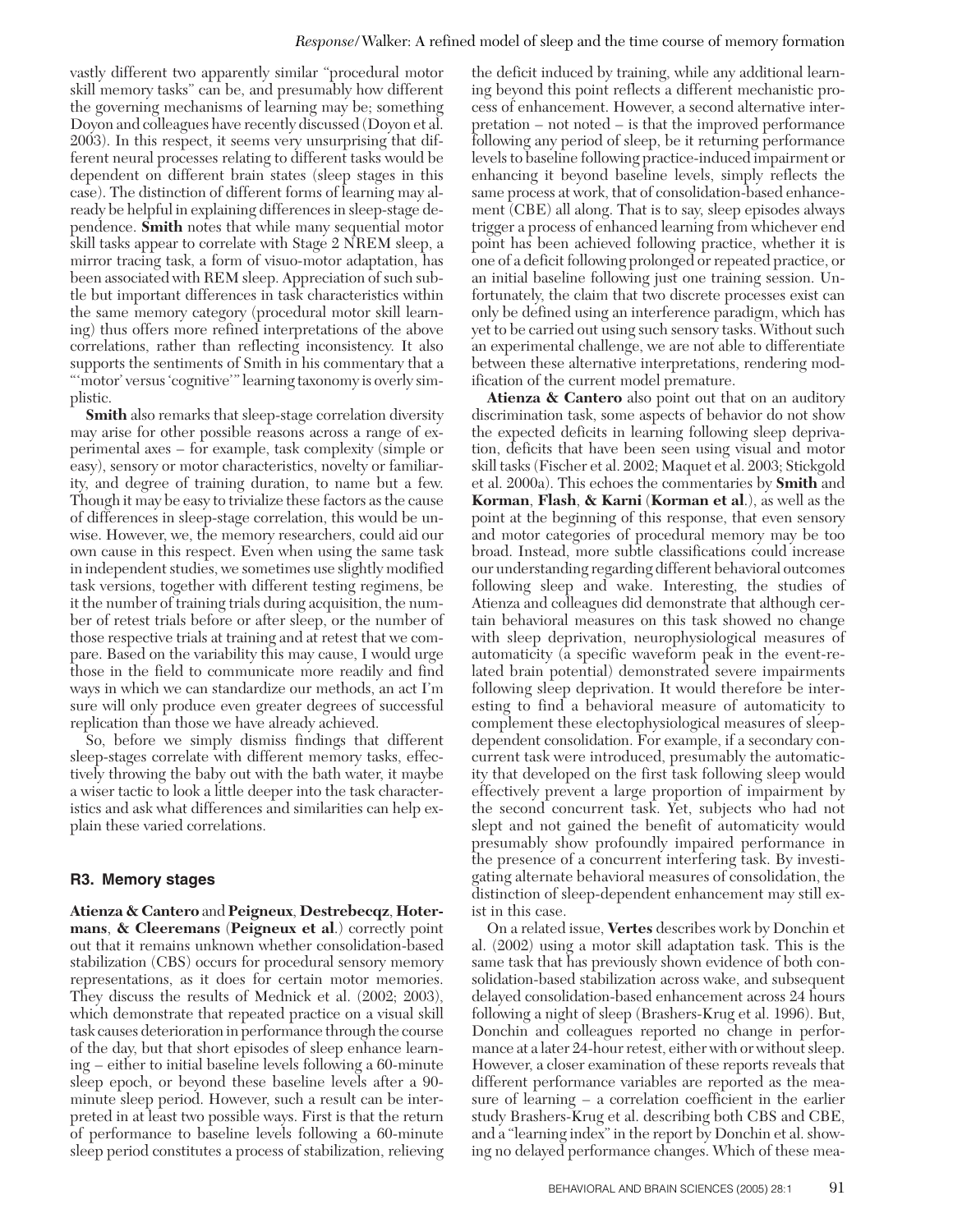vastly different two apparently similar "procedural motor skill memory tasks" can be, and presumably how different the governing mechanisms of learning may be; something Doyon and colleagues have recently discussed (Doyon et al. 2003). In this respect, it seems very unsurprising that different neural processes relating to different tasks would be dependent on different brain states (sleep stages in this case). The distinction of different forms of learning may already be helpful in explaining differences in sleep-stage dependence. **Smith** notes that while many sequential motor skill tasks appear to correlate with Stage 2 NREM sleep, a mirror tracing task, a form of visuo-motor adaptation, has been associated with REM sleep. Appreciation of such subtle but important differences in task characteristics within the same memory category (procedural motor skill learning) thus offers more refined interpretations of the above correlations, rather than reflecting inconsistency. It also supports the sentiments of Smith in his commentary that a "'motor' versus 'cognitive'" learning taxonomy is overly simplistic.

**Smith** also remarks that sleep-stage correlation diversity may arise for other possible reasons across a range of experimental axes – for example, task complexity (simple or easy), sensory or motor characteristics, novelty or familiarity, and degree of training duration, to name but a few. Though it may be easy to trivialize these factors as the cause of differences in sleep-stage correlation, this would be unwise. However, we, the memory researchers, could aid our own cause in this respect. Even when using the same task in independent studies, we sometimes use slightly modified task versions, together with different testing regimens, be it the number of training trials during acquisition, the number of retest trials before or after sleep, or the number of those respective trials at training and at retest that we compare. Based on the variability this may cause, I would urge those in the field to communicate more readily and find ways in which we can standardize our methods, an act I'm sure will only produce even greater degrees of successful replication than those we have already achieved.

So, before we simply dismiss findings that different sleep-stages correlate with different memory tasks, effectively throwing the baby out with the bath water, it maybe a wiser tactic to look a little deeper into the task characteristics and ask what differences and similarities can help explain these varied correlations.

## R3. Memory stages

**Atienza & Cantero** and **Peigneux**, **Destrebecqz**, **Hotermans**, **& Cleeremans** (**Peigneux et al**.) correctly point out that it remains unknown whether consolidation-based stabilization (CBS) occurs for procedural sensory memory representations, as it does for certain motor memories. They discuss the results of Mednick et al. (2002; 2003), which demonstrate that repeated practice on a visual skill task causes deterioration in performance through the course of the day, but that short episodes of sleep enhance learning – either to initial baseline levels following a 60-minute sleep epoch, or beyond these baseline levels after a 90-minute sleep period. However, such a result can be interpreted in at least two possible ways. First is that the return of performance to baseline levels following a 60-minute sleep period constitutes a process of stabilization, relieving the deficit induced by training, while any additional learning beyond this point reflects a different mechanistic process of enhancement. However, a second alternative interpretation – not noted – is that the improved performance following any period of sleep, be it returning performance levels to baseline following practice-induced impairment or enhancing it beyond baseline levels, simply reflects the same process at work, that of consolidation-based enhancement (CBE) all along. That is to say, sleep episodes always trigger a process of enhanced learning from whichever end point has been achieved following practice, whether it is one of a deficit following prolonged or repeated practice, or an initial baseline following just one training session. Unfortunately, the claim that two discrete processes exist can only be defined using an interference paradigm, which has yet to be carried out using such sensory tasks. Without such an experimental challenge, we are not able to differentiate between these alternative interpretations, rendering modification of the current model premature.

**Atienza & Cantero** also point out that on an auditory discrimination task, some aspects of behavior do not show the expected deficits in learning following sleep deprivation, deficits that have been seen using visual and motor skill tasks (Fischer et al. 2002; Maquet et al. 2003; Stickgold et al. 2000a). This echoes the commentaries by **Smith** and **Korman**, **Flash**, **& Karni** (**Korman et al**.), as well as the point at the beginning of this response, that even sensory and motor categories of procedural memory may be too broad. Instead, more subtle classifications could increase our understanding regarding different behavioral outcomes following sleep and wake. Interesting, the studies of Atienza and colleagues did demonstrate that although certain behavioral measures on this task showed no change with sleep deprivation, neurophysiological measures of automaticity (a specific waveform peak in the event-related brain potential) demonstrated severe impairments following sleep deprivation. It would therefore be interesting to find a behavioral measure of automaticity to complement these electophysiological measures of sleep-dependent consolidation. For example, if a secondary concurrent task were introduced, presumably the automaticity that developed on the first task following sleep would effectively prevent a large proportion of impairment by the second concurrent task. Yet, subjects who had not slept and not gained the benefit of automaticity would presumably show profoundly impaired performance in the presence of a concurrent interfering task. By investigating alternate behavioral measures of consolidation, the distinction of sleep-dependent enhancement may still exist in this case.

On a related issue, **Vertes** describes work by Donchin et al. (2002) using a motor skill adaptation task. This is the same task that has previously shown evidence of both consolidation-based stabilization across wake, and subsequent delayed consolidation-based enhancement across 24 hours following a night of sleep (Brashers-Krug et al. 1996). But, Donchin and colleagues reported no change in performance at a later 24-hour retest, either with or without sleep. However, a closer examination of these reports reveals that different performance variables are reported as the measure of learning – a correlation coefficient in the earlier study Brashers-Krug et al. describing both CBS and CBE, and a "learning index" in the report by Donchin et al. showing no delayed performance changes. Which of these mea-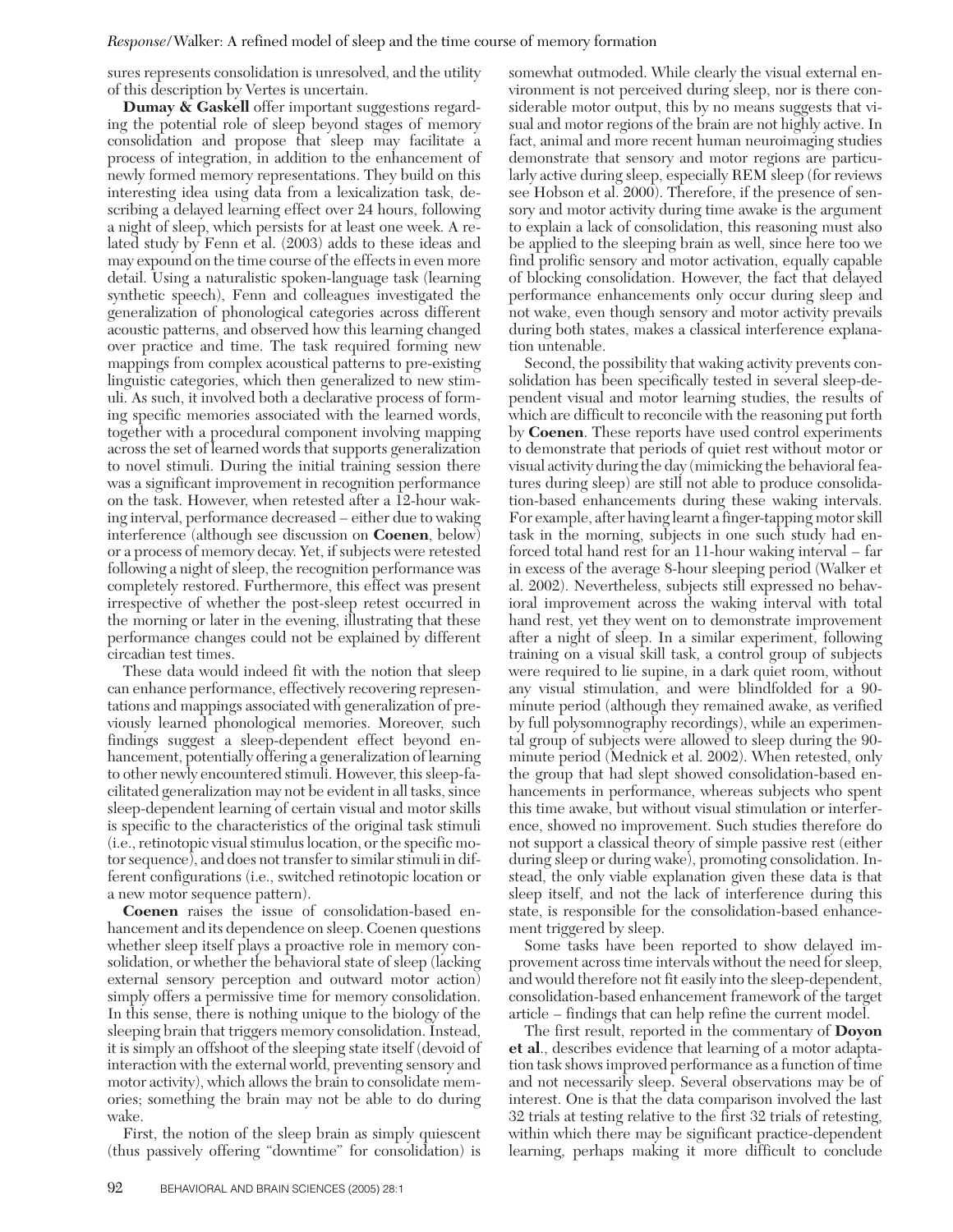sures represents consolidation is unresolved, and the utility of this description by Vertes is uncertain.

**Dumay & Gaskell** offer important suggestions regarding the potential role of sleep beyond stages of memory consolidation and propose that sleep may facilitate a process of integration, in addition to the enhancement of newly formed memory representations. They build on this interesting idea using data from a lexicalization task, describing a delayed learning effect over 24 hours, following a night of sleep, which persists for at least one week. A related study by Fenn et al. (2003) adds to these ideas and may expound on the time course of the effects in even more detail. Using a naturalistic spoken-language task (learning synthetic speech), Fenn and colleagues investigated the generalization of phonological categories across different acoustic patterns, and observed how this learning changed over practice and time. The task required forming new mappings from complex acoustical patterns to pre-existing linguistic categories, which then generalized to new stimuli. As such, it involved both a declarative process of forming specific memories associated with the learned words, together with a procedural component involving mapping across the set of learned words that supports generalization to novel stimuli. During the initial training session there was a significant improvement in recognition performance on the task. However, when retested after a 12-hour waking interval, performance decreased – either due to waking interference (although see discussion on **Coenen**, below) or a process of memory decay. Yet, if subjects were retested following a night of sleep, the recognition performance was completely restored. Furthermore, this effect was present irrespective of whether the post-sleep retest occurred in the morning or later in the evening, illustrating that these performance changes could not be explained by different circadian test times.

These data would indeed fit with the notion that sleep can enhance performance, effectively recovering representations and mappings associated with generalization of previously learned phonological memories. Moreover, such findings suggest a sleep-dependent effect beyond enhancement, potentially offering a generalization of learning to other newly encountered stimuli. However, this sleep-facilitated generalization may not be evident in all tasks, since sleep-dependent learning of certain visual and motor skills is specific to the characteristics of the original task stimuli (i.e., retinotopic visual stimulus location, or the specific motor sequence), and does not transfer to similar stimuli in different configurations (i.e., switched retinotopic location or a new motor sequence pattern).

**Coenen** raises the issue of consolidation-based enhancement and its dependence on sleep. Coenen questions whether sleep itself plays a proactive role in memory consolidation, or whether the behavioral state of sleep (lacking external sensory perception and outward motor action) simply offers a permissive time for memory consolidation. In this sense, there is nothing unique to the biology of the sleeping brain that triggers memory consolidation. Instead, it is simply an offshoot of the sleeping state itself (devoid of interaction with the external world, preventing sensory and motor activity), which allows the brain to consolidate memories; something the brain may not be able to do during wake.

First, the notion of the sleep brain as simply quiescent (thus passively offering "downtime" for consolidation) is somewhat outmoded. While clearly the visual external environment is not perceived during sleep, nor is there considerable motor output, this by no means suggests that visual and motor regions of the brain are not highly active. In fact, animal and more recent human neuroimaging studies demonstrate that sensory and motor regions are particularly active during sleep, especially REM sleep (for reviews see Hobson et al. 2000). Therefore, if the presence of sensory and motor activity during time awake is the argument to explain a lack of consolidation, this reasoning must also be applied to the sleeping brain as well, since here too we find prolific sensory and motor activation, equally capable of blocking consolidation. However, the fact that delayed performance enhancements only occur during sleep and not wake, even though sensory and motor activity prevails during both states, makes a classical interference explanation untenable.

Second, the possibility that waking activity prevents consolidation has been specifically tested in several sleep-dependent visual and motor learning studies, the results of which are difficult to reconcile with the reasoning put forth by **Coenen**. These reports have used control experiments to demonstrate that periods of quiet rest without motor or visual activity during the day (mimicking the behavioral features during sleep) are still not able to produce consolidation-based enhancements during these waking intervals. For example, after having learnt a finger-tapping motor skill task in the morning, subjects in one such study had enforced total hand rest for an 11-hour waking interval – far in excess of the average 8-hour sleeping period (Walker et al. 2002). Nevertheless, subjects still expressed no behavioral improvement across the waking interval with total hand rest, yet they went on to demonstrate improvement after a night of sleep. In a similar experiment, following training on a visual skill task, a control group of subjects were required to lie supine, in a dark quiet room, without any visual stimulation, and were blindfolded for a 90-minute period (although they remained awake, as verified by full polysomnography recordings), while an experimental group of subjects were allowed to sleep during the 90-minute period (Mednick et al. 2002). When retested, only the group that had slept showed consolidation-based enhancements in performance, whereas subjects who spent this time awake, but without visual stimulation or interference, showed no improvement. Such studies therefore do not support a classical theory of simple passive rest (either during sleep or during wake), promoting consolidation. Instead, the only viable explanation given these data is that sleep itself, and not the lack of interference during this state, is responsible for the consolidation-based enhancement triggered by sleep.

Some tasks have been reported to show delayed improvement across time intervals without the need for sleep, and would therefore not fit easily into the sleep-dependent, consolidation-based enhancement framework of the target article – findings that can help refine the current model.

The first result, reported in the commentary of **Doyon et al.**, describes evidence that learning of a motor adaptation task shows improved performance as a function of time and not necessarily sleep. Several observations may be of interest. One is that the data comparison involved the last 32 trials at testing relative to the first 32 trials of retesting, within which there may be significant practice-dependent learning, perhaps making it more difficult to conclude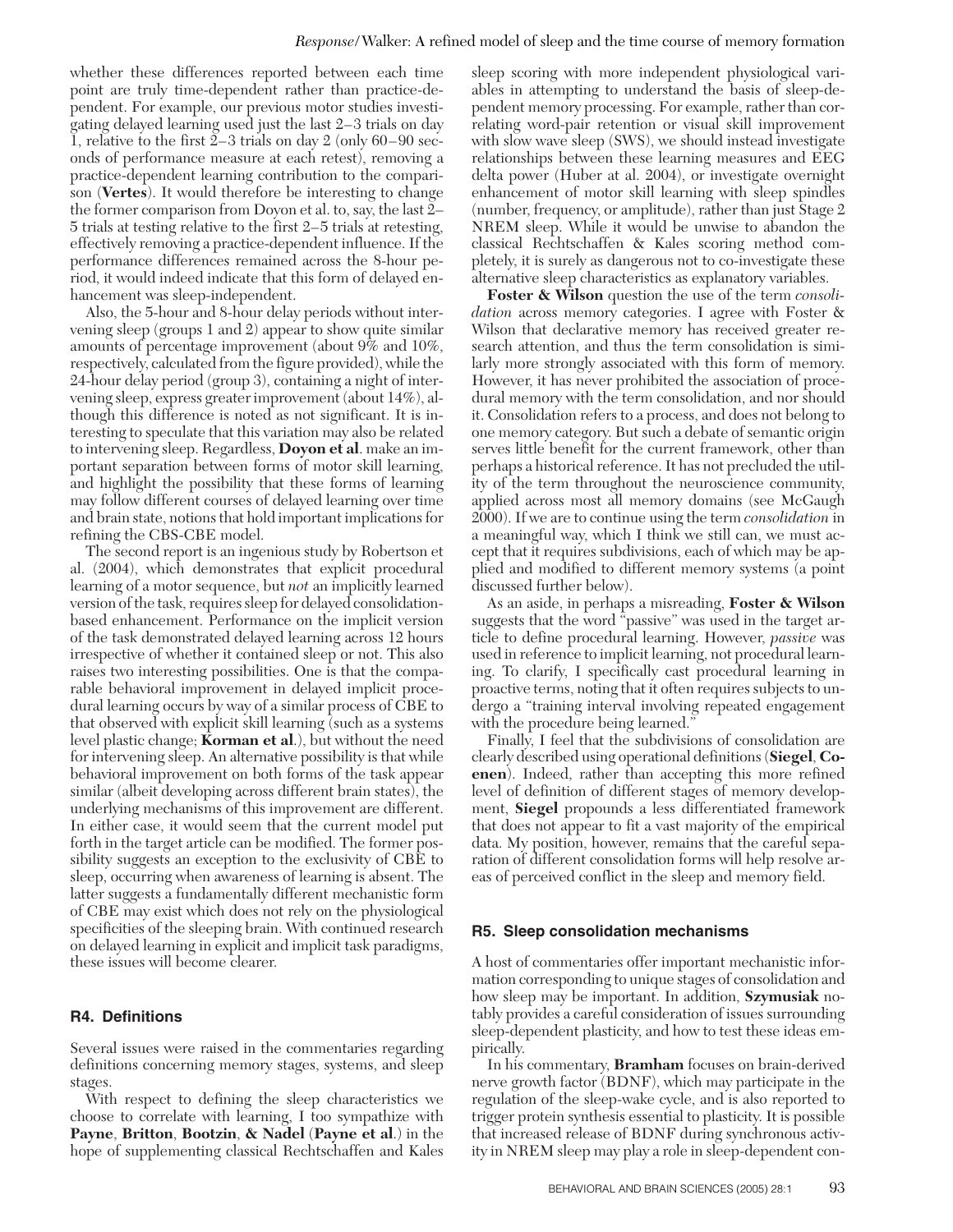whether these differences reported between each time point are truly time-dependent rather than practice-dependent. For example, our previous motor studies investigating delayed learning used just the last 2–3 trials on day 1, relative to the first 2–3 trials on day 2 (only 60–90 seconds of performance measure at each retest), removing a practice-dependent learning contribution to the comparison (**Vertes**). It would therefore be interesting to change the former comparison from Doyon et al. to, say, the last 2–5 trials at testing relative to the first 2–5 trials at retesting, effectively removing a practice-dependent influence. If the performance differences remained across the 8-hour period, it would indeed indicate that this form of delayed enhancement was sleep-independent.

Also, the 5-hour and 8-hour delay periods without intervening sleep (groups 1 and 2) appear to show quite similar amounts of percentage improvement (about 9% and 10%, respectively, calculated from the figure provided), while the 24-hour delay period (group 3), containing a night of intervening sleep, express greater improvement (about 14%), although this difference is noted as not significant. It is interesting to speculate that this variation may also be related to intervening sleep. Regardless, **Doyon et al**. make an important separation between forms of motor skill learning, and highlight the possibility that these forms of learning may follow different courses of delayed learning over time and brain state, notions that hold important implications for refining the CBS-CBE model.

The second report is an ingenious study by Robertson et al. (2004), which demonstrates that explicit procedural learning of a motor sequence, but *not* an implicitly learned version of the task, requires sleep for delayed consolidation-based enhancement. Performance on the implicit version of the task demonstrated delayed learning across 12 hours irrespective of whether it contained sleep or not. This also raises two interesting possibilities. One is that the comparable behavioral improvement in delayed implicit procedural learning occurs by way of a similar process of CBE to that observed with explicit skill learning (such as a systems level plastic change; **Korman et al**.), but without the need for intervening sleep. An alternative possibility is that while behavioral improvement on both forms of the task appear similar (albeit developing across different brain states), the underlying mechanisms of this improvement are different. In either case, it would seem that the current model put forth in the target article can be modified. The former possibility suggests an exception to the exclusivity of CBE to sleep, occurring when awareness of learning is absent. The latter suggests a fundamentally different mechanistic form of CBE may exist which does not rely on the physiological specificities of the sleeping brain. With continued research on delayed learning in explicit and implicit task paradigms, these issues will become clearer.

## R4. Definitions

Several issues were raised in the commentaries regarding definitions concerning memory stages, systems, and sleep stages.

With respect to defining the sleep characteristics we choose to correlate with learning, I too sympathize with **Payne**, **Britton**, **Bootzin**, **& Nadel** (**Payne et al**.) in the hope of supplementing classical Rechtschaffen and Kales sleep scoring with more independent physiological variables in attempting to understand the basis of sleep-dependent memory processing. For example, rather than correlating word-pair retention or visual skill improvement with slow wave sleep (SWS), we should instead investigate relationships between these learning measures and EEG delta power (Huber at al. 2004), or investigate overnight enhancement of motor skill learning with sleep spindles (number, frequency, or amplitude), rather than just Stage 2 NREM sleep. While it would be unwise to abandon the classical Rechtschaffen & Kales scoring method completely, it is surely as dangerous not to co-investigate these alternative sleep characteristics as explanatory variables.

**Foster & Wilson** question the use of the term *consolidation* across memory categories. I agree with Foster & Wilson that declarative memory has received greater research attention, and thus the term consolidation is similarly more strongly associated with this form of memory. However, it has never prohibited the association of procedural memory with the term consolidation, and nor should it. Consolidation refers to a process, and does not belong to one memory category. But such a debate of semantic origin serves little benefit for the current framework, other than perhaps a historical reference. It has not precluded the utility of the term throughout the neuroscience community, applied across most all memory domains (see McGaugh 2000). If we are to continue using the term *consolidation* in a meaningful way, which I think we still can, we must accept that it requires subdivisions, each of which may be applied and modified to different memory systems (a point discussed further below).

As an aside, in perhaps a misreading, **Foster & Wilson** suggests that the word "passive" was used in the target article to define procedural learning. However, *passive* was used in reference to implicit learning, not procedural learning. To clarify, I specifically cast procedural learning in proactive terms, noting that it often requires subjects to undergo a "training interval involving repeated engagement with the procedure being learned."

Finally, I feel that the subdivisions of consolidation are clearly described using operational definitions (**Siegel**, **Coenen**). Indeed, rather than accepting this more refined level of definition of different stages of memory development, **Siegel** propounds a less differentiated framework that does not appear to fit a vast majority of the empirical data. My position, however, remains that the careful separation of different consolidation forms will help resolve areas of perceived conflict in the sleep and memory field.

## R5. Sleep consolidation mechanisms

A host of commentaries offer important mechanistic information corresponding to unique stages of consolidation and how sleep may be important. In addition, **Szymusiak** notably provides a careful consideration of issues surrounding sleep-dependent plasticity, and how to test these ideas empirically.

In his commentary, **Bramham** focuses on brain-derived nerve growth factor (BDNF), which may participate in the regulation of the sleep-wake cycle, and is also reported to trigger protein synthesis essential to plasticity. It is possible that increased release of BDNF during synchronous activity in NREM sleep may play a role in sleep-dependent con-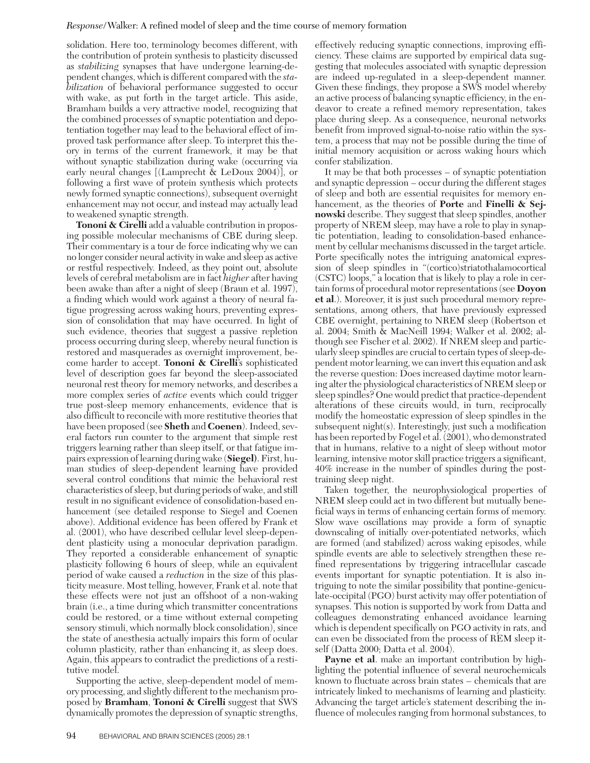solidation. Here too, terminology becomes different, with the contribution of protein synthesis to plasticity discussed as *stabilizing* synapses that have undergone learning-dependent changes, which is different compared with the *stabilization* of behavioral performance suggested to occur with wake, as put forth in the target article. This aside, Bramham builds a very attractive model, recognizing that the combined processes of synaptic potentiation and depotentiation together may lead to the behavioral effect of improved task performance after sleep. To interpret this theory in terms of the current framework, it may be that without synaptic stabilization during wake (occurring via early neural changes [(Lamprecht & LeDoux 2004)], or following a first wave of protein synthesis which protects newly formed synaptic connections), subsequent overnight enhancement may not occur, and instead may actually lead to weakened synaptic strength.

**Tononi & Cirelli** add a valuable contribution in proposing possible molecular mechanisms of CBE during sleep. Their commentary is a tour de force indicating why we can no longer consider neural activity in wake and sleep as active or restful respectively. Indeed, as they point out, absolute levels of cerebral metabolism are in fact *higher* after having been awake than after a night of sleep (Braun et al. 1997), a finding which would work against a theory of neural fatigue progressing across waking hours, preventing expression of consolidation that may have occurred. In light of such evidence, theories that suggest a passive repletion process occurring during sleep, whereby neural function is restored and masquerades as overnight improvement, become harder to accept. **Tononi & Cirelli**'s sophisticated level of description goes far beyond the sleep-associated neuronal rest theory for memory networks, and describes a more complex series of *active* events which could trigger true post-sleep memory enhancements, evidence that is also difficult to reconcile with more restitutive theories that have been proposed (see **Sheth** and **Coenen**). Indeed, several factors run counter to the argument that simple rest triggers learning rather than sleep itself, or that fatigue impairs expression of learning during wake (**Siegel**). First, human studies of sleep-dependent learning have provided several control conditions that mimic the behavioral rest characteristics of sleep, but during periods of wake, and still result in no significant evidence of consolidation-based enhancement (see detailed response to Siegel and Coenen above). Additional evidence has been offered by Frank et al. (2001), who have described cellular level sleep-dependent plasticity using a monocular deprivation paradigm. They reported a considerable enhancement of synaptic plasticity following 6 hours of sleep, while an equivalent period of wake caused a *reduction* in the size of this plasticity measure. Most telling, however, Frank et al. note that these effects were not just an offshoot of a non-waking brain (i.e., a time during which transmitter concentrations could be restored, or a time without external competing sensory stimuli, which normally block consolidation), since the state of anesthesia actually impairs this form of ocular column plasticity, rather than enhancing it, as sleep does. Again, this appears to contradict the predictions of a restitutive model.

Supporting the active, sleep-dependent model of memory processing, and slightly different to the mechanism proposed by **Bramham**, **Tononi & Cirelli** suggest that SWS dynamically promotes the depression of synaptic strengths, effectively reducing synaptic connections, improving efficiency. These claims are supported by empirical data suggesting that molecules associated with synaptic depression are indeed up-regulated in a sleep-dependent manner. Given these findings, they propose a SWS model whereby an active process of balancing synaptic efficiency, in the endeavor to create a refined memory representation, takes place during sleep. As a consequence, neuronal networks benefit from improved signal-to-noise ratio within the system, a process that may not be possible during the time of initial memory acquisition or across waking hours which confer stabilization.

It may be that both processes – of synaptic potentiation and synaptic depression – occur during the different stages of sleep and both are essential requisites for memory enhancement, as the theories of **Porte** and **Finelli & Sejnowski** describe. They suggest that sleep spindles, another property of NREM sleep, may have a role to play in synaptic potentiation, leading to consolidation-based enhancement by cellular mechanisms discussed in the target article. Porte specifically notes the intriguing anatomical expression of sleep spindles in "(cortico)striatothalamocortical (CSTC) loops," a location that is likely to play a role in certain forms of procedural motor representations (see **Doyon et al**.). Moreover, it is just such procedural memory representations, among others, that have previously expressed CBE overnight, pertaining to NREM sleep (Robertson et al. 2004; Smith & MacNeill 1994; Walker et al. 2002; although see Fischer et al. 2002). If NREM sleep and particularly sleep spindles are crucial to certain types of sleep-dependent motor learning, we can invert this equation and ask the reverse question: Does increased daytime motor learning alter the physiological characteristics of NREM sleep or sleep spindles? One would predict that practice-dependent alterations of these circuits would, in turn, reciprocally modify the homeostatic expression of sleep spindles in the subsequent night(s). Interestingly, just such a modification has been reported by Fogel et al. (2001), who demonstrated that in humans, relative to a night of sleep without motor learning, intensive motor skill practice triggers a significant, 40% increase in the number of spindles during the post-training sleep night.

Taken together, the neurophysiological properties of NREM sleep could act in two different but mutually beneficial ways in terms of enhancing certain forms of memory. Slow wave oscillations may provide a form of synaptic downscaling of initially over-potentiated networks, which are formed (and stabilized) across waking episodes, while spindle events are able to selectively strengthen these refined representations by triggering intracellular cascade events important for synaptic potentiation. It is also intriguing to note the similar possibility that pontine-geniculate-occipital (PGO) burst activity may offer potentiation of synapses. This notion is supported by work from Datta and colleagues demonstrating enhanced avoidance learning which is dependent specifically on PGO activity in rats, and can even be dissociated from the process of REM sleep itself (Datta 2000; Datta et al. 2004).

**Payne et al**. make an important contribution by highlighting the potential influence of several neurochemicals known to fluctuate across brain states – chemicals that are intricately linked to mechanisms of learning and plasticity. Advancing the target article's statement describing the influence of molecules ranging from hormonal substances, to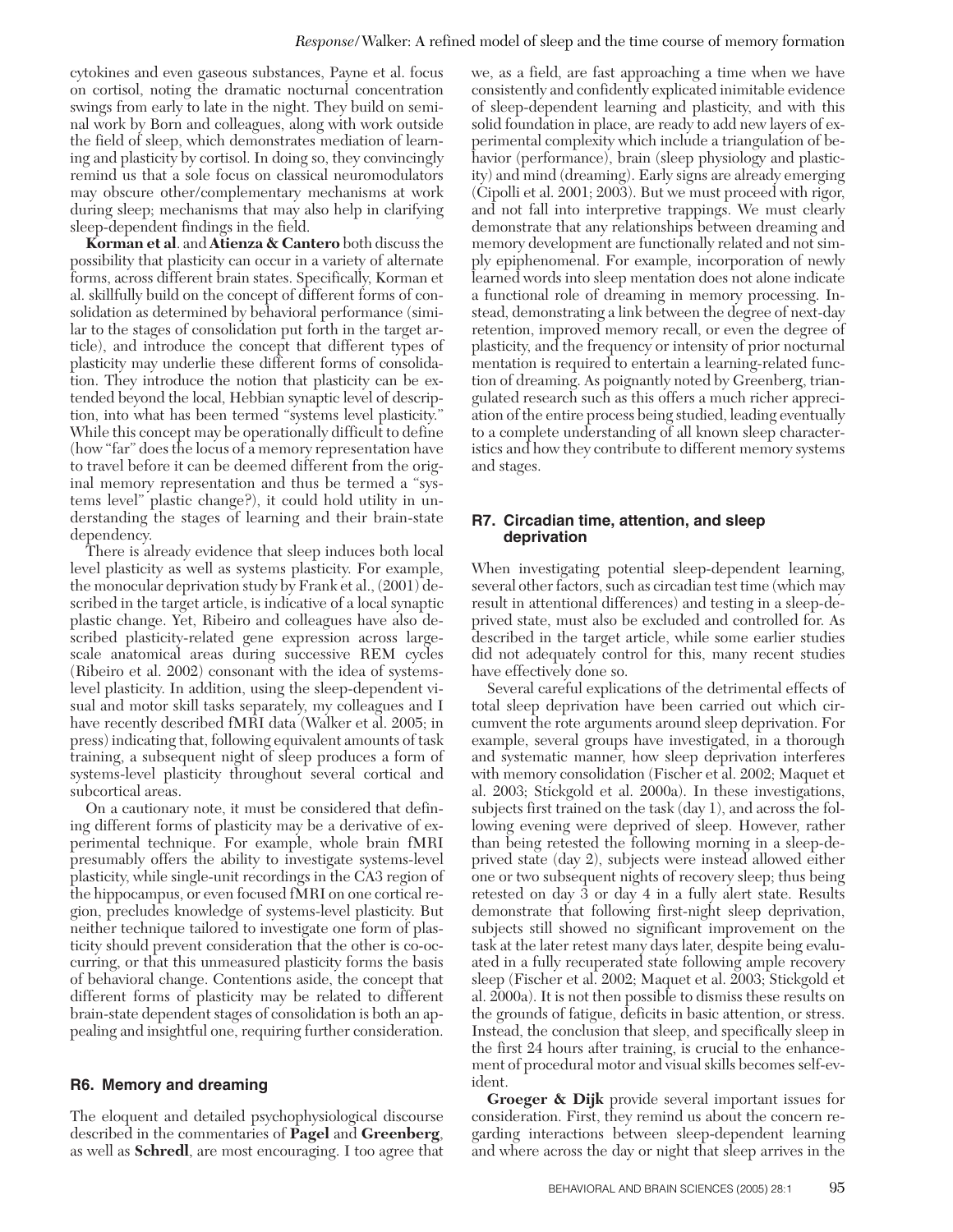cytokines and even gaseous substances, Payne et al. focus on cortisol, noting the dramatic nocturnal concentration swings from early to late in the night. They build on seminal work by Born and colleagues, along with work outside the field of sleep, which demonstrates mediation of learning and plasticity by cortisol. In doing so, they convincingly remind us that a sole focus on classical neuromodulators may obscure other/complementary mechanisms at work during sleep; mechanisms that may also help in clarifying sleep-dependent findings in the field.

**Korman et al.** and **Atienza & Cantero** both discuss the possibility that plasticity can occur in a variety of alternate forms, across different brain states. Specifically, Korman et al. skillfully build on the concept of different forms of consolidation as determined by behavioral performance (similar to the stages of consolidation put forth in the target article), and introduce the concept that different types of plasticity may underlie these different forms of consolidation. They introduce the notion that plasticity can be extended beyond the local, Hebbian synaptic level of description, into what has been termed "systems level plasticity." While this concept may be operationally difficult to define (how "far" does the locus of a memory representation have to travel before it can be deemed different from the original memory representation and thus be termed a "systems level" plastic change?), it could hold utility in understanding the stages of learning and their brain-state dependency.

There is already evidence that sleep induces both local level plasticity as well as systems plasticity. For example, the monocular deprivation study by Frank et al., (2001) described in the target article, is indicative of a local synaptic plastic change. Yet, Ribeiro and colleagues have also described plasticity-related gene expression across large-scale anatomical areas during successive REM cycles (Ribeiro et al. 2002) consonant with the idea of systems-level plasticity. In addition, using the sleep-dependent visual and motor skill tasks separately, my colleagues and I have recently described fMRI data (Walker et al. 2005; in press) indicating that, following equivalent amounts of task training, a subsequent night of sleep produces a form of systems-level plasticity throughout several cortical and subcortical areas.

On a cautionary note, it must be considered that defining different forms of plasticity may be a derivative of experimental technique. For example, whole brain fMRI presumably offers the ability to investigate systems-level plasticity, while single-unit recordings in the CA3 region of the hippocampus, or even focused fMRI on one cortical region, precludes knowledge of systems-level plasticity. But neither technique tailored to investigate one form of plasticity should prevent consideration that the other is co-occurring, or that this unmeasured plasticity forms the basis of behavioral change. Contentions aside, the concept that different forms of plasticity may be related to different brain-state dependent stages of consolidation is both an appealing and insightful one, requiring further consideration.

## R6. Memory and dreaming

The eloquent and detailed psychophysiological discourse described in the commentaries of **Pagel** and **Greenberg**, as well as **Schredl**, are most encouraging. I too agree that we, as a field, are fast approaching a time when we have consistently and confidently explicated inimitable evidence of sleep-dependent learning and plasticity, and with this solid foundation in place, are ready to add new layers of experimental complexity which include a triangulation of behavior (performance), brain (sleep physiology and plasticity) and mind (dreaming). Early signs are already emerging (Cipolli et al. 2001; 2003). But we must proceed with rigor, and not fall into interpretive trappings. We must clearly demonstrate that any relationships between dreaming and memory development are functionally related and not simply epiphenomenal. For example, incorporation of newly learned words into sleep mentation does not alone indicate a functional role of dreaming in memory processing. Instead, demonstrating a link between the degree of next-day retention, improved memory recall, or even the degree of plasticity, and the frequency or intensity of prior nocturnal mentation is required to entertain a learning-related function of dreaming. As poignantly noted by Greenberg, triangulated research such as this offers a much richer appreciation of the entire process being studied, leading eventually to a complete understanding of all known sleep characteristics and how they contribute to different memory systems and stages.

## R7. Circadian time, attention, and sleep deprivation

When investigating potential sleep-dependent learning, several other factors, such as circadian test time (which may result in attentional differences) and testing in a sleep-deprived state, must also be excluded and controlled for. As described in the target article, while some earlier studies did not adequately control for this, many recent studies have effectively done so.

Several careful explications of the detrimental effects of total sleep deprivation have been carried out which circumvent the rote arguments around sleep deprivation. For example, several groups have investigated, in a thorough and systematic manner, how sleep deprivation interferes with memory consolidation (Fischer et al. 2002; Maquet et al. 2003; Stickgold et al. 2000a). In these investigations, subjects first trained on the task (day 1), and across the following evening were deprived of sleep. However, rather than being retested the following morning in a sleep-deprived state (day 2), subjects were instead allowed either one or two subsequent nights of recovery sleep; thus being retested on day 3 or day 4 in a fully alert state. Results demonstrate that following first-night sleep deprivation, subjects still showed no significant improvement on the task at the later retest many days later, despite being evaluated in a fully recuperated state following ample recovery sleep (Fischer et al. 2002; Maquet et al. 2003; Stickgold et al. 2000a). It is not then possible to dismiss these results on the grounds of fatigue, deficits in basic attention, or stress. Instead, the conclusion that sleep, and specifically sleep in the first 24 hours after training, is crucial to the enhancement of procedural motor and visual skills becomes self-evident.

**Groeger & Dijk** provide several important issues for consideration. First, they remind us about the concern regarding interactions between sleep-dependent learning and where across the day or night that sleep arrives in the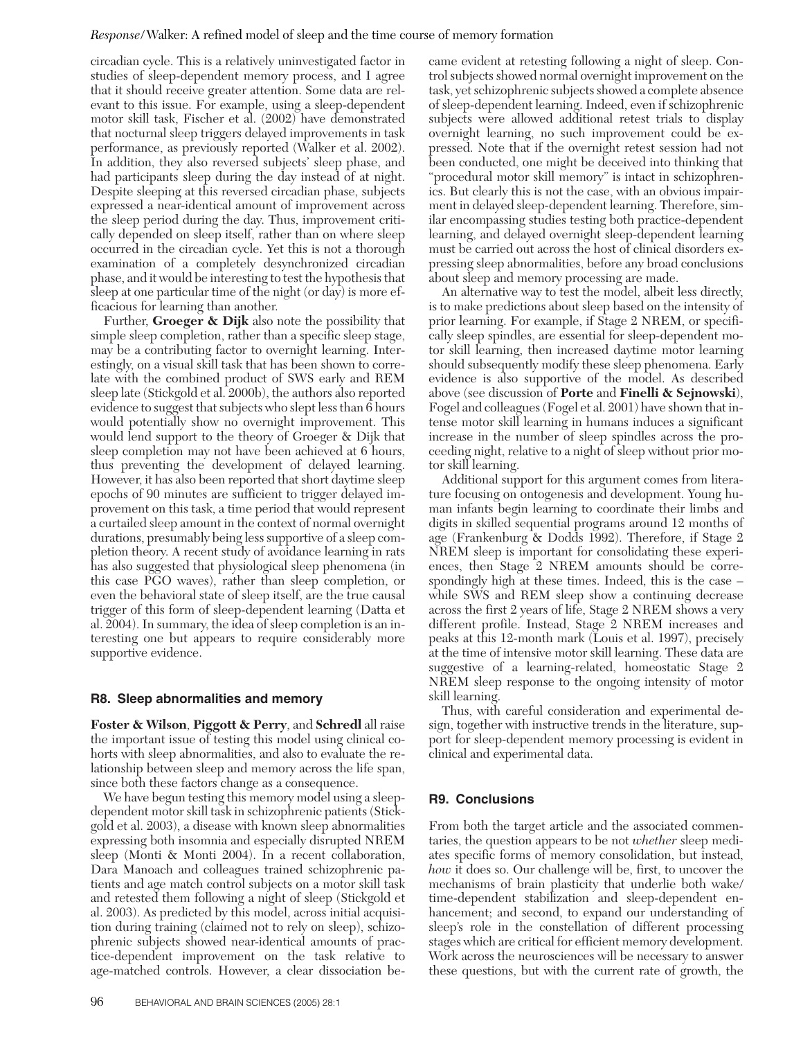circadian cycle. This is a relatively uninvestigated factor in studies of sleep-dependent memory process, and I agree that it should receive greater attention. Some data are relevant to this issue. For example, using a sleep-dependent motor skill task, Fischer et al. (2002) have demonstrated that nocturnal sleep triggers delayed improvements in task performance, as previously reported (Walker et al. 2002). In addition, they also reversed subjects' sleep phase, and had participants sleep during the day instead of at night. Despite sleeping at this reversed circadian phase, subjects expressed a near-identical amount of improvement across the sleep period during the day. Thus, improvement critically depended on sleep itself, rather than on where sleep occurred in the circadian cycle. Yet this is not a thorough examination of a completely desynchronized circadian phase, and it would be interesting to test the hypothesis that sleep at one particular time of the night (or day) is more efficacious for learning than another.

Further, **Groeger & Dijk** also note the possibility that simple sleep completion, rather than a specific sleep stage, may be a contributing factor to overnight learning. Interestingly, on a visual skill task that has been shown to correlate with the combined product of SWS early and REM sleep late (Stickgold et al. 2000b), the authors also reported evidence to suggest that subjects who slept less than 6 hours would potentially show no overnight improvement. This would lend support to the theory of Groeger & Dijk that sleep completion may not have been achieved at 6 hours, thus preventing the development of delayed learning. However, it has also been reported that short daytime sleep epochs of 90 minutes are sufficient to trigger delayed improvement on this task, a time period that would represent a curtailed sleep amount in the context of normal overnight durations, presumably being less supportive of a sleep completion theory. A recent study of avoidance learning in rats has also suggested that physiological sleep phenomena (in this case PGO waves), rather than sleep completion, or even the behavioral state of sleep itself, are the true causal trigger of this form of sleep-dependent learning (Datta et al. 2004). In summary, the idea of sleep completion is an interesting one but appears to require considerably more supportive evidence.

## R8. Sleep abnormalities and memory

**Foster & Wilson**, **Piggott & Perry**, and **Schredl** all raise the important issue of testing this model using clinical cohorts with sleep abnormalities, and also to evaluate the relationship between sleep and memory across the life span, since both these factors change as a consequence.

We have begun testing this memory model using a sleep-dependent motor skill task in schizophrenic patients (Stickgold et al. 2003), a disease with known sleep abnormalities expressing both insomnia and especially disrupted NREM sleep (Monti & Monti 2004). In a recent collaboration, Dara Manoach and colleagues trained schizophrenic patients and age match control subjects on a motor skill task and retested them following a night of sleep (Stickgold et al. 2003). As predicted by this model, across initial acquisition during training (claimed not to rely on sleep), schizophrenic subjects showed near-identical amounts of practice-dependent improvement on the task relative to age-matched controls. However, a clear dissociation became evident at retesting following a night of sleep. Control subjects showed normal overnight improvement on the task, yet schizophrenic subjects showed a complete absence of sleep-dependent learning. Indeed, even if schizophrenic subjects were allowed additional retest trials to display overnight learning, no such improvement could be expressed. Note that if the overnight retest session had not been conducted, one might be deceived into thinking that "procedural motor skill memory" is intact in schizophrenics. But clearly this is not the case, with an obvious impairment in delayed sleep-dependent learning. Therefore, similar encompassing studies testing both practice-dependent learning, and delayed overnight sleep-dependent learning must be carried out across the host of clinical disorders expressing sleep abnormalities, before any broad conclusions about sleep and memory processing are made.

An alternative way to test the model, albeit less directly, is to make predictions about sleep based on the intensity of prior learning. For example, if Stage 2 NREM, or specifically sleep spindles, are essential for sleep-dependent motor skill learning, then increased daytime motor learning should subsequently modify these sleep phenomena. Early evidence is also supportive of the model. As described above (see discussion of **Porte** and **Finelli & Sejnowski**), Fogel and colleagues (Fogel et al. 2001) have shown that intense motor skill learning in humans induces a significant increase in the number of sleep spindles across the proceeding night, relative to a night of sleep without prior motor skill learning.

Additional support for this argument comes from literature focusing on ontogenesis and development. Young human infants begin learning to coordinate their limbs and digits in skilled sequential programs around 12 months of age (Frankenburg & Dodds 1992). Therefore, if Stage 2 NREM sleep is important for consolidating these experiences, then Stage 2 NREM amounts should be correspondingly high at these times. Indeed, this is the case – while SWS and REM sleep show a continuing decrease across the first 2 years of life, Stage 2 NREM shows a very different profile. Instead, Stage 2 NREM increases and peaks at this 12-month mark (Louis et al. 1997), precisely at the time of intensive motor skill learning. These data are suggestive of a learning-related, homeostatic Stage 2 NREM sleep response to the ongoing intensity of motor skill learning.

Thus, with careful consideration and experimental design, together with instructive trends in the literature, support for sleep-dependent memory processing is evident in clinical and experimental data.

## R9. Conclusions

From both the target article and the associated commentaries, the question appears to be not *whether* sleep mediates specific forms of memory consolidation, but instead, *how* it does so. Our challenge will be, first, to uncover the mechanisms of brain plasticity that underlie both wake/time-dependent stabilization and sleep-dependent enhancement; and second, to expand our understanding of sleep's role in the constellation of different processing stages which are critical for efficient memory development. Work across the neurosciences will be necessary to answer these questions, but with the current rate of growth, the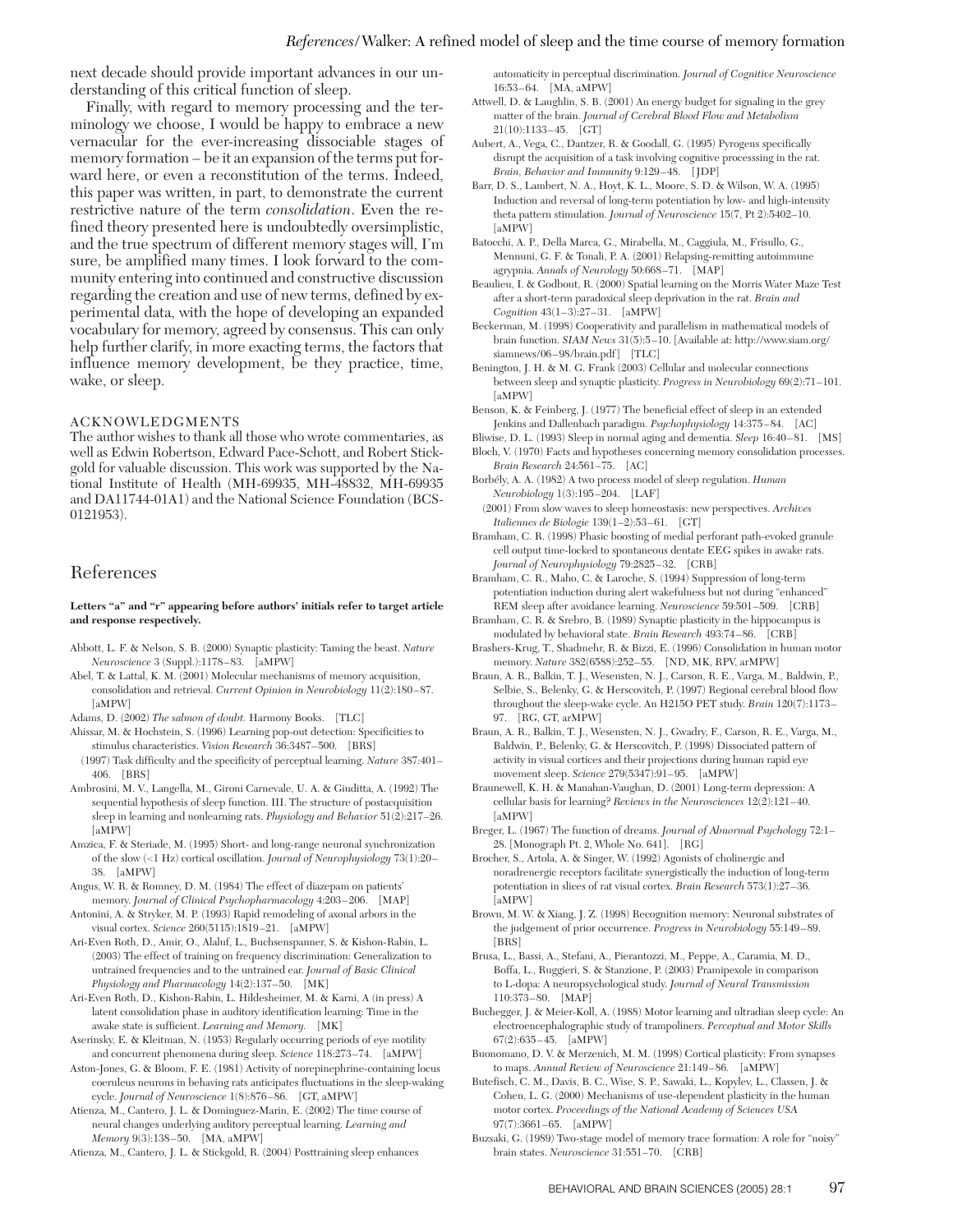next decade should provide important advances in our understanding of this critical function of sleep.

Finally, with regard to memory processing and the terminology we choose, I would be happy to embrace a new vernacular for the ever-increasing dissociable stages of memory formation – be it an expansion of the terms put forward here, or even a reconstitution of the terms. Indeed, this paper was written, in part, to demonstrate the current restrictive nature of the term *consolidation*. Even the refined theory presented here is undoubtedly oversimplistic, and the true spectrum of different memory stages will, I'm sure, be amplified many times. I look forward to the community entering into continued and constructive discussion regarding the creation and use of new terms, defined by experimental data, with the hope of developing an expanded vocabulary for memory, agreed by consensus. This can only help further clarify, in more exacting terms, the factors that influence memory development, be they practice, time, wake, or sleep.

## ACKNOWLEDGMENTS

The author wishes to thank all those who wrote commentaries, as well as Edwin Robertson, Edward Pace-Schott, and Robert Stickgold for valuable discussion. This work was supported by the National Institute of Health (MH-69935, MH-48832, MH-69935 and DA11744-01A1) and the National Science Foundation (BCS-0121953).

# References

**Letters "a" and "r" appearing before authors' initials refer to target article and response respectively.**

Abbott, L. F. & Nelson, S. B. (2000) Synaptic plasticity: Taming the beast. *Nature Neuroscience* 3 (Suppl.):1178–83. [aMPW]

Abel, T. & Lattal, K. M. (2001) Molecular mechanisms of memory acquisition, consolidation and retrieval. *Current Opinion in Neurobiology* 11(2):180–87. [aMPW]

Adams, D. (2002) *The salmon of doubt.* Harmony Books. [TLC]

Ahissar, M. & Hochstein, S. (1996) Learning pop-out detection: Specificities to stimulus characteristics. *Vision Research* 36:3487–500. [BRS]

(1997) Task difficulty and the specificity of perceptual learning. *Nature* 387:401–406. [BRS]

Ambrosini, M. V., Langella, M., Gironi Carnevale, U. A. & Giuditta, A. (1992) The sequential hypothesis of sleep function. III. The structure of postacquisition sleep in learning and nonlearning rats. *Physiology and Behavior* 51(2):217–26. [aMPW]

Amzica, F. & Steriade, M. (1995) Short- and long-range neuronal synchronization of the slow (<1 Hz) cortical oscillation. *Journal of Neurophysiology* 73(1):20–38. [aMPW]

Angus, W. R. & Romney, D. M. (1984) The effect of diazepam on patients' memory. *Journal of Clinical Psychopharmacology* 4:203–206. [MAP]

Antonini, A. & Stryker, M. P. (1993) Rapid remodeling of axonal arbors in the visual cortex. *Science* 260(5115):1819–21. [aMPW]

Ari-Even Roth, D., Amir, O., Alaluf, L., Buchsenspanner, S. & Kishon-Rabin, L. (2003) The effect of training on frequency discrimination: Generalization to untrained frequencies and to the untrained ear. *Journal of Basic Clinical Physiology and Pharmacology* 14(2):137–50. [MK]

Ari-Even Roth, D., Kishon-Rabin, L. Hildesheimer, M. & Karni, A (in press) A latent consolidation phase in auditory identification learning: Time in the awake state is sufficient. *Learning and Memory.* [MK]

Aserinsky, E. & Kleitman, N. (1953) Regularly occurring periods of eye motility and concurrent phenomena during sleep. *Science* 118:273–74. [aMPW]

Aston-Jones, G. & Bloom, F. E. (1981) Activity of norepinephrine-containing locus coeruleus neurons in behaving rats anticipates fluctuations in the sleep-waking cycle. *Journal of Neuroscience* 1(8):876–86. [GT, aMPW]

Atienza, M., Cantero, J. L. & Dominguez-Marin, E. (2002) The time course of neural changes underlying auditory perceptual learning. *Learning and Memory* 9(3):138–50. [MA, aMPW]

Atienza, M., Cantero, J. L. & Stickgold, R. (2004) Posttraining sleep enhances automaticity in perceptual discrimination. *Journal of Cognitive Neuroscience* 16:53–64. [MA, aMPW]

Attwell, D. & Laughlin, S. B. (2001) An energy budget for signaling in the grey matter of the brain. *Journal of Cerebral Blood Flow and Metabolism* 21(10):1133–45. [GT]

Aubert, A., Vega, C., Dantzer, R. & Goodall, G. (1995) Pyrogens specifically disrupt the acquisition of a task involving cognitive processsing in the rat. *Brain, Behavior and Immunity* 9:129–48. [JDP]

Barr, D. S., Lambert, N. A., Hoyt, K. L., Moore, S. D. & Wilson, W. A. (1995) Induction and reversal of long-term potentiation by low- and high-intensity theta pattern stimulation. *Journal of Neuroscience* 15(7, Pt 2):5402–10. [aMPW]

Batocchi, A. P., Della Marca, G., Mirabella, M., Caggiula, M., Frisullo, G., Mennuni, G. F. & Tonali, P. A. (2001) Relapsing-remitting autoimmune agrypnia. *Annals of Neurology* 50:668–71. [MAP]

Beaulieu, I. & Godbout, R. (2000) Spatial learning on the Morris Water Maze Test after a short-term paradoxical sleep deprivation in the rat. *Brain and Cognition* 43(1–3):27–31. [aMPW]

Beckerman, M. (1998) Cooperativity and parallelism in mathematical models of brain function. *SIAM News* 31(5):5–10. [Available at: http://www.siam.org/siamnews/06–98/brain.pdf] [TLC]

Benington, J. H. & M. G. Frank (2003) Cellular and molecular connections between sleep and synaptic plasticity. *Progress in Neurobiology* 69(2):71–101. [aMPW]

Benson, K. & Feinberg, J. (1977) The beneficial effect of sleep in an extended Jenkins and Dallenbach paradigm. *Psychophysiology* 14:375–84. [AC]

Bliwise, D. L. (1993) Sleep in normal aging and dementia. *Sleep* 16:40–81. [MS]

Bloch, V. (1970) Facts and hypotheses concerning memory consolidation processes. *Brain Research* 24:561–75. [AC]

Borbély, A. A. (1982) A two process model of sleep regulation. *Human Neurobiology* 1(3):195–204. [LAF]

(2001) From slow waves to sleep homeostasis: new perspectives. *Archives Italiennes de Biologie* 139(1–2):53–61. [GT]

Bramham, C. R. (1998) Phasic boosting of medial perforant path-evoked granule cell output time-locked to spontaneous dentate EEG spikes in awake rats. *Journal of Neurophysiology* 79:2825–32. [CRB]

Bramham, C. R., Maho, C. & Laroche, S. (1994) Suppression of long-term potentiation induction during alert wakefulness but not during "enhanced" REM sleep after avoidance learning. *Neuroscience* 59:501–509. [CRB]

Bramham, C. R. & Srebro, B. (1989) Synaptic plasticity in the hippocampus is modulated by behavioral state. *Brain Research* 493:74–86. [CRB]

Brashers-Krug, T., Shadmehr, R. & Bizzi, E. (1996) Consolidation in human motor memory. *Nature* 382(6588):252–55. [ND, MK, RPV, arMPW]

Braun, A. R., Balkin, T. J., Wesensten, N. J., Carson, R. E., Varga, M., Baldwin, P., Selbie, S., Belenky, G. & Herscovitch, P. (1997) Regional cerebral blood flow throughout the sleep-wake cycle. An H215O PET study. *Brain* 120(7):1173–97. [RG, GT, arMPW]

Braun, A. R., Balkin, T. J., Wesensten, N. J., Gwadry, F., Carson, R. E., Varga, M., Baldwin, P., Belenky, G. & Herscovitch, P. (1998) Dissociated pattern of activity in visual cortices and their projections during human rapid eye movement sleep. *Science* 279(5347):91–95. [aMPW]

Braunewell, K. H. & Manahan-Vaughan, D. (2001) Long-term depression: A cellular basis for learning? *Reviews in the Neurosciences* 12(2):121–40. [aMPW]

Breger, L. (1967) The function of dreams. *Journal of Abnormal Psychology* 72:1–28. [Monograph Pt. 2, Whole No. 641]. [RG]

Brocher, S., Artola, A. & Singer, W. (1992) Agonists of cholinergic and noradrenergic receptors facilitate synergistically the induction of long-term potentiation in slices of rat visual cortex. *Brain Research* 573(1):27–36. [aMPW]

Brown, M. W. & Xiang, J. Z. (1998) Recognition memory: Neuronal substrates of the judgement of prior occurrence. *Progress in Neurobiology* 55:149–89. [BRS]

Brusa, L., Bassi, A., Stefani, A., Pierantozzi, M., Peppe, A., Caramia, M. D., Boffa, L., Ruggieri, S. & Stanzione, P. (2003) Pramipexole in comparison to L-dopa: A neuropsychological study. *Journal of Neural Transmission* 110:373–80. [MAP]

Buchegger, J. & Meier-Koll, A. (1988) Motor learning and ultradian sleep cycle: An electroencephalographic study of trampoliners. *Perceptual and Motor Skills* 67(2):635–45. [aMPW]

Buonomano, D. V. & Merzenich, M. M. (1998) Cortical plasticity: From synapses to maps. *Annual Review of Neuroscience* 21:149–86. [aMPW]

Butefisch, C. M., Davis, B. C., Wise, S. P., Sawaki, L., Kopylev, L., Classen, J. & Cohen, L. G. (2000) Mechanisms of use-dependent plasticity in the human motor cortex. *Proceedings of the National Academy of Sciences USA* 97(7):3661–65. [aMPW]

Buzsaki, G. (1989) Two-stage model of memory trace formation: A role for "noisy" brain states. *Neuroscience* 31:551–70. [CRB]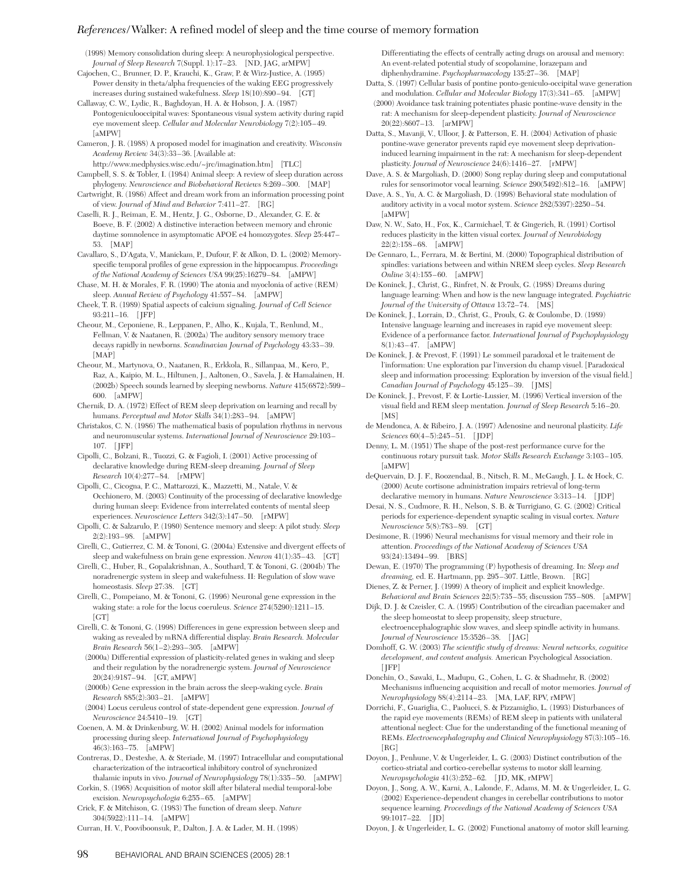(1998) Memory consolidation during sleep: A neurophysiological perspective. *Journal of Sleep Research* 7(Suppl. 1):17–23. [ND, JAG, arMPW]

Cajochen, C., Brunner, D. P., Krauchi, K., Graw, P. & Wirz-Justice, A. (1995) Power density in theta/alpha frequencies of the waking EEG progressively increases during sustained wakefulness. *Sleep* 18(10):890–94. [GT]

Callaway, C. W., Lydic, R., Baghdoyan, H. A. & Hobson, J. A. (1987) Pontogeniculooccipital waves: Spontaneous visual system activity during rapid eye movement sleep. *Cellular and Molecular Neurobiology* 7(2):105–49. [aMPW]

Cameron, J. R. (1988) A proposed model for imagination and creativity. *Wisconsin Academy Review* 34(3):33–36. [Available at: http://www.medphysics.wisc.edu/~jrc/imagination.htm] [TLC]

Campbell, S. S. & Tobler, I. (1984) Animal sleep: A review of sleep duration across phylogeny. *Neuroscience and Biobehavioral Reviews* 8:269–300. [MAP]

Cartwright, R. (1986) Affect and dream work from an information processing point of view. *Journal of Mind and Behavior* 7:411–27. [RG]

Caselli, R. J., Reiman, E. M., Hentz, J. G., Osborne, D., Alexander, G. E. & Boeve, B. F. (2002) A distinctive interaction between memory and chronic daytime somnolence in asymptomatic APOE e4 homozygotes. *Sleep* 25:447–53. [MAP]

Cavallaro, S., D'Agata, V., Manickam, P., Dufour, F. & Alkon, D. L. (2002) Memory-specific temporal profiles of gene expression in the hippocampus. *Proceedings of the National Academy of Sciences USA* 99(25):16279–84. [aMPW]

Chase, M. H. & Morales, F. R. (1990) The atonia and myoclonia of active (REM) sleep. *Annual Review of Psychology* 41:557–84. [aMPW]

Cheek, T. R. (1989) Spatial aspects of calcium signaling. *Journal of Cell Science* 93:211–16. [JFP]

Cheour, M., Ceponiene, R., Leppanen, P., Alho, K., Kujala, T., Renlund, M., Fellman, V. & Naatanen, R. (2002a) The auditory sensory memory trace decays rapidly in newborns. *Scandinavian Journal of Psychology* 43:33–39. [MAP]

Cheour, M., Martynova, O., Naatanen, R., Erkkola, R., Sillanpaa, M., Kero, P., Raz, A., Kaipio, M. L., Hiltunen, J., Aaltonen, O., Savela, J. & Hamalainen, H. (2002b) Speech sounds learned by sleeping newborns. *Nature* 415(6872):599–600. [aMPW]

Chernik, D. A. (1972) Effect of REM sleep deprivation on learning and recall by humans. *Perceptual and Motor Skills* 34(1):283–94. [aMPW]

Christakos, C. N. (1986) The mathematical basis of population rhythms in nervous and neuromuscular systems. *International Journal of Neuroscience* 29:103–107. [JFP]

Cipolli, C., Bolzani, R., Tuozzi, G. & Fagioli, I. (2001) Active processing of declarative knowledge during REM-sleep dreaming. *Journal of Sleep Research* 10(4):277–84. [rMPW]

Cipolli, C., Cicogna, P. C., Mattarozzi, K., Mazzetti, M., Natale, V. & Occhionero, M. (2003) Continuity of the processing of declarative knowledge during human sleep: Evidence from interrelated contents of mental sleep experiences. *Neuroscience Letters* 342(3):147–50. [rMPW]

Cipolli, C. & Salzarulo, P. (1980) Sentence memory and sleep: A pilot study. *Sleep* 2(2):193–98. [aMPW]

Cirelli, C., Gutierrez, C. M. & Tononi, G. (2004a) Extensive and divergent effects of sleep and wakefulness on brain gene expression. *Neuron* 41(1):35–43. [GT]

Cirelli, C., Huber, R., Gopalakrishnan, A., Southard, T. & Tononi, G. (2004b) The noradrenergic system in sleep and wakefulness. II: Regulation of slow wave homeostasis. *Sleep* 27:38. [GT]

Cirelli, C., Pompeiano, M. & Tononi, G. (1996) Neuronal gene expression in the waking state: a role for the locus coeruleus. *Science* 274(5290):1211–15. [GT]

Cirelli, C. & Tononi, G. (1998) Differences in gene expression between sleep and waking as revealed by mRNA differential display. *Brain Research. Molecular Brain Research* 56(1–2):293–305. [aMPW]

(2000a) Differential expression of plasticity-related genes in waking and sleep and their regulation by the noradrenergic system. *Journal of Neuroscience* 20(24):9187–94. [GT, aMPW]

(2000b) Gene expression in the brain across the sleep-waking cycle. *Brain Research* 885(2):303–21. [aMPW]

(2004) Locus ceruleus control of state-dependent gene expression. *Journal of Neuroscience* 24:5410–19. [GT]

Coenen, A. M. & Drinkenburg, W. H. (2002) Animal models for information processing during sleep. *International Journal of Psychophysiology* 46(3):163–75. [aMPW]

Contreras, D., Destexhe, A. & Steriade, M. (1997) Intracellular and computational characterization of the intracortical inhibitory control of synchronized thalamic inputs in vivo. *Journal of Neurophysiology* 78(1):335–50. [aMPW]

Corkin, S. (1968) Acquisition of motor skill after bilateral medial temporal-lobe excision. *Neuropsychologia* 6:255–65. [aMPW]

Crick, F. & Mitchison, G. (1983) The function of dream sleep. *Nature* 304(5922):111–14. [aMPW]

Curran, H. V., Pooviboonsuk, P., Dalton, J. A. & Lader, M. H. (1998) Differentiating the effects of centrally acting drugs on arousal and memory: An event-related potential study of scopolamine, lorazepam and diphenhydramine. *Psychopharmacology* 135:27–36. [MAP]

Datta, S. (1997) Cellular basis of pontine ponto-geniculo-occipital wave generation and modulation. *Cellular and Molecular Biology* 17(3):341–65. [aMPW]

(2000) Avoidance task training potentiates phasic pontine-wave density in the rat: A mechanism for sleep-dependent plasticity. *Journal of Neuroscience* 20(22):8607–13. [arMPW]

Datta, S., Mavanji, V., Ulloor, J. & Patterson, E. H. (2004) Activation of phasic pontine-wave generator prevents rapid eye movement sleep deprivation-induced learning impairment in the rat: A mechanism for sleep-dependent plasticity. *Journal of Neuroscience* 24(6):1416–27. [rMPW]

Dave, A. S. & Margoliash, D. (2000) Song replay during sleep and computational rules for sensorimotor vocal learning. *Science* 290(5492):812–16. [aMPW]

Dave, A. S., Yu, A. C. & Margoliash, D. (1998) Behavioral state modulation of auditory activity in a vocal motor system. *Science* 282(5397):2250–54. [aMPW]

Daw, N. W., Sato, H., Fox, K., Carmichael, T. & Gingerich, R. (1991) Cortisol reduces plasticity in the kitten visual cortex. *Journal of Neurobiology* 22(2):158–68. [aMPW]

De Gennaro, L., Ferrara, M. & Bertini, M. (2000) Topographical distribution of spindles: variations between and within NREM sleep cycles. *Sleep Research Online* 3(4):155–60. [aMPW]

De Koninck, J., Christ, G., Rinfret, N. & Proulx, G. (1988) Dreams during language learning: When and how is the new language integrated. *Psychiatric Journal of the University of Ottawa* 13:72–74. [MS]

De Koninck, J., Lorrain, D., Christ, G., Proulx, G. & Coulombe, D. (1989) Intensive language learning and increases in rapid eye movement sleep: Evidence of a performance factor. *International Journal of Psychophysiology* 8(1):43–47. [aMPW]

De Koninck, J. & Prevost, F. (1991) Le sommeil paradoxal et le traitement de l'information: Une exploration par l'inversion du champ visuel. [Paradoxical sleep and information processing: Exploration by inversion of the visual field.] *Canadian Journal of Psychology* 45:125–39. [JMS]

De Koninck, J., Prevost, F. & Lortie-Lussier, M. (1996) Vertical inversion of the visual field and REM sleep mentation. *Journal of Sleep Research* 5:16–20. [MS]

de Mendonca, A. & Ribeiro, J. A. (1997) Adenosine and neuronal plasticity. *Life Sciences* 60(4–5):245–51. [JDP]

Denny, L. M. (1951) The shape of the post-rest performance curve for the continuous rotary pursuit task. *Motor Skills Research Exchange* 3:103–105. [aMPW]

deQuervain, D. J. F., Roozendaal, B., Nitsch, R. M., McGaugh, J. L. & Hock, C. (2000) Acute cortisone administration impairs retrieval of long-term declarative memory in humans. *Nature Neuroscience* 3:313–14. [JDP]

Desai, N. S., Cudmore, R. H., Nelson, S. B. & Turrigiano, G. G. (2002) Critical periods for experience-dependent synaptic scaling in visual cortex. *Nature Neuroscience* 5(8):783–89. [GT]

Desimone, R. (1996) Neural mechanisms for visual memory and their role in attention. *Proceedings of the National Academy of Sciences USA* 93(24):13494–99. [BRS]

Dewan, E. (1970) The programming (P) hypothesis of dreaming. In: *Sleep and dreaming*, ed. E. Hartmann, pp. 295–307. Little, Brown. [RG]

Dienes, Z. & Perner, J. (1999) A theory of implicit and explicit knowledge. *Behavioral and Brain Sciences* 22(5):735–55; discussion 755–808. [aMPW]

Dijk, D. J. & Czeisler, C. A. (1995) Contribution of the circadian pacemaker and the sleep homeostat to sleep propensity, sleep structure, electroencephalographic slow waves, and sleep spindle activity in humans. *Journal of Neuroscience* 15:3526–38. [JAG]

Domhoff, G. W. (2003) *The scientific study of dreams: Neural networks, cognitive development, and content analysis.* American Psychological Association. [JFP]

Donchin, O., Sawaki, L., Madupu, G., Cohen, L. G. & Shadmehr, R. (2002) Mechanisms influencing acquisition and recall of motor memories. *Journal of Neurophysiology* 88(4):2114–23. [MA, LAF, RPV, rMPW]

Dorrichi, F., Guariglia, C., Paolucci, S. & Pizzamiglio, L. (1993) Disturbances of the rapid eye movements (REMs) of REM sleep in patients with unilateral attentional neglect: Clue for the understanding of the functional meaning of REMs. *Electroencephalography and Clinical Neurophysiology* 87(3):105–16. [RG]

Doyon, J., Penhune, V. & Ungerleider, L. G. (2003) Distinct contribution of the cortico-striatal and cortico-cerebellar systems to motor skill learning. *Neuropsychologia* 41(3):252–62. [JD, MK, rMPW]

Doyon, J., Song, A. W., Karni, A., Lalonde, F., Adams, M. M. & Ungerleider, L. G. (2002) Experience-dependent changes in cerebellar contributions to motor sequence learning. *Proceedings of the National Academy of Sciences USA* 99:1017–22. [JD]

Doyon, J. & Ungerleider, L. G. (2002) Functional anatomy of motor skill learning.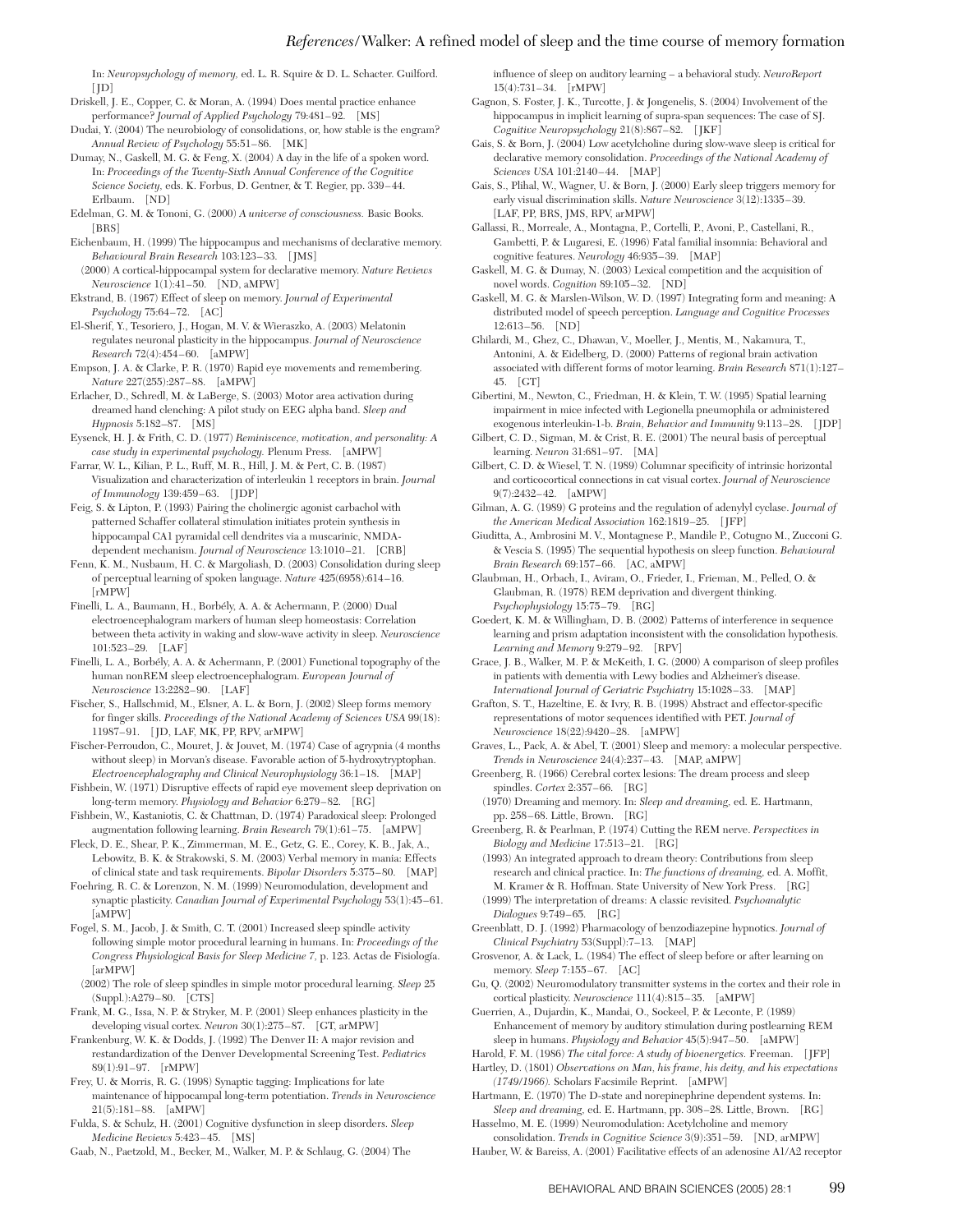In: *Neuropsychology of memory,* ed. L. R. Squire & D. L. Schacter. Guilford. [JD]

Driskell, J. E., Copper, C. & Moran, A. (1994) Does mental practice enhance performance? *Journal of Applied Psychology* 79:481–92. [MS]

Dudai, Y. (2004) The neurobiology of consolidations, or, how stable is the engram? *Annual Review of Psychology* 55:51–86. [MK]

Dumay, N., Gaskell, M. G. & Feng, X. (2004) A day in the life of a spoken word. In: *Proceedings of the Twenty-Sixth Annual Conference of the Cognitive Science Society,* eds. K. Forbus, D. Gentner, & T. Regier, pp. 339–44. Erlbaum. [ND]

Edelman, G. M. & Tononi, G. (2000) *A universe of consciousness.* Basic Books. [BRS]

Eichenbaum, H. (1999) The hippocampus and mechanisms of declarative memory. *Behavioural Brain Research* 103:123–33. [JMS]

(2000) A cortical-hippocampal system for declarative memory. *Nature Reviews Neuroscience* 1(1):41–50. [ND, aMPW]

Ekstrand, B. (1967) Effect of sleep on memory. *Journal of Experimental Psychology* 75:64–72. [AC]

El-Sherif, Y., Tesoriero, J., Hogan, M. V. & Wieraszko, A. (2003) Melatonin regulates neuronal plasticity in the hippocampus. *Journal of Neuroscience Research* 72(4):454–60. [aMPW]

Empson, J. A. & Clarke, P. R. (1970) Rapid eye movements and remembering. *Nature* 227(255):287–88. [aMPW]

Erlacher, D., Schredl, M. & LaBerge, S. (2003) Motor area activation during dreamed hand clenching: A pilot study on EEG alpha band. *Sleep and Hypnosis* 5:182–87. [MS]

Eysenck, H. J. & Frith, C. D. (1977) *Reminiscence, motivation, and personality: A case study in experimental psychology.* Plenum Press. [aMPW]

Farrar, W. L., Kilian, P. L., Ruff, M. R., Hill, J. M. & Pert, C. B. (1987) Visualization and characterization of interleukin 1 receptors in brain. *Journal of Immunology* 139:459–63. [JDP]

Feig, S. & Lipton, P. (1993) Pairing the cholinergic agonist carbachol with patterned Schaffer collateral stimulation initiates protein synthesis in hippocampal CA1 pyramidal cell dendrites via a muscarinic, NMDA-dependent mechanism. *Journal of Neuroscience* 13:1010–21. [CRB]

Fenn, K. M., Nusbaum, H. C. & Margoliash, D. (2003) Consolidation during sleep of perceptual learning of spoken language. *Nature* 425(6958):614–16. [rMPW]

Finelli, L. A., Baumann, H., Borbély, A. A. & Achermann, P. (2000) Dual electroencephalogram markers of human sleep homeostasis: Correlation between theta activity in waking and slow-wave activity in sleep. *Neuroscience* 101:523–29. [LAF]

Finelli, L. A., Borbély, A. A. & Achermann, P. (2001) Functional topography of the human nonREM sleep electroencephalogram. *European Journal of Neuroscience* 13:2282–90. [LAF]

Fischer, S., Hallschmid, M., Elsner, A. L. & Born, J. (2002) Sleep forms memory for finger skills. *Proceedings of the National Academy of Sciences USA* 99(18): 11987–91. [JD, LAF, MK, PP, RPV, arMPW]

Fischer-Perroudon, C., Mouret, J. & Jouvet, M. (1974) Case of agrypnia (4 months without sleep) in Morvan's disease. Favorable action of 5-hydroxytryptophan. *Electroencephalography and Clinical Neurophysiology* 36:1–18. [MAP]

Fishbein, W. (1971) Disruptive effects of rapid eye movement sleep deprivation on long-term memory. *Physiology and Behavior* 6:279–82. [RG]

Fishbein, W., Kastaniotis, C. & Chattman, D. (1974) Paradoxical sleep: Prolonged augmentation following learning. *Brain Research* 79(1):61–75. [aMPW]

Fleck, D. E., Shear, P. K., Zimmerman, M. E., Getz, G. E., Corey, K. B., Jak, A., Lebowitz, B. K. & Strakowski, S. M. (2003) Verbal memory in mania: Effects of clinical state and task requirements. *Bipolar Disorders* 5:375–80. [MAP]

Foehring, R. C. & Lorenzon, N. M. (1999) Neuromodulation, development and synaptic plasticity. *Canadian Journal of Experimental Psychology* 53(1):45–61. [aMPW]

Fogel, S. M., Jacob, J. & Smith, C. T. (2001) Increased sleep spindle activity following simple motor procedural learning in humans. In: *Proceedings of the Congress Physiological Basis for Sleep Medicine 7,* p. 123. Actas de Fisiología. [arMPW]

(2002) The role of sleep spindles in simple motor procedural learning. *Sleep* 25 (Suppl.):A279–80. [CTS]

Frank, M. G., Issa, N. P. & Stryker, M. P. (2001) Sleep enhances plasticity in the developing visual cortex. *Neuron* 30(1):275–87. [GT, arMPW]

Frankenburg, W. K. & Dodds, J. (1992) The Denver II: A major revision and restandardization of the Denver Developmental Screening Test. *Pediatrics* 89(1):91–97. [rMPW]

Frey, U. & Morris, R. G. (1998) Synaptic tagging: Implications for late maintenance of hippocampal long-term potentiation. *Trends in Neuroscience* 21(5):181–88. [aMPW]

Fulda, S. & Schulz, H. (2001) Cognitive dysfunction in sleep disorders. *Sleep Medicine Reviews* 5:423–45. [MS]

Gaab, N., Paetzold, M., Becker, M., Walker, M. P. & Schlaug, G. (2004) The influence of sleep on auditory learning – a behavioral study. *NeuroReport* 15(4):731–34. [rMPW]

Gagnon, S. Foster, J. K., Turcotte, J. & Jongenelis, S. (2004) Involvement of the hippocampus in implicit learning of supra-span sequences: The case of SJ. *Cognitive Neuropsychology* 21(8):867–82. [JKF]

Gais, S. & Born, J. (2004) Low acetylcholine during slow-wave sleep is critical for declarative memory consolidation. *Proceedings of the National Academy of Sciences USA* 101:2140–44. [MAP]

Gais, S., Plihal, W., Wagner, U. & Born, J. (2000) Early sleep triggers memory for early visual discrimination skills. *Nature Neuroscience* 3(12):1335–39. [LAF, PP, BRS, JMS, RPV, arMPW]

Gallassi, R., Morreale, A., Montagna, P., Cortelli, P., Avoni, P., Castellani, R., Gambetti, P. & Lugaresi, E. (1996) Fatal familial insomnia: Behavioral and cognitive features. *Neurology* 46:935–39. [MAP]

Gaskell, M. G. & Dumay, N. (2003) Lexical competition and the acquisition of novel words. *Cognition* 89:105–32. [ND]

Gaskell, M. G. & Marslen-Wilson, W. D. (1997) Integrating form and meaning: A distributed model of speech perception. *Language and Cognitive Processes* 12:613–56. [ND]

Ghilardi, M., Ghez, C., Dhawan, V., Moeller, J., Mentis, M., Nakamura, T., Antonini, A. & Eidelberg, D. (2000) Patterns of regional brain activation associated with different forms of motor learning. *Brain Research* 871(1):127–45. [GT]

Gibertini, M., Newton, C., Friedman, H. & Klein, T. W. (1995) Spatial learning impairment in mice infected with Legionella pneumophila or administered exogenous interleukin-1-b. *Brain, Behavior and Immunity* 9:113–28. [JDP]

Gilbert, C. D., Sigman, M. & Crist, R. E. (2001) The neural basis of perceptual learning. *Neuron* 31:681–97. [MA]

Gilbert, C. D. & Wiesel, T. N. (1989) Columnar specificity of intrinsic horizontal and corticocortical connections in cat visual cortex. *Journal of Neuroscience* 9(7):2432–42. [aMPW]

Gilman, A. G. (1989) G proteins and the regulation of adenylyl cyclase. *Journal of the American Medical Association* 162:1819–25. [JFP]

Giuditta, A., Ambrosini M. V., Montagnese P., Mandile P., Cotugno M., Zucconi G. & Vescia S. (1995) The sequential hypothesis on sleep function. *Behavioural Brain Research* 69:157–66. [AC, aMPW]

Glaubman, H., Orbach, I., Aviram, O., Frieder, I., Frieman, M., Pelled, O. & Glaubman, R. (1978) REM deprivation and divergent thinking. *Psychophysiology* 15:75–79. [RG]

Goedert, K. M. & Willingham, D. B. (2002) Patterns of interference in sequence learning and prism adaptation inconsistent with the consolidation hypothesis. *Learning and Memory* 9:279–92. [RPV]

Grace, J. B., Walker, M. P. & McKeith, I. G. (2000) A comparison of sleep profiles in patients with dementia with Lewy bodies and Alzheimer's disease. *International Journal of Geriatric Psychiatry* 15:1028–33. [MAP]

Grafton, S. T., Hazeltine, E. & Ivry, R. B. (1998) Abstract and effector-specific representations of motor sequences identified with PET. *Journal of Neuroscience* 18(22):9420–28. [aMPW]

Graves, L., Pack, A. & Abel, T. (2001) Sleep and memory: a molecular perspective. *Trends in Neuroscience* 24(4):237–43. [MAP, aMPW]

Greenberg, R. (1966) Cerebral cortex lesions: The dream process and sleep spindles. *Cortex* 2:357–66. [RG]

(1970) Dreaming and memory. In: *Sleep and dreaming,* ed. E. Hartmann, pp. 258–68. Little, Brown. [RG]

Greenberg, R. & Pearlman, P. (1974) Cutting the REM nerve. *Perspectives in Biology and Medicine* 17:513–21. [RG]

(1993) An integrated approach to dream theory: Contributions from sleep research and clinical practice. In: *The functions of dreaming,* ed. A. Moffit, M. Kramer & R. Hoffman. State University of New York Press. [RG]

(1999) The interpretation of dreams: A classic revisited. *Psychoanalytic Dialogues* 9:749–65. [RG]

Greenblatt, D. J. (1992) Pharmacology of benzodiazepine hypnotics. *Journal of Clinical Psychiatry* 53(Suppl):7–13. [MAP]

Grosvenor, A. & Lack, L. (1984) The effect of sleep before or after learning on memory. *Sleep* 7:155–67. [AC]

Gu, Q. (2002) Neuromodulatory transmitter systems in the cortex and their role in cortical plasticity. *Neuroscience* 111(4):815–35. [aMPW]

Guerrien, A., Dujardin, K., Mandai, O., Sockeel, P. & Leconte, P. (1989) Enhancement of memory by auditory stimulation during postlearning REM sleep in humans. *Physiology and Behavior* 45(5):947–50. [aMPW]

Harold, F. M. (1986) *The vital force: A study of bioenergetics.* Freeman. [JFP]

Hartley, D. (1801) *Observations on Man, his frame, his deity, and his expectations (1749/1966).* Scholars Facsimile Reprint. [aMPW]

Hartmann, E. (1970) The D-state and norepinephrine dependent systems. In: *Sleep and dreaming,* ed. E. Hartmann, pp. 308–28. Little, Brown. [RG]

Hasselmo, M. E. (1999) Neuromodulation: Acetylcholine and memory consolidation. *Trends in Cognitive Science* 3(9):351–59. [ND, arMPW]

Hauber, W. & Bareiss, A. (2001) Facilitative effects of an adenosine A1/A2 receptor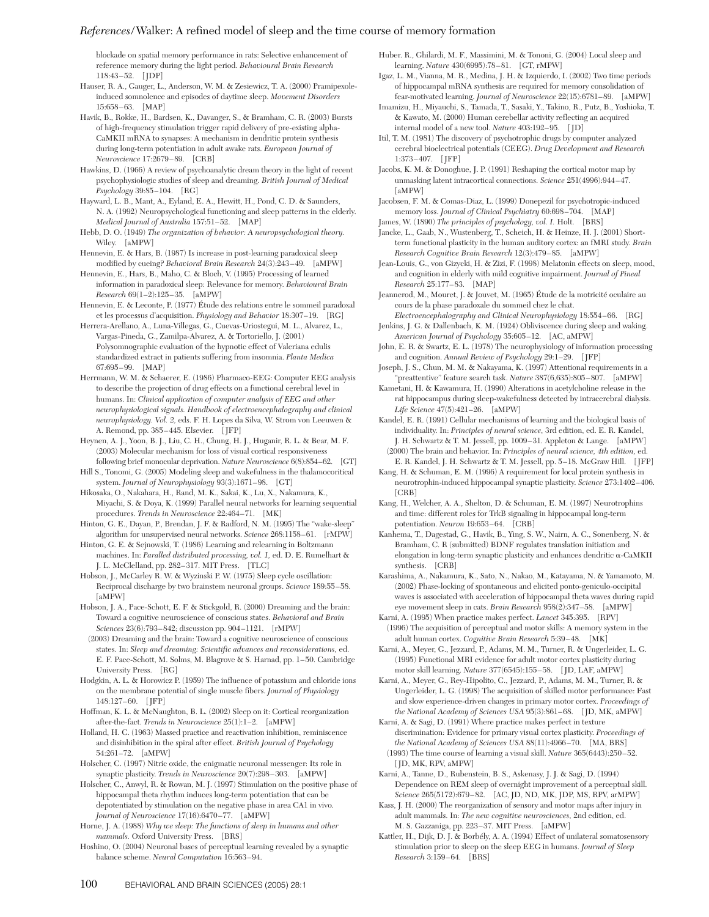blockade on spatial memory performance in rats: Selective enhancement of reference memory during the light period. *Behavioural Brain Research* 118:43–52. [JDP]

Hauser, R. A., Gauger, L., Anderson, W. M. & Zesiewicz, T. A. (2000) Pramipexole-induced somnolence and episodes of daytime sleep. *Movement Disorders* 15:658–63. [MAP]

Havik, B., Rokke, H., Bardsen, K., Davanger, S., & Bramham, C. R. (2003) Bursts of high-frequency stimulation trigger rapid delivery of pre-existing alpha-CaMKII mRNA to synapses: A mechanism in dendritic protein synthesis during long-term potentiation in adult awake rats. *European Journal of Neuroscience* 17:2679–89. [CRB]

Hawkins, D. (1966) A review of psychoanalytic dream theory in the light of recent psychophysiologic studies of sleep and dreaming. *British Journal of Medical Psychology* 39:85–104. [RG]

Hayward, L. B., Mant, A., Eyland, E. A., Hewitt, H., Pond, C. D. & Saunders, N. A. (1992) Neuropsychological functioning and sleep patterns in the elderly. *Medical Journal of Australia* 157:51–52. [MAP]

Hebb, D. O. (1949) *The organization of behavior: A neuropsychological theory.* Wiley. [aMPW]

Hennevin, E. & Hars, B. (1987) Is increase in post-learning paradoxical sleep modified by cueing? *Behavioral Brain Research* 24(3):243–49. [aMPW]

Hennevin, E., Hars, B., Maho, C. & Bloch, V. (1995) Processing of learned information in paradoxical sleep: Relevance for memory. *Behavioural Brain Research* 69(1–2):125–35. [aMPW]

Hennevin, E. & Leconte, P. (1977) Étude des relations entre le sommeil paradoxal et les processus d'acquisition. *Physiology and Behavior* 18:307–19. [RG]

Herrera-Arellano, A., Luna-Villegas, G., Cuevas-Uriostegui, M. L., Alvarez, L., Vargas-Pineda, G., Zamilpa-Alvarez, A. & Tortoriello, J. (2001) Polysomnographic evaluation of the hypnotic effect of Valeriana edulis standardized extract in patients suffering from insomnia. *Planta Medica* 67:695–99. [MAP]

Herrmann, W. M. & Schaerer, E. (1986) Pharmaco-EEG: Computer EEG analysis to describe the projection of drug effects on a functional cerebral level in humans. In: *Clinical application of computer analysis of EEG and other neurophysiological signals. Handbook of electroencephalography and clinical neurophysiology. Vol. 2,* eds. F. H. Lopes da Silva, W. Strom von Leeuwen & A. Remond, pp. 385–445. Elsevier. [JFP]

Heynen, A. J., Yoon, B. J., Liu, C. H., Chung, H. J., Huganir, R. L. & Bear, M. F. (2003) Molecular mechanism for loss of visual cortical responsiveness following brief monocular deprivation. *Nature Neuroscience* 6(8):854–62. [GT]

Hill S., Tononi, G. (2005) Modeling sleep and wakefulness in the thalamocoritical system. *Journal of Neurophysiology* 93(3):1671–98. [GT]

Hikosaka, O., Nakahara, H., Rand, M. K., Sakai, K., Lu, X., Nakamura, K., Miyachi, S. & Doya, K. (1999) Parallel neural networks for learning sequential procedures. *Trends in Neuroscience* 22:464–71. [MK]

Hinton, G. E., Dayan, P., Brendan, J. F. & Radford, N. M. (1995) The "wake-sleep" algorithm for unsupervised neural networks. *Science* 268:1158–61. [rMPW]

Hinton, G. E. & Sejnowski, T. (1986) Learning and relearning in Boltzmann machines. In: *Paralled distributed processing, vol. 1,* ed. D. E. Rumelhart & J. L. McClelland, pp. 282–317. MIT Press. [TLC]

Hobson, J., McCarley R. W. & Wyzinski P. W. (1975) Sleep cycle oscillation: Reciprocal discharge by two brainstem neuronal groups. *Science* 189:55–58. [aMPW]

Hobson, J. A., Pace-Schott, E. F. & Stickgold, R. (2000) Dreaming and the brain: Toward a cognitive neuroscience of conscious states. *Behavioral and Brain Sciences* 23(6):793–842; discussion pp. 904–1121. [rMPW]

(2003) Dreaming and the brain: Toward a cognitive neuroscience of conscious states. In: *Sleep and dreaming: Scientific advances and reconsiderations,* ed. E. F. Pace-Schott, M. Solms, M. Blagrove & S. Harnad, pp. 1–50. Cambridge University Press. [RG]

Hodgkin, A. L. & Horowicz P. (1959) The influence of potassium and chloride ions on the membrane potential of single muscle fibers. *Journal of Physiology* 148:127–60. [JFP]

Hoffman, K. L. & McNaughton, B. L. (2002) Sleep on it: Cortical reorganization after-the-fact. *Trends in Neuroscience* 25(1):1–2. [aMPW]

Holland, H. C. (1963) Massed practice and reactivation inhibition, reminiscence and disinhibition in the spiral after effect. *British Journal of Psychology* 54:261–72. [aMPW]

Holscher, C. (1997) Nitric oxide, the enigmatic neuronal messenger: Its role in synaptic plasticity. *Trends in Neuroscience* 20(7):298–303. [aMPW]

Holscher, C., Anwyl, R. & Rowan, M. J. (1997) Stimulation on the positive phase of hippocampal theta rhythm induces long-term potentiation that can be depotentiated by stimulation on the negative phase in area CA1 in vivo. *Journal of Neuroscience* 17(16):6470–77. [aMPW]

Horne, J. A. (1988) *Why we sleep: The functions of sleep in humans and other mammals.* Oxford University Press. [BRS]

Hoshino, O. (2004) Neuronal bases of perceptual learning revealed by a synaptic balance scheme. *Neural Computation* 16:563–94.

Huber. R., Ghilardi, M. F., Massimini, M. & Tononi, G. (2004) Local sleep and learning. *Nature* 430(6995):78–81. [GT, rMPW]

Igaz, L. M., Vianna, M. R., Medina, J. H. & Izquierdo, I. (2002) Two time periods of hippocampal mRNA synthesis are required for memory consolidation of fear-motivated learning. *Journal of Neuroscience* 22(15):6781–89. [aMPW]

Imamizu, H., Miyauchi, S., Tamada, T., Sasaki, Y., Takino, R., Putz, B., Yoshioka, T. & Kawato, M. (2000) Human cerebellar activity reflecting an acquired internal model of a new tool. *Nature* 403:192–95. [JD]

Itil, T. M. (1981) The discovery of psychotrophic drugs by computer analyzed cerebral bioelectrical potentials (CEEG). *Drug Development and Research* 1:373–407. [JFP]

Jacobs, K. M. & Donoghue, J. P. (1991) Reshaping the cortical motor map by unmasking latent intracortical connections. *Science* 251(4996):944–47. [aMPW]

Jacobsen, F. M. & Comas-Diaz, L. (1999) Donepezil for psychotropic-induced memory loss. *Journal of Clinical Psychiatry* 60:698–704. [MAP]

James, W. (1890) *The principles of psychology, vol. I.* Holt. [BRS]

Jancke, L., Gaab, N., Wustenberg, T., Scheich, H. & Heinze, H. J. (2001) Short-term functional plasticity in the human auditory cortex: an fMRI study. *Brain Research Cognitive Brain Research* 12(3):479–85. [aMPW]

Jean-Louis, G., von Gizycki, H. & Zizi, F. (1998) Melatonin effects on sleep, mood, and cognition in elderly with mild cognitive impairment. *Journal of Pineal Research* 25:177–83. [MAP]

Jeannerod, M., Mouret, J. & Jouvet, M. (1965) Étude de la motricité oculaire au cours de la phase paradoxale du sommeil chez le chat. *Electroencephalography and Clinical Neurophysiology* 18:554–66. [RG]

Jenkins, J. G. & Dallenbach, K. M. (1924) Obliviscence during sleep and waking. *American Journal of Psychology* 35:605–12. [AC, aMPW]

John, E. R. & Swartz, E. L. (1978) The neurophysiology of information processing and cognition. *Annual Review of Psychology* 29:1–29. [JFP]

Joseph, J. S., Chun, M. M. & Nakayama, K. (1997) Attentional requirements in a "preattentive" feature search task. *Nature* 387(6,635):805–807. [aMPW]

Kametani, H. & Kawamura, H. (1990) Alterations in acetylcholine release in the rat hippocampus during sleep-wakefulness detected by intracerebral dialysis. *Life Science* 47(5):421–26. [aMPW]

Kandel, E. R. (1991) Cellular mechanisms of learning and the biological basis of individuality. In: *Principles of neural science,* 3rd edition, ed. E. R. Kandel, J. H. Schwartz & T. M. Jessell, pp. 1009–31. Appleton & Lange. [aMPW]

(2000) The brain and behavior. In: *Principles of neural science, 4th edition,* ed. E. R. Kandel, J. H. Schwartz & T. M. Jessell, pp. 5–18. McGraw Hill. [JFP]

Kang, H. & Schuman, E. M. (1996) A requirement for local protein synthesis in neurotrophin-induced hippocampal synaptic plasticity. *Science* 273:1402–406. [CRB]

Kang, H., Welcher, A. A., Shelton, D. & Schuman, E. M. (1997) Neurotrophins and time: different roles for TrkB signaling in hippocampal long-term potentiation. *Neuron* 19:653–64. [CRB]

Kanhema, T., Dagestad, G., Havik, B., Ying, S. W., Nairn, A. C., Sonenberg, N. & Bramham, C. R (submitted) BDNF regulates translation initiation and elongation in long-term synaptic plasticity and enhances dendritic α-CaMKII synthesis. [CRB]

Karashima, A., Nakamura, K., Sato, N., Nakao, M., Katayama, N. & Yamamoto, M. (2002) Phase-locking of spontaneous and elicited ponto-geniculo-occipital waves is associated with acceleration of hippocampal theta waves during rapid eye movement sleep in cats. *Brain Research* 958(2):347–58. [aMPW]

Karni, A. (1995) When practice makes perfect. *Lancet* 345:395. [RPV]

(1996) The acquisition of perceptual and motor skills: A memory system in the adult human cortex. *Cognitive Brain Research* 5:39–48. [MK]

Karni, A., Meyer, G., Jezzard, P., Adams, M. M., Turner, R. & Ungerleider, L. G. (1995) Functional MRI evidence for adult motor cortex plasticity during motor skill learning. *Nature* 377(6545):155–58. [JD, LAF, aMPW]

Karni, A., Meyer, G., Rey-Hipolito, C., Jezzard, P., Adams, M. M., Turner, R. & Ungerleider, L. G. (1998) The acquisition of skilled motor performance: Fast and slow experience-driven changes in primary motor cortex. *Proceedings of the National Academy of Sciences USA* 95(3):861–68. [JD, MK, aMPW]

Karni, A. & Sagi, D. (1991) Where practice makes perfect in texture discrimination: Evidence for primary visual cortex plasticity. *Proceedings of the National Academy of Sciences USA* 88(11):4966–70. [MA, BRS]

(1993) The time course of learning a visual skill. *Nature* 365(6443):250–52. [JD, MK, RPV, aMPW]

Karni, A., Tanne, D., Rubenstein, B. S., Askenasy, J. J. & Sagi, D. (1994) Dependence on REM sleep of overnight improvement of a perceptual skill. *Science* 265(5172):679–82. [AC, JD, ND, MK, JDP, MS, RPV, arMPW]

Kass, J. H. (2000) The reorganization of sensory and motor maps after injury in adult mammals. In: *The new cognitive neurosciences,* 2nd edition, ed. M. S. Gazzaniga, pp. 223–37. MIT Press. [aMPW]

Kattler, H., Dijk, D. J. & Borbély, A. A. (1994) Effect of unilateral somatosensory stimulation prior to sleep on the sleep EEG in humans. *Journal of Sleep Research* 3:159–64. [BRS]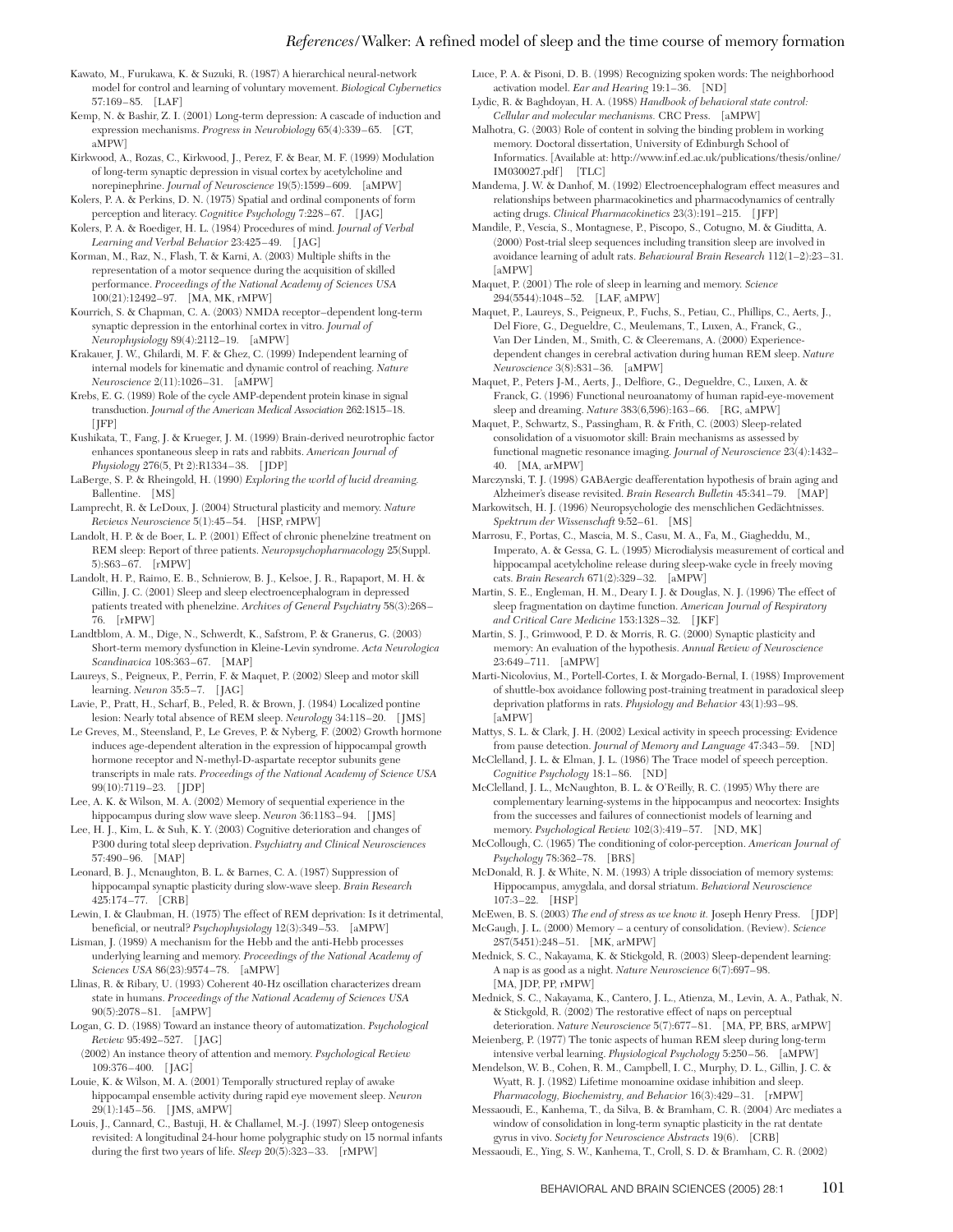Kawato, M., Furukawa, K. & Suzuki, R. (1987) A hierarchical neural-network model for control and learning of voluntary movement. *Biological Cybernetics* 57:169–85. [LAF]

Kemp, N. & Bashir, Z. I. (2001) Long-term depression: A cascade of induction and expression mechanisms. *Progress in Neurobiology* 65(4):339–65. [GT, aMPW]

Kirkwood, A., Rozas, C., Kirkwood, J., Perez, F. & Bear, M. F. (1999) Modulation of long-term synaptic depression in visual cortex by acetylcholine and norepinephrine. *Journal of Neuroscience* 19(5):1599–609. [aMPW]

Kolers, P. A. & Perkins, D. N. (1975) Spatial and ordinal components of form perception and literacy. *Cognitive Psychology* 7:228–67. [JAG]

Kolers, P. A. & Roediger, H. L. (1984) Procedures of mind. *Journal of Verbal Learning and Verbal Behavior* 23:425–49. [JAG]

Korman, M., Raz, N., Flash, T. & Karni, A. (2003) Multiple shifts in the representation of a motor sequence during the acquisition of skilled performance. *Proceedings of the National Academy of Sciences USA* 100(21):12492–97. [MA, MK, rMPW]

Kourrich, S. & Chapman, C. A. (2003) NMDA receptor–dependent long-term synaptic depression in the entorhinal cortex in vitro. *Journal of Neurophysiology* 89(4):2112–19. [aMPW]

Krakauer, J. W., Ghilardi, M. F. & Ghez, C. (1999) Independent learning of internal models for kinematic and dynamic control of reaching. *Nature Neuroscience* 2(11):1026–31. [aMPW]

Krebs, E. G. (1989) Role of the cycle AMP-dependent protein kinase in signal transduction. *Journal of the American Medical Association* 262:1815–18. [JFP]

Kushikata, T., Fang, J. & Krueger, J. M. (1999) Brain-derived neurotrophic factor enhances spontaneous sleep in rats and rabbits. *American Journal of Physiology* 276(5, Pt 2):R1334–38. [JDP]

LaBerge, S. P. & Rheingold, H. (1990) *Exploring the world of lucid dreaming.* Ballentine. [MS]

Lamprecht, R. & LeDoux, J. (2004) Structural plasticity and memory. *Nature Reviews Neuroscience* 5(1):45–54. [HSP, rMPW]

Landolt, H. P. & de Boer, L. P. (2001) Effect of chronic phenelzine treatment on REM sleep: Report of three patients. *Neuropsychopharmacology* 25(Suppl. 5):S63–67. [rMPW]

Landolt, H. P., Raimo, E. B., Schnierow, B. J., Kelsoe, J. R., Rapaport, M. H. & Gillin, J. C. (2001) Sleep and sleep electroencephalogram in depressed patients treated with phenelzine. *Archives of General Psychiatry* 58(3):268–76. [rMPW]

Landtblom, A. M., Dige, N., Schwerdt, K., Safstrom, P. & Granerus, G. (2003) Short-term memory dysfunction in Kleine-Levin syndrome. *Acta Neurologica Scandinavica* 108:363–67. [MAP]

Laureys, S., Peigneux, P., Perrin, F. & Maquet, P. (2002) Sleep and motor skill learning. *Neuron* 35:5–7. [JAG]

Lavie, P., Pratt, H., Scharf, B., Peled, R. & Brown, J. (1984) Localized pontine lesion: Nearly total absence of REM sleep. *Neurology* 34:118–20. [JMS]

Le Greves, M., Steensland, P., Le Greves, P. & Nyberg, F. (2002) Growth hormone induces age-dependent alteration in the expression of hippocampal growth hormone receptor and N-methyl-D-aspartate receptor subunits gene transcripts in male rats. *Proceedings of the National Academy of Science USA* 99(10):7119–23. [JDP]

Lee, A. K. & Wilson, M. A. (2002) Memory of sequential experience in the hippocampus during slow wave sleep. *Neuron* 36:1183–94. [JMS]

Lee, H. J., Kim, L. & Suh, K. Y. (2003) Cognitive deterioration and changes of P300 during total sleep deprivation. *Psychiatry and Clinical Neurosciences* 57:490–96. [MAP]

Leonard, B. J., Mcnaughton, B. L. & Barnes, C. A. (1987) Suppression of hippocampal synaptic plasticity during slow-wave sleep. *Brain Research* 425:174–77. [CRB]

Lewin, I. & Glaubman, H. (1975) The effect of REM deprivation: Is it detrimental, beneficial, or neutral? *Psychophysiology* 12(3):349–53. [aMPW]

Lisman, J. (1989) A mechanism for the Hebb and the anti-Hebb processes underlying learning and memory. *Proceedings of the National Academy of Sciences USA* 86(23):9574–78. [aMPW]

Llinas, R. & Ribary, U. (1993) Coherent 40-Hz oscillation characterizes dream state in humans. *Proceedings of the National Academy of Sciences USA* 90(5):2078–81. [aMPW]

Logan, G. D. (1988) Toward an instance theory of automatization. *Psychological Review* 95:492–527. [JAG]

(2002) An instance theory of attention and memory. *Psychological Review* 109:376–400. [JAG]

Louie, K. & Wilson, M. A. (2001) Temporally structured replay of awake hippocampal ensemble activity during rapid eye movement sleep. *Neuron* 29(1):145–56. [JMS, aMPW]

Louis, J., Cannard, C., Bastuji, H. & Challamel, M.-J. (1997) Sleep ontogenesis revisited: A longitudinal 24-hour home polygraphic study on 15 normal infants during the first two years of life. *Sleep* 20(5):323–33. [rMPW]

Luce, P. A. & Pisoni, D. B. (1998) Recognizing spoken words: The neighborhood activation model. *Ear and Hearing* 19:1–36. [ND]

Lydic, R. & Baghdoyan, H. A. (1988) *Handbook of behavioral state control: Cellular and molecular mechanisms.* CRC Press. [aMPW]

Malhotra, G. (2003) Role of content in solving the binding problem in working memory. Doctoral dissertation, University of Edinburgh School of Informatics. [Available at: http://www.inf.ed.ac.uk/publications/thesis/online/IM030027.pdf] [TLC]

Mandema, J. W. & Danhof, M. (1992) Electroencephalogram effect measures and relationships between pharmacokinetics and pharmacodynamics of centrally acting drugs. *Clinical Pharmacokinetics* 23(3):191–215. [JFP]

Mandile, P., Vescia, S., Montagnese, P., Piscopo, S., Cotugno, M. & Giuditta, A. (2000) Post-trial sleep sequences including transition sleep are involved in avoidance learning of adult rats. *Behavioural Brain Research* 112(1–2):23–31. [aMPW]

Maquet, P. (2001) The role of sleep in learning and memory. *Science* 294(5544):1048–52. [LAF, aMPW]

Maquet, P., Laureys, S., Peigneux, P., Fuchs, S., Petiau, C., Phillips, C., Aerts, J., Del Fiore, G., Degueldre, C., Meulemans, T., Luxen, A., Franck, G., Van Der Linden, M., Smith, C. & Cleeremans, A. (2000) Experience-dependent changes in cerebral activation during human REM sleep. *Nature Neuroscience* 3(8):831–36. [aMPW]

Maquet, P., Peters J-M., Aerts, J., Delfiore, G., Degueldre, C., Luxen, A. & Franck, G. (1996) Functional neuroanatomy of human rapid-eye-movement sleep and dreaming. *Nature* 383(6,596):163–66. [RG, aMPW]

Maquet, P., Schwartz, S., Passingham, R. & Frith, C. (2003) Sleep-related consolidation of a visuomotor skill: Brain mechanisms as assessed by functional magnetic resonance imaging. *Journal of Neuroscience* 23(4):1432–40. [MA, arMPW]

Marczynski, T. J. (1998) GABAergic deafferentation hypothesis of brain aging and Alzheimer's disease revisited. *Brain Research Bulletin* 45:341–79. [MAP]

Markowitsch, H. J. (1996) Neuropsychologie des menschlichen Gedächtnisses. *Spektrum der Wissenschaft* 9:52–61. [MS]

Marrosu, F., Portas, C., Mascia, M. S., Casu, M. A., Fa, M., Giagheddu, M., Imperato, A. & Gessa, G. L. (1995) Microdialysis measurement of cortical and hippocampal acetylcholine release during sleep-wake cycle in freely moving cats. *Brain Research* 671(2):329–32. [aMPW]

Martin, S. E., Engleman, H. M., Deary I. J. & Douglas, N. J. (1996) The effect of sleep fragmentation on daytime function. *American Journal of Respiratory and Critical Care Medicine* 153:1328–32. [JKF]

Martin, S. J., Grimwood, P. D. & Morris, R. G. (2000) Synaptic plasticity and memory: An evaluation of the hypothesis. *Annual Review of Neuroscience* 23:649–711. [aMPW]

Marti-Nicolovius, M., Portell-Cortes, I. & Morgado-Bernal, I. (1988) Improvement of shuttle-box avoidance following post-training treatment in paradoxical sleep deprivation platforms in rats. *Physiology and Behavior* 43(1):93–98. [aMPW]

Mattys, S. L. & Clark, J. H. (2002) Lexical activity in speech processing: Evidence from pause detection. *Journal of Memory and Language* 47:343–59. [ND]

McClelland, J. L. & Elman, J. L. (1986) The Trace model of speech perception. *Cognitive Psychology* 18:1–86. [ND]

McClelland, J. L., McNaughton, B. L. & O'Reilly, R. C. (1995) Why there are complementary learning-systems in the hippocampus and neocortex: Insights from the successes and failures of connectionist models of learning and memory. *Psychological Review* 102(3):419–57. [ND, MK]

McCollough, C. (1965) The conditioning of color-perception. *American Journal of Psychology* 78:362–78. [BRS]

McDonald, R. J. & White, N. M. (1993) A triple dissociation of memory systems: Hippocampus, amygdala, and dorsal striatum. *Behavioral Neuroscience* 107:3–22. [HSP]

McEwen, B. S. (2003) *The end of stress as we know it.* Joseph Henry Press. [JDP]

McGaugh, J. L. (2000) Memory – a century of consolidation. (Review). *Science* 287(5451):248–51. [MK, arMPW]

Mednick, S. C., Nakayama, K. & Stickgold, R. (2003) Sleep-dependent learning: A nap is as good as a night. *Nature Neuroscience* 6(7):697–98. [MA, JDP, PP, rMPW]

Mednick, S. C., Nakayama, K., Cantero, J. L., Atienza, M., Levin, A. A., Pathak, N. & Stickgold, R. (2002) The restorative effect of naps on perceptual deterioration. *Nature Neuroscience* 5(7):677–81. [MA, PP, BRS, arMPW]

Meienberg, P. (1977) The tonic aspects of human REM sleep during long-term intensive verbal learning. *Physiological Psychology* 5:250–56. [aMPW]

Mendelson, W. B., Cohen, R. M., Campbell, I. C., Murphy, D. L., Gillin, J. C. & Wyatt, R. J. (1982) Lifetime monoamine oxidase inhibition and sleep. *Pharmacology, Biochemistry, and Behavior* 16(3):429–31. [rMPW]

Messaoudi, E., Kanhema, T., da Silva, B. & Bramham, C. R. (2004) Arc mediates a window of consolidation in long-term synaptic plasticity in the rat dentate gyrus in vivo. *Society for Neuroscience Abstracts* 19(6). [CRB]

Messaoudi, E., Ying, S. W., Kanhema, T., Croll, S. D. & Bramham, C. R. (2002)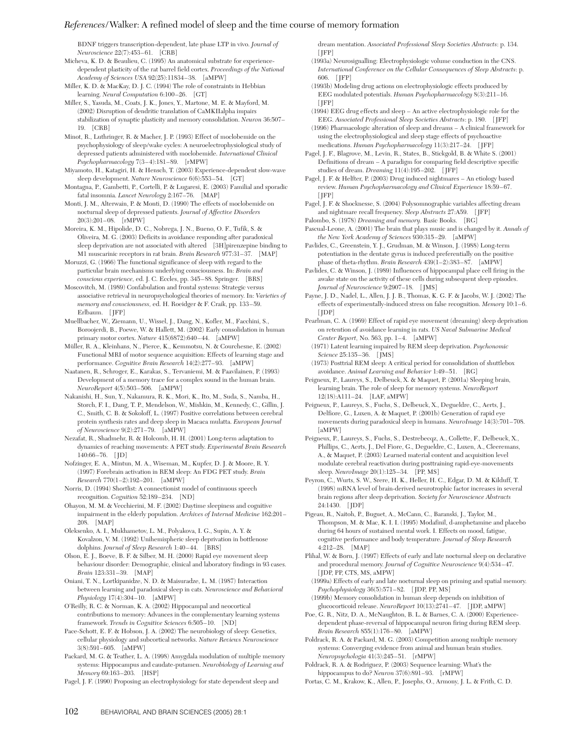BDNF triggers transcription-dependent, late phase LTP in vivo. *Journal of Neuroscience* 22(7):453–61. [CRB]

Micheva, K. D. & Beaulieu, C. (1995) An anatomical substrate for experience-dependent plasticity of the rat barrel field cortex. *Proceedings of the National Academy of Sciences USA* 92(25):11834–38. [aMPW]

Miller, K. D. & MacKay, D. J. C. (1994) The role of constraints in Hebbian learning. *Neural Computation* 6:100–26. [GT]

Miller, S., Yasuda, M., Coats, J. K., Jones, Y., Martone, M. E. & Mayford, M. (2002) Disruption of dendritic translation of CaMKIIalpha impairs stabilization of synaptic plasticity and memory consolidation. *Neuron* 36:507–19. [CRB]

Minot, R., Luthringer, R. & Macher, J. P. (1993) Effect of moclobemide on the psychophysiology of sleep/wake cycles: A neuroelectrophysiological study of depressed patients administered with moclobemide. *International Clinical Psychopharmacology* 7(3–4):181–89. [rMPW]

Miyamoto, H., Katagiri, H. & Hensch, T. (2003) Experience-dependent slow-wave sleep development. *Nature Neuroscience* 6(6):553–54. [GT]

Montagna, P., Gambetti, P., Cortelli, P. & Lugaresi, E. (2003) Familial and sporadic fatal insomnia. *Lancet Neurology* 2:167–76. [MAP]

Monti, J. M., Alterwain, P. & Monti, D. (1990) The effects of moclobemide on nocturnal sleep of depressed patients. *Journal of Affective Disorders* 20(3):201–08. [rMPW]

Moreira, K. M., Hipolide, D. C., Nobrega, J. N., Bueno, O. F., Tufik, S. & Oliveira, M. G. (2003) Deficits in avoidance responding after paradoxical sleep deprivation are not associated with altered [3H]pirenzepine binding to M1 muscarinic receptors in rat brain. *Brain Research* 977:31–37. [MAP]

Moruzzi, G. (1966) The functional significance of sleep with regard to the particular brain mechanisms underlying consciousness. In: *Brain and conscious experience*, ed. J. C. Eccles, pp. 345–88. Springer. [BRS]

Moscovitch, M. (1989) Confabulation and frontal systems: Strategic versus associative retrieval in neuropsychological theories of memory. In: *Varieties of memory and consciousness*, ed. H. Roeidger & F. Craik, pp. 133–59. Erlbaum. [JFP]

Muellbacher, W., Ziemann, U., Wissel, J., Dang, N., Kofler, M., Facchini, S., Boroojerdi, B., Poewe, W. & Hallett, M. (2002) Early consolidation in human primary motor cortex. *Nature* 415(6872):640–44. [aMPW]

Müller, R. A., Kleinhans, N., Pierce, K., Kemmotsu, N. & Courchesne, E. (2002) Functional MRI of motor sequence acquisition: Effects of learning stage and performance. *Cognitive Brain Research* 14(2):277–93. [aMPW]

Naatanen, R., Schroger, E., Karakas, S., Tervaniemi, M. & Paavilainen, P. (1993) Development of a memory trace for a complex sound in the human brain. *NeuroReport* 4(5):503–506. [aMPW]

Nakanishi, H., Sun, Y., Nakamura, R. K., Mori, K., Ito, M., Suda, S., Namba, H., Storch, F. I., Dang, T. P., Mendelson, W., Mishkin, M., Kennedy, C., Gillin, J. C., Smith, C. B. & Sokoloff, L. (1997) Positive correlations between cerebral protein synthesis rates and deep sleep in Macaca mulatta. *European Journal of Neuroscience* 9(2):271–79. [aMPW]

Nezafat, R., Shadmehr, R. & Holcomb, H. H. (2001) Long-term adaptation to dynamics of reaching movements: A PET study. *Experimental Brain Research* 140:66–76. [JD]

Nofzinger, E. A., Mintun, M. A., Wiseman, M., Kupfer, D. J. & Moore, R. Y. (1997) Forebrain activation in REM sleep: An FDG PET study. *Brain Research* 770(1–2):192–201. [aMPW]

Norris, D. (1994) Shortlist: A connectionist model of continuous speech recognition. *Cognition* 52:189–234. [ND]

Ohayon, M. M. & Vecchierini, M. F. (2002) Daytime sleepiness and cognitive impairment in the elderly population. *Archives of Internal Medicine* 162:201–208. [MAP]

Oleksenko, A. I., Mukhametov, L. M., Polyakova, I. G., Supin, A. Y. & Kovalzon, V. M. (1992) Unihemispheric sleep deprivation in bottlenose dolphins. *Journal of Sleep Research* 1:40–44. [BRS]

Olson, E. J., Boeve, B. F. & Silber, M. H. (2000) Rapid eye movement sleep behaviour disorder: Demographic, clinical and laboratory findings in 93 cases. *Brain* 123:331–39. [MAP]

Oniani, T. N., Lortkipanidze, N. D. & Maisuradze, L. M. (1987) Interaction between learning and paradoxical sleep in cats. *Neuroscience and Behavioral Physiology* 17(4):304–10. [aMPW]

O'Reilly, R. C. & Norman, K. A. (2002) Hippocampal and neocortical contributions to memory: Advances in the complementary learning systems framework. *Trends in Cognitive Sciences* 6:505–10. [ND]

Pace-Schott, E. F. & Hobson, J. A. (2002) The neurobiology of sleep: Genetics, cellular physiology and subcortical networks. *Nature Reviews Neuroscience* 3(8):591–605. [aMPW]

Packard, M. G. & Teather, L. A. (1998) Amygdala modulation of multiple memory systems: Hippocampus and caudate-putamen. *Neurobiology of Learning and Memory* 69:163–203. [HSP]

Pagel, J. F. (1990) Proposing an electrophysiology for state dependent sleep and dream mentation. *Associated Professional Sleep Societies Abstracts*: p. 134. [JFP]

(1993a) Neurosignalling: Electrophysiologic volume conduction in the CNS. *International Conference on the Cellular Consequences of Sleep Abstracts*: p. 606. [JFP]

(1993b) Modeling drug actions on electrophysiologic effects produced by EEG modulated potentials. *Human Psychopharmacology* 8(3):211–16. [JFP]

(1994) EEG drug effects and sleep – An active electrophysiologic role for the EEG. *Associated Professional Sleep Societies Abstracts*: p. 180. [JFP]

(1996) Pharmacologic alteration of sleep and dreams – A clinical framework for using the electrophysiological and sleep stage effects of psychoactive medications. *Human Psychopharmacology* 11(3):217–24. [JFP]

Pagel, J. F., Blagrove, M., Levin, R., States, B., Stickgold, B. & White S. (2001) Definitions of dream – A paradigm for comparing field descriptive specific studies of dream. *Dreaming* 11(4):195–202. [JFP]

Pagel, J. F. & Helfter, P. (2003) Drug induced nightmares – An etiology based review. *Human Psychopharmacology and Clinical Experience* 18:59–67. [JFP]

Pagel, J. F. & Shocknesse, S. (2004) Polysomnographic variables affecting dream and nightmare recall frequency. *Sleep Abstracts* 27:A59. [JFP]

Palombo, S. (1978) *Dreaming and memory.* Basic Books. [RG]

Pascual-Leone, A. (2001) The brain that plays music and is changed by it. *Annals of the New York Academy of Sciences* 930:315–29. [aMPW]

Pavlides, C., Greenstein, Y. J., Grudman, M. & Winson, J. (1988) Long-term potentiation in the dentate gyrus is induced preferentially on the positive phase of theta-rhythm. *Brain Research* 439(1–2):383–87. [aMPW]

Pavlides, C. & Winson, J. (1989) Influences of hippocampal place cell firing in the awake state on the activity of these cells during subsequent sleep episodes. *Journal of Neuroscience* 9:2907–18. [JMS]

Payne, J. D., Nadel, L., Allen, J. J. B., Thomas, K. G. F. & Jacobs, W. J. (2002) The effects of experimentally-induced stress on false recognition. *Memory* 10:1–6. [JDP]

Pearlman, C. A. (1969) Effect of rapid eye movement (dreaming) sleep deprivation on retention of avoidance learning in rats. *US Naval Submarine Medical Center Report*, No. 563, pp. 1–4. [aMPW]

(1971) Latent learning impaired by REM sleep deprivation. *Psychonomic Science* 25:135–36. [JMS]

(1973) Posttrial REM sleep: A critical period for consolidation of shuttlebox avoidance. *Animal Learning and Behavior* 1:49–51. [RG]

Peigneux, P., Laureys, S., Delbeuck, X. & Maquet, P. (2001a) Sleeping brain, learning brain. The role of sleep for memory systems. *NeuroReport* 12(18):A111–24. [LAF, aMPW]

Peigneux, P., Laureys, S., Fuchs, S., Delbeuck, X., Degueldre, C., Aerts, J., Delfiore, G., Luxen, A. & Maquet, P. (2001b) Generation of rapid eye movements during paradoxical sleep in humans. *NeuroImage* 14(3):701–708. [aMPW]

Peigneux, P., Laureys, S., Fuchs, S., Destrebecqz, A., Collette, F., Delbeuck, X., Phillips, C., Aerts, J., Del Fiore, G., Degueldre, C., Luxen, A., Cleeremans, A., & Maquet, P. (2003) Learned material content and acquisition level modulate cerebral reactivation during posttraining rapid-eye-movements sleep. *NeuroImage* 20(1):125–34. [PP, MS]

Peyron, C., Wurts, S. W., Srere, H. K., Heller, H. C., Edgar, D. M. & Kilduff, T. (1998) mRNA level of brain-derived neurotrophic factor increases in several brain regions after sleep deprivation. *Society for Neuroscience Abstracts* 24:1430. [JDP]

Pigeau, R., Naitoh, P., Buguet, A., McCann, C., Baranski, J., Taylor, M., Thompson, M. & Mac, K. I. I. (1995) Modafinil, d-amphetamine and placebo during 64 hours of sustained mental work. I. Effects on mood, fatigue, cognitive performance and body temperature. *Journal of Sleep Research* 4:212–28. [MAP]

Plihal, W. & Born, J. (1997) Effects of early and late nocturnal sleep on declarative and procedural memory. *Journal of Cognitive Neuroscience* 9(4):534–47. [JDP, PP, CTS, MS, aMPW]

(1999a) Effects of early and late nocturnal sleep on priming and spatial memory. *Psychophysiology* 36(5):571–82. [JDP, PP, MS]

(1999b) Memory consolidation in human sleep depends on inhibition of glucocorticoid release. *NeuroReport* 10(13):2741–47. [JDP, aMPW]

Poe, G. R., Nitz, D. A., McNaughton, B. L. & Barnes, C. A. (2000) Experience-dependent phase-reversal of hippocampal neuron firing during REM sleep. *Brain Research* 855(1):176–80. [aMPW]

Poldrack, R. A. & Packard, M. G. (2003) Competition among multiple memory systems: Converging evidence from animal and human brain studies. *Neuropsychologia* 41(3):245–51. [rMPW]

Poldrack, R. A. & Rodriguez, P. (2003) Sequence learning: What's the hippocampus to do? *Neuron* 37(6):891–93. [rMPW]

Portas, C. M., Krakow, K., Allen, P., Josephs, O., Armony, J. L. & Frith, C. D.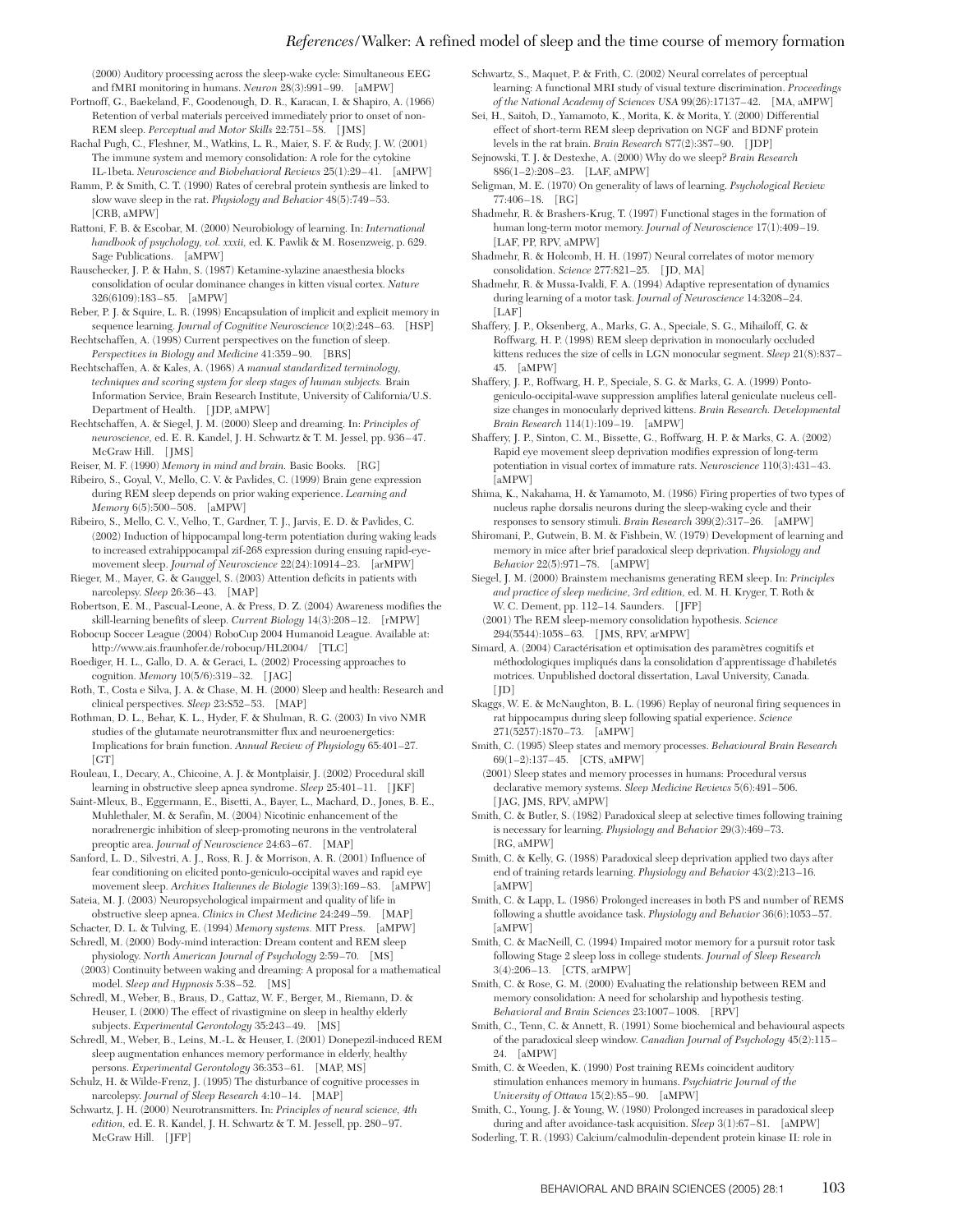(2000) Auditory processing across the sleep-wake cycle: Simultaneous EEG and fMRI monitoring in humans. *Neuron* 28(3):991–99. [aMPW]

Portnoff, G., Baekeland, F., Goodenough, D. R., Karacan, I. & Shapiro, A. (1966) Retention of verbal materials perceived immediately prior to onset of non-REM sleep. *Perceptual and Motor Skills* 22:751–58. [JMS]

Rachal Pugh, C., Fleshner, M., Watkins, L. R., Maier, S. F. & Rudy, J. W. (2001) The immune system and memory consolidation: A role for the cytokine IL-1beta. *Neuroscience and Biobehavioral Reviews* 25(1):29–41. [aMPW]

Ramm, P. & Smith, C. T. (1990) Rates of cerebral protein synthesis are linked to slow wave sleep in the rat. *Physiology and Behavior* 48(5):749–53. [CRB, aMPW]

Rattoni, F. B. & Escobar, M. (2000) Neurobiology of learning. In: *International handbook of psychology, vol. xxxii,* ed. K. Pawlik & M. Rosenzweig, p. 629. Sage Publications. [aMPW]

Rauschecker, J. P. & Hahn, S. (1987) Ketamine-xylazine anaesthesia blocks consolidation of ocular dominance changes in kitten visual cortex. *Nature* 326(6109):183–85. [aMPW]

Reber, P. J. & Squire, L. R. (1998) Encapsulation of implicit and explicit memory in sequence learning. *Journal of Cognitive Neuroscience* 10(2):248–63. [HSP]

Rechtschaffen, A. (1998) Current perspectives on the function of sleep. *Perspectives in Biology and Medicine* 41:359–90. [BRS]

Rechtschaffen, A. & Kales, A. (1968) *A manual standardized terminology, techniques and scoring system for sleep stages of human subjects.* Brain Information Service, Brain Research Institute, University of California/U.S. Department of Health. [JDP, aMPW]

Rechtschaffen, A. & Siegel, J. M. (2000) Sleep and dreaming. In: *Principles of neuroscience,* ed. E. R. Kandel, J. H. Schwartz & T. M. Jessel, pp. 936–47. McGraw Hill. [JMS]

Reiser, M. F. (1990) *Memory in mind and brain.* Basic Books. [RG]

Ribeiro, S., Goyal, V., Mello, C. V. & Pavlides, C. (1999) Brain gene expression during REM sleep depends on prior waking experience. *Learning and Memory* 6(5):500–508. [aMPW]

Ribeiro, S., Mello, C. V., Velho, T., Gardner, T. J., Jarvis, E. D. & Pavlides, C. (2002) Induction of hippocampal long-term potentiation during waking leads to increased extrahippocampal zif-268 expression during ensuing rapid-eye-movement sleep. *Journal of Neuroscience* 22(24):10914–23. [arMPW]

Rieger, M., Mayer, G. & Gauggel, S. (2003) Attention deficits in patients with narcolepsy. *Sleep* 26:36–43. [MAP]

Robertson, E. M., Pascual-Leone, A. & Press, D. Z. (2004) Awareness modifies the skill-learning benefits of sleep. *Current Biology* 14(3):208–12. [rMPW]

Robocup Soccer League (2004) RoboCup 2004 Humanoid League. Available at: http://www.ais.fraunhofer.de/robocup/HL2004/ [TLC]

Roediger, H. L., Gallo, D. A. & Geraci, L. (2002) Processing approaches to cognition. *Memory* 10(5/6):319–32. [JAG]

Roth, T., Costa e Silva, J. A. & Chase, M. H. (2000) Sleep and health: Research and clinical perspectives. *Sleep* 23:S52–53. [MAP]

Rothman, D. L., Behar, K. L., Hyder, F. & Shulman, R. G. (2003) In vivo NMR studies of the glutamate neurotransmitter flux and neuroenergetics: Implications for brain function. *Annual Review of Physiology* 65:401–27. [GT]

Rouleau, I., Decary, A., Chicoine, A. J. & Montplaisir, J. (2002) Procedural skill learning in obstructive sleep apnea syndrome. *Sleep* 25:401–11. [JKF]

Saint-Mleux, B., Eggermann, E., Bisetti, A., Bayer, L., Machard, D., Jones, B. E., Muhlethaler, M. & Serafin, M. (2004) Nicotinic enhancement of the noradrenergic inhibition of sleep-promoting neurons in the ventrolateral preoptic area. *Journal of Neuroscience* 24:63–67. [MAP]

Sanford, L. D., Silvestri, A. J., Ross, R. J. & Morrison, A. R. (2001) Influence of fear conditioning on elicited ponto-geniculo-occipital waves and rapid eye movement sleep. *Archives Italiennes de Biologie* 139(3):169–83. [aMPW]

Sateia, M. J. (2003) Neuropsychological impairment and quality of life in obstructive sleep apnea. *Clinics in Chest Medicine* 24:249–59. [MAP]

Schacter, D. L. & Tulving, E. (1994) *Memory systems.* MIT Press. [aMPW]

Schredl, M. (2000) Body-mind interaction: Dream content and REM sleep physiology. *North American Journal of Psychology* 2:59–70. [MS]

(2003) Continuity between waking and dreaming: A proposal for a mathematical model. *Sleep and Hypnosis* 5:38–52. [MS]

Schredl, M., Weber, B., Braus, D., Gattaz, W. F., Berger, M., Riemann, D. & Heuser, I. (2000) The effect of rivastigmine on sleep in healthy elderly subjects. *Experimental Gerontology* 35:243–49. [MS]

Schredl, M., Weber, B., Leins, M.-L. & Heuser, I. (2001) Donepezil-induced REM sleep augmentation enhances memory performance in elderly, healthy persons. *Experimental Gerontology* 36:353–61. [MAP, MS]

Schulz, H. & Wilde-Frenz, J. (1995) The disturbance of cognitive processes in narcolepsy. *Journal of Sleep Research* 4:10–14. [MAP]

Schwartz, J. H. (2000) Neurotransmitters. In: *Principles of neural science, 4th edition,* ed. E. R. Kandel, J. H. Schwartz & T. M. Jessell, pp. 280–97. McGraw Hill. [JFP]

Schwartz, S., Maquet, P. & Frith, C. (2002) Neural correlates of perceptual learning: A functional MRI study of visual texture discrimination. *Proceedings of the National Academy of Sciences USA* 99(26):17137–42. [MA, aMPW]

Sei, H., Saitoh, D., Yamamoto, K., Morita, K. & Morita, Y. (2000) Differential effect of short-term REM sleep deprivation on NGF and BDNF protein levels in the rat brain. *Brain Research* 877(2):387–90. [JDP]

Sejnowski, T. J. & Destexhe, A. (2000) Why do we sleep? *Brain Research* 886(1–2):208–23. [LAF, aMPW]

Seligman, M. E. (1970) On generality of laws of learning. *Psychological Review* 77:406–18. [RG]

Shadmehr, R. & Brashers-Krug, T. (1997) Functional stages in the formation of human long-term motor memory. *Journal of Neuroscience* 17(1):409–19. [LAF, PP, RPV, aMPW]

Shadmehr, R. & Holcomb, H. H. (1997) Neural correlates of motor memory consolidation. *Science* 277:821–25. [JD, MA]

Shadmehr, R. & Mussa-Ivaldi, F. A. (1994) Adaptive representation of dynamics during learning of a motor task. *Journal of Neuroscience* 14:3208–24. [LAF]

Shaffery, J. P., Oksenberg, A., Marks, G. A., Speciale, S. G., Mihailoff, G. & Roffwarg, H. P. (1998) REM sleep deprivation in monocularly occluded kittens reduces the size of cells in LGN monocular segment. *Sleep* 21(8):837–45. [aMPW]

Shaffery, J. P., Roffwarg, H. P., Speciale, S. G. & Marks, G. A. (1999) Ponto-geniculo-occipital-wave suppression amplifies lateral geniculate nucleus cell-size changes in monocularly deprived kittens. *Brain Research. Developmental Brain Research* 114(1):109–19. [aMPW]

Shaffery, J. P., Sinton, C. M., Bissette, G., Roffwarg, H. P. & Marks, G. A. (2002) Rapid eye movement sleep deprivation modifies expression of long-term potentiation in visual cortex of immature rats. *Neuroscience* 110(3):431–43. [aMPW]

Shima, K., Nakahama, H. & Yamamoto, M. (1986) Firing properties of two types of nucleus raphe dorsalis neurons during the sleep-waking cycle and their responses to sensory stimuli. *Brain Research* 399(2):317–26. [aMPW]

Shiromani, P., Gutwein, B. M. & Fishbein, W. (1979) Development of learning and memory in mice after brief paradoxical sleep deprivation. *Physiology and Behavior* 22(5):971–78. [aMPW]

Siegel, J. M. (2000) Brainstem mechanisms generating REM sleep. In: *Principles and practice of sleep medicine, 3rd edition,* ed. M. H. Kryger, T. Roth & W. C. Dement, pp. 112–14. Saunders. [JFP]

(2001) The REM sleep-memory consolidation hypothesis. *Science* 294(5544):1058–63. [JMS, RPV, arMPW]

Simard, A. (2004) Caractérisation et optimisation des paramètres cognitifs et méthodologiques impliqués dans la consolidation d'apprentissage d'habiletés motrices. Unpublished doctoral dissertation, Laval University, Canada. [JD]

Skaggs, W. E. & McNaughton, B. L. (1996) Replay of neuronal firing sequences in rat hippocampus during sleep following spatial experience. *Science* 271(5257):1870–73. [aMPW]

Smith, C. (1995) Sleep states and memory processes. *Behavioural Brain Research* 69(1–2):137–45. [CTS, aMPW]

(2001) Sleep states and memory processes in humans: Procedural versus declarative memory systems. *Sleep Medicine Reviews* 5(6):491–506. [JAG, JMS, RPV, aMPW]

Smith, C. & Butler, S. (1982) Paradoxical sleep at selective times following training is necessary for learning. *Physiology and Behavior* 29(3):469–73. [RG, aMPW]

Smith, C. & Kelly, G. (1988) Paradoxical sleep deprivation applied two days after end of training retards learning. *Physiology and Behavior* 43(2):213–16. [aMPW]

Smith, C. & Lapp, L. (1986) Prolonged increases in both PS and number of REMS following a shuttle avoidance task. *Physiology and Behavior* 36(6):1053–57. [aMPW]

Smith, C. & MacNeill, C. (1994) Impaired motor memory for a pursuit rotor task following Stage 2 sleep loss in college students. *Journal of Sleep Research* 3(4):206–13. [CTS, arMPW]

Smith, C. & Rose, G. M. (2000) Evaluating the relationship between REM and memory consolidation: A need for scholarship and hypothesis testing. *Behavioral and Brain Sciences* 23:1007–1008. [RPV]

Smith, C., Tenn, C. & Annett, R. (1991) Some biochemical and behavioural aspects of the paradoxical sleep window. *Canadian Journal of Psychology* 45(2):115–24. [aMPW]

Smith, C. & Weeden, K. (1990) Post training REMs coincident auditory stimulation enhances memory in humans. *Psychiatric Journal of the University of Ottawa* 15(2):85–90. [aMPW]

Smith, C., Young, J. & Young, W. (1980) Prolonged increases in paradoxical sleep during and after avoidance-task acquisition. *Sleep* 3(1):67–81. [aMPW]

Soderling, T. R. (1993) Calcium/calmodulin-dependent protein kinase II: role in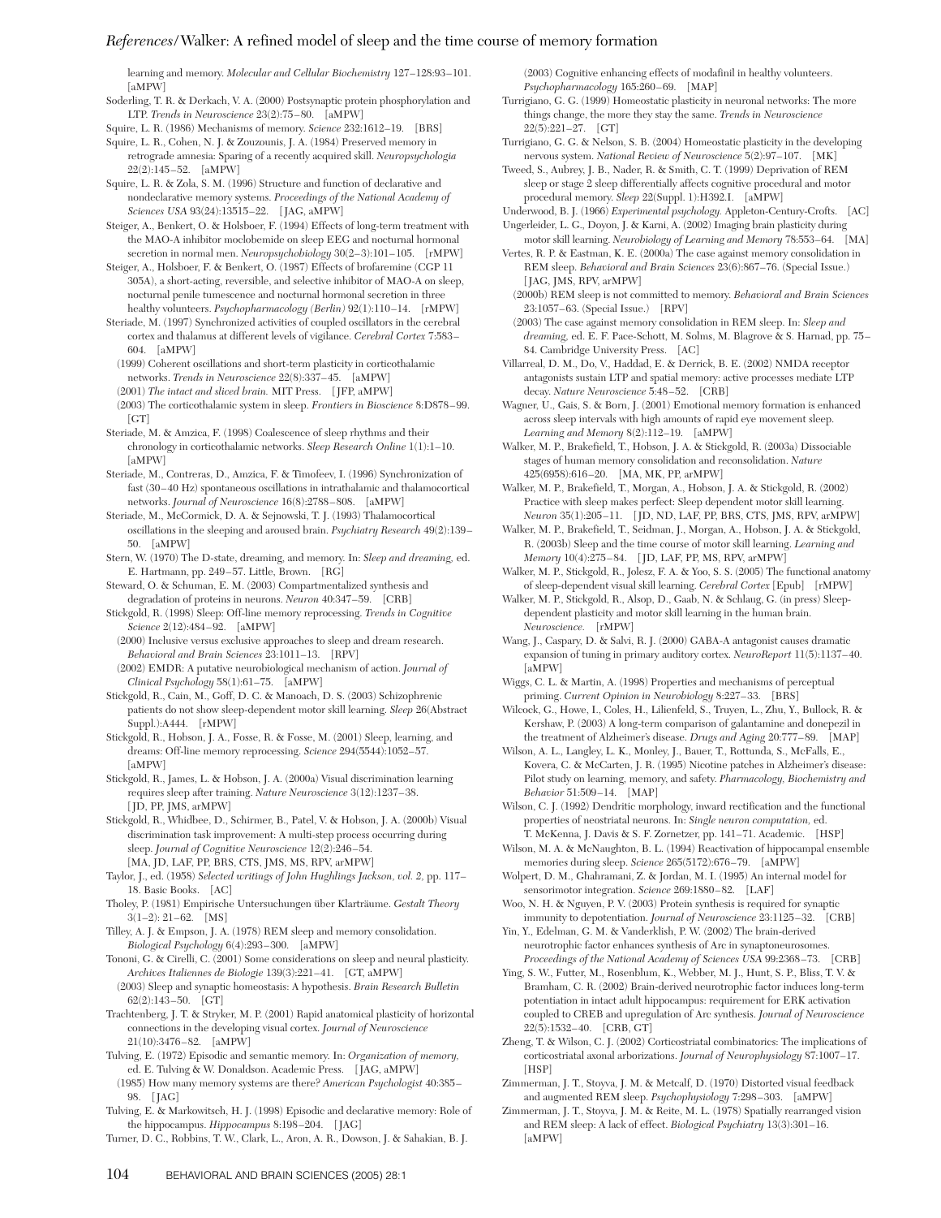learning and memory. *Molecular and Cellular Biochemistry* 127–128:93–101. [aMPW]

Soderling, T. R. & Derkach, V. A. (2000) Postsynaptic protein phosphorylation and LTP. *Trends in Neuroscience* 23(2):75–80. [aMPW]

Squire, L. R. (1986) Mechanisms of memory. *Science* 232:1612–19. [BRS]

Squire, L. R., Cohen, N. J. & Zouzounis, J. A. (1984) Preserved memory in retrograde amnesia: Sparing of a recently acquired skill. *Neuropsychologia* 22(2):145–52. [aMPW]

Squire, L. R. & Zola, S. M. (1996) Structure and function of declarative and nondeclarative memory systems. *Proceedings of the National Academy of Sciences USA* 93(24):13515–22. [JAG, aMPW]

Steiger, A., Benkert, O. & Holsboer, F. (1994) Effects of long-term treatment with the MAO-A inhibitor moclobemide on sleep EEG and nocturnal hormonal secretion in normal men. *Neuropsychobiology* 30(2–3):101–105. [rMPW]

Steiger, A., Holsboer, F. & Benkert, O. (1987) Effects of brofaremine (CGP 11 305A), a short-acting, reversible, and selective inhibitor of MAO-A on sleep, nocturnal penile tumescence and nocturnal hormonal secretion in three healthy volunteers. *Psychopharmacology (Berlin)* 92(1):110–14. [rMPW]

Steriade, M. (1997) Synchronized activities of coupled oscillators in the cerebral cortex and thalamus at different levels of vigilance. *Cerebral Cortex* 7:583–604. [aMPW]

(1999) Coherent oscillations and short-term plasticity in corticothalamic networks. *Trends in Neuroscience* 22(8):337–45. [aMPW]

(2001) *The intact and sliced brain.* MIT Press. [JFP, aMPW]

(2003) The corticothalamic system in sleep. *Frontiers in Bioscience* 8:D878–99. [GT]

Steriade, M. & Amzica, F. (1998) Coalescence of sleep rhythms and their chronology in corticothalamic networks. *Sleep Research Online* 1(1):1–10. [aMPW]

Steriade, M., Contreras, D., Amzica, F. & Timofeev, I. (1996) Synchronization of fast (30–40 Hz) spontaneous oscillations in intrathalamic and thalamocortical networks. *Journal of Neuroscience* 16(8):2788–808. [aMPW]

Steriade, M., McCormick, D. A. & Sejnowski, T. J. (1993) Thalamocortical oscillations in the sleeping and aroused brain. *Psychiatry Research* 49(2):139–50. [aMPW]

Stern, W. (1970) The D-state, dreaming, and memory. In: *Sleep and dreaming,* ed. E. Hartmann, pp. 249–57. Little, Brown. [RG]

Steward, O. & Schuman, E. M. (2003) Compartmentalized synthesis and degradation of proteins in neurons. *Neuron* 40:347–59. [CRB]

Stickgold, R. (1998) Sleep: Off-line memory reprocessing. *Trends in Cognitive Science* 2(12):484–92. [aMPW]

(2000) Inclusive versus exclusive approaches to sleep and dream research. *Behavioral and Brain Sciences* 23:1011–13. [RPV]

(2002) EMDR: A putative neurobiological mechanism of action. *Journal of Clinical Psychology* 58(1):61–75. [aMPW]

Stickgold, R., Cain, M., Goff, D. C. & Manoach, D. S. (2003) Schizophrenic patients do not show sleep-dependent motor skill learning. *Sleep* 26(Abstract Suppl.):A444. [rMPW]

Stickgold, R., Hobson, J. A., Fosse, R. & Fosse, M. (2001) Sleep, learning, and dreams: Off-line memory reprocessing. *Science* 294(5544):1052–57. [aMPW]

Stickgold, R., James, L. & Hobson, J. A. (2000a) Visual discrimination learning requires sleep after training. *Nature Neuroscience* 3(12):1237–38. [JD, PP, JMS, arMPW]

Stickgold, R., Whidbee, D., Schirmer, B., Patel, V. & Hobson, J. A. (2000b) Visual discrimination task improvement: A multi-step process occurring during sleep. *Journal of Cognitive Neuroscience* 12(2):246–54. [MA, JD, LAF, PP, BRS, CTS, JMS, MS, RPV, arMPW]

Taylor, J., ed. (1958) *Selected writings of John Hughlings Jackson, vol. 2,* pp. 117–18. Basic Books. [AC]

Tholey, P. (1981) Empirische Untersuchungen über Klarträume. *Gestalt Theory* 3(1–2): 21–62. [MS]

Tilley, A. J. & Empson, J. A. (1978) REM sleep and memory consolidation. *Biological Psychology* 6(4):293–300. [aMPW]

Tononi, G. & Cirelli, C. (2001) Some considerations on sleep and neural plasticity. *Archives Italiennes de Biologie* 139(3):221–41. [GT, aMPW]

(2003) Sleep and synaptic homeostasis: A hypothesis. *Brain Research Bulletin* 62(2):143–50. [GT]

Trachtenberg, J. T. & Stryker, M. P. (2001) Rapid anatomical plasticity of horizontal connections in the developing visual cortex. *Journal of Neuroscience* 21(10):3476–82. [aMPW]

Tulving, E. (1972) Episodic and semantic memory. In: *Organization of memory,* ed. E. Tulving & W. Donaldson. Academic Press. [JAG, aMPW]

(1985) How many memory systems are there? *American Psychologist* 40:385–98. [JAG]

Tulving, E. & Markowitsch, H. J. (1998) Episodic and declarative memory: Role of the hippocampus. *Hippocampus* 8:198–204. [JAG]

Turner, D. C., Robbins, T. W., Clark, L., Aron, A. R., Dowson, J. & Sahakian, B. J. (2003) Cognitive enhancing effects of modafinil in healthy volunteers. *Psychopharmacology* 165:260–69. [MAP]

Turrigiano, G. G. (1999) Homeostatic plasticity in neuronal networks: The more things change, the more they stay the same. *Trends in Neuroscience* 22(5):221–27. [GT]

Turrigiano, G. G. & Nelson, S. B. (2004) Homeostatic plasticity in the developing nervous system. *National Review of Neuroscience* 5(2):97–107. [MK]

Tweed, S., Aubrey, J. B., Nader, R. & Smith, C. T. (1999) Deprivation of REM sleep or stage 2 sleep differentially affects cognitive procedural and motor procedural memory. *Sleep* 22(Suppl. 1):H392.I. [aMPW]

Underwood, B. J. (1966) *Experimental psychology.* Appleton-Century-Crofts. [AC]

Ungerleider, L. G., Doyon, J. & Karni, A. (2002) Imaging brain plasticity during motor skill learning. *Neurobiology of Learning and Memory* 78:553–64. [MA]

Vertes, R. P. & Eastman, K. E. (2000a) The case against memory consolidation in REM sleep. *Behavioral and Brain Sciences* 23(6):867–76. (Special Issue.) [JAG, JMS, RPV, arMPW]

(2000b) REM sleep is not committed to memory. *Behavioral and Brain Sciences* 23:1057–63. (Special Issue.) [RPV]

(2003) The case against memory consolidation in REM sleep. In: *Sleep and dreaming,* ed. E. F. Pace-Schott, M. Solms, M. Blagrove & S. Harnad, pp. 75–84. Cambridge University Press. [AC]

Villarreal, D. M., Do, V., Haddad, E. & Derrick, B. E. (2002) NMDA receptor antagonists sustain LTP and spatial memory: active processes mediate LTP decay. *Nature Neuroscience* 5:48–52. [CRB]

Wagner, U., Gais, S. & Born, J. (2001) Emotional memory formation is enhanced across sleep intervals with high amounts of rapid eye movement sleep. *Learning and Memory* 8(2):112–19. [aMPW]

Walker, M. P., Brakefield, T., Hobson, J. A. & Stickgold, R. (2003a) Dissociable stages of human memory consolidation and reconsolidation. *Nature* 425(6958):616–20. [MA, MK, PP, arMPW]

Walker, M. P., Brakefield, T., Morgan, A., Hobson, J. A. & Stickgold, R. (2002) Practice with sleep makes perfect: Sleep dependent motor skill learning. *Neuron* 35(1):205–11. [JD, ND, LAF, PP, BRS, CTS, JMS, RPV, arMPW]

Walker, M. P., Brakefield, T., Seidman, J., Morgan, A., Hobson, J. A. & Stickgold, R. (2003b) Sleep and the time course of motor skill learning. *Learning and Memory* 10(4):275–84. [JD, LAF, PP, MS, RPV, arMPW]

Walker, M. P., Stickgold, R., Jolesz, F. A. & Yoo, S. S. (2005) The functional anatomy of sleep-dependent visual skill learning. *Cerebral Cortex* [Epub] [rMPW]

Walker, M. P., Stickgold, R., Alsop, D., Gaab, N. & Schlaug, G. (in press) Sleep-dependent plasticity and motor skill learning in the human brain. *Neuroscience.* [rMPW]

Wang, J., Caspary, D. & Salvi, R. J. (2000) GABA-A antagonist causes dramatic expansion of tuning in primary auditory cortex. *NeuroReport* 11(5):1137–40. [aMPW]

Wiggs, C. L. & Martin, A. (1998) Properties and mechanisms of perceptual priming. *Current Opinion in Neurobiology* 8:227–33. [BRS]

Wilcock, G., Howe, I., Coles, H., Lilienfeld, S., Truyen, L., Zhu, Y., Bullock, R. & Kershaw, P. (2003) A long-term comparison of galantamine and donepezil in the treatment of Alzheimer's disease. *Drugs and Aging* 20:777–89. [MAP]

Wilson, A. L., Langley, L. K., Monley, J., Bauer, T., Rottunda, S., McFalls, E., Kovera, C. & McCarten, J. R. (1995) Nicotine patches in Alzheimer's disease: Pilot study on learning, memory, and safety. *Pharmacology, Biochemistry and Behavior* 51:509–14. [MAP]

Wilson, C. J. (1992) Dendritic morphology, inward rectification and the functional properties of neostriatal neurons. In: *Single neuron computation,* ed. T. McKenna, J. Davis & S. F. Zornetzer, pp. 141–71. Academic. [HSP]

Wilson, M. A. & McNaughton, B. L. (1994) Reactivation of hippocampal ensemble memories during sleep. *Science* 265(5172):676–79. [aMPW]

Wolpert, D. M., Ghahramani, Z. & Jordan, M. I. (1995) An internal model for sensorimotor integration. *Science* 269:1880–82. [LAF]

Woo, N. H. & Nguyen, P. V. (2003) Protein synthesis is required for synaptic immunity to depotentiation. *Journal of Neuroscience* 23:1125–32. [CRB]

Yin, Y., Edelman, G. M. & Vanderklish, P. W. (2002) The brain-derived neurotrophic factor enhances synthesis of Arc in synaptoneurosomes. *Proceedings of the National Academy of Sciences USA* 99:2368–73. [CRB]

Ying, S. W., Futter, M., Rosenblum, K., Webber, M. J., Hunt, S. P., Bliss, T. V. & Bramham, C. R. (2002) Brain-derived neurotrophic factor induces long-term potentiation in intact adult hippocampus: requirement for ERK activation coupled to CREB and upregulation of Arc synthesis. *Journal of Neuroscience* 22(5):1532–40. [CRB, GT]

Zheng, T. & Wilson, C. J. (2002) Corticostriatal combinatorics: The implications of corticostriatal axonal arborizations. *Journal of Neurophysiology* 87:1007–17. [HSP]

Zimmerman, J. T., Stoyva, J. M. & Metcalf, D. (1970) Distorted visual feedback and augmented REM sleep. *Psychophysiology* 7:298–303. [aMPW]

Zimmerman, J. T., Stoyva, J. M. & Reite, M. L. (1978) Spatially rearranged vision and REM sleep: A lack of effect. *Biological Psychiatry* 13(3):301–16. [aMPW]